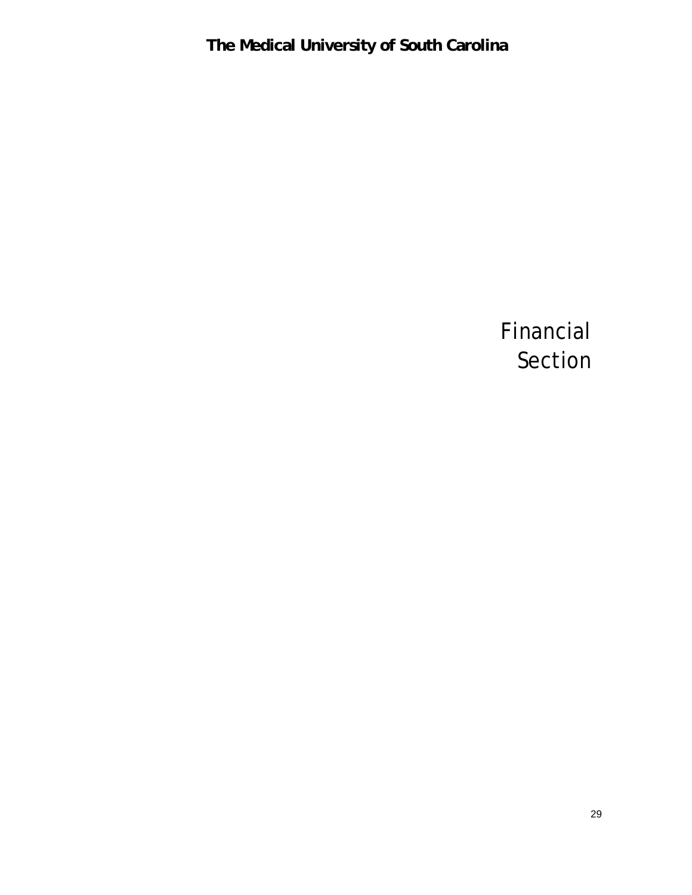# The Medical University of South Carolina

# Financial Section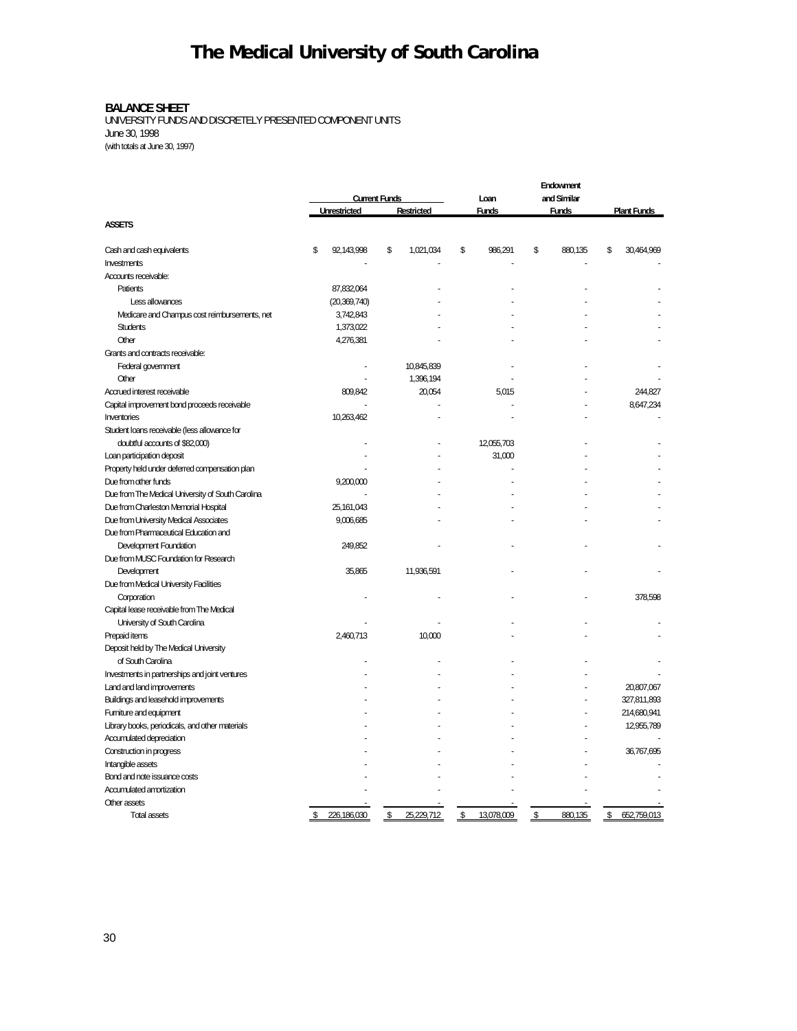# The Medical University of South Carolina

**BALANCE SHEET**
UNIVERSITY FUNDS AND DISCRETELY PRESENTED COMPONENT UNITS
June 30, 1998
(with totals at June 30, 1997)

| | Current Funds | | Loan | Endowment and Similar | |
|---|---|---|---|---|---|
| | Unrestricted | Restricted | Funds | Funds | Plant Funds |
| **ASSETS** | | | | | |
| Cash and cash equivalents | $ 92,143,998 | $ 1,021,034 | $ 986,291 | $ 880,135 | $ 30,464,969 |
| Investments | - | - | - | - | - |
| Accounts receivable: | | | | | |
| Patients | 87,832,064 | - | - | - | - |
| Less allowances | (20,369,740) | - | - | - | - |
| Medicare and Champus cost reimbursements, net | 3,742,843 | - | - | - | - |
| Students | 1,373,022 | - | - | - | - |
| Other | 4,276,381 | - | - | - | - |
| Grants and contracts receivable: | | | | | |
| Federal government | - | 10,845,839 | - | - | - |
| Other | - | 1,396,194 | - | - | - |
| Accrued interest receivable | 809,842 | 20,054 | 5,015 | - | 244,827 |
| Capital improvement bond proceeds receivable | - | - | - | - | 8,647,234 |
| Inventories | 10,263,462 | - | - | - | - |
| Student loans receivable (less allowance for doubtful accounts of $82,000) | - | - | 12,055,703 | - | - |
| Loan participation deposit | - | - | 31,000 | - | - |
| Property held under deferred compensation plan | - | - | - | - | - |
| Due from other funds | 9,200,000 | - | - | - | - |
| Due from The Medical University of South Carolina | - | - | - | - | - |
| Due from Charleston Memorial Hospital | 25,161,043 | - | - | - | - |
| Due from University Medical Associates | 9,006,685 | - | - | - | - |
| Due from Pharmaceutical Education and Development Foundation | 249,852 | - | - | - | - |
| Due from MUSC Foundation for Research Development | 35,865 | 11,936,591 | - | - | - |
| Due from Medical University Facilities Corporation | - | - | - | - | 378,598 |
| Capital lease receivable from The Medical University of South Carolina | - | - | - | - | - |
| Prepaid items | 2,460,713 | 10,000 | - | - | - |
| Deposit held by The Medical University of South Carolina | - | - | - | - | - |
| Investments in partnerships and joint ventures | - | - | - | - | - |
| Land and land improvements | - | - | - | - | 20,807,067 |
| Buildings and leasehold improvements | - | - | - | - | 327,811,893 |
| Furniture and equipment | - | - | - | - | 214,680,941 |
| Library books, periodicals, and other materials | - | - | - | - | 12,955,789 |
| Accumulated depreciation | - | - | - | - | - |
| Construction in progress | - | - | - | - | 36,767,695 |
| Intangible assets | - | - | - | - | - |
| Bond and note issuance costs | - | - | - | - | - |
| Accumulated amortization | - | - | - | - | - |
| Other assets | - | - | - | - | - |
| Total assets | $ 226,186,030 | $ 25,229,712 | $ 13,078,009 | $ 880,135 | $ 652,759,013 |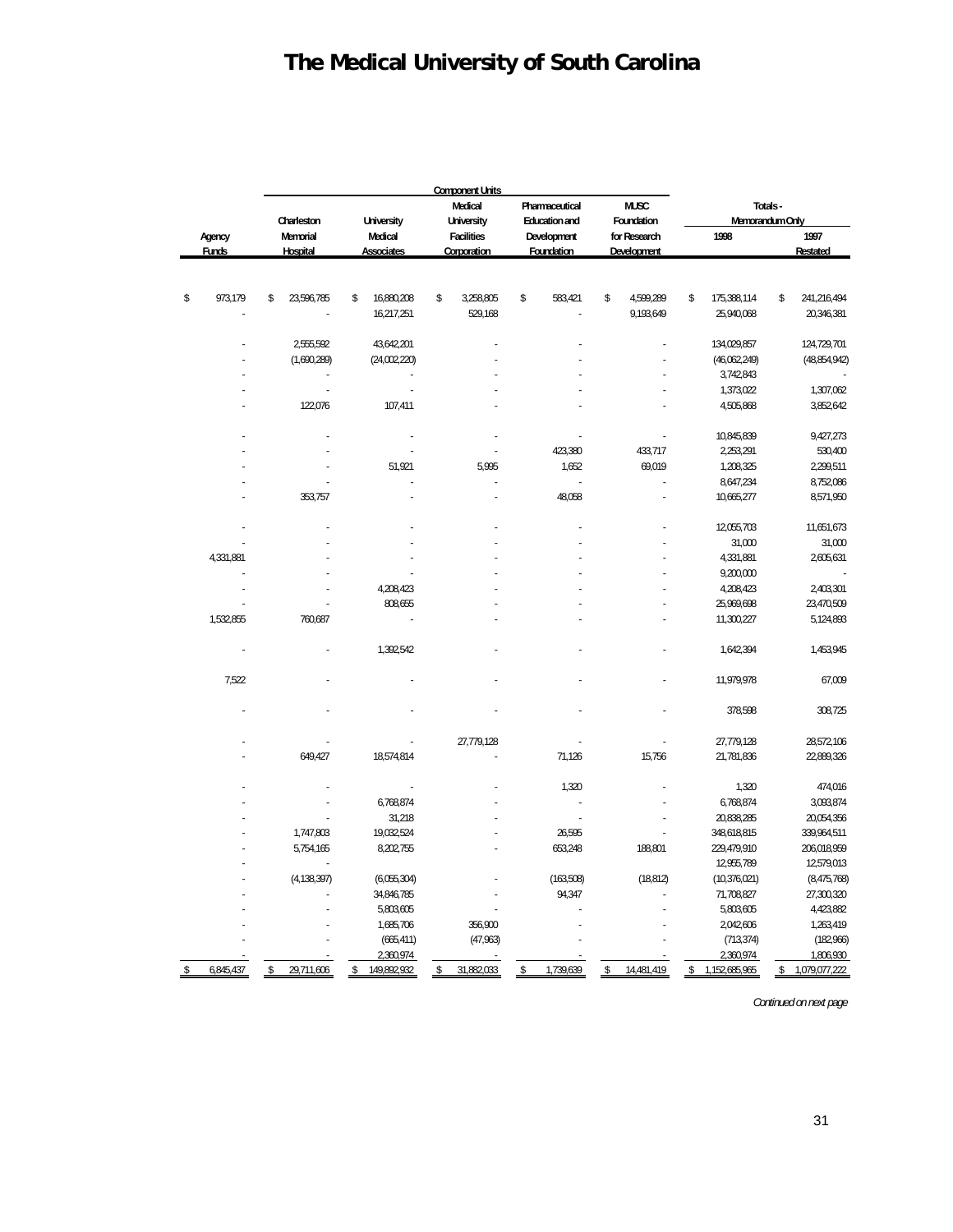# The Medical University of South Carolina

| Agency Funds | Component Units: Charleston Memorial Hospital | University Medical Associates | Medical University Facilities Corporation | Pharmaceutical Education and Development Foundation | MUSC Foundation for Research Development | Totals - Memorandum Only: 1998 | 1997 Restated |
|---|---|---|---|---|---|---|---|
| $ 973,179 | $ 23,596,785 | $ 16,880,208 | $ 3,258,805 | $ 583,421 | $ 4,599,289 | $ 175,388,114 | $ 241,216,494 |
| - | - | 16,217,251 | 529,168 | - | 9,193,649 | 25,940,068 | 20,346,381 |
| - | 2,555,592 | 43,642,201 | - | - | - | 134,029,857 | 124,729,701 |
| - | (1,690,289) | (24,002,220) | - | - | - | (46,062,249) | (48,854,942) |
| - | - | - | - | - | - | 3,742,843 | - |
| - | - | - | - | - | - | 1,373,022 | 1,307,062 |
| - | 122,076 | 107,411 | - | - | - | 4,505,868 | 3,852,642 |
| - | - | - | - | - | - | 10,845,839 | 9,427,273 |
| - | - | - | - | 423,380 | 433,717 | 2,253,291 | 530,400 |
| - | - | 51,921 | 5,995 | 1,652 | 69,019 | 1,208,325 | 2,299,511 |
| - | - | - | - | - | - | 8,647,234 | 8,752,086 |
| - | 353,757 | - | - | 48,058 | - | 10,665,277 | 8,571,950 |
| - | - | - | - | - | - | 12,055,703 | 11,651,673 |
| - | - | - | - | - | - | 31,000 | 31,000 |
| 4,331,881 | - | - | - | - | - | 4,331,881 | 2,605,631 |
| - | - | - | - | - | - | 9,200,000 | - |
| - | - | 4,208,423 | - | - | - | 4,208,423 | 2,403,301 |
| - | - | 808,655 | - | - | - | 25,969,698 | 23,470,509 |
| 1,532,855 | 760,687 | - | - | - | - | 11,300,227 | 5,124,893 |
| - | - | 1,392,542 | - | - | - | 1,642,394 | 1,453,945 |
| 7,522 | - | - | - | - | - | 11,979,978 | 67,009 |
| - | - | - | - | - | - | 378,598 | 308,725 |
| - | - | - | 27,779,128 | - | - | 27,779,128 | 28,572,106 |
| - | 649,427 | 18,574,814 | - | 71,126 | 15,756 | 21,781,836 | 22,889,326 |
| - | - | - | - | 1,320 | - | 1,320 | 474,016 |
| - | - | 6,768,874 | - | - | - | 6,768,874 | 3,093,874 |
| - | - | 31,218 | - | - | - | 20,838,285 | 20,054,356 |
| - | 1,747,803 | 19,032,524 | - | 26,595 | - | 348,618,815 | 339,964,511 |
| - | 5,754,165 | 8,202,755 | - | 653,248 | 188,801 | 229,479,910 | 206,018,959 |
| - | - | - | - | - | - | 12,955,789 | 12,579,013 |
| - | (4,138,397) | (6,055,304) | - | (163,508) | (18,812) | (10,376,021) | (8,475,768) |
| - | - | 34,846,785 | - | 94,347 | - | 71,708,827 | 27,300,320 |
| - | - | 5,803,605 | - | - | - | 5,803,605 | 4,423,882 |
| - | - | 1,685,706 | 356,900 | - | - | 2,042,606 | 1,263,419 |
| - | - | (665,411) | (47,963) | - | - | (713,374) | (182,966) |
| - | - | 2,360,974 | - | - | - | 2,360,974 | 1,806,930 |
| $ 6,845,437 | $ 29,711,606 | $ 149,892,932 | $ 31,882,033 | $ 1,739,639 | $ 14,481,419 | $ 1,152,685,965 | $ 1,079,077,222 |

*Continued on next page*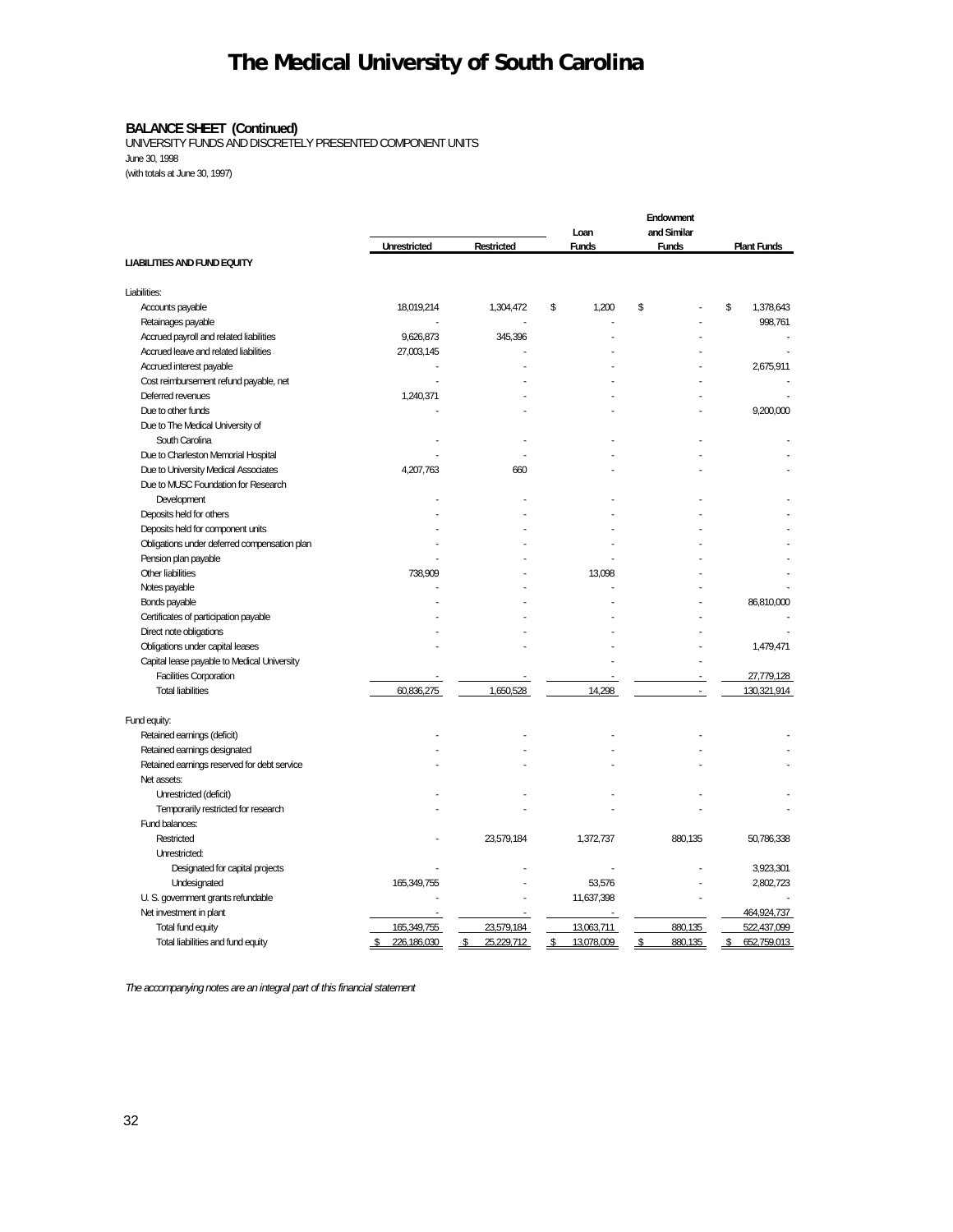# The Medical University of South Carolina

**BALANCE SHEET (Continued)**

UNIVERSITY FUNDS AND DISCRETELY PRESENTED COMPONENT UNITS

June 30, 1998

(with totals at June 30, 1997)

| | Unrestricted | Restricted | Loan Funds | Endowment and Similar Funds | Plant Funds |
|---|---|---|---|---|---|
| **LIABILITIES AND FUND EQUITY** | | | | | |
| Liabilities: | | | | | |
| Accounts payable | 18,019,214 | 1,304,472 | $ 1,200 | $ - | $ 1,378,643 |
| Retainages payable | - | - | - | - | 998,761 |
| Accrued payroll and related liabilities | 9,626,873 | 345,396 | - | - | - |
| Accrued leave and related liabilities | 27,003,145 | - | - | - | - |
| Accrued interest payable | - | - | - | - | 2,675,911 |
| Cost reimbursement refund payable, net | - | - | - | - | - |
| Deferred revenues | 1,240,371 | - | - | - | - |
| Due to other funds | - | - | - | - | 9,200,000 |
| Due to The Medical University of South Carolina | - | - | - | - | - |
| Due to Charleston Memorial Hospital | - | - | - | - | - |
| Due to University Medical Associates | 4,207,763 | 660 | - | - | - |
| Due to MUSC Foundation for Research Development | - | - | - | - | - |
| Deposits held for others | - | - | - | - | - |
| Deposits held for component units | - | - | - | - | - |
| Obligations under deferred compensation plan | - | - | - | - | - |
| Pension plan payable | - | - | - | - | - |
| Other liabilities | 738,909 | - | 13,098 | - | - |
| Notes payable | - | - | - | - | - |
| Bonds payable | - | - | - | - | 86,810,000 |
| Certificates of participation payable | - | - | - | - | - |
| Direct note obligations | - | - | - | - | - |
| Obligations under capital leases | - | - | - | - | 1,479,471 |
| Capital lease payable to Medical University Facilities Corporation | - | - | - | - | 27,779,128 |
| Total liabilities | 60,836,275 | 1,650,528 | 14,298 | - | 130,321,914 |
| Fund equity: | | | | | |
| Retained earnings (deficit) | - | - | - | - | - |
| Retained earnings designated | - | - | - | - | - |
| Retained earnings reserved for debt service | - | - | - | - | - |
| Net assets: | | | | | |
| Unrestricted (deficit) | - | - | - | - | - |
| Temporarily restricted for research | - | - | - | - | - |
| Fund balances: | | | | | |
| Restricted | - | 23,579,184 | 1,372,737 | 880,135 | 50,786,338 |
| Unrestricted: | | | | | |
| Designated for capital projects | - | - | - | - | 3,923,301 |
| Undesignated | 165,349,755 | - | 53,576 | - | 2,802,723 |
| U. S. government grants refundable | - | - | 11,637,398 | - | - |
| Net investment in plant | - | - | - | - | 464,924,737 |
| Total fund equity | 165,349,755 | 23,579,184 | 13,063,711 | 880,135 | 522,437,099 |
| Total liabilities and fund equity | $ 226,186,030 | $ 25,229,712 | $ 13,078,009 | $ 880,135 | $ 652,759,013 |

*The accompanying notes are an integral part of this financial statement*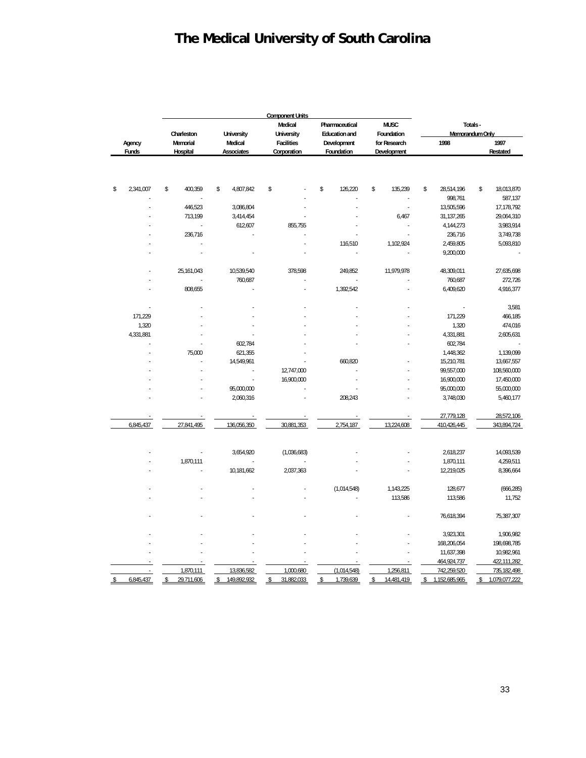# The Medical University of South Carolina

| Agency Funds | Charleston Memorial Hospital | University Medical Associates | Medical University Facilities Corporation | Pharmaceutical Education and Development Foundation | MUSC Foundation for Research Development | Totals - Memorandum Only 1998 | Totals - Memorandum Only 1997 Restated |
|---|---|---|---|---|---|---|---|
| | **Component Units** | | | | | | |
| $ 2,341,007 | $ 400,359 | $ 4,807,842 | $ - | $ 126,220 | $ 135,239 | $ 28,514,196 | $ 18,013,870 |
| - | - | | | - | - | 998,761 | 587,137 |
| - | 446,523 | 3,086,804 | - | - | - | 13,505,596 | 17,178,792 |
| - | 713,199 | 3,414,454 | - | - | 6,467 | 31,137,265 | 29,064,310 |
| - | - | 612,607 | 855,755 | - | - | 4,144,273 | 3,983,914 |
| - | 236,716 | - | - | - | - | 236,716 | 3,749,738 |
| - | - | | - | 116,510 | 1,102,924 | 2,459,805 | 5,093,810 |
| - | - | - | - | - | - | 9,200,000 | - |
| - | 25,161,043 | 10,539,540 | 378,598 | 249,852 | 11,979,978 | 48,309,011 | 27,635,698 |
| - | - | 760,687 | - | - | - | 760,687 | 272,726 |
| - | 808,655 | - | - | 1,392,542 | - | 6,409,620 | 4,916,377 |
| - | - | - | - | - | - | - | 3,581 |
| 171,229 | - | - | - | - | - | 171,229 | 466,185 |
| 1,320 | - | - | - | - | - | 1,320 | 474,016 |
| 4,331,881 | - | - | - | - | - | 4,331,881 | 2,605,631 |
| - | - | 602,784 | - | - | - | 602,784 | - |
| - | 75,000 | 621,355 | - | | - | 1,448,362 | 1,139,099 |
| - | - | 14,549,961 | - | 660,820 | - | 15,210,781 | 13,667,557 |
| - | - | - | 12,747,000 | - | - | 99,557,000 | 108,560,000 |
| - | - | - | 16,900,000 | - | - | 16,900,000 | 17,450,000 |
| - | - | 95,000,000 | - | - | - | 95,000,000 | 55,000,000 |
| - | - | 2,060,316 | - | 208,243 | - | 3,748,030 | 5,460,177 |
| - | - | - | - | - | - | 27,779,128 | 28,572,106 |
| 6,845,437 | 27,841,495 | 136,056,350 | 30,881,353 | 2,754,187 | 13,224,608 | 410,426,445 | 343,894,724 |
| - | - | 3,654,920 | (1,036,683) | - | - | 2,618,237 | 14,093,539 |
| - | 1,870,111 | - | - | - | - | 1,870,111 | 4,259,511 |
| - | - | 10,181,662 | 2,037,363 | - | - | 12,219,025 | 8,396,664 |
| - | - | - | - | (1,014,548) | 1,143,225 | 128,677 | (666,285) |
| - | - | - | - | - | 113,586 | 113,586 | 11,752 |
| - | - | - | - | - | - | 76,618,394 | 75,387,307 |
| - | - | - | - | - | - | 3,923,301 | 1,906,982 |
| - | - | - | - | - | - | 168,206,054 | 198,698,785 |
| - | - | - | - | - | - | 11,637,398 | 10,982,961 |
| - | - | - | - | - | - | 464,924,737 | 422,111,282 |
| - | 1,870,111 | 13,836,582 | 1,000,680 | (1,014,548) | 1,256,811 | 742,259,520 | 735,182,498 |
| $ 6,845,437 | $ 29,711,606 | $ 149,892,932 | $ 31,882,033 | $ 1,739,639 | $ 14,481,419 | $ 1,152,685,965 | $ 1,079,077,222 |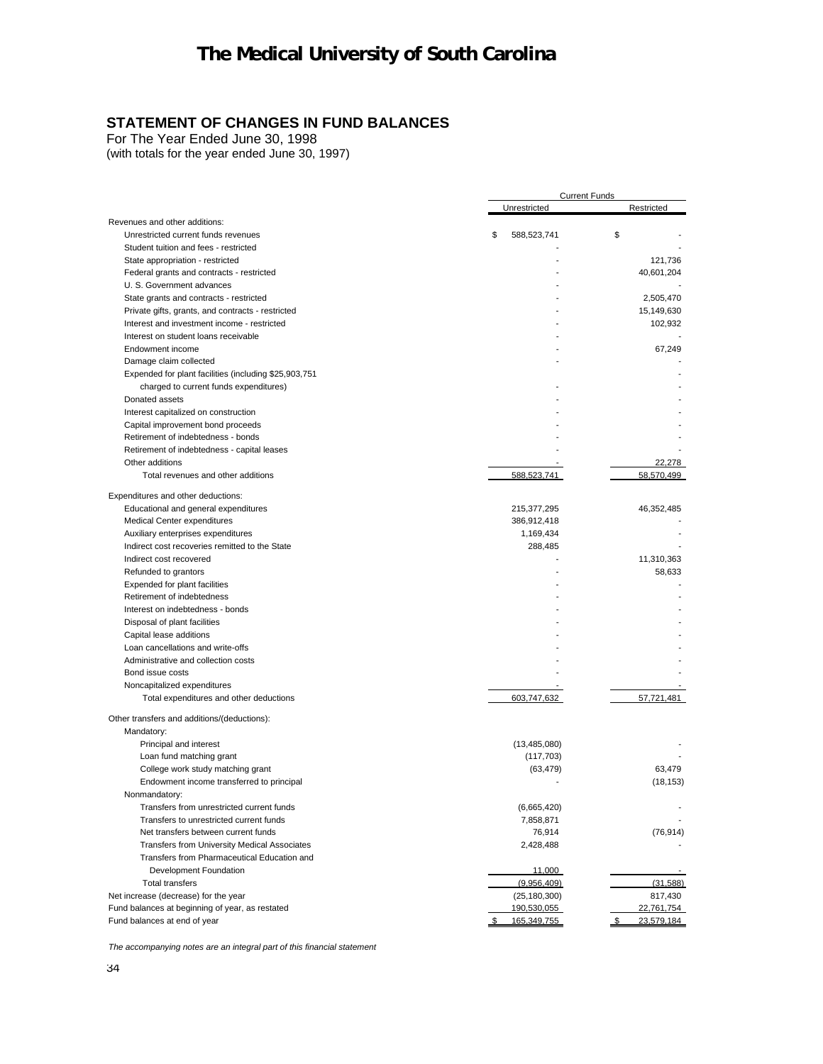# The Medical University of South Carolina

## STATEMENT OF CHANGES IN FUND BALANCES

For The Year Ended June 30, 1998
(with totals for the year ended June 30, 1997)

| | Current Funds | |
|---|---|---|
| | Unrestricted | Restricted |
| Revenues and other additions: | | |
| Unrestricted current funds revenues | $ 588,523,741 | $ - |
| Student tuition and fees - restricted | - | - |
| State appropriation - restricted | - | 121,736 |
| Federal grants and contracts - restricted | - | 40,601,204 |
| U. S. Government advances | - | - |
| State grants and contracts - restricted | - | 2,505,470 |
| Private gifts, grants, and contracts - restricted | - | 15,149,630 |
| Interest and investment income - restricted | - | 102,932 |
| Interest on student loans receivable | - | - |
| Endowment income | - | 67,249 |
| Damage claim collected | - | - |
| Expended for plant facilities (including $25,903,751 charged to current funds expenditures) | - | - |
| Donated assets | - | - |
| Interest capitalized on construction | - | - |
| Capital improvement bond proceeds | - | - |
| Retirement of indebtedness - bonds | - | - |
| Retirement of indebtedness - capital leases | - | - |
| Other additions | - | 22,278 |
| Total revenues and other additions | 588,523,741 | 58,570,499 |
| Expenditures and other deductions: | | |
| Educational and general expenditures | 215,377,295 | 46,352,485 |
| Medical Center expenditures | 386,912,418 | - |
| Auxiliary enterprises expenditures | 1,169,434 | - |
| Indirect cost recoveries remitted to the State | 288,485 | - |
| Indirect cost recovered | - | 11,310,363 |
| Refunded to grantors | - | 58,633 |
| Expended for plant facilities | - | - |
| Retirement of indebtedness | - | - |
| Interest on indebtedness - bonds | - | - |
| Disposal of plant facilities | - | - |
| Capital lease additions | - | - |
| Loan cancellations and write-offs | - | - |
| Administrative and collection costs | - | - |
| Bond issue costs | - | - |
| Noncapitalized expenditures | - | - |
| Total expenditures and other deductions | 603,747,632 | 57,721,481 |
| Other transfers and additions/(deductions): | | |
| Mandatory: | | |
| Principal and interest | (13,485,080) | - |
| Loan fund matching grant | (117,703) | - |
| College work study matching grant | (63,479) | 63,479 |
| Endowment income transferred to principal | - | (18,153) |
| Nonmandatory: | | |
| Transfers from unrestricted current funds | (6,665,420) | - |
| Transfers to unrestricted current funds | 7,858,871 | - |
| Net transfers between current funds | 76,914 | (76,914) |
| Transfers from University Medical Associates | 2,428,488 | - |
| Transfers from Pharmaceutical Education and Development Foundation | 11,000 | - |
| Total transfers | (9,956,409) | (31,588) |
| Net increase (decrease) for the year | (25,180,300) | 817,430 |
| Fund balances at beginning of year, as restated | 190,530,055 | 22,761,754 |
| Fund balances at end of year | $ 165,349,755 | $ 23,579,184 |

*The accompanying notes are an integral part of this financial statement*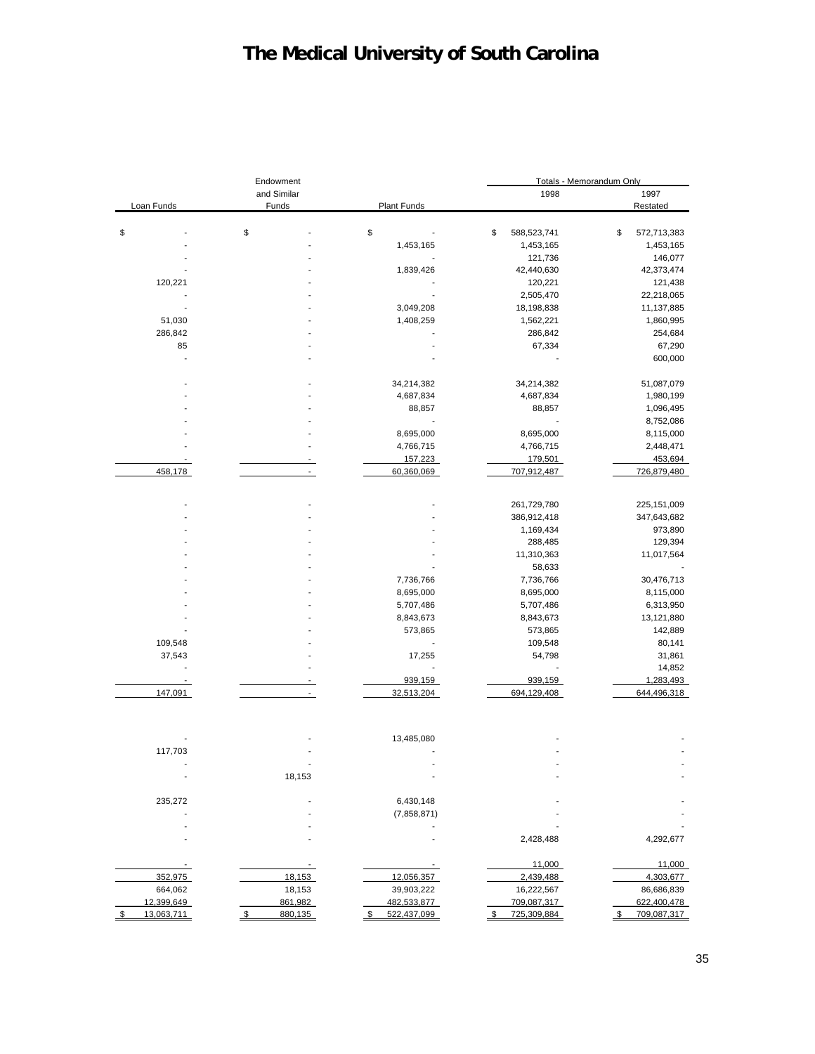# The Medical University of South Carolina

| Loan Funds | Endowment and Similar Funds | Plant Funds | Totals - Memorandum Only 1998 | 1997 Restated |
|---|---|---|---|---|
| $ - | $ - | $ - | $ 588,523,741 | $ 572,713,383 |
| - | - | 1,453,165 | 1,453,165 | 1,453,165 |
| - | - | - | 121,736 | 146,077 |
| - | - | 1,839,426 | 42,440,630 | 42,373,474 |
| 120,221 | - | - | 120,221 | 121,438 |
| - | - | - | 2,505,470 | 22,218,065 |
| - | - | 3,049,208 | 18,198,838 | 11,137,885 |
| 51,030 | - | 1,408,259 | 1,562,221 | 1,860,995 |
| 286,842 | - | - | 286,842 | 254,684 |
| 85 | - | - | 67,334 | 67,290 |
| - | - | - | - | 600,000 |
| | | | | |
| - | - | 34,214,382 | 34,214,382 | 51,087,079 |
| - | - | 4,687,834 | 4,687,834 | 1,980,199 |
| - | - | 88,857 | 88,857 | 1,096,495 |
| - | - | - | - | 8,752,086 |
| - | - | 8,695,000 | 8,695,000 | 8,115,000 |
| - | - | 4,766,715 | 4,766,715 | 2,448,471 |
| - | - | 157,223 | 179,501 | 453,694 |
| 458,178 | - | 60,360,069 | 707,912,487 | 726,879,480 |
| | | | | |
| - | - | - | 261,729,780 | 225,151,009 |
| - | - | - | 386,912,418 | 347,643,682 |
| - | - | - | 1,169,434 | 973,890 |
| - | - | - | 288,485 | 129,394 |
| - | - | - | 11,310,363 | 11,017,564 |
| - | - | - | 58,633 | - |
| - | - | 7,736,766 | 7,736,766 | 30,476,713 |
| - | - | 8,695,000 | 8,695,000 | 8,115,000 |
| - | - | 5,707,486 | 5,707,486 | 6,313,950 |
| - | - | 8,843,673 | 8,843,673 | 13,121,880 |
| - | - | 573,865 | 573,865 | 142,889 |
| 109,548 | - | - | 109,548 | 80,141 |
| 37,543 | - | 17,255 | 54,798 | 31,861 |
| - | - | - | - | 14,852 |
| - | - | 939,159 | 939,159 | 1,283,493 |
| 147,091 | - | 32,513,204 | 694,129,408 | 644,496,318 |
| | | | | |
| - | - | 13,485,080 | - | - |
| 117,703 | - | - | - | - |
| - | - | - | - | - |
| - | 18,153 | - | - | - |
| | | | | |
| 235,272 | - | 6,430,148 | - | - |
| - | - | (7,858,871) | - | - |
| - | - | - | - | - |
| - | - | - | 2,428,488 | 4,292,677 |
| | | | | |
| - | - | - | 11,000 | 11,000 |
| 352,975 | 18,153 | 12,056,357 | 2,439,488 | 4,303,677 |
| 664,062 | 18,153 | 39,903,222 | 16,222,567 | 86,686,839 |
| 12,399,649 | 861,982 | 482,533,877 | 709,087,317 | 622,400,478 |
| $ 13,063,711 | $ 880,135 | $ 522,437,099 | $ 725,309,884 | $ 709,087,317 |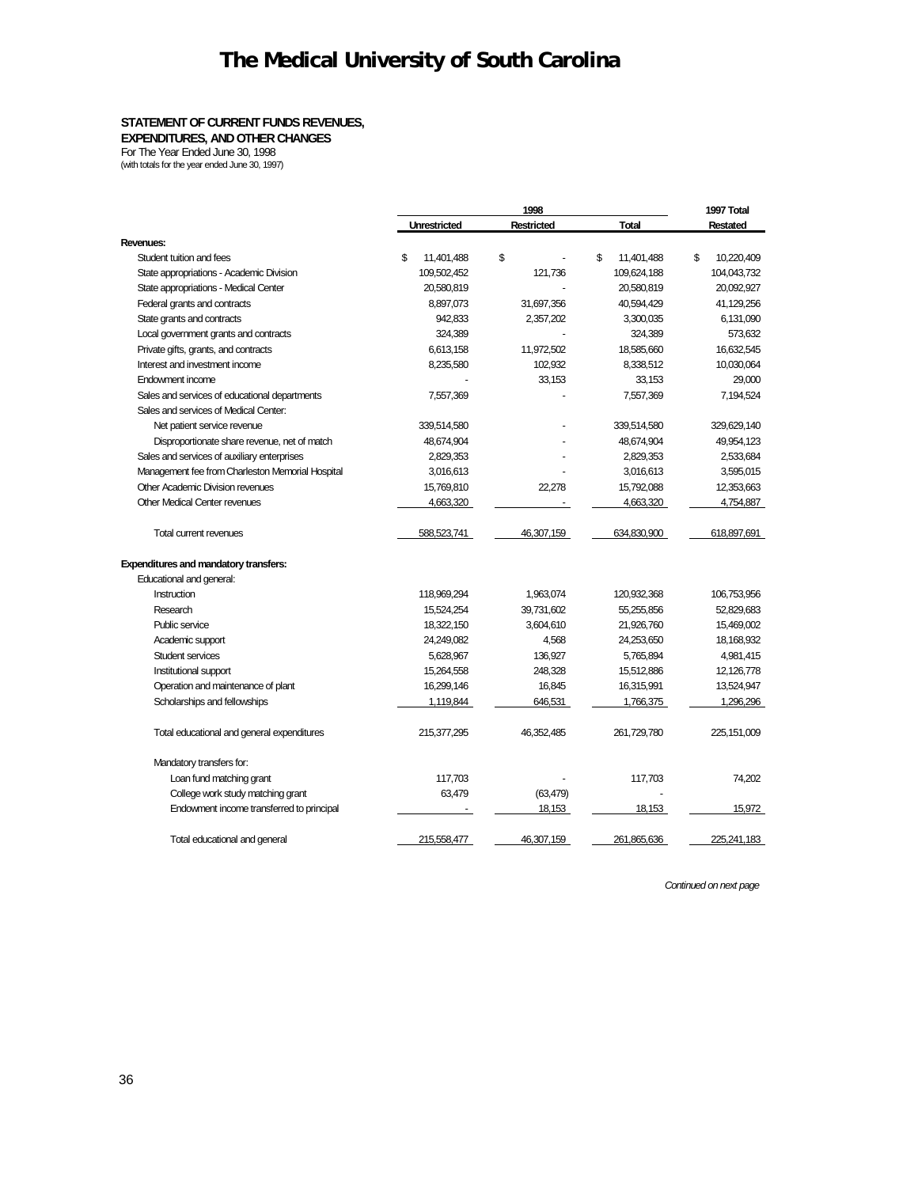# The Medical University of South Carolina

**STATEMENT OF CURRENT FUNDS REVENUES, EXPENDITURES, AND OTHER CHANGES**

For The Year Ended June 30, 1998
(with totals for the year ended June 30, 1997)

| | 1998 | | | 1997 Total |
|---|---|---|---|---|
| | Unrestricted | Restricted | Total | Restated |
| **Revenues:** | | | | |
| Student tuition and fees | $ 11,401,488 | $ - | $ 11,401,488 | $ 10,220,409 |
| State appropriations - Academic Division | 109,502,452 | 121,736 | 109,624,188 | 104,043,732 |
| State appropriations - Medical Center | 20,580,819 | - | 20,580,819 | 20,092,927 |
| Federal grants and contracts | 8,897,073 | 31,697,356 | 40,594,429 | 41,129,256 |
| State grants and contracts | 942,833 | 2,357,202 | 3,300,035 | 6,131,090 |
| Local government grants and contracts | 324,389 | - | 324,389 | 573,632 |
| Private gifts, grants, and contracts | 6,613,158 | 11,972,502 | 18,585,660 | 16,632,545 |
| Interest and investment income | 8,235,580 | 102,932 | 8,338,512 | 10,030,064 |
| Endowment income | - | 33,153 | 33,153 | 29,000 |
| Sales and services of educational departments | 7,557,369 | - | 7,557,369 | 7,194,524 |
| Sales and services of Medical Center: | | | | |
| Net patient service revenue | 339,514,580 | - | 339,514,580 | 329,629,140 |
| Disproportionate share revenue, net of match | 48,674,904 | - | 48,674,904 | 49,954,123 |
| Sales and services of auxiliary enterprises | 2,829,353 | - | 2,829,353 | 2,533,684 |
| Management fee from Charleston Memorial Hospital | 3,016,613 | - | 3,016,613 | 3,595,015 |
| Other Academic Division revenues | 15,769,810 | 22,278 | 15,792,088 | 12,353,663 |
| Other Medical Center revenues | 4,663,320 | - | 4,663,320 | 4,754,887 |
| Total current revenues | 588,523,741 | 46,307,159 | 634,830,900 | 618,897,691 |
| **Expenditures and mandatory transfers:** | | | | |
| Educational and general: | | | | |
| Instruction | 118,969,294 | 1,963,074 | 120,932,368 | 106,753,956 |
| Research | 15,524,254 | 39,731,602 | 55,255,856 | 52,829,683 |
| Public service | 18,322,150 | 3,604,610 | 21,926,760 | 15,469,002 |
| Academic support | 24,249,082 | 4,568 | 24,253,650 | 18,168,932 |
| Student services | 5,628,967 | 136,927 | 5,765,894 | 4,981,415 |
| Institutional support | 15,264,558 | 248,328 | 15,512,886 | 12,126,778 |
| Operation and maintenance of plant | 16,299,146 | 16,845 | 16,315,991 | 13,524,947 |
| Scholarships and fellowships | 1,119,844 | 646,531 | 1,766,375 | 1,296,296 |
| Total educational and general expenditures | 215,377,295 | 46,352,485 | 261,729,780 | 225,151,009 |
| Mandatory transfers for: | | | | |
| Loan fund matching grant | 117,703 | - | 117,703 | 74,202 |
| College work study matching grant | 63,479 | (63,479) | - | |
| Endowment income transferred to principal | - | 18,153 | 18,153 | 15,972 |
| Total educational and general | 215,558,477 | 46,307,159 | 261,865,636 | 225,241,183 |

*Continued on next page*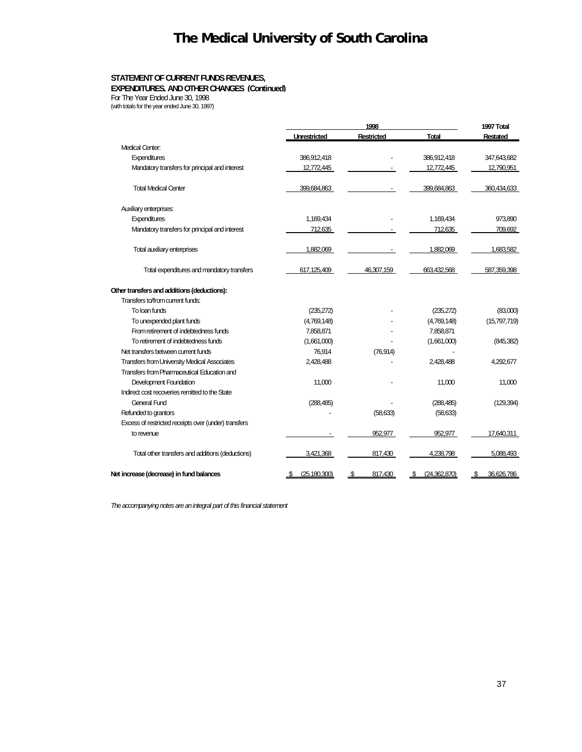# The Medical University of South Carolina

**STATEMENT OF CURRENT FUNDS REVENUES, EXPENDITURES, AND OTHER CHANGES (Continued)**
For The Year Ended June 30, 1998
(with totals for the year ended June 30, 1997)

| | 1998 | | | 1997 Total |
|---|---|---|---|---|
| | Unrestricted | Restricted | Total | Restated |
| Medical Center: | | | | |
| Expenditures | 386,912,418 | - | 386,912,418 | 347,643,682 |
| Mandatory transfers for principal and interest | 12,772,445 | - | 12,772,445 | 12,790,951 |
| Total Medical Center | 399,684,863 | - | 399,684,863 | 360,434,633 |
| Auxiliary enterprises: | | | | |
| Expenditures | 1,169,434 | - | 1,169,434 | 973,890 |
| Mandatory transfers for principal and interest | 712,635 | - | 712,635 | 709,692 |
| Total auxiliary enterprises | 1,882,069 | - | 1,882,069 | 1,683,582 |
| Total expenditures and mandatory transfers | 617,125,409 | 46,307,159 | 663,432,568 | 587,359,398 |
| **Other transfers and additions (deductions):** | | | | |
| Transfers to/from current funds: | | | | |
| To loan funds | (235,272) | - | (235,272) | (83,000) |
| To unexpended plant funds | (4,769,148) | - | (4,769,148) | (15,797,719) |
| From retirement of indebtedness funds | 7,858,871 | - | 7,858,871 | |
| To retirement of indebtedness funds | (1,661,000) | - | (1,661,000) | (845,382) |
| Net transfers between current funds | 76,914 | (76,914) | - | |
| Transfers from University Medical Associates | 2,428,488 | - | 2,428,488 | 4,292,677 |
| Transfers from Pharmaceutical Education and Development Foundation | 11,000 | - | 11,000 | 11,000 |
| Indirect cost recoveries remitted to the State General Fund | (288,485) | - | (288,485) | (129,394) |
| Refunded to grantors | - | (58,633) | (58,633) | |
| Excess of restricted receipts over (under) transfers to revenue | - | 952,977 | 952,977 | 17,640,311 |
| Total other transfers and additions (deductions) | 3,421,368 | 817,430 | 4,238,798 | 5,088,493 |
| **Net increase (decrease) in fund balances** | $ (25,180,300) | $ 817,430 | $ (24,362,870) | $ 36,626,786 |

*The accompanying notes are an integral part of this financial statement*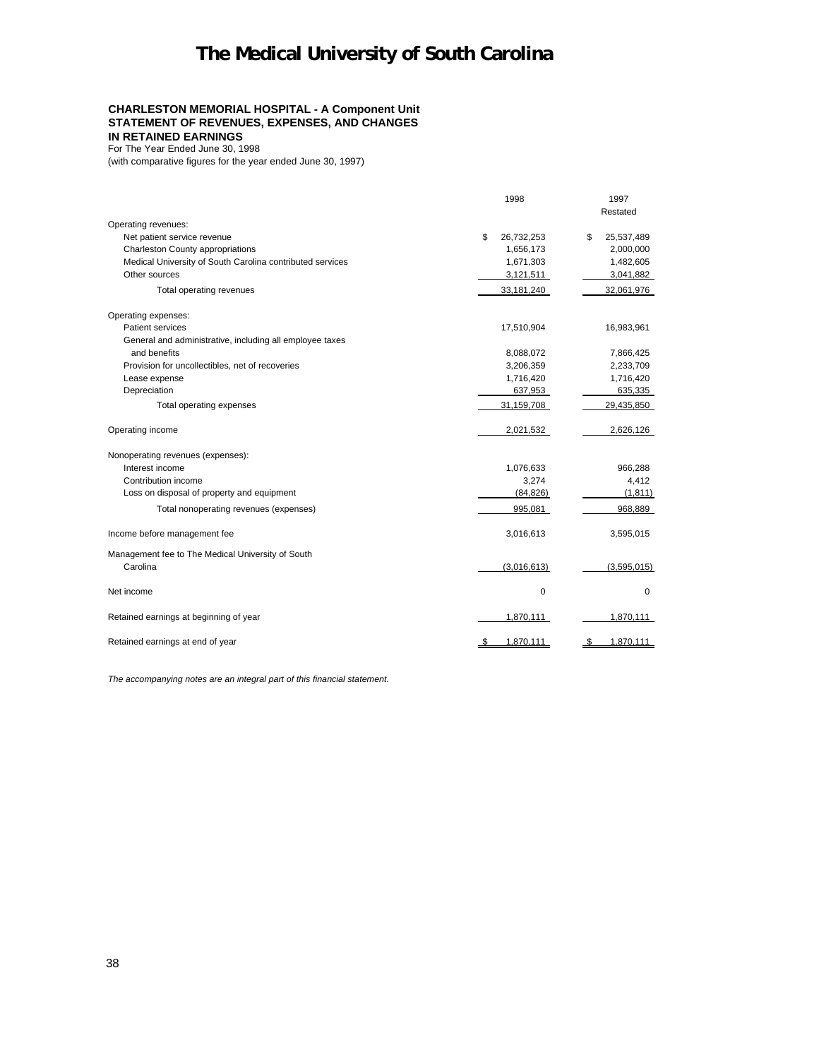# The Medical University of South Carolina

**CHARLESTON MEMORIAL HOSPITAL - A Component Unit**
**STATEMENT OF REVENUES, EXPENSES, AND CHANGES IN RETAINED EARNINGS**
For The Year Ended June 30, 1998
(with comparative figures for the year ended June 30, 1997)

| | 1998 | 1997 Restated |
|---|---|---|
| Operating revenues: | | |
| Net patient service revenue | $ 26,732,253 | $ 25,537,489 |
| Charleston County appropriations | 1,656,173 | 2,000,000 |
| Medical University of South Carolina contributed services | 1,671,303 | 1,482,605 |
| Other sources | 3,121,511 | 3,041,882 |
| Total operating revenues | 33,181,240 | 32,061,976 |
| Operating expenses: | | |
| Patient services | 17,510,904 | 16,983,961 |
| General and administrative, including all employee taxes and benefits | 8,088,072 | 7,866,425 |
| Provision for uncollectibles, net of recoveries | 3,206,359 | 2,233,709 |
| Lease expense | 1,716,420 | 1,716,420 |
| Depreciation | 637,953 | 635,335 |
| Total operating expenses | 31,159,708 | 29,435,850 |
| Operating income | 2,021,532 | 2,626,126 |
| Nonoperating revenues (expenses): | | |
| Interest income | 1,076,633 | 966,288 |
| Contribution income | 3,274 | 4,412 |
| Loss on disposal of property and equipment | (84,826) | (1,811) |
| Total nonoperating revenues (expenses) | 995,081 | 968,889 |
| Income before management fee | 3,016,613 | 3,595,015 |
| Management fee to The Medical University of South Carolina | (3,016,613) | (3,595,015) |
| Net income | 0 | 0 |
| Retained earnings at beginning of year | 1,870,111 | 1,870,111 |
| Retained earnings at end of year | $ 1,870,111 | $ 1,870,111 |

*The accompanying notes are an integral part of this financial statement.*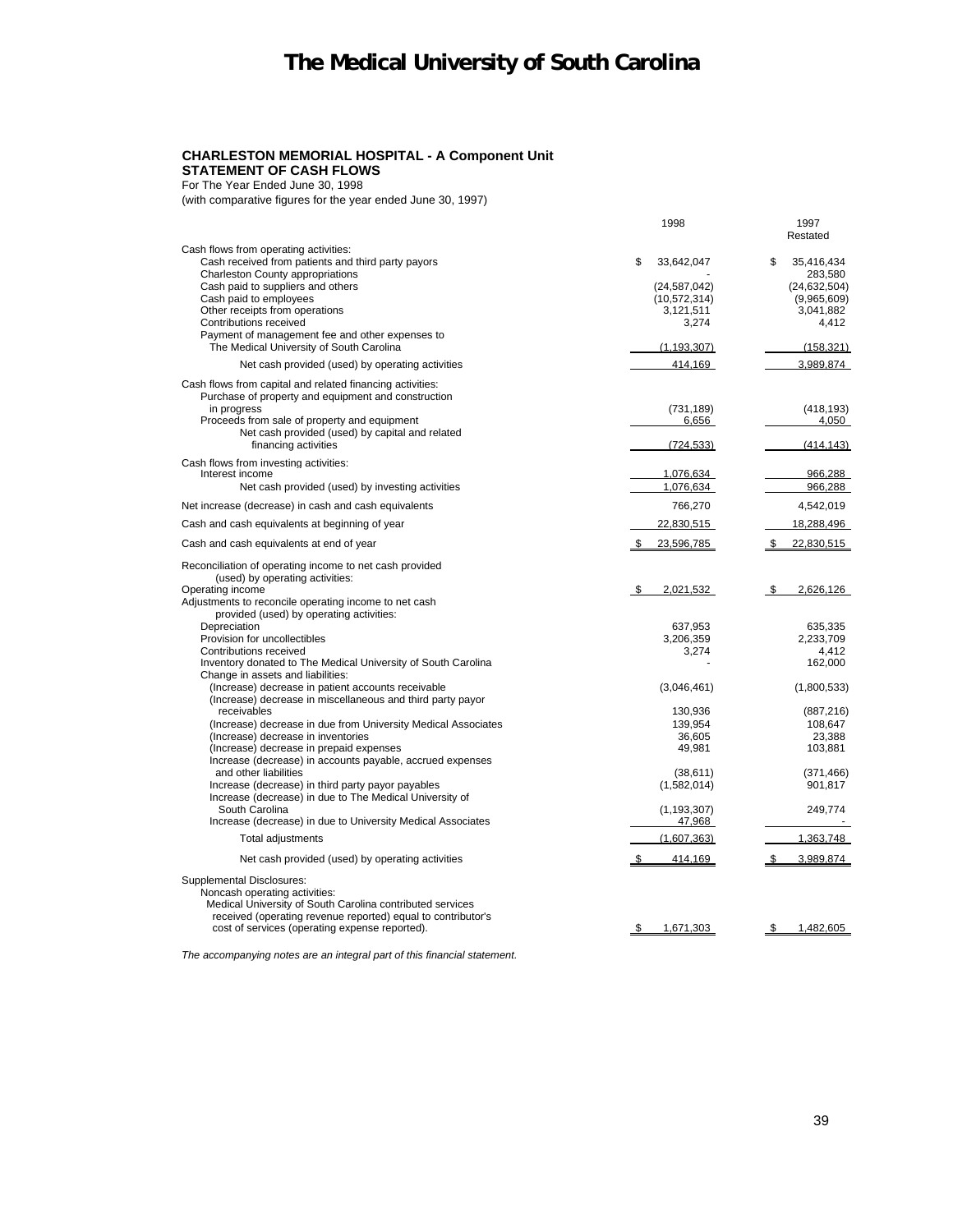# The Medical University of South Carolina

**CHARLESTON MEMORIAL HOSPITAL - A Component Unit**
**STATEMENT OF CASH FLOWS**
For The Year Ended June 30, 1998
(with comparative figures for the year ended June 30, 1997)

| | 1998 | 1997 Restated |
|---|---|---|
| Cash flows from operating activities: | | |
| Cash received from patients and third party payors | $ 33,642,047 | $ 35,416,434 |
| Charleston County appropriations | - | 283,580 |
| Cash paid to suppliers and others | (24,587,042) | (24,632,504) |
| Cash paid to employees | (10,572,314) | (9,965,609) |
| Other receipts from operations | 3,121,511 | 3,041,882 |
| Contributions received | 3,274 | 4,412 |
| Payment of management fee and other expenses to The Medical University of South Carolina | (1,193,307) | (158,321) |
| Net cash provided (used) by operating activities | 414,169 | 3,989,874 |
| Cash flows from capital and related financing activities: | | |
| Purchase of property and equipment and construction in progress | (731,189) | (418,193) |
| Proceeds from sale of property and equipment | 6,656 | 4,050 |
| Net cash provided (used) by capital and related financing activities | (724,533) | (414,143) |
| Cash flows from investing activities: | | |
| Interest income | 1,076,634 | 966,288 |
| Net cash provided (used) by investing activities | 1,076,634 | 966,288 |
| Net increase (decrease) in cash and cash equivalents | 766,270 | 4,542,019 |
| Cash and cash equivalents at beginning of year | 22,830,515 | 18,288,496 |
| Cash and cash equivalents at end of year | $ 23,596,785 | $ 22,830,515 |
| Reconciliation of operating income to net cash provided (used) by operating activities: | | |
| Operating income | $ 2,021,532 | $ 2,626,126 |
| Adjustments to reconcile operating income to net cash provided (used) by operating activities: | | |
| Depreciation | 637,953 | 635,335 |
| Provision for uncollectibles | 3,206,359 | 2,233,709 |
| Contributions received | 3,274 | 4,412 |
| Inventory donated to The Medical University of South Carolina | - | 162,000 |
| Change in assets and liabilities: | | |
| (Increase) decrease in patient accounts receivable | (3,046,461) | (1,800,533) |
| (Increase) decrease in miscellaneous and third party payor receivables | 130,936 | (887,216) |
| (Increase) decrease in due from University Medical Associates | 139,954 | 108,647 |
| (Increase) decrease in inventories | 36,605 | 23,388 |
| (Increase) decrease in prepaid expenses | 49,981 | 103,881 |
| Increase (decrease) in accounts payable, accrued expenses and other liabilities | (38,611) | (371,466) |
| Increase (decrease) in third party payor payables | (1,582,014) | 901,817 |
| Increase (decrease) in due to The Medical University of South Carolina | (1,193,307) | 249,774 |
| Increase (decrease) in due to University Medical Associates | 47,968 | - |
| Total adjustments | (1,607,363) | 1,363,748 |
| Net cash provided (used) by operating activities | $ 414,169 | $ 3,989,874 |
| Supplemental Disclosures: | | |
| Noncash operating activities: | | |
| Medical University of South Carolina contributed services received (operating revenue reported) equal to contributor's cost of services (operating expense reported). | $ 1,671,303 | $ 1,482,605 |

*The accompanying notes are an integral part of this financial statement.*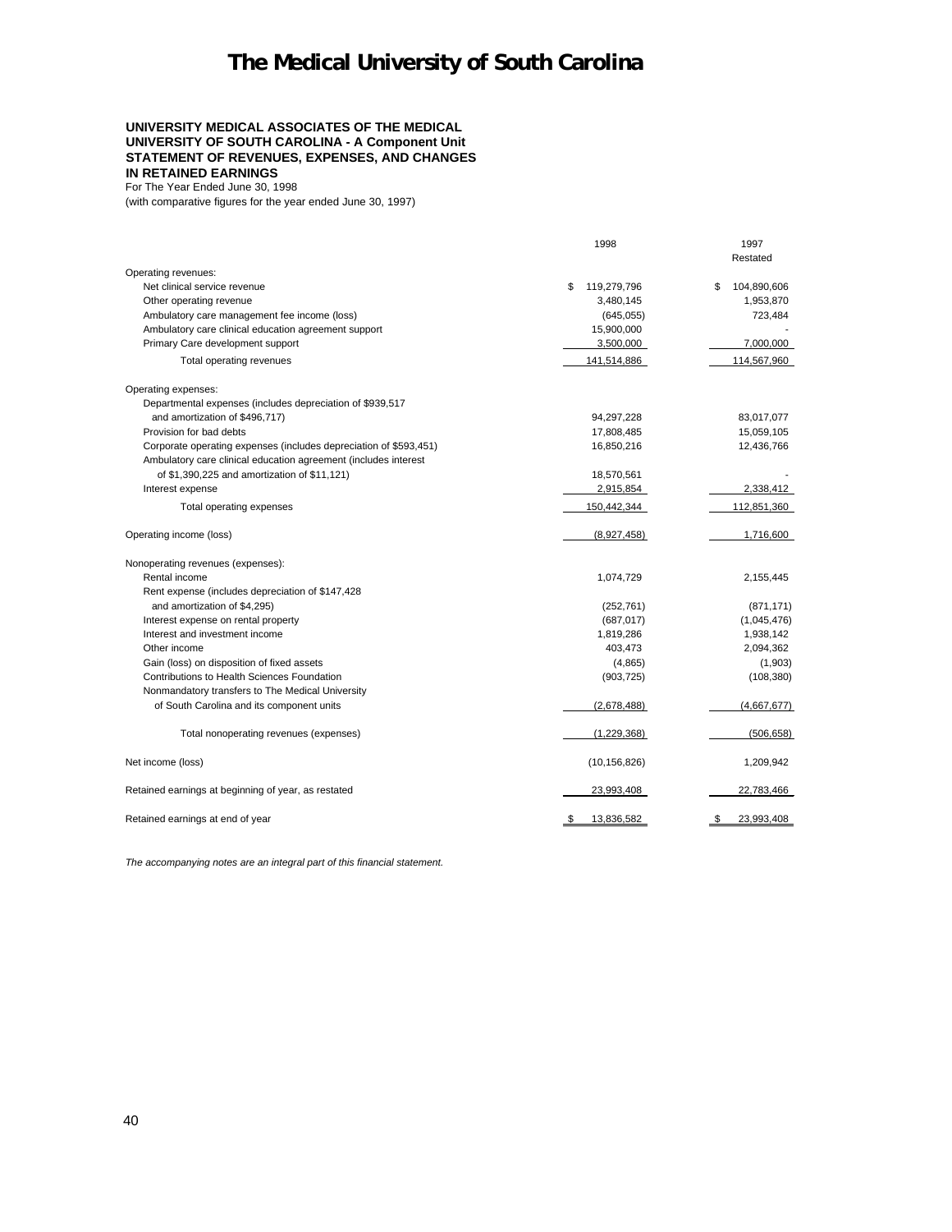# The Medical University of South Carolina

**UNIVERSITY MEDICAL ASSOCIATES OF THE MEDICAL UNIVERSITY OF SOUTH CAROLINA - A Component Unit**
**STATEMENT OF REVENUES, EXPENSES, AND CHANGES IN RETAINED EARNINGS**
For The Year Ended June 30, 1998
(with comparative figures for the year ended June 30, 1997)

| | 1998 | 1997 Restated |
|---|---|---|
| Operating revenues: | | |
| Net clinical service revenue | $ 119,279,796 | $ 104,890,606 |
| Other operating revenue | 3,480,145 | 1,953,870 |
| Ambulatory care management fee income (loss) | (645,055) | 723,484 |
| Ambulatory care clinical education agreement support | 15,900,000 | - |
| Primary Care development support | 3,500,000 | 7,000,000 |
| Total operating revenues | 141,514,886 | 114,567,960 |
| Operating expenses: | | |
| Departmental expenses (includes depreciation of $939,517 and amortization of $496,717) | 94,297,228 | 83,017,077 |
| Provision for bad debts | 17,808,485 | 15,059,105 |
| Corporate operating expenses (includes depreciation of $593,451) | 16,850,216 | 12,436,766 |
| Ambulatory care clinical education agreement (includes interest of $1,390,225 and amortization of $11,121) | 18,570,561 | - |
| Interest expense | 2,915,854 | 2,338,412 |
| Total operating expenses | 150,442,344 | 112,851,360 |
| Operating income (loss) | (8,927,458) | 1,716,600 |
| Nonoperating revenues (expenses): | | |
| Rental income | 1,074,729 | 2,155,445 |
| Rent expense (includes depreciation of $147,428 and amortization of $4,295) | (252,761) | (871,171) |
| Interest expense on rental property | (687,017) | (1,045,476) |
| Interest and investment income | 1,819,286 | 1,938,142 |
| Other income | 403,473 | 2,094,362 |
| Gain (loss) on disposition of fixed assets | (4,865) | (1,903) |
| Contributions to Health Sciences Foundation | (903,725) | (108,380) |
| Nonmandatory transfers to The Medical University of South Carolina and its component units | (2,678,488) | (4,667,677) |
| Total nonoperating revenues (expenses) | (1,229,368) | (506,658) |
| Net income (loss) | (10,156,826) | 1,209,942 |
| Retained earnings at beginning of year, as restated | 23,993,408 | 22,783,466 |
| Retained earnings at end of year | $ 13,836,582 | $ 23,993,408 |

*The accompanying notes are an integral part of this financial statement.*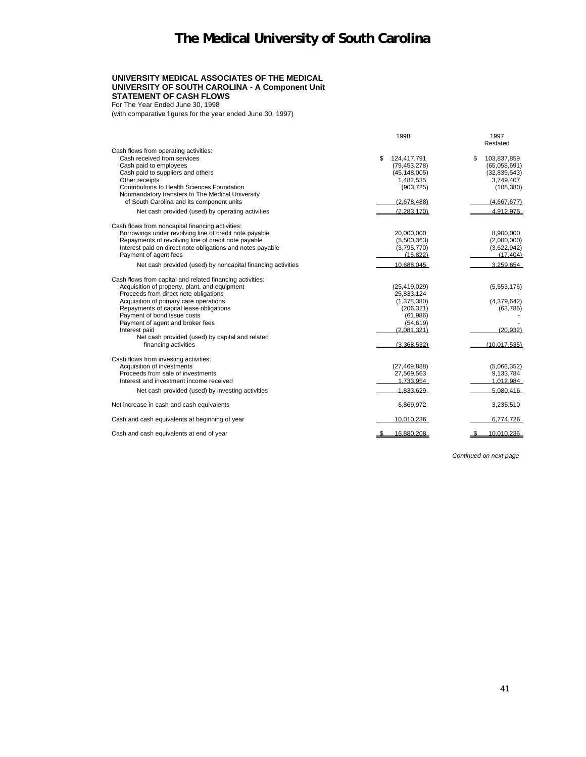# The Medical University of South Carolina

**UNIVERSITY MEDICAL ASSOCIATES OF THE MEDICAL UNIVERSITY OF SOUTH CAROLINA - A Component Unit**
**STATEMENT OF CASH FLOWS**
For The Year Ended June 30, 1998
(with comparative figures for the year ended June 30, 1997)

| | 1998 | 1997 Restated |
|---|---|---|
| Cash flows from operating activities: | | |
| Cash received from services | $ 124,417,791 | $ 103,837,859 |
| Cash paid to employees | (79,453,278) | (65,058,691) |
| Cash paid to suppliers and others | (45,148,005) | (32,839,543) |
| Other receipts | 1,482,535 | 3,749,407 |
| Contributions to Health Sciences Foundation | (903,725) | (108,380) |
| Nonmandatory transfers to The Medical University of South Carolina and its component units | (2,678,488) | (4,667,677) |
| Net cash provided (used) by operating activities | (2,283,170) | 4,912,975 |
| Cash flows from noncapital financing activities: | | |
| Borrowings under revolving line of credit note payable | 20,000,000 | 8,900,000 |
| Repayments of revolving line of credit note payable | (5,500,363) | (2,000,000) |
| Interest paid on direct note obligations and notes payable | (3,795,770) | (3,622,942) |
| Payment of agent fees | (15,822) | (17,404) |
| Net cash provided (used) by noncapital financing activities | 10,688,045 | 3,259,654 |
| Cash flows from capital and related financing activities: | | |
| Acquisition of property, plant, and equipment | (25,419,029) | (5,553,176) |
| Proceeds from direct note obligations | 25,833,124 | - |
| Acquisition of primary care operations | (1,378,380) | (4,379,642) |
| Repayments of capital lease obligations | (206,321) | (63,785) |
| Payment of bond issue costs | (61,986) | - |
| Payment of agent and broker fees | (54,619) | - |
| Interest paid | (2,081,321) | (20,932) |
| Net cash provided (used) by capital and related financing activities | (3,368,532) | (10,017,535) |
| Cash flows from investing activities: | | |
| Acquisition of investments | (27,469,888) | (5,066,352) |
| Proceeds from sale of investments | 27,569,563 | 9,133,784 |
| Interest and investment income received | 1,733,954 | 1,012,984 |
| Net cash provided (used) by investing activities | 1,833,629 | 5,080,416 |
| Net increase in cash and cash equivalents | 6,869,972 | 3,235,510 |
| Cash and cash equivalents at beginning of year | 10,010,236 | 6,774,726 |
| Cash and cash equivalents at end of year | $ 16,880,208 | $ 10,010,236 |

*Continued on next page*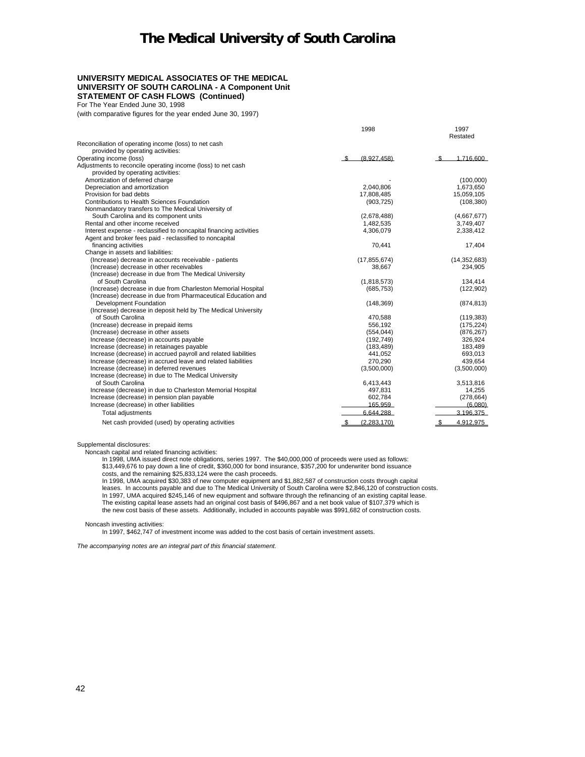# The Medical University of South Carolina

**UNIVERSITY MEDICAL ASSOCIATES OF THE MEDICAL UNIVERSITY OF SOUTH CAROLINA - A Component Unit**
**STATEMENT OF CASH FLOWS (Continued)**
For The Year Ended June 30, 1998
(with comparative figures for the year ended June 30, 1997)

| | 1998 | 1997 Restated |
|---|---|---|
| Reconciliation of operating income (loss) to net cash provided by operating activities: | | |
| Operating income (loss) | $ (8,927,458) | $ 1,716,600 |
| Adjustments to reconcile operating income (loss) to net cash provided by operating activities: | | |
| Amortization of deferred charge | - | (100,000) |
| Depreciation and amortization | 2,040,806 | 1,673,650 |
| Provision for bad debts | 17,808,485 | 15,059,105 |
| Contributions to Health Sciences Foundation | (903,725) | (108,380) |
| Nonmandatory transfers to The Medical University of South Carolina and its component units | (2,678,488) | (4,667,677) |
| Rental and other income received | 1,482,535 | 3,749,407 |
| Interest expense - reclassified to noncapital financing activities | 4,306,079 | 2,338,412 |
| Agent and broker fees paid - reclassified to noncapital financing activities | 70,441 | 17,404 |
| Change in assets and liabilities: | | |
| (Increase) decrease in accounts receivable - patients | (17,855,674) | (14,352,683) |
| (Increase) decrease in other receivables | 38,667 | 234,905 |
| (Increase) decrease in due from The Medical University of South Carolina | (1,818,573) | 134,414 |
| (Increase) decrease in due from Charleston Memorial Hospital | (685,753) | (122,902) |
| (Increase) decrease in due from Pharmaceutical Education and Development Foundation | (148,369) | (874,813) |
| (Increase) decrease in deposit held by The Medical University of South Carolina | 470,588 | (119,383) |
| (Increase) decrease in prepaid items | 556,192 | (175,224) |
| (Increase) decrease in other assets | (554,044) | (876,267) |
| Increase (decrease) in accounts payable | (192,749) | 326,924 |
| Increase (decrease) in retainages payable | (183,489) | 183,489 |
| Increase (decrease) in accrued payroll and related liabilities | 441,052 | 693,013 |
| Increase (decrease) in accrued leave and related liabilities | 270,290 | 439,654 |
| Increase (decrease) in deferred revenues | (3,500,000) | (3,500,000) |
| Increase (decrease) in due to The Medical University of South Carolina | 6,413,443 | 3,513,816 |
| Increase (decrease) in due to Charleston Memorial Hospital | 497,831 | 14,255 |
| Increase (decrease) in pension plan payable | 602,784 | (278,664) |
| Increase (decrease) in other liabilities | 165,959 | (6,080) |
| Total adjustments | 6,644,288 | 3,196,375 |
| Net cash provided (used) by operating activities | $ (2,283,170) | $ 4,912,975 |

Supplemental disclosures:

Noncash capital and related financing activities:

In 1998, UMA issued direct note obligations, series 1997. The $40,000,000 of proceeds were used as follows: $13,449,676 to pay down a line of credit, $360,000 for bond insurance, $357,200 for underwriter bond issuance costs, and the remaining $25,833,124 were the cash proceeds.

In 1998, UMA acquired $30,383 of new computer equipment and $1,882,587 of construction costs through capital leases. In accounts payable and due to The Medical University of South Carolina were $2,846,120 of construction costs.

In 1997, UMA acquired $245,146 of new equipment and software through the refinancing of an existing capital lease. The existing capital lease assets had an original cost basis of $496,867 and a net book value of $107,379 which is the new cost basis of these assets. Additionally, included in accounts payable was $991,682 of construction costs.

Noncash investing activities:

In 1997, $462,747 of investment income was added to the cost basis of certain investment assets.

*The accompanying notes are an integral part of this financial statement.*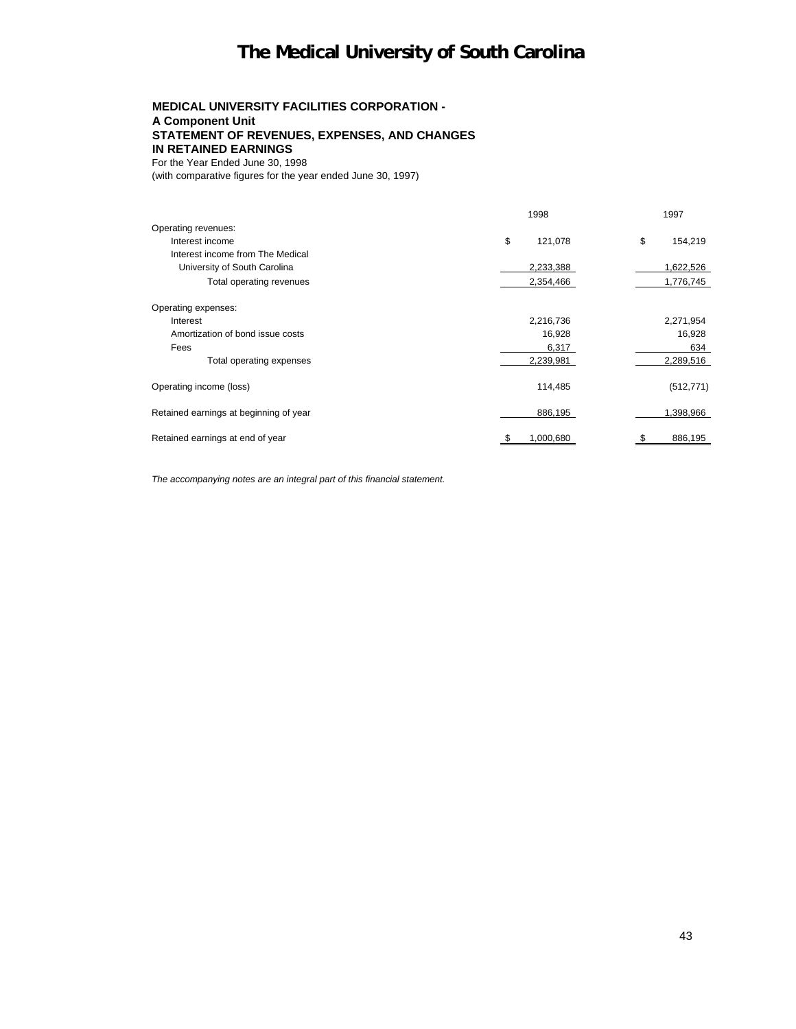# The Medical University of South Carolina

**MEDICAL UNIVERSITY FACILITIES CORPORATION -**
**A Component Unit**
**STATEMENT OF REVENUES, EXPENSES, AND CHANGES IN RETAINED EARNINGS**
For the Year Ended June 30, 1998
(with comparative figures for the year ended June 30, 1997)

| | 1998 | 1997 |
|---|---|---|
| Operating revenues: | | |
| Interest income | $ 121,078 | $ 154,219 |
| Interest income from The Medical University of South Carolina | 2,233,388 | 1,622,526 |
| Total operating revenues | 2,354,466 | 1,776,745 |
| Operating expenses: | | |
| Interest | 2,216,736 | 2,271,954 |
| Amortization of bond issue costs | 16,928 | 16,928 |
| Fees | 6,317 | 634 |
| Total operating expenses | 2,239,981 | 2,289,516 |
| Operating income (loss) | 114,485 | (512,771) |
| Retained earnings at beginning of year | 886,195 | 1,398,966 |
| Retained earnings at end of year | $ 1,000,680 | $ 886,195 |

*The accompanying notes are an integral part of this financial statement.*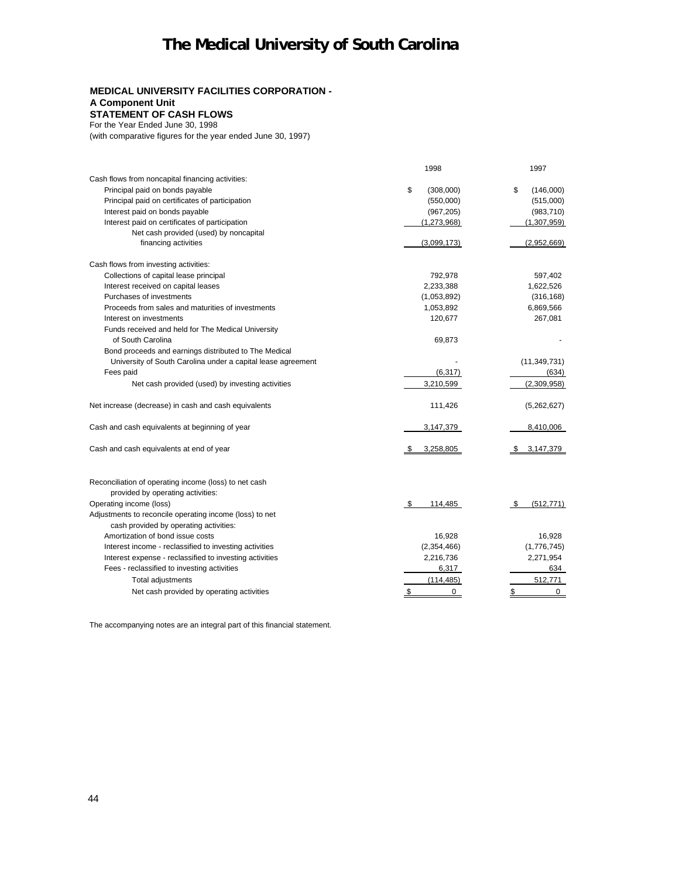# The Medical University of South Carolina

**MEDICAL UNIVERSITY FACILITIES CORPORATION -**
**A Component Unit**
**STATEMENT OF CASH FLOWS**
For the Year Ended June 30, 1998
(with comparative figures for the year ended June 30, 1997)

| | 1998 | 1997 |
|---|---|---|
| Cash flows from noncapital financing activities: | | |
| Principal paid on bonds payable | $ (308,000) | $ (146,000) |
| Principal paid on certificates of participation | (550,000) | (515,000) |
| Interest paid on bonds payable | (967,205) | (983,710) |
| Interest paid on certificates of participation | (1,273,968) | (1,307,959) |
| Net cash provided (used) by noncapital financing activities | (3,099,173) | (2,952,669) |
| Cash flows from investing activities: | | |
| Collections of capital lease principal | 792,978 | 597,402 |
| Interest received on capital leases | 2,233,388 | 1,622,526 |
| Purchases of investments | (1,053,892) | (316,168) |
| Proceeds from sales and maturities of investments | 1,053,892 | 6,869,566 |
| Interest on investments | 120,677 | 267,081 |
| Funds received and held for The Medical University of South Carolina | 69,873 | - |
| Bond proceeds and earnings distributed to The Medical University of South Carolina under a capital lease agreement | - | (11,349,731) |
| Fees paid | (6,317) | (634) |
| Net cash provided (used) by investing activities | 3,210,599 | (2,309,958) |
| Net increase (decrease) in cash and cash equivalents | 111,426 | (5,262,627) |
| Cash and cash equivalents at beginning of year | 3,147,379 | 8,410,006 |
| Cash and cash equivalents at end of year | $ 3,258,805 | $ 3,147,379 |

| | 1998 | 1997 |
|---|---|---|
| Reconciliation of operating income (loss) to net cash provided by operating activities: | | |
| Operating income (loss) | $ 114,485 | $ (512,771) |
| Adjustments to reconcile operating income (loss) to net cash provided by operating activities: | | |
| Amortization of bond issue costs | 16,928 | 16,928 |
| Interest income - reclassified to investing activities | (2,354,466) | (1,776,745) |
| Interest expense - reclassified to investing activities | 2,216,736 | 2,271,954 |
| Fees - reclassified to investing activities | 6,317 | 634 |
| Total adjustments | (114,485) | 512,771 |
| Net cash provided by operating activities | $ 0 | $ 0 |

The accompanying notes are an integral part of this financial statement.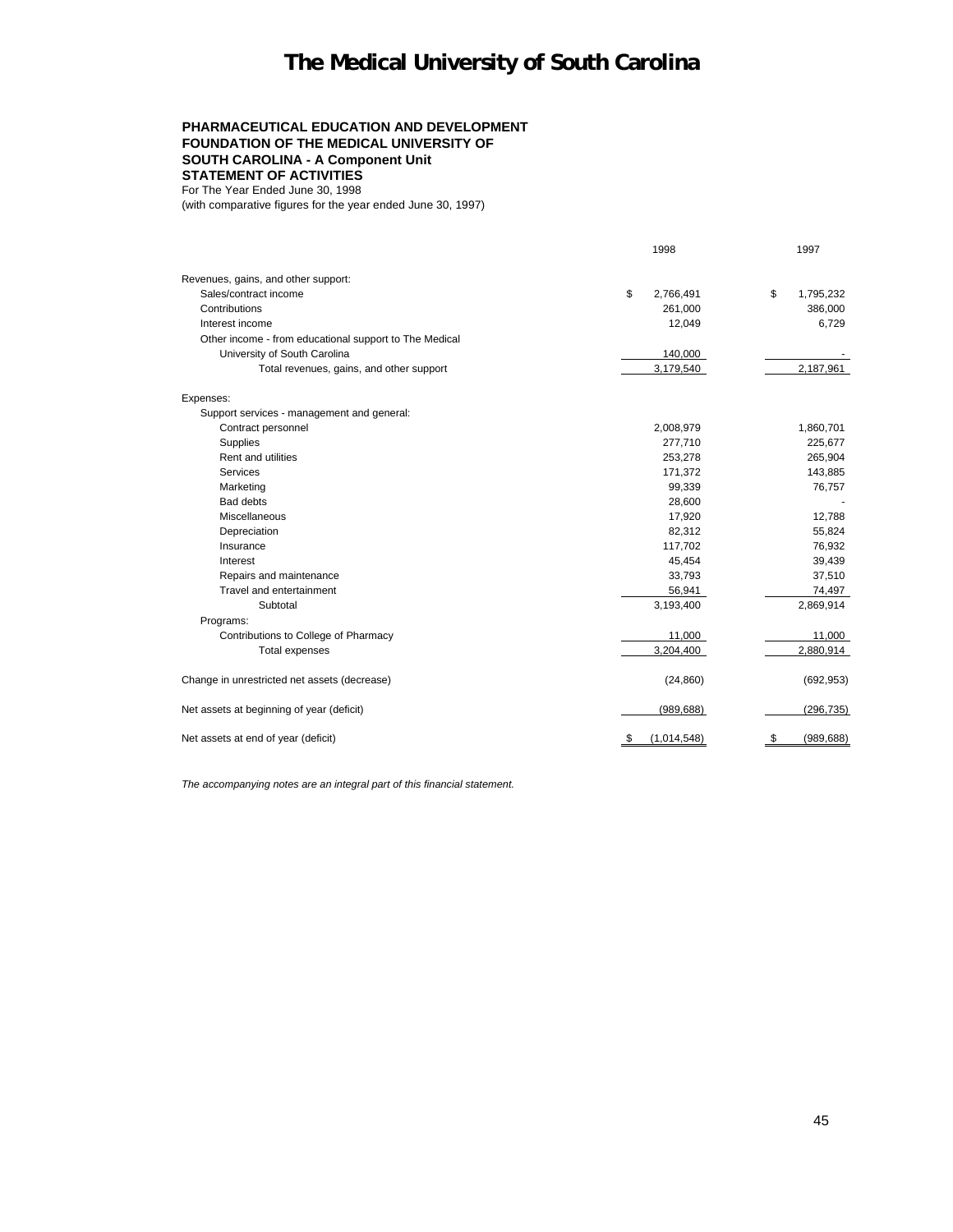# The Medical University of South Carolina

**PHARMACEUTICAL EDUCATION AND DEVELOPMENT FOUNDATION OF THE MEDICAL UNIVERSITY OF SOUTH CAROLINA - A Component Unit**
**STATEMENT OF ACTIVITIES**
For The Year Ended June 30, 1998
(with comparative figures for the year ended June 30, 1997)

| | 1998 | 1997 |
|---|---|---|
| Revenues, gains, and other support: | | |
| Sales/contract income | $ 2,766,491 | $ 1,795,232 |
| Contributions | 261,000 | 386,000 |
| Interest income | 12,049 | 6,729 |
| Other income - from educational support to The Medical University of South Carolina | 140,000 | - |
| Total revenues, gains, and other support | 3,179,540 | 2,187,961 |
| Expenses: | | |
| Support services - management and general: | | |
| Contract personnel | 2,008,979 | 1,860,701 |
| Supplies | 277,710 | 225,677 |
| Rent and utilities | 253,278 | 265,904 |
| Services | 171,372 | 143,885 |
| Marketing | 99,339 | 76,757 |
| Bad debts | 28,600 | - |
| Miscellaneous | 17,920 | 12,788 |
| Depreciation | 82,312 | 55,824 |
| Insurance | 117,702 | 76,932 |
| Interest | 45,454 | 39,439 |
| Repairs and maintenance | 33,793 | 37,510 |
| Travel and entertainment | 56,941 | 74,497 |
| Subtotal | 3,193,400 | 2,869,914 |
| Programs: | | |
| Contributions to College of Pharmacy | 11,000 | 11,000 |
| Total expenses | 3,204,400 | 2,880,914 |
| Change in unrestricted net assets (decrease) | (24,860) | (692,953) |
| Net assets at beginning of year (deficit) | (989,688) | (296,735) |
| Net assets at end of year (deficit) | $ (1,014,548) | $ (989,688) |

*The accompanying notes are an integral part of this financial statement.*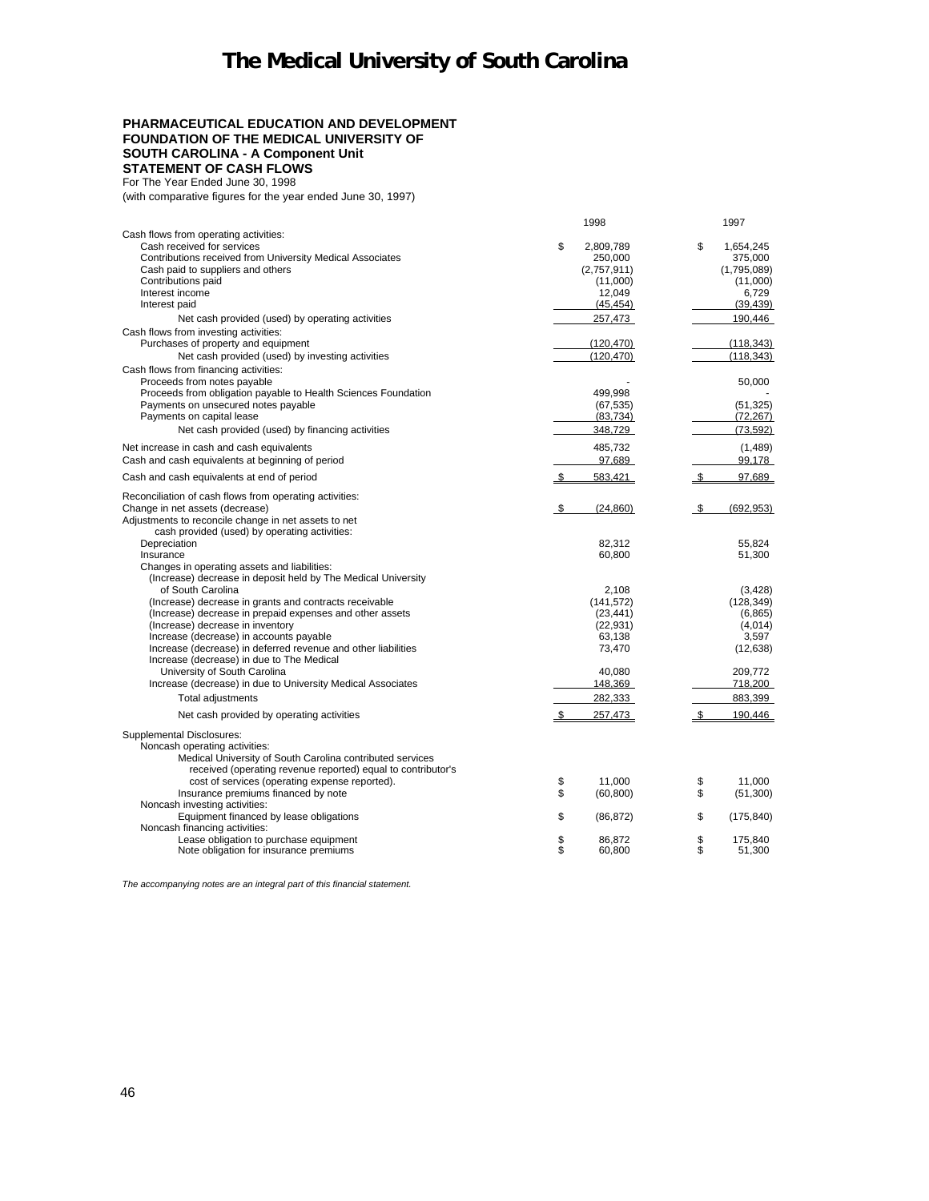# The Medical University of South Carolina

**PHARMACEUTICAL EDUCATION AND DEVELOPMENT FOUNDATION OF THE MEDICAL UNIVERSITY OF SOUTH CAROLINA - A Component Unit**
**STATEMENT OF CASH FLOWS**
For The Year Ended June 30, 1998
(with comparative figures for the year ended June 30, 1997)

| | 1998 | 1997 |
|---|---|---|
| Cash flows from operating activities: | | |
| Cash received for services | $ 2,809,789 | $ 1,654,245 |
| Contributions received from University Medical Associates | 250,000 | 375,000 |
| Cash paid to suppliers and others | (2,757,911) | (1,795,089) |
| Contributions paid | (11,000) | (11,000) |
| Interest income | 12,049 | 6,729 |
| Interest paid | (45,454) | (39,439) |
| Net cash provided (used) by operating activities | 257,473 | 190,446 |
| Cash flows from investing activities: | | |
| Purchases of property and equipment | (120,470) | (118,343) |
| Net cash provided (used) by investing activities | (120,470) | (118,343) |
| Cash flows from financing activities: | | |
| Proceeds from notes payable | - | 50,000 |
| Proceeds from obligation payable to Health Sciences Foundation | 499,998 | - |
| Payments on unsecured notes payable | (67,535) | (51,325) |
| Payments on capital lease | (83,734) | (72,267) |
| Net cash provided (used) by financing activities | 348,729 | (73,592) |
| Net increase in cash and cash equivalents | 485,732 | (1,489) |
| Cash and cash equivalents at beginning of period | 97,689 | 99,178 |
| Cash and cash equivalents at end of period | $ 583,421 | $ 97,689 |
| Reconciliation of cash flows from operating activities: | | |
| Change in net assets (decrease) | $ (24,860) | $ (692,953) |
| Adjustments to reconcile change in net assets to net cash provided (used) by operating activities: | | |
| Depreciation | 82,312 | 55,824 |
| Insurance | 60,800 | 51,300 |
| Changes in operating assets and liabilities: | | |
| (Increase) decrease in deposit held by The Medical University of South Carolina | 2,108 | (3,428) |
| (Increase) decrease in grants and contracts receivable | (141,572) | (128,349) |
| (Increase) decrease in prepaid expenses and other assets | (23,441) | (6,865) |
| (Increase) decrease in inventory | (22,931) | (4,014) |
| Increase (decrease) in accounts payable | 63,138 | 3,597 |
| Increase (decrease) in deferred revenue and other liabilities | 73,470 | (12,638) |
| Increase (decrease) in due to The Medical University of South Carolina | 40,080 | 209,772 |
| Increase (decrease) in due to University Medical Associates | 148,369 | 718,200 |
| Total adjustments | 282,333 | 883,399 |
| Net cash provided by operating activities | $ 257,473 | $ 190,446 |
| Supplemental Disclosures: | | |
| Noncash operating activities: | | |
| Medical University of South Carolina contributed services received (operating revenue reported) equal to contributor's cost of services (operating expense reported). | $ 11,000 | $ 11,000 |
| Insurance premiums financed by note | $ (60,800) | $ (51,300) |
| Noncash investing activities: | | |
| Equipment financed by lease obligations | $ (86,872) | $ (175,840) |
| Noncash financing activities: | | |
| Lease obligation to purchase equipment | $ 86,872 | $ 175,840 |
| Note obligation for insurance premiums | $ 60,800 | $ 51,300 |

*The accompanying notes are an integral part of this financial statement.*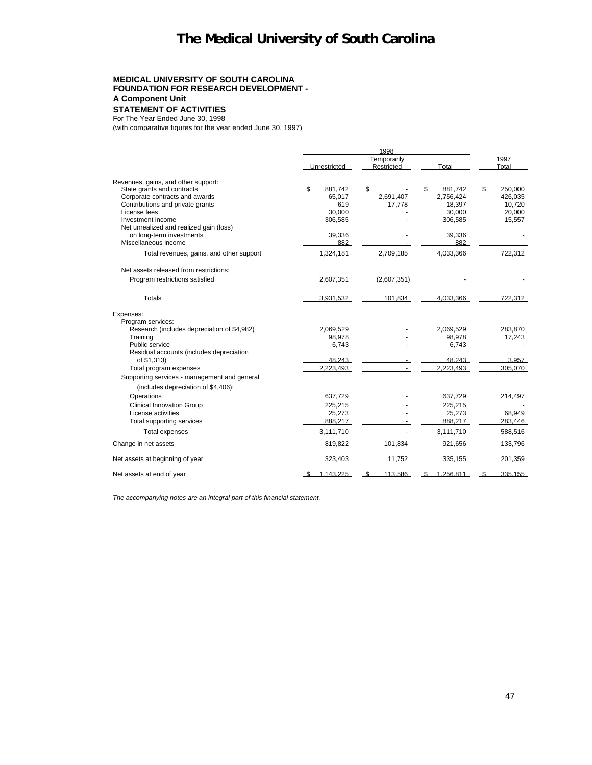# The Medical University of South Carolina

**MEDICAL UNIVERSITY OF SOUTH CAROLINA**
**FOUNDATION FOR RESEARCH DEVELOPMENT -**
**A Component Unit**
**STATEMENT OF ACTIVITIES**
For The Year Ended June 30, 1998
(with comparative figures for the year ended June 30, 1997)

| | 1998 | | | 1997 |
|---|---|---|---|---|
| | Unrestricted | Temporarily Restricted | Total | Total |
| Revenues, gains, and other support: | | | | |
| State grants and contracts | $ 881,742 | $ - | $ 881,742 | $ 250,000 |
| Corporate contracts and awards | 65,017 | 2,691,407 | 2,756,424 | 426,035 |
| Contributions and private grants | 619 | 17,778 | 18,397 | 10,720 |
| License fees | 30,000 | - | 30,000 | 20,000 |
| Investment income | 306,585 | - | 306,585 | 15,557 |
| Net unrealized and realized gain (loss) on long-term investments | 39,336 | - | 39,336 | - |
| Miscellaneous income | 882 | - | 882 | - |
| Total revenues, gains, and other support | 1,324,181 | 2,709,185 | 4,033,366 | 722,312 |
| Net assets released from restrictions: | | | | |
| Program restrictions satisfied | 2,607,351 | (2,607,351) | - | - |
| Totals | 3,931,532 | 101,834 | 4,033,366 | 722,312 |
| Expenses: | | | | |
| Program services: | | | | |
| Research (includes depreciation of $4,982) | 2,069,529 | - | 2,069,529 | 283,870 |
| Training | 98,978 | - | 98,978 | 17,243 |
| Public service | 6,743 | - | 6,743 | - |
| Residual accounts (includes depreciation of $1,313) | 48,243 | - | 48,243 | 3,957 |
| Total program expenses | 2,223,493 | - | 2,223,493 | 305,070 |
| Supporting services - management and general (includes depreciation of $4,406): | | | | |
| Operations | 637,729 | - | 637,729 | 214,497 |
| Clinical Innovation Group | 225,215 | - | 225,215 | - |
| License activities | 25,273 | - | 25,273 | 68,949 |
| Total supporting services | 888,217 | - | 888,217 | 283,446 |
| Total expenses | 3,111,710 | - | 3,111,710 | 588,516 |
| Change in net assets | 819,822 | 101,834 | 921,656 | 133,796 |
| Net assets at beginning of year | 323,403 | 11,752 | 335,155 | 201,359 |
| Net assets at end of year | $ 1,143,225 | $ 113,586 | $ 1,256,811 | $ 335,155 |

*The accompanying notes are an integral part of this financial statement.*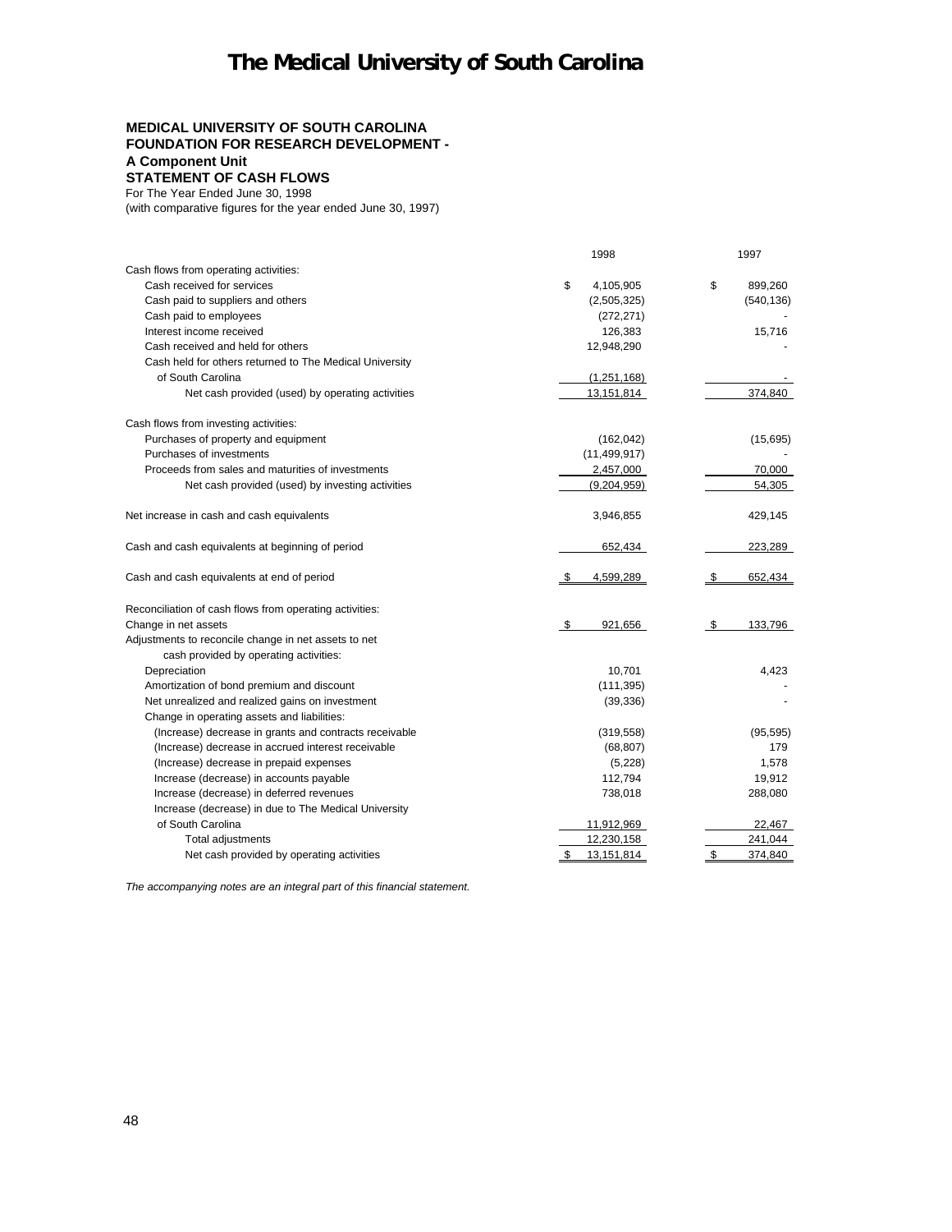# The Medical University of South Carolina

**MEDICAL UNIVERSITY OF SOUTH CAROLINA**
**FOUNDATION FOR RESEARCH DEVELOPMENT -**
**A Component Unit**
**STATEMENT OF CASH FLOWS**
For The Year Ended June 30, 1998
(with comparative figures for the year ended June 30, 1997)

| | 1998 | 1997 |
|---|---|---|
| Cash flows from operating activities: | | |
| Cash received for services | $ 4,105,905 | $ 899,260 |
| Cash paid to suppliers and others | (2,505,325) | (540,136) |
| Cash paid to employees | (272,271) | - |
| Interest income received | 126,383 | 15,716 |
| Cash received and held for others | 12,948,290 | - |
| Cash held for others returned to The Medical University of South Carolina | (1,251,168) | - |
| Net cash provided (used) by operating activities | 13,151,814 | 374,840 |
| Cash flows from investing activities: | | |
| Purchases of property and equipment | (162,042) | (15,695) |
| Purchases of investments | (11,499,917) | - |
| Proceeds from sales and maturities of investments | 2,457,000 | 70,000 |
| Net cash provided (used) by investing activities | (9,204,959) | 54,305 |
| Net increase in cash and cash equivalents | 3,946,855 | 429,145 |
| Cash and cash equivalents at beginning of period | 652,434 | 223,289 |
| Cash and cash equivalents at end of period | $ 4,599,289 | $ 652,434 |
| Reconciliation of cash flows from operating activities: | | |
| Change in net assets | $ 921,656 | $ 133,796 |
| Adjustments to reconcile change in net assets to net cash provided by operating activities: | | |
| Depreciation | 10,701 | 4,423 |
| Amortization of bond premium and discount | (111,395) | - |
| Net unrealized and realized gains on investment | (39,336) | - |
| Change in operating assets and liabilities: | | |
| (Increase) decrease in grants and contracts receivable | (319,558) | (95,595) |
| (Increase) decrease in accrued interest receivable | (68,807) | 179 |
| (Increase) decrease in prepaid expenses | (5,228) | 1,578 |
| Increase (decrease) in accounts payable | 112,794 | 19,912 |
| Increase (decrease) in deferred revenues | 738,018 | 288,080 |
| Increase (decrease) in due to The Medical University of South Carolina | 11,912,969 | 22,467 |
| Total adjustments | 12,230,158 | 241,044 |
| Net cash provided by operating activities | $ 13,151,814 | $ 374,840 |

*The accompanying notes are an integral part of this financial statement.*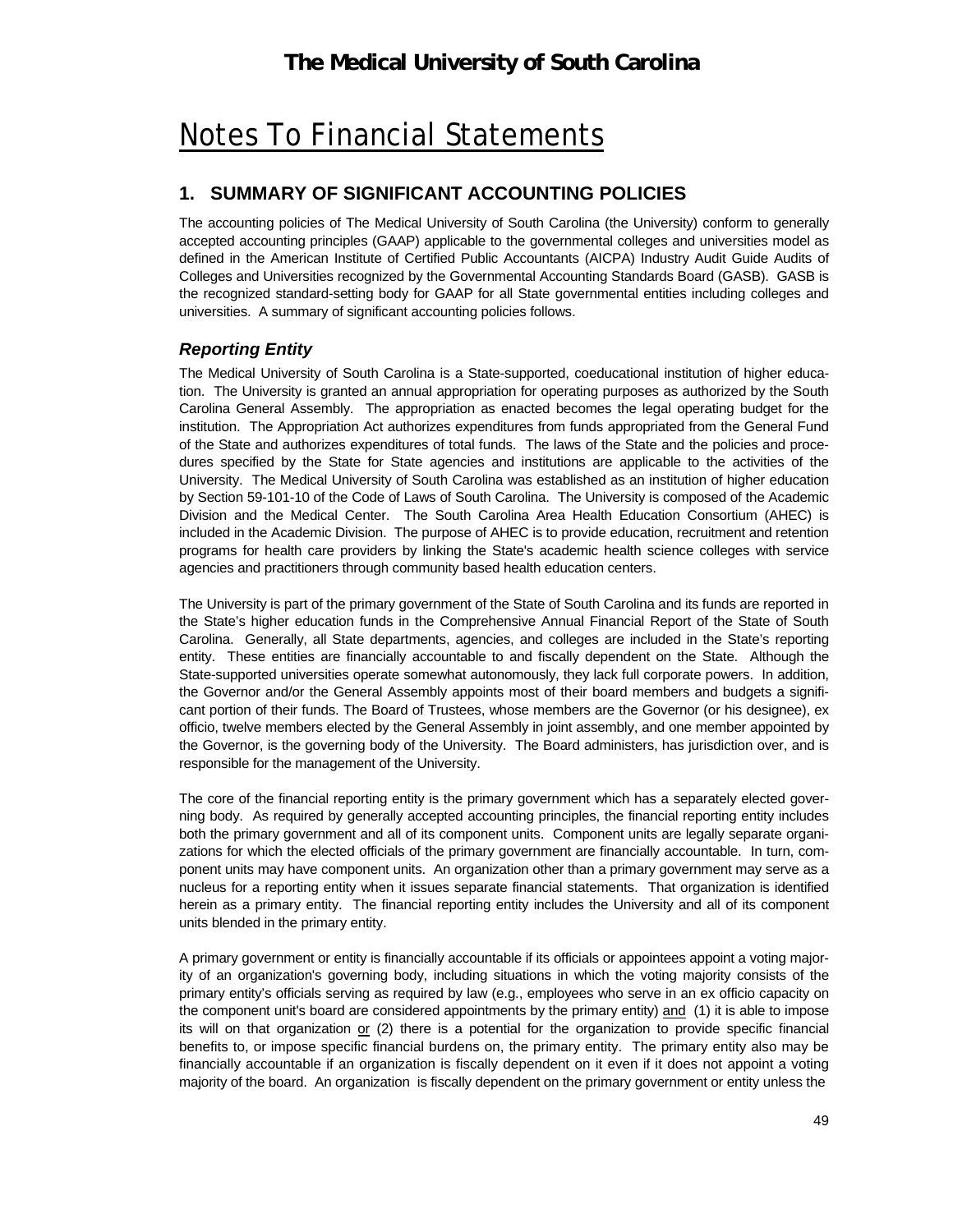# The Medical University of South Carolina

## Notes To Financial Statements

### 1. SUMMARY OF SIGNIFICANT ACCOUNTING POLICIES

The accounting policies of The Medical University of South Carolina (the University) conform to generally accepted accounting principles (GAAP) applicable to the governmental colleges and universities model as defined in the American Institute of Certified Public Accountants (AICPA) Industry Audit Guide Audits of Colleges and Universities recognized by the Governmental Accounting Standards Board (GASB). GASB is the recognized standard-setting body for GAAP for all State governmental entities including colleges and universities. A summary of significant accounting policies follows.

#### *Reporting Entity*

The Medical University of South Carolina is a State-supported, coeducational institution of higher education. The University is granted an annual appropriation for operating purposes as authorized by the South Carolina General Assembly. The appropriation as enacted becomes the legal operating budget for the institution. The Appropriation Act authorizes expenditures from funds appropriated from the General Fund of the State and authorizes expenditures of total funds. The laws of the State and the policies and procedures specified by the State for State agencies and institutions are applicable to the activities of the University. The Medical University of South Carolina was established as an institution of higher education by Section 59-101-10 of the Code of Laws of South Carolina. The University is composed of the Academic Division and the Medical Center. The South Carolina Area Health Education Consortium (AHEC) is included in the Academic Division. The purpose of AHEC is to provide education, recruitment and retention programs for health care providers by linking the State's academic health science colleges with service agencies and practitioners through community based health education centers.

The University is part of the primary government of the State of South Carolina and its funds are reported in the State's higher education funds in the Comprehensive Annual Financial Report of the State of South Carolina. Generally, all State departments, agencies, and colleges are included in the State's reporting entity. These entities are financially accountable to and fiscally dependent on the State. Although the State-supported universities operate somewhat autonomously, they lack full corporate powers. In addition, the Governor and/or the General Assembly appoints most of their board members and budgets a significant portion of their funds. The Board of Trustees, whose members are the Governor (or his designee), ex officio, twelve members elected by the General Assembly in joint assembly, and one member appointed by the Governor, is the governing body of the University. The Board administers, has jurisdiction over, and is responsible for the management of the University.

The core of the financial reporting entity is the primary government which has a separately elected governing body. As required by generally accepted accounting principles, the financial reporting entity includes both the primary government and all of its component units. Component units are legally separate organizations for which the elected officials of the primary government are financially accountable. In turn, component units may have component units. An organization other than a primary government may serve as a nucleus for a reporting entity when it issues separate financial statements. That organization is identified herein as a primary entity. The financial reporting entity includes the University and all of its component units blended in the primary entity.

A primary government or entity is financially accountable if its officials or appointees appoint a voting majority of an organization's governing body, including situations in which the voting majority consists of the primary entity's officials serving as required by law (e.g., employees who serve in an ex officio capacity on the component unit's board are considered appointments by the primary entity) and (1) it is able to impose its will on that organization or (2) there is a potential for the organization to provide specific financial benefits to, or impose specific financial burdens on, the primary entity. The primary entity also may be financially accountable if an organization is fiscally dependent on it even if it does not appoint a voting majority of the board. An organization is fiscally dependent on the primary government or entity unless the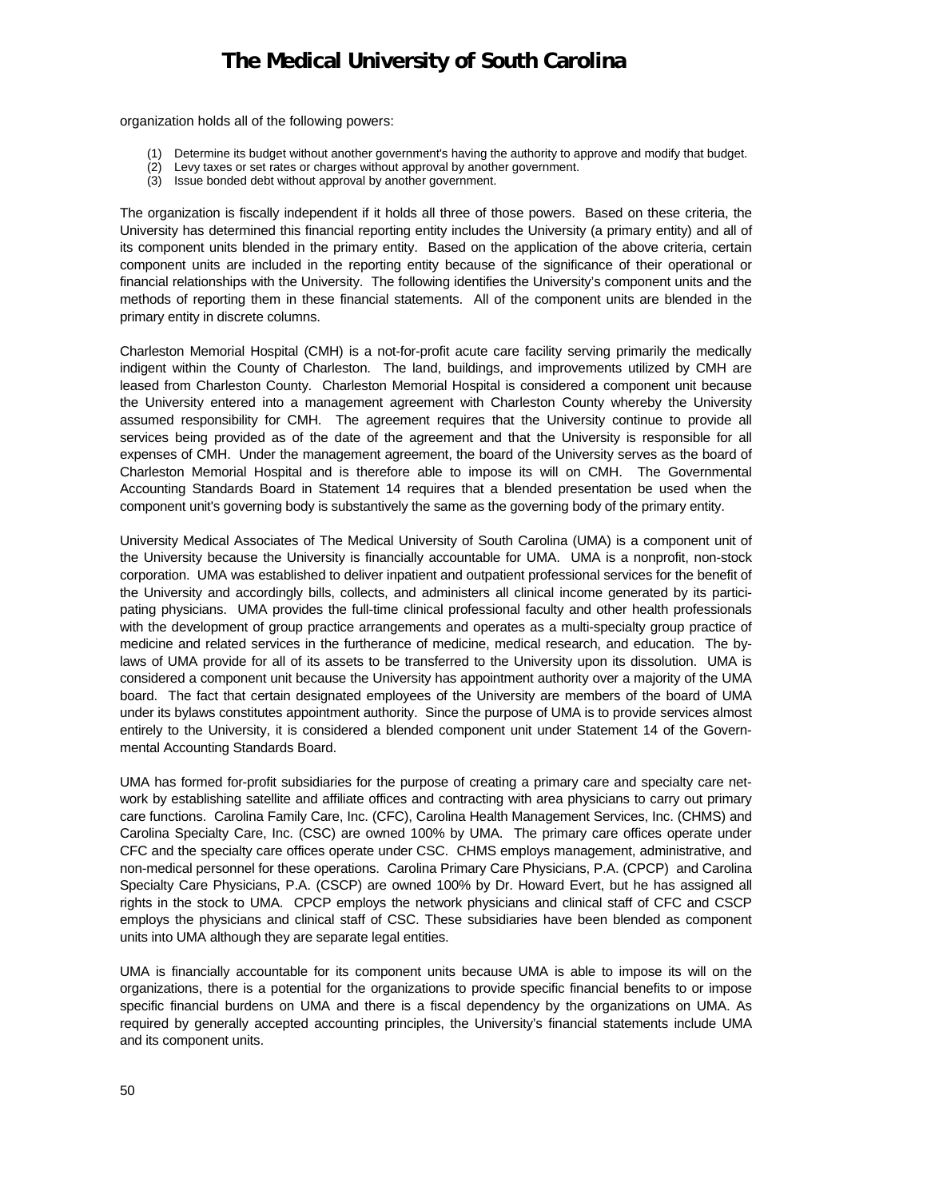organization holds all of the following powers:

(1) Determine its budget without another government's having the authority to approve and modify that budget.
(2) Levy taxes or set rates or charges without approval by another government.
(3) Issue bonded debt without approval by another government.

The organization is fiscally independent if it holds all three of those powers. Based on these criteria, the University has determined this financial reporting entity includes the University (a primary entity) and all of its component units blended in the primary entity. Based on the application of the above criteria, certain component units are included in the reporting entity because of the significance of their operational or financial relationships with the University. The following identifies the University's component units and the methods of reporting them in these financial statements. All of the component units are blended in the primary entity in discrete columns.

Charleston Memorial Hospital (CMH) is a not-for-profit acute care facility serving primarily the medically indigent within the County of Charleston. The land, buildings, and improvements utilized by CMH are leased from Charleston County. Charleston Memorial Hospital is considered a component unit because the University entered into a management agreement with Charleston County whereby the University assumed responsibility for CMH. The agreement requires that the University continue to provide all services being provided as of the date of the agreement and that the University is responsible for all expenses of CMH. Under the management agreement, the board of the University serves as the board of Charleston Memorial Hospital and is therefore able to impose its will on CMH. The Governmental Accounting Standards Board in Statement 14 requires that a blended presentation be used when the component unit's governing body is substantively the same as the governing body of the primary entity.

University Medical Associates of The Medical University of South Carolina (UMA) is a component unit of the University because the University is financially accountable for UMA. UMA is a nonprofit, non-stock corporation. UMA was established to deliver inpatient and outpatient professional services for the benefit of the University and accordingly bills, collects, and administers all clinical income generated by its participating physicians. UMA provides the full-time clinical professional faculty and other health professionals with the development of group practice arrangements and operates as a multi-specialty group practice of medicine and related services in the furtherance of medicine, medical research, and education. The bylaws of UMA provide for all of its assets to be transferred to the University upon its dissolution. UMA is considered a component unit because the University has appointment authority over a majority of the UMA board. The fact that certain designated employees of the University are members of the board of UMA under its bylaws constitutes appointment authority. Since the purpose of UMA is to provide services almost entirely to the University, it is considered a blended component unit under Statement 14 of the Governmental Accounting Standards Board.

UMA has formed for-profit subsidiaries for the purpose of creating a primary care and specialty care network by establishing satellite and affiliate offices and contracting with area physicians to carry out primary care functions. Carolina Family Care, Inc. (CFC), Carolina Health Management Services, Inc. (CHMS) and Carolina Specialty Care, Inc. (CSC) are owned 100% by UMA. The primary care offices operate under CFC and the specialty care offices operate under CSC. CHMS employs management, administrative, and non-medical personnel for these operations. Carolina Primary Care Physicians, P.A. (CPCP) and Carolina Specialty Care Physicians, P.A. (CSCP) are owned 100% by Dr. Howard Evert, but he has assigned all rights in the stock to UMA. CPCP employs the network physicians and clinical staff of CFC and CSCP employs the physicians and clinical staff of CSC. These subsidiaries have been blended as component units into UMA although they are separate legal entities.

UMA is financially accountable for its component units because UMA is able to impose its will on the organizations, there is a potential for the organizations to provide specific financial benefits to or impose specific financial burdens on UMA and there is a fiscal dependency by the organizations on UMA. As required by generally accepted accounting principles, the University's financial statements include UMA and its component units.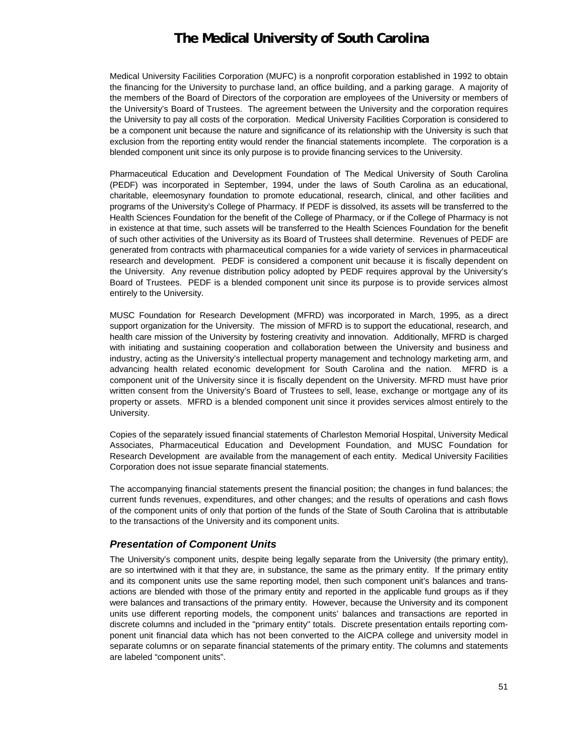Medical University Facilities Corporation (MUFC) is a nonprofit corporation established in 1992 to obtain the financing for the University to purchase land, an office building, and a parking garage. A majority of the members of the Board of Directors of the corporation are employees of the University or members of the University's Board of Trustees. The agreement between the University and the corporation requires the University to pay all costs of the corporation. Medical University Facilities Corporation is considered to be a component unit because the nature and significance of its relationship with the University is such that exclusion from the reporting entity would render the financial statements incomplete. The corporation is a blended component unit since its only purpose is to provide financing services to the University.

Pharmaceutical Education and Development Foundation of The Medical University of South Carolina (PEDF) was incorporated in September, 1994, under the laws of South Carolina as an educational, charitable, eleemosynary foundation to promote educational, research, clinical, and other facilities and programs of the University's College of Pharmacy. If PEDF is dissolved, its assets will be transferred to the Health Sciences Foundation for the benefit of the College of Pharmacy, or if the College of Pharmacy is not in existence at that time, such assets will be transferred to the Health Sciences Foundation for the benefit of such other activities of the University as its Board of Trustees shall determine. Revenues of PEDF are generated from contracts with pharmaceutical companies for a wide variety of services in pharmaceutical research and development. PEDF is considered a component unit because it is fiscally dependent on the University. Any revenue distribution policy adopted by PEDF requires approval by the University's Board of Trustees. PEDF is a blended component unit since its purpose is to provide services almost entirely to the University.

MUSC Foundation for Research Development (MFRD) was incorporated in March, 1995, as a direct support organization for the University. The mission of MFRD is to support the educational, research, and health care mission of the University by fostering creativity and innovation. Additionally, MFRD is charged with initiating and sustaining cooperation and collaboration between the University and business and industry, acting as the University's intellectual property management and technology marketing arm, and advancing health related economic development for South Carolina and the nation. MFRD is a component unit of the University since it is fiscally dependent on the University. MFRD must have prior written consent from the University's Board of Trustees to sell, lease, exchange or mortgage any of its property or assets. MFRD is a blended component unit since it provides services almost entirely to the University.

Copies of the separately issued financial statements of Charleston Memorial Hospital, University Medical Associates, Pharmaceutical Education and Development Foundation, and MUSC Foundation for Research Development are available from the management of each entity. Medical University Facilities Corporation does not issue separate financial statements.

The accompanying financial statements present the financial position; the changes in fund balances; the current funds revenues, expenditures, and other changes; and the results of operations and cash flows of the component units of only that portion of the funds of the State of South Carolina that is attributable to the transactions of the University and its component units.

### *Presentation of Component Units*

The University's component units, despite being legally separate from the University (the primary entity), are so intertwined with it that they are, in substance, the same as the primary entity. If the primary entity and its component units use the same reporting model, then such component unit's balances and transactions are blended with those of the primary entity and reported in the applicable fund groups as if they were balances and transactions of the primary entity. However, because the University and its component units use different reporting models, the component units' balances and transactions are reported in discrete columns and included in the "primary entity" totals. Discrete presentation entails reporting component unit financial data which has not been converted to the AICPA college and university model in separate columns or on separate financial statements of the primary entity. The columns and statements are labeled "component units".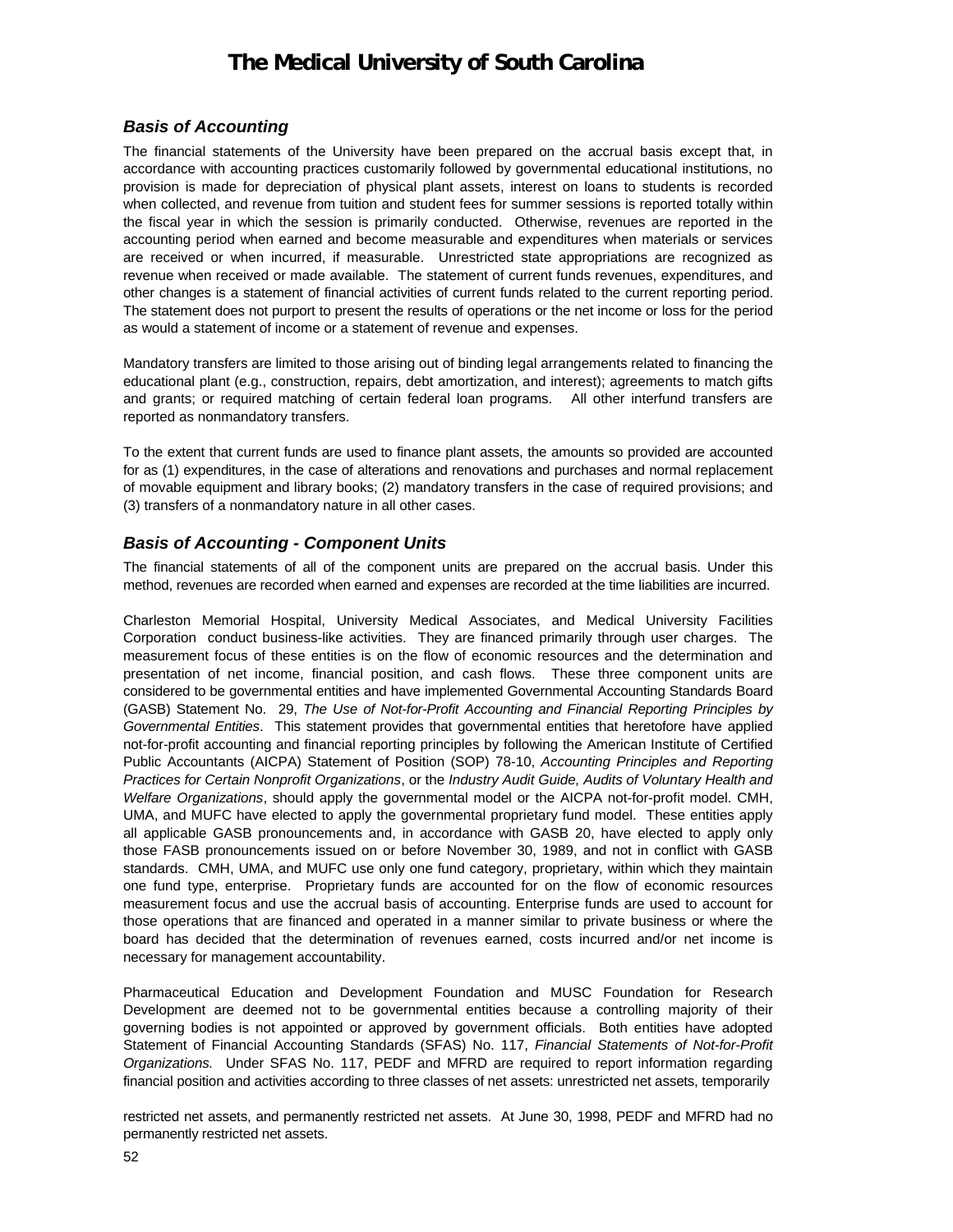## Basis of Accounting

The financial statements of the University have been prepared on the accrual basis except that, in accordance with accounting practices customarily followed by governmental educational institutions, no provision is made for depreciation of physical plant assets, interest on loans to students is recorded when collected, and revenue from tuition and student fees for summer sessions is reported totally within the fiscal year in which the session is primarily conducted. Otherwise, revenues are reported in the accounting period when earned and become measurable and expenditures when materials or services are received or when incurred, if measurable. Unrestricted state appropriations are recognized as revenue when received or made available. The statement of current funds revenues, expenditures, and other changes is a statement of financial activities of current funds related to the current reporting period. The statement does not purport to present the results of operations or the net income or loss for the period as would a statement of income or a statement of revenue and expenses.

Mandatory transfers are limited to those arising out of binding legal arrangements related to financing the educational plant (e.g., construction, repairs, debt amortization, and interest); agreements to match gifts and grants; or required matching of certain federal loan programs. All other interfund transfers are reported as nonmandatory transfers.

To the extent that current funds are used to finance plant assets, the amounts so provided are accounted for as (1) expenditures, in the case of alterations and renovations and purchases and normal replacement of movable equipment and library books; (2) mandatory transfers in the case of required provisions; and (3) transfers of a nonmandatory nature in all other cases.

## Basis of Accounting - Component Units

The financial statements of all of the component units are prepared on the accrual basis. Under this method, revenues are recorded when earned and expenses are recorded at the time liabilities are incurred.

Charleston Memorial Hospital, University Medical Associates, and Medical University Facilities Corporation conduct business-like activities. They are financed primarily through user charges. The measurement focus of these entities is on the flow of economic resources and the determination and presentation of net income, financial position, and cash flows. These three component units are considered to be governmental entities and have implemented Governmental Accounting Standards Board (GASB) Statement No. 29, *The Use of Not-for-Profit Accounting and Financial Reporting Principles by Governmental Entities*. This statement provides that governmental entities that heretofore have applied not-for-profit accounting and financial reporting principles by following the American Institute of Certified Public Accountants (AICPA) Statement of Position (SOP) 78-10, *Accounting Principles and Reporting Practices for Certain Nonprofit Organizations*, or the *Industry Audit Guide, Audits of Voluntary Health and Welfare Organizations*, should apply the governmental model or the AICPA not-for-profit model. CMH, UMA, and MUFC have elected to apply the governmental proprietary fund model. These entities apply all applicable GASB pronouncements and, in accordance with GASB 20, have elected to apply only those FASB pronouncements issued on or before November 30, 1989, and not in conflict with GASB standards. CMH, UMA, and MUFC use only one fund category, proprietary, within which they maintain one fund type, enterprise. Proprietary funds are accounted for on the flow of economic resources measurement focus and use the accrual basis of accounting. Enterprise funds are used to account for those operations that are financed and operated in a manner similar to private business or where the board has decided that the determination of revenues earned, costs incurred and/or net income is necessary for management accountability.

Pharmaceutical Education and Development Foundation and MUSC Foundation for Research Development are deemed not to be governmental entities because a controlling majority of their governing bodies is not appointed or approved by government officials. Both entities have adopted Statement of Financial Accounting Standards (SFAS) No. 117, *Financial Statements of Not-for-Profit Organizations.* Under SFAS No. 117, PEDF and MFRD are required to report information regarding financial position and activities according to three classes of net assets: unrestricted net assets, temporarily restricted net assets, and permanently restricted net assets. At June 30, 1998, PEDF and MFRD had no permanently restricted net assets.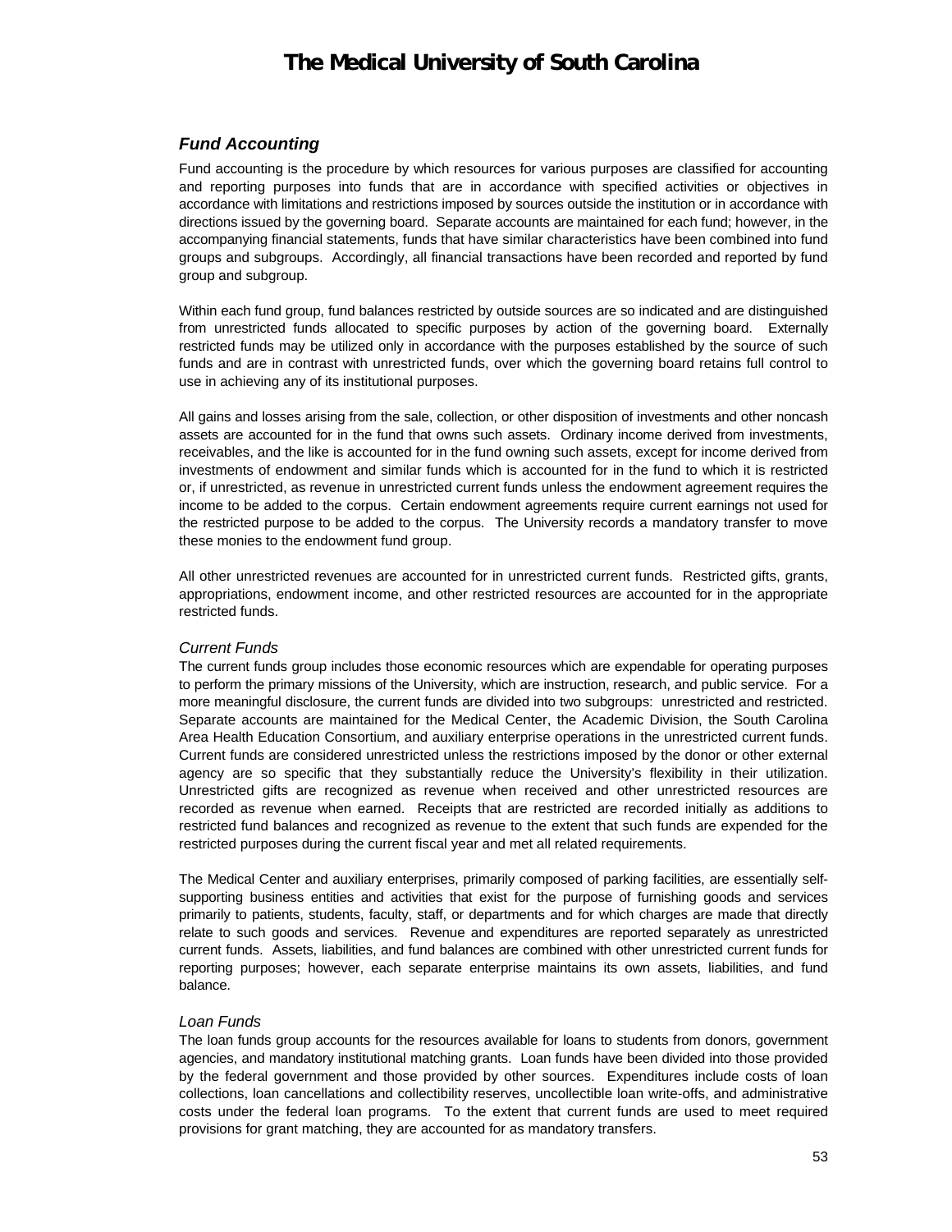## *Fund Accounting*

Fund accounting is the procedure by which resources for various purposes are classified for accounting and reporting purposes into funds that are in accordance with specified activities or objectives in accordance with limitations and restrictions imposed by sources outside the institution or in accordance with directions issued by the governing board. Separate accounts are maintained for each fund; however, in the accompanying financial statements, funds that have similar characteristics have been combined into fund groups and subgroups. Accordingly, all financial transactions have been recorded and reported by fund group and subgroup.

Within each fund group, fund balances restricted by outside sources are so indicated and are distinguished from unrestricted funds allocated to specific purposes by action of the governing board. Externally restricted funds may be utilized only in accordance with the purposes established by the source of such funds and are in contrast with unrestricted funds, over which the governing board retains full control to use in achieving any of its institutional purposes.

All gains and losses arising from the sale, collection, or other disposition of investments and other noncash assets are accounted for in the fund that owns such assets. Ordinary income derived from investments, receivables, and the like is accounted for in the fund owning such assets, except for income derived from investments of endowment and similar funds which is accounted for in the fund to which it is restricted or, if unrestricted, as revenue in unrestricted current funds unless the endowment agreement requires the income to be added to the corpus. Certain endowment agreements require current earnings not used for the restricted purpose to be added to the corpus. The University records a mandatory transfer to move these monies to the endowment fund group.

All other unrestricted revenues are accounted for in unrestricted current funds. Restricted gifts, grants, appropriations, endowment income, and other restricted resources are accounted for in the appropriate restricted funds.

### *Current Funds*

The current funds group includes those economic resources which are expendable for operating purposes to perform the primary missions of the University, which are instruction, research, and public service. For a more meaningful disclosure, the current funds are divided into two subgroups: unrestricted and restricted. Separate accounts are maintained for the Medical Center, the Academic Division, the South Carolina Area Health Education Consortium, and auxiliary enterprise operations in the unrestricted current funds. Current funds are considered unrestricted unless the restrictions imposed by the donor or other external agency are so specific that they substantially reduce the University's flexibility in their utilization. Unrestricted gifts are recognized as revenue when received and other unrestricted resources are recorded as revenue when earned. Receipts that are restricted are recorded initially as additions to restricted fund balances and recognized as revenue to the extent that such funds are expended for the restricted purposes during the current fiscal year and met all related requirements.

The Medical Center and auxiliary enterprises, primarily composed of parking facilities, are essentially self-supporting business entities and activities that exist for the purpose of furnishing goods and services primarily to patients, students, faculty, staff, or departments and for which charges are made that directly relate to such goods and services. Revenue and expenditures are reported separately as unrestricted current funds. Assets, liabilities, and fund balances are combined with other unrestricted current funds for reporting purposes; however, each separate enterprise maintains its own assets, liabilities, and fund balance.

### *Loan Funds*

The loan funds group accounts for the resources available for loans to students from donors, government agencies, and mandatory institutional matching grants. Loan funds have been divided into those provided by the federal government and those provided by other sources. Expenditures include costs of loan collections, loan cancellations and collectibility reserves, uncollectible loan write-offs, and administrative costs under the federal loan programs. To the extent that current funds are used to meet required provisions for grant matching, they are accounted for as mandatory transfers.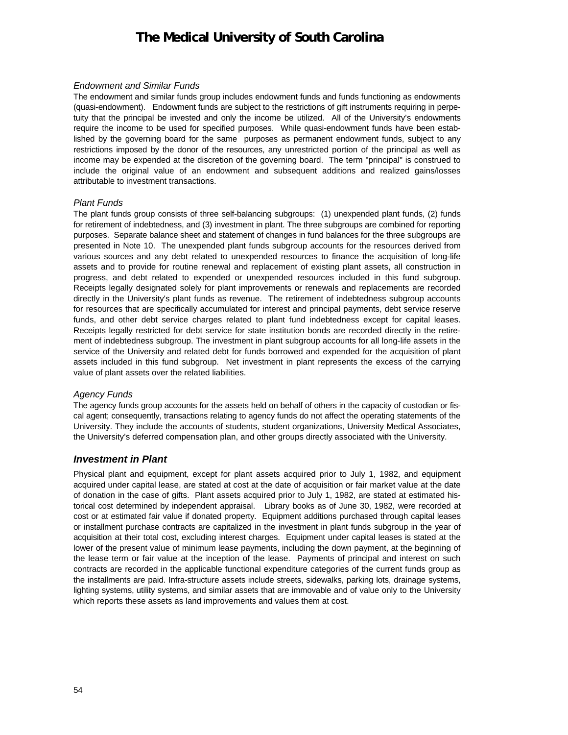*Endowment and Similar Funds*

The endowment and similar funds group includes endowment funds and funds functioning as endowments (quasi-endowment). Endowment funds are subject to the restrictions of gift instruments requiring in perpetuity that the principal be invested and only the income be utilized. All of the University's endowments require the income to be used for specified purposes. While quasi-endowment funds have been established by the governing board for the same purposes as permanent endowment funds, subject to any restrictions imposed by the donor of the resources, any unrestricted portion of the principal as well as income may be expended at the discretion of the governing board. The term "principal" is construed to include the original value of an endowment and subsequent additions and realized gains/losses attributable to investment transactions.

*Plant Funds*

The plant funds group consists of three self-balancing subgroups: (1) unexpended plant funds, (2) funds for retirement of indebtedness, and (3) investment in plant. The three subgroups are combined for reporting purposes. Separate balance sheet and statement of changes in fund balances for the three subgroups are presented in Note 10. The unexpended plant funds subgroup accounts for the resources derived from various sources and any debt related to unexpended resources to finance the acquisition of long-life assets and to provide for routine renewal and replacement of existing plant assets, all construction in progress, and debt related to expended or unexpended resources included in this fund subgroup. Receipts legally designated solely for plant improvements or renewals and replacements are recorded directly in the University's plant funds as revenue. The retirement of indebtedness subgroup accounts for resources that are specifically accumulated for interest and principal payments, debt service reserve funds, and other debt service charges related to plant fund indebtedness except for capital leases. Receipts legally restricted for debt service for state institution bonds are recorded directly in the retirement of indebtedness subgroup. The investment in plant subgroup accounts for all long-life assets in the service of the University and related debt for funds borrowed and expended for the acquisition of plant assets included in this fund subgroup. Net investment in plant represents the excess of the carrying value of plant assets over the related liabilities.

*Agency Funds*

The agency funds group accounts for the assets held on behalf of others in the capacity of custodian or fiscal agent; consequently, transactions relating to agency funds do not affect the operating statements of the University. They include the accounts of students, student organizations, University Medical Associates, the University's deferred compensation plan, and other groups directly associated with the University.

## *Investment in Plant*

Physical plant and equipment, except for plant assets acquired prior to July 1, 1982, and equipment acquired under capital lease, are stated at cost at the date of acquisition or fair market value at the date of donation in the case of gifts. Plant assets acquired prior to July 1, 1982, are stated at estimated historical cost determined by independent appraisal. Library books as of June 30, 1982, were recorded at cost or at estimated fair value if donated property. Equipment additions purchased through capital leases or installment purchase contracts are capitalized in the investment in plant funds subgroup in the year of acquisition at their total cost, excluding interest charges. Equipment under capital leases is stated at the lower of the present value of minimum lease payments, including the down payment, at the beginning of the lease term or fair value at the inception of the lease. Payments of principal and interest on such contracts are recorded in the applicable functional expenditure categories of the current funds group as the installments are paid. Infra-structure assets include streets, sidewalks, parking lots, drainage systems, lighting systems, utility systems, and similar assets that are immovable and of value only to the University which reports these assets as land improvements and values them at cost.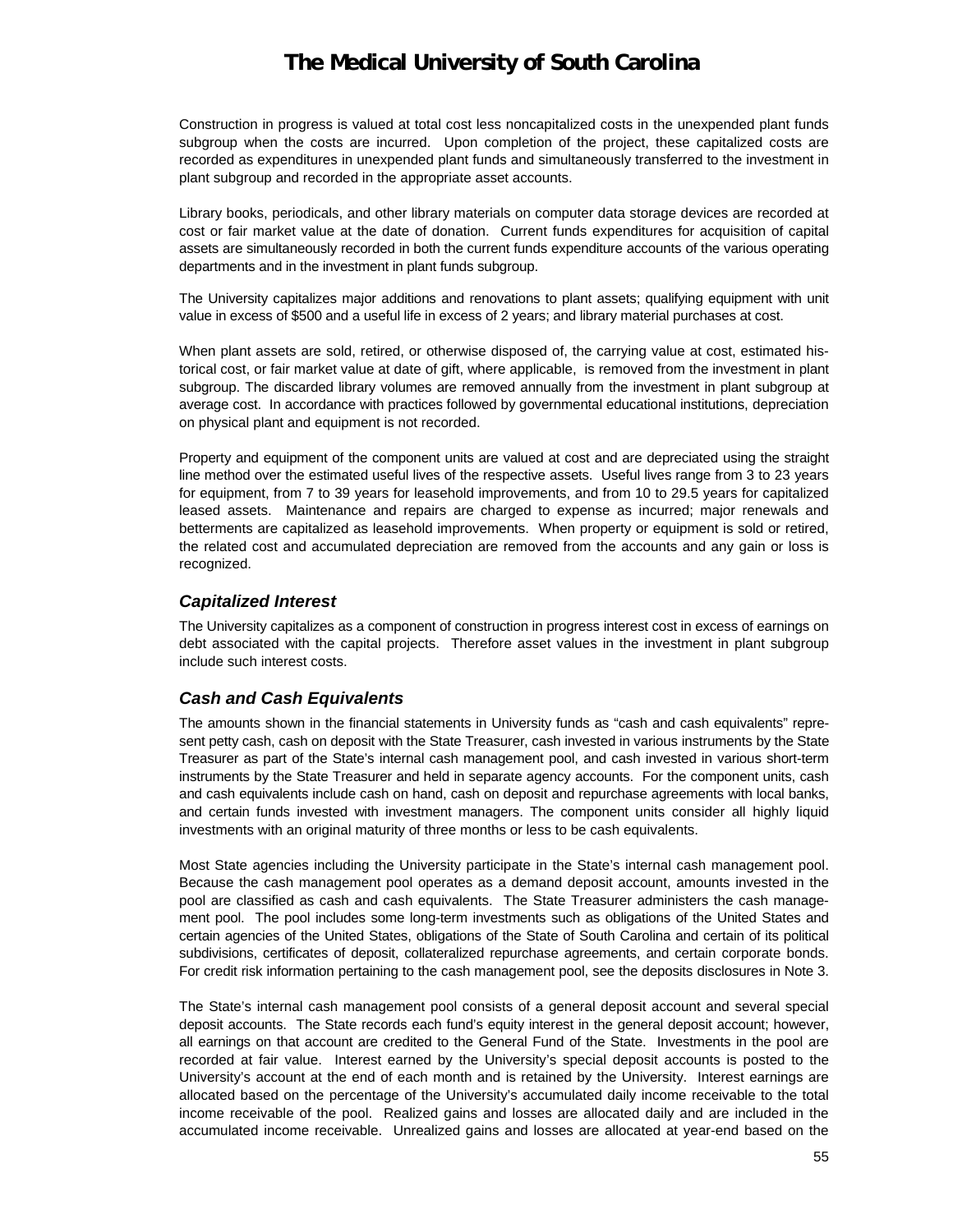Construction in progress is valued at total cost less noncapitalized costs in the unexpended plant funds subgroup when the costs are incurred. Upon completion of the project, these capitalized costs are recorded as expenditures in unexpended plant funds and simultaneously transferred to the investment in plant subgroup and recorded in the appropriate asset accounts.

Library books, periodicals, and other library materials on computer data storage devices are recorded at cost or fair market value at the date of donation. Current funds expenditures for acquisition of capital assets are simultaneously recorded in both the current funds expenditure accounts of the various operating departments and in the investment in plant funds subgroup.

The University capitalizes major additions and renovations to plant assets; qualifying equipment with unit value in excess of $500 and a useful life in excess of 2 years; and library material purchases at cost.

When plant assets are sold, retired, or otherwise disposed of, the carrying value at cost, estimated historical cost, or fair market value at date of gift, where applicable, is removed from the investment in plant subgroup. The discarded library volumes are removed annually from the investment in plant subgroup at average cost. In accordance with practices followed by governmental educational institutions, depreciation on physical plant and equipment is not recorded.

Property and equipment of the component units are valued at cost and are depreciated using the straight line method over the estimated useful lives of the respective assets. Useful lives range from 3 to 23 years for equipment, from 7 to 39 years for leasehold improvements, and from 10 to 29.5 years for capitalized leased assets. Maintenance and repairs are charged to expense as incurred; major renewals and betterments are capitalized as leasehold improvements. When property or equipment is sold or retired, the related cost and accumulated depreciation are removed from the accounts and any gain or loss is recognized.

### *Capitalized Interest*

The University capitalizes as a component of construction in progress interest cost in excess of earnings on debt associated with the capital projects. Therefore asset values in the investment in plant subgroup include such interest costs.

### *Cash and Cash Equivalents*

The amounts shown in the financial statements in University funds as "cash and cash equivalents" represent petty cash, cash on deposit with the State Treasurer, cash invested in various instruments by the State Treasurer as part of the State's internal cash management pool, and cash invested in various short-term instruments by the State Treasurer and held in separate agency accounts. For the component units, cash and cash equivalents include cash on hand, cash on deposit and repurchase agreements with local banks, and certain funds invested with investment managers. The component units consider all highly liquid investments with an original maturity of three months or less to be cash equivalents.

Most State agencies including the University participate in the State's internal cash management pool. Because the cash management pool operates as a demand deposit account, amounts invested in the pool are classified as cash and cash equivalents. The State Treasurer administers the cash management pool. The pool includes some long-term investments such as obligations of the United States and certain agencies of the United States, obligations of the State of South Carolina and certain of its political subdivisions, certificates of deposit, collateralized repurchase agreements, and certain corporate bonds. For credit risk information pertaining to the cash management pool, see the deposits disclosures in Note 3.

The State's internal cash management pool consists of a general deposit account and several special deposit accounts. The State records each fund's equity interest in the general deposit account; however, all earnings on that account are credited to the General Fund of the State. Investments in the pool are recorded at fair value. Interest earned by the University's special deposit accounts is posted to the University's account at the end of each month and is retained by the University. Interest earnings are allocated based on the percentage of the University's accumulated daily income receivable to the total income receivable of the pool. Realized gains and losses are allocated daily and are included in the accumulated income receivable. Unrealized gains and losses are allocated at year-end based on the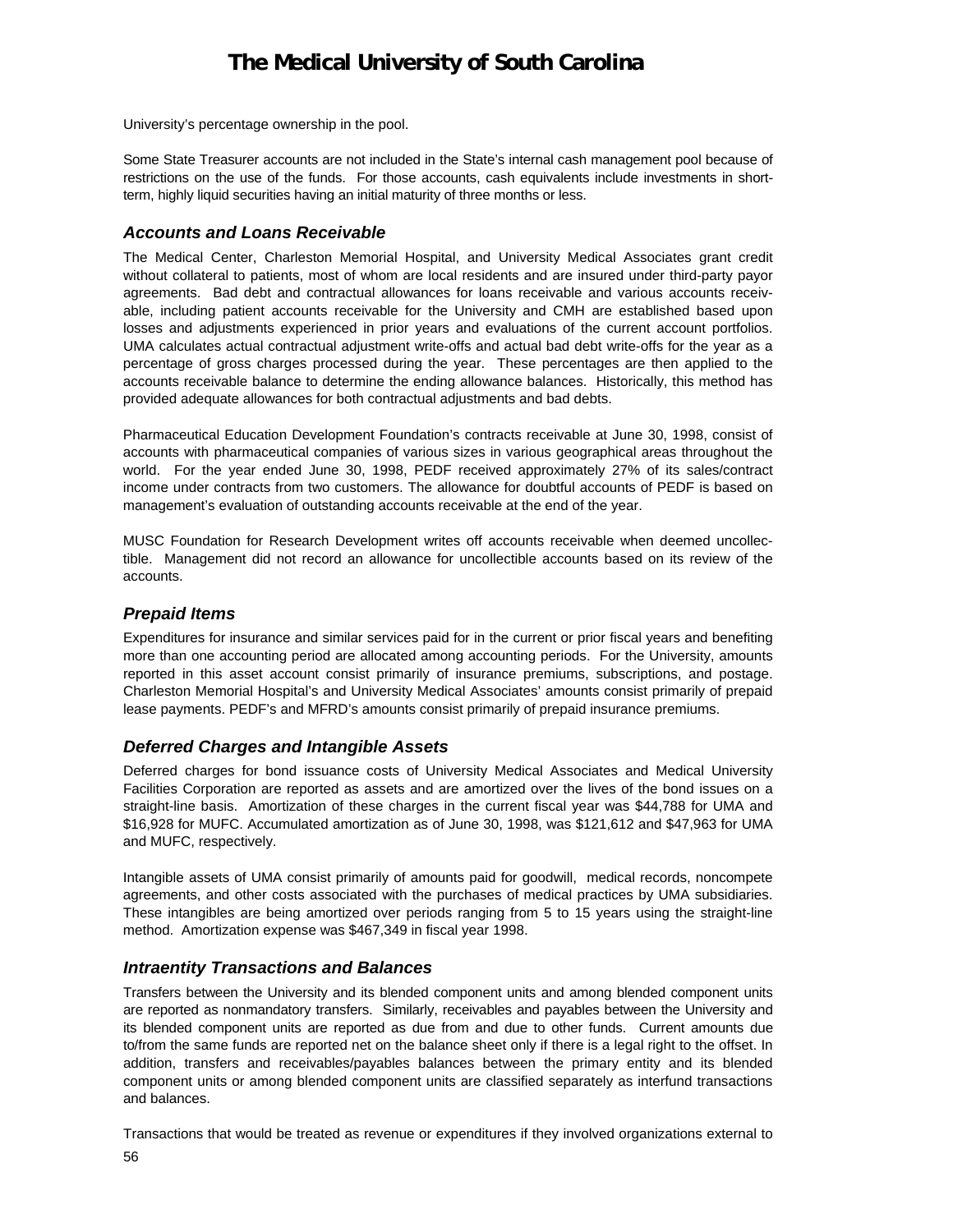University's percentage ownership in the pool.

Some State Treasurer accounts are not included in the State's internal cash management pool because of restrictions on the use of the funds. For those accounts, cash equivalents include investments in short-term, highly liquid securities having an initial maturity of three months or less.

### *Accounts and Loans Receivable*

The Medical Center, Charleston Memorial Hospital, and University Medical Associates grant credit without collateral to patients, most of whom are local residents and are insured under third-party payor agreements. Bad debt and contractual allowances for loans receivable and various accounts receivable, including patient accounts receivable for the University and CMH are established based upon losses and adjustments experienced in prior years and evaluations of the current account portfolios. UMA calculates actual contractual adjustment write-offs and actual bad debt write-offs for the year as a percentage of gross charges processed during the year. These percentages are then applied to the accounts receivable balance to determine the ending allowance balances. Historically, this method has provided adequate allowances for both contractual adjustments and bad debts.

Pharmaceutical Education Development Foundation's contracts receivable at June 30, 1998, consist of accounts with pharmaceutical companies of various sizes in various geographical areas throughout the world. For the year ended June 30, 1998, PEDF received approximately 27% of its sales/contract income under contracts from two customers. The allowance for doubtful accounts of PEDF is based on management's evaluation of outstanding accounts receivable at the end of the year.

MUSC Foundation for Research Development writes off accounts receivable when deemed uncollectible. Management did not record an allowance for uncollectible accounts based on its review of the accounts.

### *Prepaid Items*

Expenditures for insurance and similar services paid for in the current or prior fiscal years and benefiting more than one accounting period are allocated among accounting periods. For the University, amounts reported in this asset account consist primarily of insurance premiums, subscriptions, and postage. Charleston Memorial Hospital's and University Medical Associates' amounts consist primarily of prepaid lease payments. PEDF's and MFRD's amounts consist primarily of prepaid insurance premiums.

### *Deferred Charges and Intangible Assets*

Deferred charges for bond issuance costs of University Medical Associates and Medical University Facilities Corporation are reported as assets and are amortized over the lives of the bond issues on a straight-line basis. Amortization of these charges in the current fiscal year was $44,788 for UMA and $16,928 for MUFC. Accumulated amortization as of June 30, 1998, was $121,612 and $47,963 for UMA and MUFC, respectively.

Intangible assets of UMA consist primarily of amounts paid for goodwill, medical records, noncompete agreements, and other costs associated with the purchases of medical practices by UMA subsidiaries. These intangibles are being amortized over periods ranging from 5 to 15 years using the straight-line method. Amortization expense was $467,349 in fiscal year 1998.

### *Intraentity Transactions and Balances*

Transfers between the University and its blended component units and among blended component units are reported as nonmandatory transfers. Similarly, receivables and payables between the University and its blended component units are reported as due from and due to other funds. Current amounts due to/from the same funds are reported net on the balance sheet only if there is a legal right to the offset. In addition, transfers and receivables/payables balances between the primary entity and its blended component units or among blended component units are classified separately as interfund transactions and balances.

Transactions that would be treated as revenue or expenditures if they involved organizations external to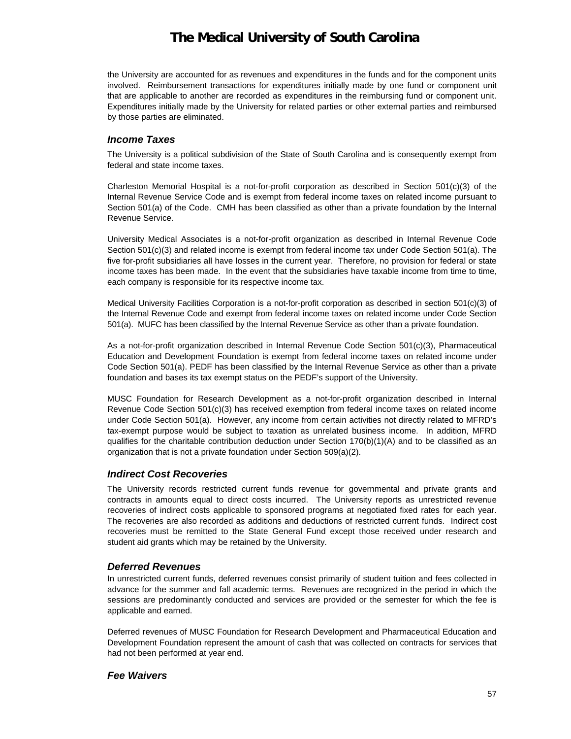the University are accounted for as revenues and expenditures in the funds and for the component units involved. Reimbursement transactions for expenditures initially made by one fund or component unit that are applicable to another are recorded as expenditures in the reimbursing fund or component unit. Expenditures initially made by the University for related parties or other external parties and reimbursed by those parties are eliminated.

### *Income Taxes*

The University is a political subdivision of the State of South Carolina and is consequently exempt from federal and state income taxes.

Charleston Memorial Hospital is a not-for-profit corporation as described in Section 501(c)(3) of the Internal Revenue Service Code and is exempt from federal income taxes on related income pursuant to Section 501(a) of the Code. CMH has been classified as other than a private foundation by the Internal Revenue Service.

University Medical Associates is a not-for-profit organization as described in Internal Revenue Code Section 501(c)(3) and related income is exempt from federal income tax under Code Section 501(a). The five for-profit subsidiaries all have losses in the current year. Therefore, no provision for federal or state income taxes has been made. In the event that the subsidiaries have taxable income from time to time, each company is responsible for its respective income tax.

Medical University Facilities Corporation is a not-for-profit corporation as described in section 501(c)(3) of the Internal Revenue Code and exempt from federal income taxes on related income under Code Section 501(a). MUFC has been classified by the Internal Revenue Service as other than a private foundation.

As a not-for-profit organization described in Internal Revenue Code Section 501(c)(3), Pharmaceutical Education and Development Foundation is exempt from federal income taxes on related income under Code Section 501(a). PEDF has been classified by the Internal Revenue Service as other than a private foundation and bases its tax exempt status on the PEDF's support of the University.

MUSC Foundation for Research Development as a not-for-profit organization described in Internal Revenue Code Section 501(c)(3) has received exemption from federal income taxes on related income under Code Section 501(a). However, any income from certain activities not directly related to MFRD's tax-exempt purpose would be subject to taxation as unrelated business income. In addition, MFRD qualifies for the charitable contribution deduction under Section 170(b)(1)(A) and to be classified as an organization that is not a private foundation under Section 509(a)(2).

### *Indirect Cost Recoveries*

The University records restricted current funds revenue for governmental and private grants and contracts in amounts equal to direct costs incurred. The University reports as unrestricted revenue recoveries of indirect costs applicable to sponsored programs at negotiated fixed rates for each year. The recoveries are also recorded as additions and deductions of restricted current funds. Indirect cost recoveries must be remitted to the State General Fund except those received under research and student aid grants which may be retained by the University.

### *Deferred Revenues*

In unrestricted current funds, deferred revenues consist primarily of student tuition and fees collected in advance for the summer and fall academic terms. Revenues are recognized in the period in which the sessions are predominantly conducted and services are provided or the semester for which the fee is applicable and earned.

Deferred revenues of MUSC Foundation for Research Development and Pharmaceutical Education and Development Foundation represent the amount of cash that was collected on contracts for services that had not been performed at year end.

### *Fee Waivers*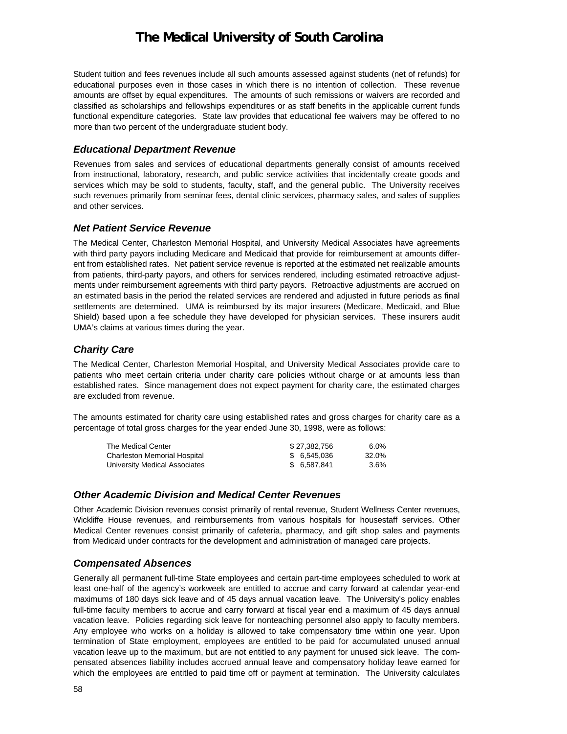Student tuition and fees revenues include all such amounts assessed against students (net of refunds) for educational purposes even in those cases in which there is no intention of collection. These revenue amounts are offset by equal expenditures. The amounts of such remissions or waivers are recorded and classified as scholarships and fellowships expenditures or as staff benefits in the applicable current funds functional expenditure categories. State law provides that educational fee waivers may be offered to no more than two percent of the undergraduate student body.

### *Educational Department Revenue*

Revenues from sales and services of educational departments generally consist of amounts received from instructional, laboratory, research, and public service activities that incidentally create goods and services which may be sold to students, faculty, staff, and the general public. The University receives such revenues primarily from seminar fees, dental clinic services, pharmacy sales, and sales of supplies and other services.

### *Net Patient Service Revenue*

The Medical Center, Charleston Memorial Hospital, and University Medical Associates have agreements with third party payors including Medicare and Medicaid that provide for reimbursement at amounts different from established rates. Net patient service revenue is reported at the estimated net realizable amounts from patients, third-party payors, and others for services rendered, including estimated retroactive adjustments under reimbursement agreements with third party payors. Retroactive adjustments are accrued on an estimated basis in the period the related services are rendered and adjusted in future periods as final settlements are determined. UMA is reimbursed by its major insurers (Medicare, Medicaid, and Blue Shield) based upon a fee schedule they have developed for physician services. These insurers audit UMA's claims at various times during the year.

### *Charity Care*

The Medical Center, Charleston Memorial Hospital, and University Medical Associates provide care to patients who meet certain criteria under charity care policies without charge or at amounts less than established rates. Since management does not expect payment for charity care, the estimated charges are excluded from revenue.

The amounts estimated for charity care using established rates and gross charges for charity care as a percentage of total gross charges for the year ended June 30, 1998, were as follows:

| | | |
|---|---|---|
| The Medical Center | \$ 27,382,756 | 6.0% |
| Charleston Memorial Hospital | \$ 6,545,036 | 32.0% |
| University Medical Associates | \$ 6,587,841 | 3.6% |

### *Other Academic Division and Medical Center Revenues*

Other Academic Division revenues consist primarily of rental revenue, Student Wellness Center revenues, Wickliffe House revenues, and reimbursements from various hospitals for housestaff services. Other Medical Center revenues consist primarily of cafeteria, pharmacy, and gift shop sales and payments from Medicaid under contracts for the development and administration of managed care projects.

### *Compensated Absences*

Generally all permanent full-time State employees and certain part-time employees scheduled to work at least one-half of the agency's workweek are entitled to accrue and carry forward at calendar year-end maximums of 180 days sick leave and of 45 days annual vacation leave. The University's policy enables full-time faculty members to accrue and carry forward at fiscal year end a maximum of 45 days annual vacation leave. Policies regarding sick leave for nonteaching personnel also apply to faculty members. Any employee who works on a holiday is allowed to take compensatory time within one year. Upon termination of State employment, employees are entitled to be paid for accumulated unused annual vacation leave up to the maximum, but are not entitled to any payment for unused sick leave. The compensated absences liability includes accrued annual leave and compensatory holiday leave earned for which the employees are entitled to paid time off or payment at termination. The University calculates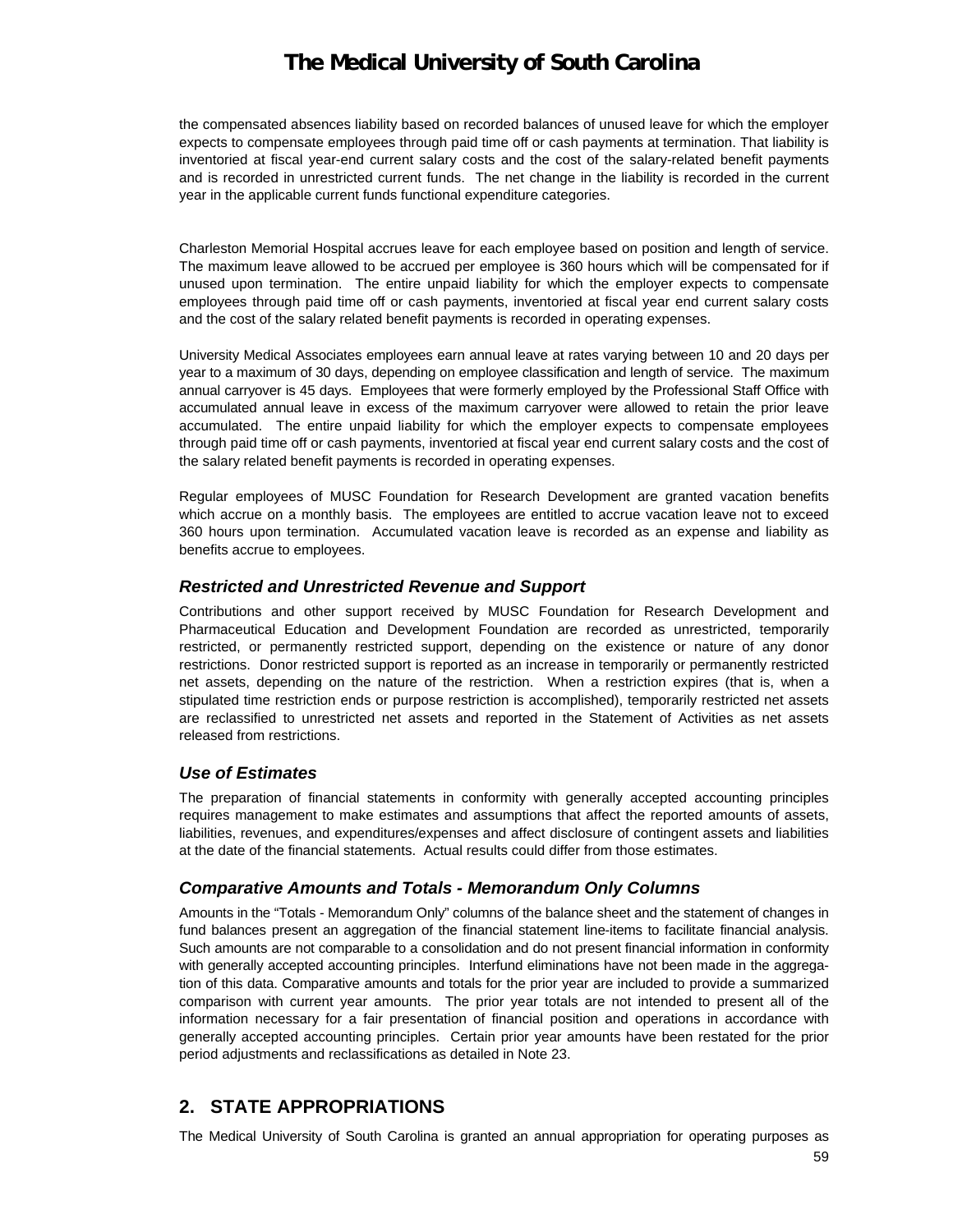the compensated absences liability based on recorded balances of unused leave for which the employer expects to compensate employees through paid time off or cash payments at termination. That liability is inventoried at fiscal year-end current salary costs and the cost of the salary-related benefit payments and is recorded in unrestricted current funds. The net change in the liability is recorded in the current year in the applicable current funds functional expenditure categories.

Charleston Memorial Hospital accrues leave for each employee based on position and length of service. The maximum leave allowed to be accrued per employee is 360 hours which will be compensated for if unused upon termination. The entire unpaid liability for which the employer expects to compensate employees through paid time off or cash payments, inventoried at fiscal year end current salary costs and the cost of the salary related benefit payments is recorded in operating expenses.

University Medical Associates employees earn annual leave at rates varying between 10 and 20 days per year to a maximum of 30 days, depending on employee classification and length of service. The maximum annual carryover is 45 days. Employees that were formerly employed by the Professional Staff Office with accumulated annual leave in excess of the maximum carryover were allowed to retain the prior leave accumulated. The entire unpaid liability for which the employer expects to compensate employees through paid time off or cash payments, inventoried at fiscal year end current salary costs and the cost of the salary related benefit payments is recorded in operating expenses.

Regular employees of MUSC Foundation for Research Development are granted vacation benefits which accrue on a monthly basis. The employees are entitled to accrue vacation leave not to exceed 360 hours upon termination. Accumulated vacation leave is recorded as an expense and liability as benefits accrue to employees.

### *Restricted and Unrestricted Revenue and Support*

Contributions and other support received by MUSC Foundation for Research Development and Pharmaceutical Education and Development Foundation are recorded as unrestricted, temporarily restricted, or permanently restricted support, depending on the existence or nature of any donor restrictions. Donor restricted support is reported as an increase in temporarily or permanently restricted net assets, depending on the nature of the restriction. When a restriction expires (that is, when a stipulated time restriction ends or purpose restriction is accomplished), temporarily restricted net assets are reclassified to unrestricted net assets and reported in the Statement of Activities as net assets released from restrictions.

### *Use of Estimates*

The preparation of financial statements in conformity with generally accepted accounting principles requires management to make estimates and assumptions that affect the reported amounts of assets, liabilities, revenues, and expenditures/expenses and affect disclosure of contingent assets and liabilities at the date of the financial statements. Actual results could differ from those estimates.

### *Comparative Amounts and Totals - Memorandum Only Columns*

Amounts in the "Totals - Memorandum Only" columns of the balance sheet and the statement of changes in fund balances present an aggregation of the financial statement line-items to facilitate financial analysis. Such amounts are not comparable to a consolidation and do not present financial information in conformity with generally accepted accounting principles. Interfund eliminations have not been made in the aggregation of this data. Comparative amounts and totals for the prior year are included to provide a summarized comparison with current year amounts. The prior year totals are not intended to present all of the information necessary for a fair presentation of financial position and operations in accordance with generally accepted accounting principles. Certain prior year amounts have been restated for the prior period adjustments and reclassifications as detailed in Note 23.

## 2. STATE APPROPRIATIONS

The Medical University of South Carolina is granted an annual appropriation for operating purposes as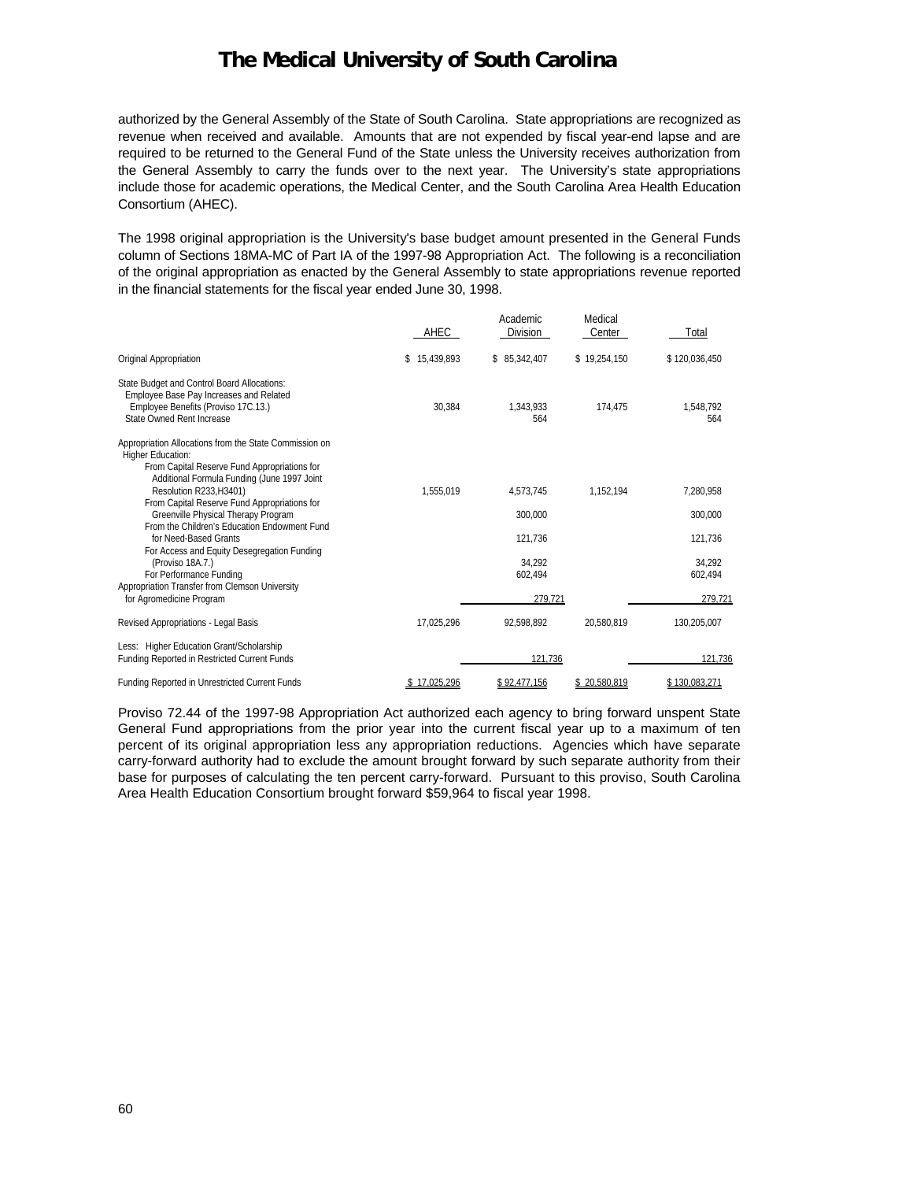authorized by the General Assembly of the State of South Carolina. State appropriations are recognized as revenue when received and available. Amounts that are not expended by fiscal year-end lapse and are required to be returned to the General Fund of the State unless the University receives authorization from the General Assembly to carry the funds over to the next year. The University's state appropriations include those for academic operations, the Medical Center, and the South Carolina Area Health Education Consortium (AHEC).

The 1998 original appropriation is the University's base budget amount presented in the General Funds column of Sections 18MA-MC of Part IA of the 1997-98 Appropriation Act. The following is a reconciliation of the original appropriation as enacted by the General Assembly to state appropriations revenue reported in the financial statements for the fiscal year ended June 30, 1998.

| | AHEC | Academic Division | Medical Center | Total |
|---|---|---|---|---|
| Original Appropriation | $ 15,439,893 | $ 85,342,407 | $ 19,254,150 | $ 120,036,450 |
| State Budget and Control Board Allocations: | | | | |
| Employee Base Pay Increases and Related Employee Benefits (Proviso 17C.13.) | 30,384 | 1,343,933 | 174,475 | 1,548,792 |
| State Owned Rent Increase | | 564 | | 564 |
| Appropriation Allocations from the State Commission on Higher Education: | | | | |
| From Capital Reserve Fund Appropriations for Additional Formula Funding (June 1997 Joint Resolution R233,H3401) | 1,555,019 | 4,573,745 | 1,152,194 | 7,280,958 |
| From Capital Reserve Fund Appropriations for Greenville Physical Therapy Program | | 300,000 | | 300,000 |
| From the Children's Education Endowment Fund for Need-Based Grants | | 121,736 | | 121,736 |
| For Access and Equity Desegregation Funding (Proviso 18A.7.) | | 34,292 | | 34,292 |
| For Performance Funding | | 602,494 | | 602,494 |
| Appropriation Transfer from Clemson University for Agromedicine Program | | 279,721 | | 279,721 |
| Revised Appropriations - Legal Basis | 17,025,296 | 92,598,892 | 20,580,819 | 130,205,007 |
| Less: Higher Education Grant/Scholarship Funding Reported in Restricted Current Funds | | 121,736 | | 121,736 |
| Funding Reported in Unrestricted Current Funds | $ 17,025,296 | $ 92,477,156 | $ 20,580,819 | $ 130,083,271 |

Proviso 72.44 of the 1997-98 Appropriation Act authorized each agency to bring forward unspent State General Fund appropriations from the prior year into the current fiscal year up to a maximum of ten percent of its original appropriation less any appropriation reductions. Agencies which have separate carry-forward authority had to exclude the amount brought forward by such separate authority from their base for purposes of calculating the ten percent carry-forward. Pursuant to this proviso, South Carolina Area Health Education Consortium brought forward $59,964 to fiscal year 1998.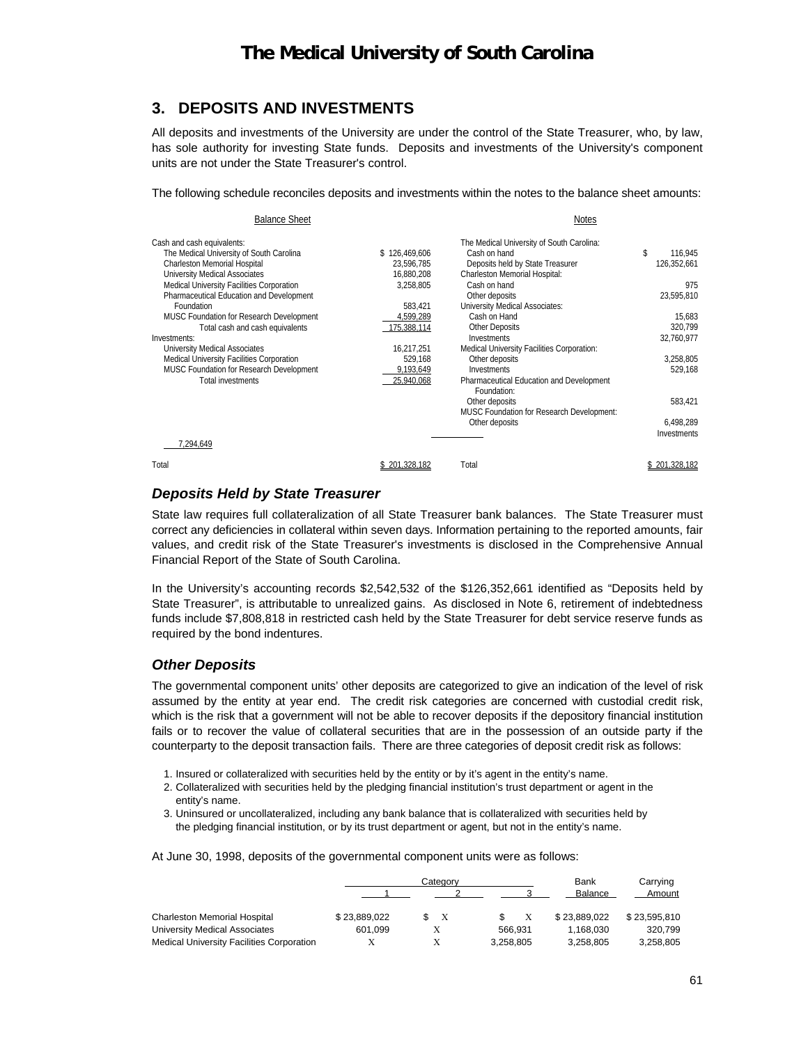# The Medical University of South Carolina

## 3. DEPOSITS AND INVESTMENTS

All deposits and investments of the University are under the control of the State Treasurer, who, by law, has sole authority for investing State funds. Deposits and investments of the University's component units are not under the State Treasurer's control.

The following schedule reconciles deposits and investments within the notes to the balance sheet amounts:

| Balance Sheet | | Notes | |
|---|---|---|---|
| Cash and cash equivalents: | | The Medical University of South Carolina: | |
| The Medical University of South Carolina | $ 126,469,606 | Cash on hand | $ 116,945 |
| Charleston Memorial Hospital | 23,596,785 | Deposits held by State Treasurer | 126,352,661 |
| University Medical Associates | 16,880,208 | Charleston Memorial Hospital: | |
| Medical University Facilities Corporation | 3,258,805 | Cash on hand | 975 |
| Pharmaceutical Education and Development Foundation | 583,421 | Other deposits | 23,595,810 |
| MUSC Foundation for Research Development | 4,599,289 | University Medical Associates: | |
| Total cash and cash equivalents | 175,388,114 | Cash on Hand | 15,683 |
| Investments: | | Other Deposits | 320,799 |
| University Medical Associates | 16,217,251 | Investments | 32,760,977 |
| Medical University Facilities Corporation | 529,168 | Medical University Facilities Corporation: | |
| MUSC Foundation for Research Development | 9,193,649 | Other deposits | 3,258,805 |
| Total investments | 25,940,068 | Investments | 529,168 |
| | | Pharmaceutical Education and Development Foundation: | |
| | | Other deposits | 583,421 |
| | | MUSC Foundation for Research Development: | |
| | | Other deposits | 6,498,289 |
| 7,294,649 | | | Investments |
| Total | $ 201,328,182 | Total | $ 201,328,182 |

### Deposits Held by State Treasurer

State law requires full collateralization of all State Treasurer bank balances. The State Treasurer must correct any deficiencies in collateral within seven days. Information pertaining to the reported amounts, fair values, and credit risk of the State Treasurer's investments is disclosed in the Comprehensive Annual Financial Report of the State of South Carolina.

In the University's accounting records $2,542,532 of the $126,352,661 identified as "Deposits held by State Treasurer", is attributable to unrealized gains. As disclosed in Note 6, retirement of indebtedness funds include $7,808,818 in restricted cash held by the State Treasurer for debt service reserve funds as required by the bond indentures.

### Other Deposits

The governmental component units' other deposits are categorized to give an indication of the level of risk assumed by the entity at year end. The credit risk categories are concerned with custodial credit risk, which is the risk that a government will not be able to recover deposits if the depository financial institution fails or to recover the value of collateral securities that are in the possession of an outside party if the counterparty to the deposit transaction fails. There are three categories of deposit credit risk as follows:

1. Insured or collateralized with securities held by the entity or by it's agent in the entity's name.
2. Collateralized with securities held by the pledging financial institution's trust department or agent in the entity's name.
3. Uninsured or uncollateralized, including any bank balance that is collateralized with securities held by the pledging financial institution, or by its trust department or agent, but not in the entity's name.

At June 30, 1998, deposits of the governmental component units were as follows:

| | Category | | | Bank | Carrying |
|---|---|---|---|---|---|
| | 1 | 2 | 3 | Balance | Amount |
| Charleston Memorial Hospital | $ 23,889,022 | $ X | $ X | $ 23,889,022 | $ 23,595,810 |
| University Medical Associates | 601,099 | X | 566,931 | 1,168,030 | 320,799 |
| Medical University Facilities Corporation | X | X | 3,258,805 | 3,258,805 | 3,258,805 |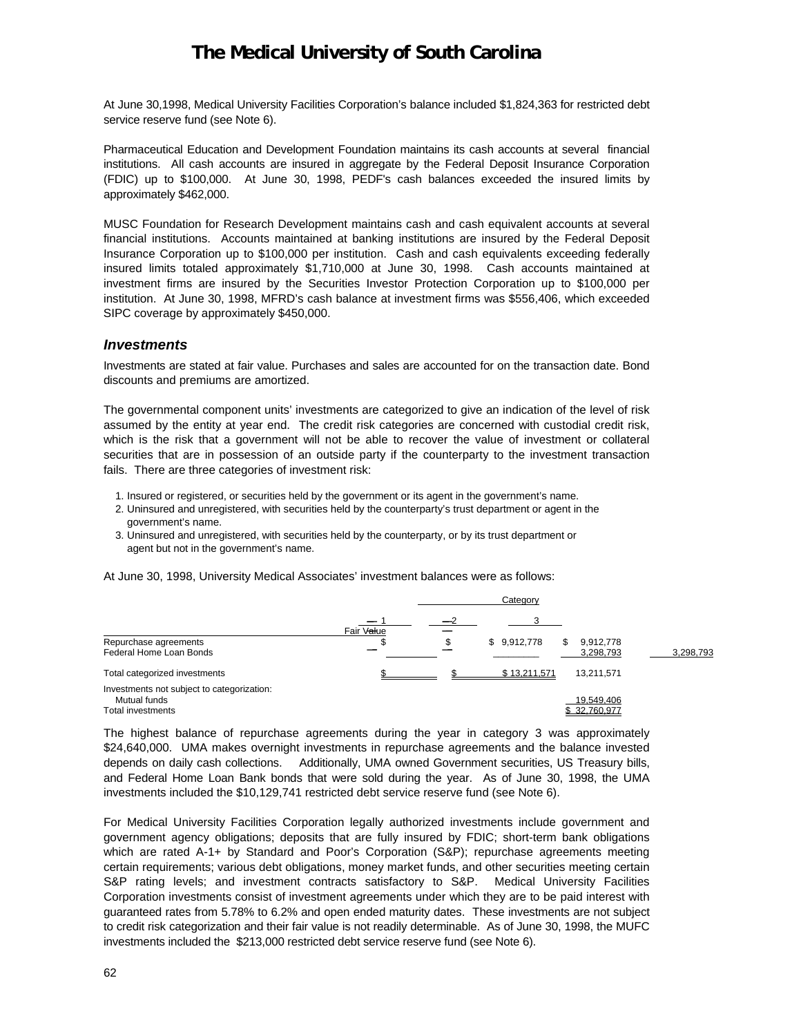At June 30,1998, Medical University Facilities Corporation's balance included $1,824,363 for restricted debt service reserve fund (see Note 6).

Pharmaceutical Education and Development Foundation maintains its cash accounts at several financial institutions. All cash accounts are insured in aggregate by the Federal Deposit Insurance Corporation (FDIC) up to $100,000. At June 30, 1998, PEDF's cash balances exceeded the insured limits by approximately $462,000.

MUSC Foundation for Research Development maintains cash and cash equivalent accounts at several financial institutions. Accounts maintained at banking institutions are insured by the Federal Deposit Insurance Corporation up to $100,000 per institution. Cash and cash equivalents exceeding federally insured limits totaled approximately $1,710,000 at June 30, 1998. Cash accounts maintained at investment firms are insured by the Securities Investor Protection Corporation up to $100,000 per institution. At June 30, 1998, MFRD's cash balance at investment firms was $556,406, which exceeded SIPC coverage by approximately $450,000.

### *Investments*

Investments are stated at fair value. Purchases and sales are accounted for on the transaction date. Bond discounts and premiums are amortized.

The governmental component units' investments are categorized to give an indication of the level of risk assumed by the entity at year end. The credit risk categories are concerned with custodial credit risk, which is the risk that a government will not be able to recover the value of investment or collateral securities that are in possession of an outside party if the counterparty to the investment transaction fails. There are three categories of investment risk:

1. Insured or registered, or securities held by the government or its agent in the government's name.
2. Uninsured and unregistered, with securities held by the counterparty's trust department or agent in the government's name.
3. Uninsured and unregistered, with securities held by the counterparty, or by its trust department or agent but not in the government's name.

At June 30, 1998, University Medical Associates' investment balances were as follows:

| | Category | | | | |
|---|---|---|---|---|---|
| | 1 | 2 | 3 | Fair Value | |
| Repurchase agreements | $ | $ | $ 9,912,778 | $ 9,912,778 | |
| Federal Home Loan Bonds | | | | 3,298,793 | 3,298,793 |
| Total categorized investments | $ | $ | $ 13,211,571 | 13,211,571 | |
| Investments not subject to categorization: | | | | | |
| Mutual funds | | | | 19,549,406 | |
| Total investments | | | | $ 32,760,977 | |

The highest balance of repurchase agreements during the year in category 3 was approximately $24,640,000. UMA makes overnight investments in repurchase agreements and the balance invested depends on daily cash collections. Additionally, UMA owned Government securities, US Treasury bills, and Federal Home Loan Bank bonds that were sold during the year. As of June 30, 1998, the UMA investments included the $10,129,741 restricted debt service reserve fund (see Note 6).

For Medical University Facilities Corporation legally authorized investments include government and government agency obligations; deposits that are fully insured by FDIC; short-term bank obligations which are rated A-1+ by Standard and Poor's Corporation (S&P); repurchase agreements meeting certain requirements; various debt obligations, money market funds, and other securities meeting certain S&P rating levels; and investment contracts satisfactory to S&P. Medical University Facilities Corporation investments consist of investment agreements under which they are to be paid interest with guaranteed rates from 5.78% to 6.2% and open ended maturity dates. These investments are not subject to credit risk categorization and their fair value is not readily determinable. As of June 30, 1998, the MUFC investments included the $213,000 restricted debt service reserve fund (see Note 6).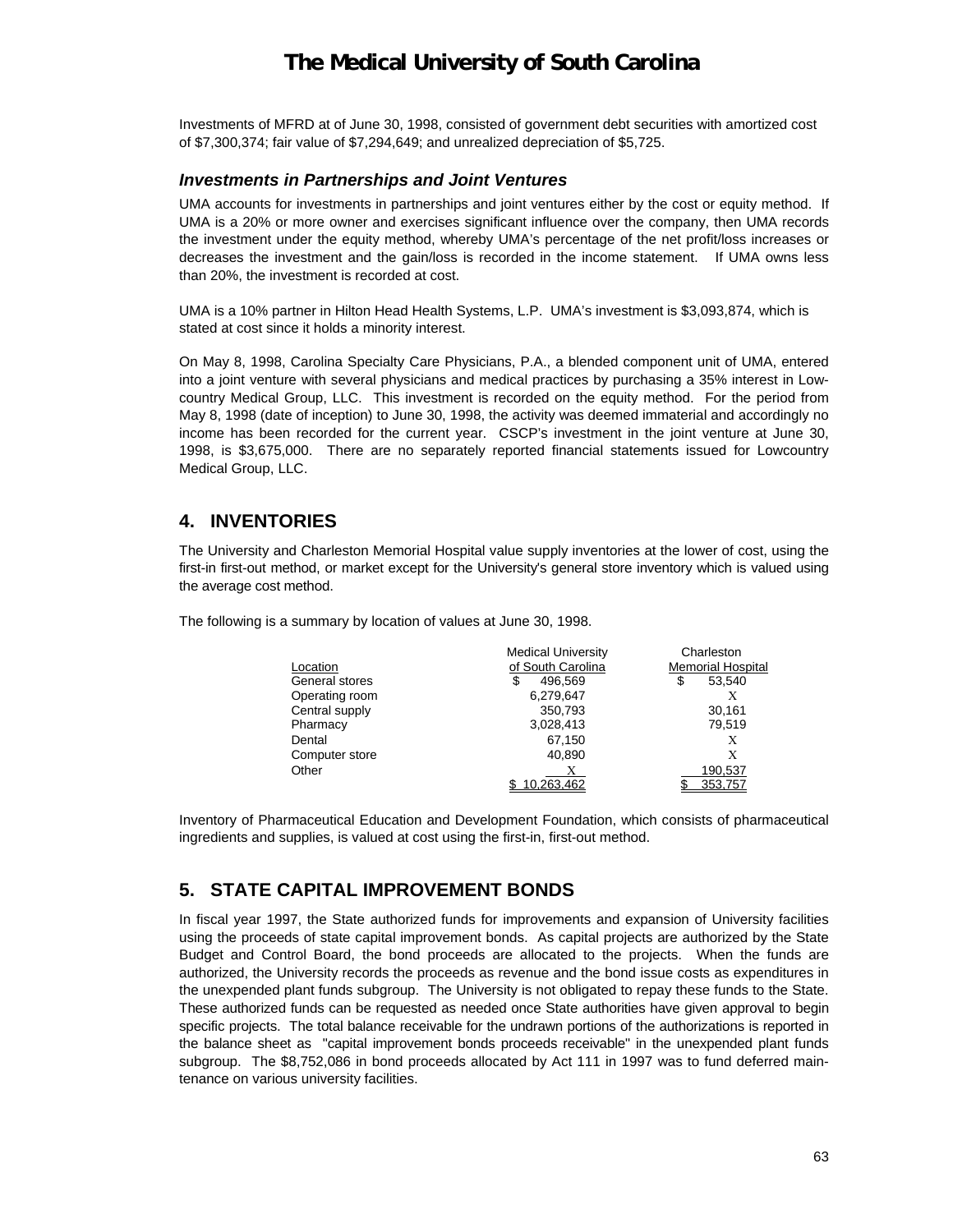Investments of MFRD at of June 30, 1998, consisted of government debt securities with amortized cost of $7,300,374; fair value of $7,294,649; and unrealized depreciation of $5,725.

### *Investments in Partnerships and Joint Ventures*

UMA accounts for investments in partnerships and joint ventures either by the cost or equity method. If UMA is a 20% or more owner and exercises significant influence over the company, then UMA records the investment under the equity method, whereby UMA's percentage of the net profit/loss increases or decreases the investment and the gain/loss is recorded in the income statement. If UMA owns less than 20%, the investment is recorded at cost.

UMA is a 10% partner in Hilton Head Health Systems, L.P. UMA's investment is $3,093,874, which is stated at cost since it holds a minority interest.

On May 8, 1998, Carolina Specialty Care Physicians, P.A., a blended component unit of UMA, entered into a joint venture with several physicians and medical practices by purchasing a 35% interest in Lowcountry Medical Group, LLC. This investment is recorded on the equity method. For the period from May 8, 1998 (date of inception) to June 30, 1998, the activity was deemed immaterial and accordingly no income has been recorded for the current year. CSCP's investment in the joint venture at June 30, 1998, is $3,675,000. There are no separately reported financial statements issued for Lowcountry Medical Group, LLC.

## 4. INVENTORIES

The University and Charleston Memorial Hospital value supply inventories at the lower of cost, using the first-in first-out method, or market except for the University's general store inventory which is valued using the average cost method.

The following is a summary by location of values at June 30, 1998.

| Location | Medical University of South Carolina | Charleston Memorial Hospital |
|---|---|---|
| General stores | $ 496,569 | $ 53,540 |
| Operating room | 6,279,647 | X |
| Central supply | 350,793 | 30,161 |
| Pharmacy | 3,028,413 | 79,519 |
| Dental | 67,150 | X |
| Computer store | 40,890 | X |
| Other | X | 190,537 |
| | $ 10,263,462 | $ 353,757 |

Inventory of Pharmaceutical Education and Development Foundation, which consists of pharmaceutical ingredients and supplies, is valued at cost using the first-in, first-out method.

## 5. STATE CAPITAL IMPROVEMENT BONDS

In fiscal year 1997, the State authorized funds for improvements and expansion of University facilities using the proceeds of state capital improvement bonds. As capital projects are authorized by the State Budget and Control Board, the bond proceeds are allocated to the projects. When the funds are authorized, the University records the proceeds as revenue and the bond issue costs as expenditures in the unexpended plant funds subgroup. The University is not obligated to repay these funds to the State. These authorized funds can be requested as needed once State authorities have given approval to begin specific projects. The total balance receivable for the undrawn portions of the authorizations is reported in the balance sheet as "capital improvement bonds proceeds receivable" in the unexpended plant funds subgroup. The $8,752,086 in bond proceeds allocated by Act 111 in 1997 was to fund deferred maintenance on various university facilities.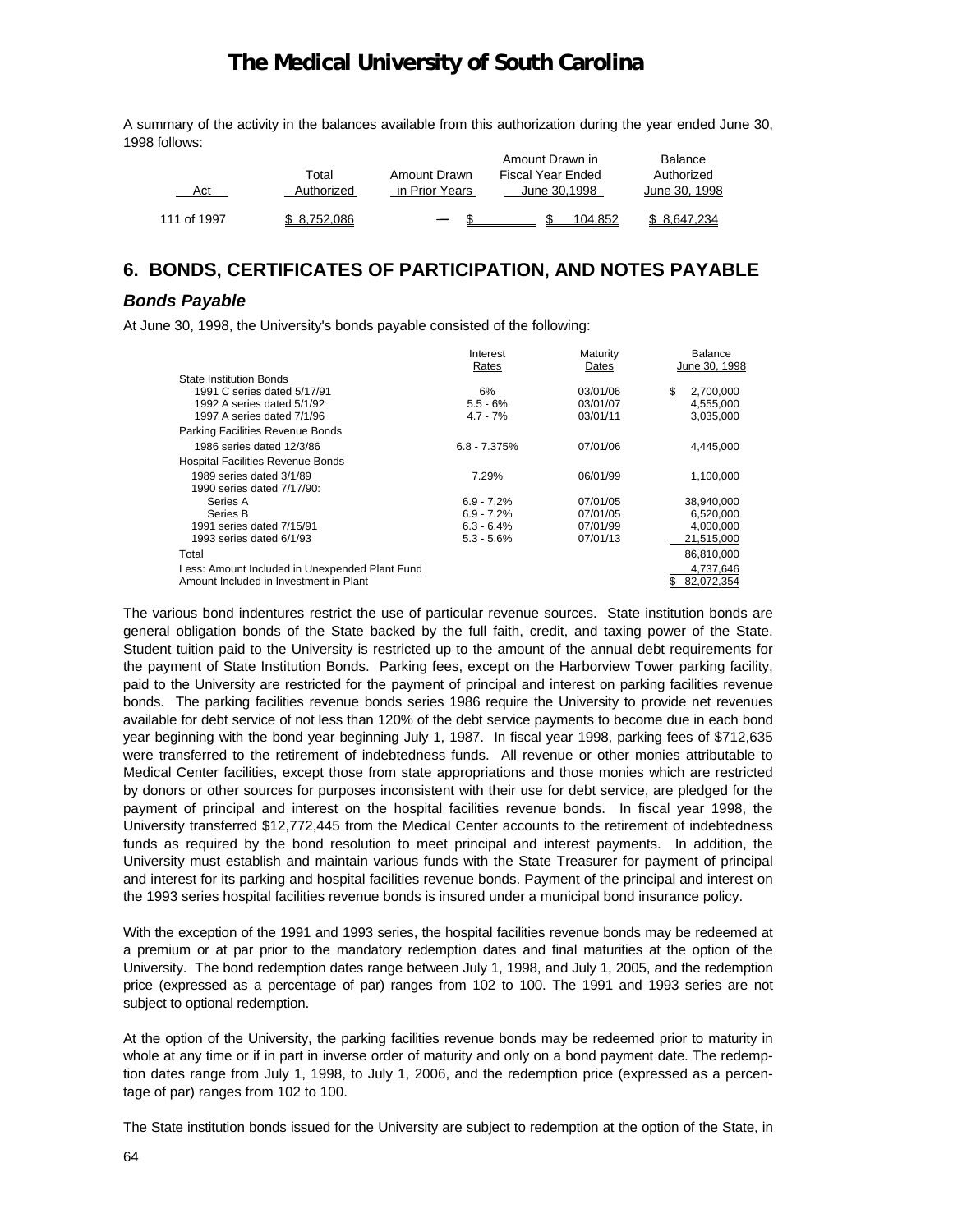A summary of the activity in the balances available from this authorization during the year ended June 30, 1998 follows:

| Act | Total Authorized | Amount Drawn in Prior Years | Amount Drawn in Fiscal Year Ended June 30,1998 | Balance Authorized June 30, 1998 |
|---|---|---|---|---|
| 111 of 1997 | $ 8,752,086 | — $ | $ 104,852 | $ 8,647,234 |

## 6. BONDS, CERTIFICATES OF PARTICIPATION, AND NOTES PAYABLE

### *Bonds Payable*

At June 30, 1998, the University's bonds payable consisted of the following:

| | Interest Rates | Maturity Dates | Balance June 30, 1998 |
|---|---|---|---|
| State Institution Bonds | | | |
| 1991 C series dated 5/17/91 | 6% | 03/01/06 | $ 2,700,000 |
| 1992 A series dated 5/1/92 | 5.5 - 6% | 03/01/07 | 4,555,000 |
| 1997 A series dated 7/1/96 | 4.7 - 7% | 03/01/11 | 3,035,000 |
| Parking Facilities Revenue Bonds | | | |
| 1986 series dated 12/3/86 | 6.8 - 7.375% | 07/01/06 | 4,445,000 |
| Hospital Facilities Revenue Bonds | | | |
| 1989 series dated 3/1/89 | 7.29% | 06/01/99 | 1,100,000 |
| 1990 series dated 7/17/90: | | | |
| Series A | 6.9 - 7.2% | 07/01/05 | 38,940,000 |
| Series B | 6.9 - 7.2% | 07/01/05 | 6,520,000 |
| 1991 series dated 7/15/91 | 6.3 - 6.4% | 07/01/99 | 4,000,000 |
| 1993 series dated 6/1/93 | 5.3 - 5.6% | 07/01/13 | 21,515,000 |
| Total | | | 86,810,000 |
| Less: Amount Included in Unexpended Plant Fund | | | 4,737,646 |
| Amount Included in Investment in Plant | | | $ 82,072,354 |

The various bond indentures restrict the use of particular revenue sources. State institution bonds are general obligation bonds of the State backed by the full faith, credit, and taxing power of the State. Student tuition paid to the University is restricted up to the amount of the annual debt requirements for the payment of State Institution Bonds. Parking fees, except on the Harborview Tower parking facility, paid to the University are restricted for the payment of principal and interest on parking facilities revenue bonds. The parking facilities revenue bonds series 1986 require the University to provide net revenues available for debt service of not less than 120% of the debt service payments to become due in each bond year beginning with the bond year beginning July 1, 1987. In fiscal year 1998, parking fees of $712,635 were transferred to the retirement of indebtedness funds. All revenue or other monies attributable to Medical Center facilities, except those from state appropriations and those monies which are restricted by donors or other sources for purposes inconsistent with their use for debt service, are pledged for the payment of principal and interest on the hospital facilities revenue bonds. In fiscal year 1998, the University transferred $12,772,445 from the Medical Center accounts to the retirement of indebtedness funds as required by the bond resolution to meet principal and interest payments. In addition, the University must establish and maintain various funds with the State Treasurer for payment of principal and interest for its parking and hospital facilities revenue bonds. Payment of the principal and interest on the 1993 series hospital facilities revenue bonds is insured under a municipal bond insurance policy.

With the exception of the 1991 and 1993 series, the hospital facilities revenue bonds may be redeemed at a premium or at par prior to the mandatory redemption dates and final maturities at the option of the University. The bond redemption dates range between July 1, 1998, and July 1, 2005, and the redemption price (expressed as a percentage of par) ranges from 102 to 100. The 1991 and 1993 series are not subject to optional redemption.

At the option of the University, the parking facilities revenue bonds may be redeemed prior to maturity in whole at any time or if in part in inverse order of maturity and only on a bond payment date. The redemption dates range from July 1, 1998, to July 1, 2006, and the redemption price (expressed as a percentage of par) ranges from 102 to 100.

The State institution bonds issued for the University are subject to redemption at the option of the State, in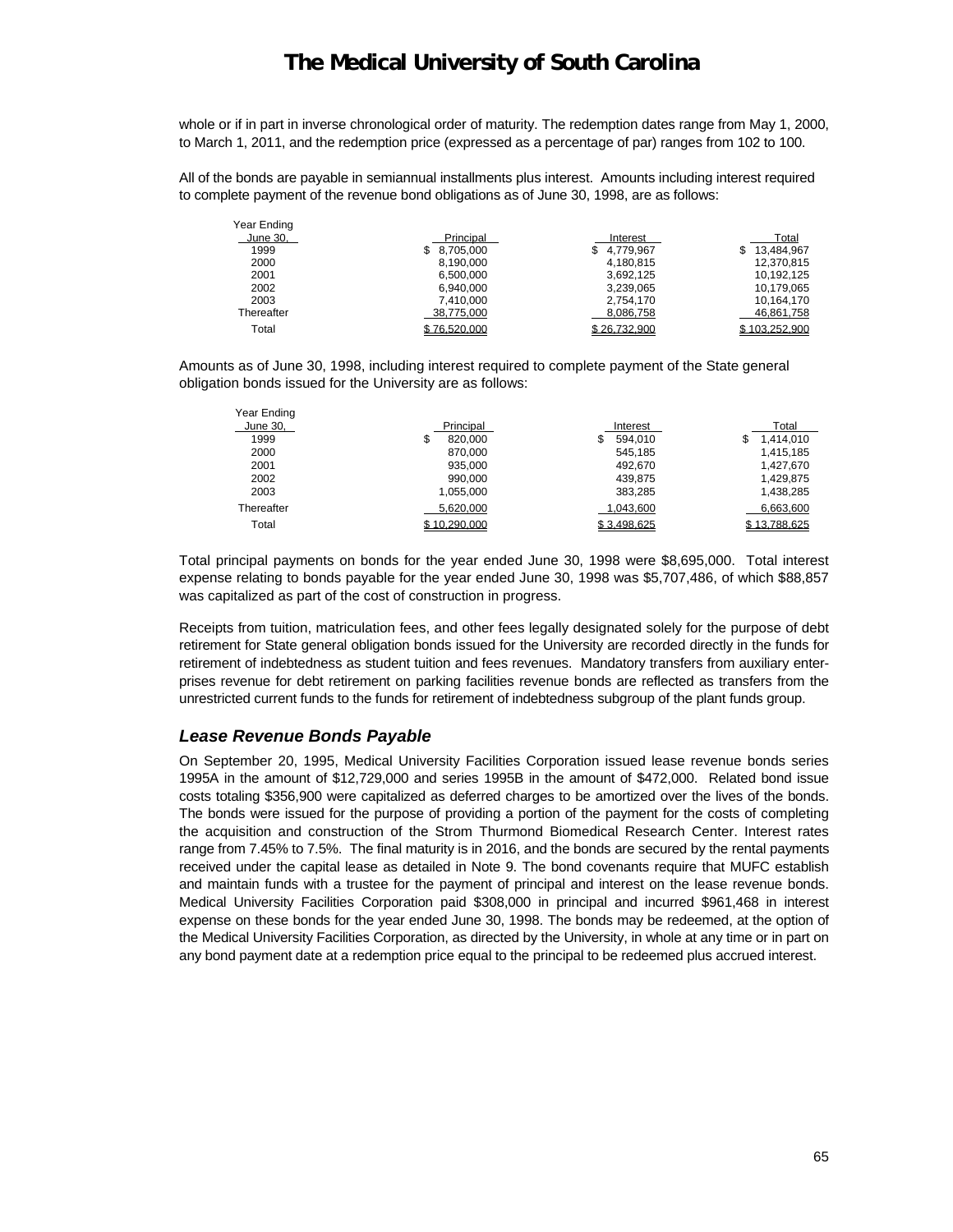whole or if in part in inverse chronological order of maturity. The redemption dates range from May 1, 2000, to March 1, 2011, and the redemption price (expressed as a percentage of par) ranges from 102 to 100.

All of the bonds are payable in semiannual installments plus interest. Amounts including interest required to complete payment of the revenue bond obligations as of June 30, 1998, are as follows:

| Year Ending June 30, | Principal | Interest | Total |
|---|---|---|---|
| 1999 | $ 8,705,000 | $ 4,779,967 | $ 13,484,967 |
| 2000 | 8,190,000 | 4,180,815 | 12,370,815 |
| 2001 | 6,500,000 | 3,692,125 | 10,192,125 |
| 2002 | 6,940,000 | 3,239,065 | 10,179,065 |
| 2003 | 7,410,000 | 2,754,170 | 10,164,170 |
| Thereafter | 38,775,000 | 8,086,758 | 46,861,758 |
| Total | $ 76,520,000 | $ 26,732,900 | $ 103,252,900 |

Amounts as of June 30, 1998, including interest required to complete payment of the State general obligation bonds issued for the University are as follows:

| Year Ending June 30, | Principal | Interest | Total |
|---|---|---|---|
| 1999 | $ 820,000 | $ 594,010 | $ 1,414,010 |
| 2000 | 870,000 | 545,185 | 1,415,185 |
| 2001 | 935,000 | 492,670 | 1,427,670 |
| 2002 | 990,000 | 439,875 | 1,429,875 |
| 2003 | 1,055,000 | 383,285 | 1,438,285 |
| Thereafter | 5,620,000 | 1,043,600 | 6,663,600 |
| Total | $ 10,290,000 | $ 3,498,625 | $ 13,788,625 |

Total principal payments on bonds for the year ended June 30, 1998 were $8,695,000. Total interest expense relating to bonds payable for the year ended June 30, 1998 was $5,707,486, of which $88,857 was capitalized as part of the cost of construction in progress.

Receipts from tuition, matriculation fees, and other fees legally designated solely for the purpose of debt retirement for State general obligation bonds issued for the University are recorded directly in the funds for retirement of indebtedness as student tuition and fees revenues. Mandatory transfers from auxiliary enterprises revenue for debt retirement on parking facilities revenue bonds are reflected as transfers from the unrestricted current funds to the funds for retirement of indebtedness subgroup of the plant funds group.

### *Lease Revenue Bonds Payable*

On September 20, 1995, Medical University Facilities Corporation issued lease revenue bonds series 1995A in the amount of $12,729,000 and series 1995B in the amount of $472,000. Related bond issue costs totaling $356,900 were capitalized as deferred charges to be amortized over the lives of the bonds. The bonds were issued for the purpose of providing a portion of the payment for the costs of completing the acquisition and construction of the Strom Thurmond Biomedical Research Center. Interest rates range from 7.45% to 7.5%. The final maturity is in 2016, and the bonds are secured by the rental payments received under the capital lease as detailed in Note 9. The bond covenants require that MUFC establish and maintain funds with a trustee for the payment of principal and interest on the lease revenue bonds. Medical University Facilities Corporation paid $308,000 in principal and incurred $961,468 in interest expense on these bonds for the year ended June 30, 1998. The bonds may be redeemed, at the option of the Medical University Facilities Corporation, as directed by the University, in whole at any time or in part on any bond payment date at a redemption price equal to the principal to be redeemed plus accrued interest.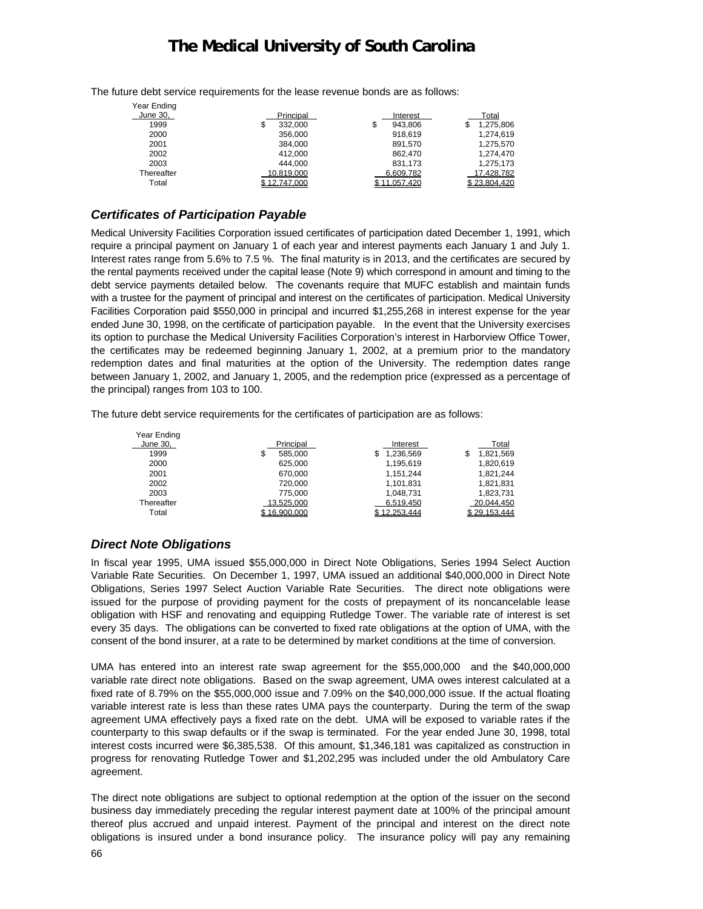# The Medical University of South Carolina

The future debt service requirements for the lease revenue bonds are as follows:

| Year Ending June 30, | Principal | Interest | Total |
|---|---|---|---|
| 1999 | $ 332,000 | $ 943,806 | $ 1,275,806 |
| 2000 | 356,000 | 918,619 | 1,274,619 |
| 2001 | 384,000 | 891,570 | 1,275,570 |
| 2002 | 412,000 | 862,470 | 1,274,470 |
| 2003 | 444,000 | 831,173 | 1,275,173 |
| Thereafter | 10,819,000 | 6,609,782 | 17,428,782 |
| Total | $ 12,747,000 | $ 11,057,420 | $ 23,804,420 |

### *Certificates of Participation Payable*

Medical University Facilities Corporation issued certificates of participation dated December 1, 1991, which require a principal payment on January 1 of each year and interest payments each January 1 and July 1. Interest rates range from 5.6% to 7.5 %. The final maturity is in 2013, and the certificates are secured by the rental payments received under the capital lease (Note 9) which correspond in amount and timing to the debt service payments detailed below. The covenants require that MUFC establish and maintain funds with a trustee for the payment of principal and interest on the certificates of participation. Medical University Facilities Corporation paid $550,000 in principal and incurred $1,255,268 in interest expense for the year ended June 30, 1998, on the certificate of participation payable. In the event that the University exercises its option to purchase the Medical University Facilities Corporation's interest in Harborview Office Tower, the certificates may be redeemed beginning January 1, 2002, at a premium prior to the mandatory redemption dates and final maturities at the option of the University. The redemption dates range between January 1, 2002, and January 1, 2005, and the redemption price (expressed as a percentage of the principal) ranges from 103 to 100.

The future debt service requirements for the certificates of participation are as follows:

| Year Ending June 30, | Principal | Interest | Total |
|---|---|---|---|
| 1999 | $ 585,000 | $ 1,236,569 | $ 1,821,569 |
| 2000 | 625,000 | 1,195,619 | 1,820,619 |
| 2001 | 670,000 | 1,151,244 | 1,821,244 |
| 2002 | 720,000 | 1,101,831 | 1,821,831 |
| 2003 | 775,000 | 1,048,731 | 1,823,731 |
| Thereafter | 13,525,000 | 6,519,450 | 20,044,450 |
| Total | $ 16,900,000 | $ 12,253,444 | $ 29,153,444 |

### *Direct Note Obligations*

In fiscal year 1995, UMA issued $55,000,000 in Direct Note Obligations, Series 1994 Select Auction Variable Rate Securities. On December 1, 1997, UMA issued an additional $40,000,000 in Direct Note Obligations, Series 1997 Select Auction Variable Rate Securities. The direct note obligations were issued for the purpose of providing payment for the costs of prepayment of its noncancelable lease obligation with HSF and renovating and equipping Rutledge Tower. The variable rate of interest is set every 35 days. The obligations can be converted to fixed rate obligations at the option of UMA, with the consent of the bond insurer, at a rate to be determined by market conditions at the time of conversion.

UMA has entered into an interest rate swap agreement for the $55,000,000 and the $40,000,000 variable rate direct note obligations. Based on the swap agreement, UMA owes interest calculated at a fixed rate of 8.79% on the $55,000,000 issue and 7.09% on the $40,000,000 issue. If the actual floating variable interest rate is less than these rates UMA pays the counterparty. During the term of the swap agreement UMA effectively pays a fixed rate on the debt. UMA will be exposed to variable rates if the counterparty to this swap defaults or if the swap is terminated. For the year ended June 30, 1998, total interest costs incurred were $6,385,538. Of this amount, $1,346,181 was capitalized as construction in progress for renovating Rutledge Tower and $1,202,295 was included under the old Ambulatory Care agreement.

The direct note obligations are subject to optional redemption at the option of the issuer on the second business day immediately preceding the regular interest payment date at 100% of the principal amount thereof plus accrued and unpaid interest. Payment of the principal and interest on the direct note obligations is insured under a bond insurance policy. The insurance policy will pay any remaining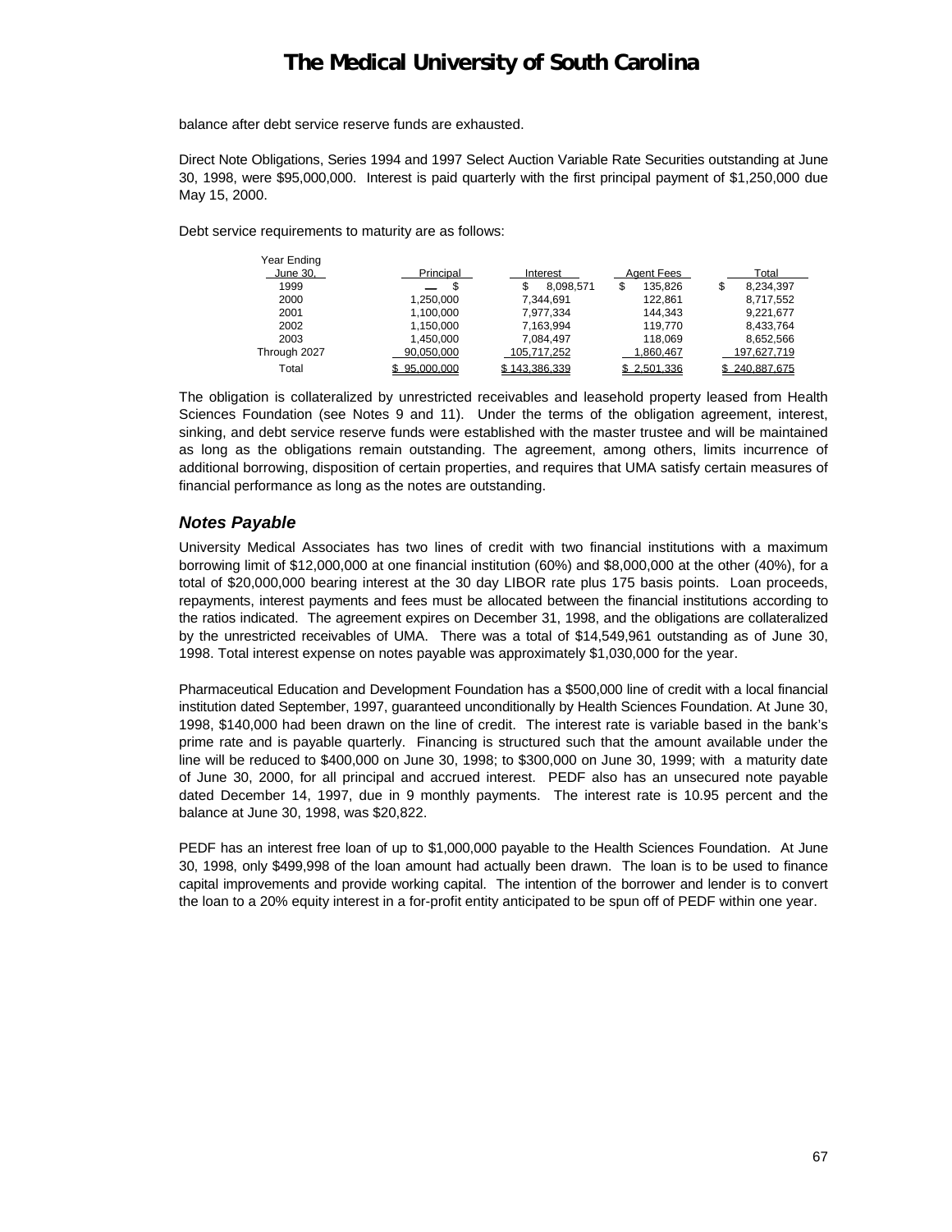balance after debt service reserve funds are exhausted.

Direct Note Obligations, Series 1994 and 1997 Select Auction Variable Rate Securities outstanding at June 30, 1998, were $95,000,000. Interest is paid quarterly with the first principal payment of $1,250,000 due May 15, 2000.

Debt service requirements to maturity are as follows:

| Year Ending June 30, | Principal | Interest | Agent Fees | Total |
|---|---|---|---|---|
| 1999 | — $ | $ 8,098,571 | $ 135,826 | $ 8,234,397 |
| 2000 | 1,250,000 | 7,344,691 | 122,861 | 8,717,552 |
| 2001 | 1,100,000 | 7,977,334 | 144,343 | 9,221,677 |
| 2002 | 1,150,000 | 7,163,994 | 119,770 | 8,433,764 |
| 2003 | 1,450,000 | 7,084,497 | 118,069 | 8,652,566 |
| Through 2027 | 90,050,000 | 105,717,252 | 1,860,467 | 197,627,719 |
| Total | $ 95,000,000 | $ 143,386,339 | $ 2,501,336 | $ 240,887,675 |

The obligation is collateralized by unrestricted receivables and leasehold property leased from Health Sciences Foundation (see Notes 9 and 11). Under the terms of the obligation agreement, interest, sinking, and debt service reserve funds were established with the master trustee and will be maintained as long as the obligations remain outstanding. The agreement, among others, limits incurrence of additional borrowing, disposition of certain properties, and requires that UMA satisfy certain measures of financial performance as long as the notes are outstanding.

### *Notes Payable*

University Medical Associates has two lines of credit with two financial institutions with a maximum borrowing limit of $12,000,000 at one financial institution (60%) and $8,000,000 at the other (40%), for a total of $20,000,000 bearing interest at the 30 day LIBOR rate plus 175 basis points. Loan proceeds, repayments, interest payments and fees must be allocated between the financial institutions according to the ratios indicated. The agreement expires on December 31, 1998, and the obligations are collateralized by the unrestricted receivables of UMA. There was a total of $14,549,961 outstanding as of June 30, 1998. Total interest expense on notes payable was approximately $1,030,000 for the year.

Pharmaceutical Education and Development Foundation has a $500,000 line of credit with a local financial institution dated September, 1997, guaranteed unconditionally by Health Sciences Foundation. At June 30, 1998, $140,000 had been drawn on the line of credit. The interest rate is variable based in the bank's prime rate and is payable quarterly. Financing is structured such that the amount available under the line will be reduced to $400,000 on June 30, 1998; to $300,000 on June 30, 1999; with a maturity date of June 30, 2000, for all principal and accrued interest. PEDF also has an unsecured note payable dated December 14, 1997, due in 9 monthly payments. The interest rate is 10.95 percent and the balance at June 30, 1998, was $20,822.

PEDF has an interest free loan of up to $1,000,000 payable to the Health Sciences Foundation. At June 30, 1998, only $499,998 of the loan amount had actually been drawn. The loan is to be used to finance capital improvements and provide working capital. The intention of the borrower and lender is to convert the loan to a 20% equity interest in a for-profit entity anticipated to be spun off of PEDF within one year.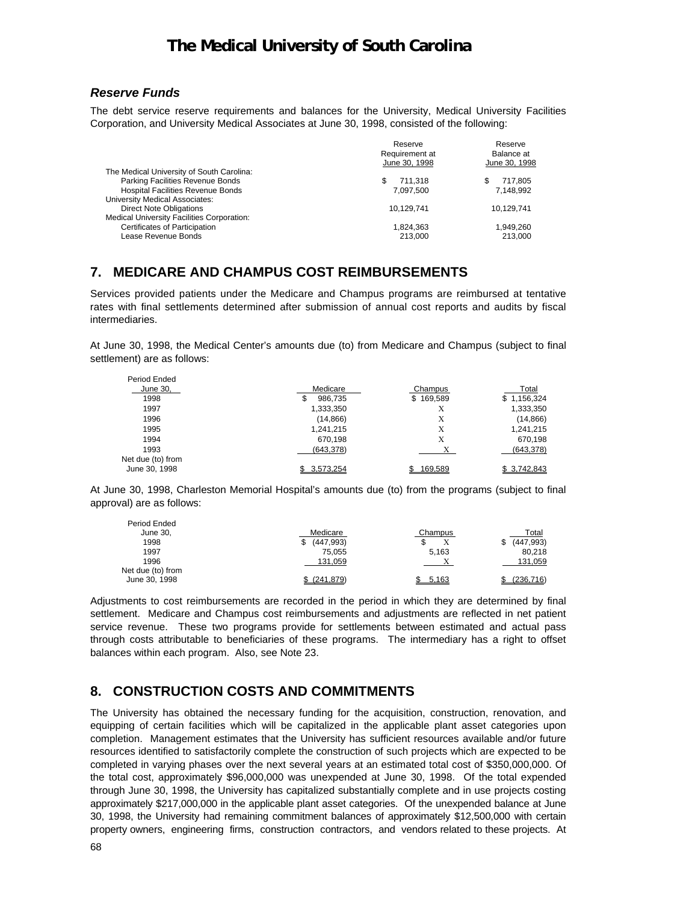### *Reserve Funds*

The debt service reserve requirements and balances for the University, Medical University Facilities Corporation, and University Medical Associates at June 30, 1998, consisted of the following:

| | Reserve Requirement at June 30, 1998 | Reserve Balance at June 30, 1998 |
|---|---|---|
| The Medical University of South Carolina: | | |
| Parking Facilities Revenue Bonds | $ 711,318 | $ 717,805 |
| Hospital Facilities Revenue Bonds | 7,097,500 | 7,148,992 |
| University Medical Associates: | | |
| Direct Note Obligations | 10,129,741 | 10,129,741 |
| Medical University Facilities Corporation: | | |
| Certificates of Participation | 1,824,363 | 1,949,260 |
| Lease Revenue Bonds | 213,000 | 213,000 |

## 7. MEDICARE AND CHAMPUS COST REIMBURSEMENTS

Services provided patients under the Medicare and Champus programs are reimbursed at tentative rates with final settlements determined after submission of annual cost reports and audits by fiscal intermediaries.

At June 30, 1998, the Medical Center's amounts due (to) from Medicare and Champus (subject to final settlement) are as follows:

| Period Ended June 30, | Medicare | Champus | Total |
|---|---|---|---|
| 1998 | $ 986,735 | $ 169,589 | $ 1,156,324 |
| 1997 | 1,333,350 | X | 1,333,350 |
| 1996 | (14,866) | X | (14,866) |
| 1995 | 1,241,215 | X | 1,241,215 |
| 1994 | 670,198 | X | 670,198 |
| 1993 | (643,378) | X | (643,378) |
| Net due (to) from June 30, 1998 | $ 3,573,254 | $ 169,589 | $ 3,742,843 |

At June 30, 1998, Charleston Memorial Hospital's amounts due (to) from the programs (subject to final approval) are as follows:

| Period Ended June 30, | Medicare | Champus | Total |
|---|---|---|---|
| 1998 | $ (447,993) | $ X | $ (447,993) |
| 1997 | 75,055 | 5,163 | 80,218 |
| 1996 | 131,059 | X | 131,059 |
| Net due (to) from June 30, 1998 | $ (241,879) | $ 5,163 | $ (236,716) |

Adjustments to cost reimbursements are recorded in the period in which they are determined by final settlement. Medicare and Champus cost reimbursements and adjustments are reflected in net patient service revenue. These two programs provide for settlements between estimated and actual pass through costs attributable to beneficiaries of these programs. The intermediary has a right to offset balances within each program. Also, see Note 23.

## 8. CONSTRUCTION COSTS AND COMMITMENTS

The University has obtained the necessary funding for the acquisition, construction, renovation, and equipping of certain facilities which will be capitalized in the applicable plant asset categories upon completion. Management estimates that the University has sufficient resources available and/or future resources identified to satisfactorily complete the construction of such projects which are expected to be completed in varying phases over the next several years at an estimated total cost of $350,000,000. Of the total cost, approximately $96,000,000 was unexpended at June 30, 1998. Of the total expended through June 30, 1998, the University has capitalized substantially complete and in use projects costing approximately $217,000,000 in the applicable plant asset categories. Of the unexpended balance at June 30, 1998, the University had remaining commitment balances of approximately $12,500,000 with certain property owners, engineering firms, construction contractors, and vendors related to these projects. At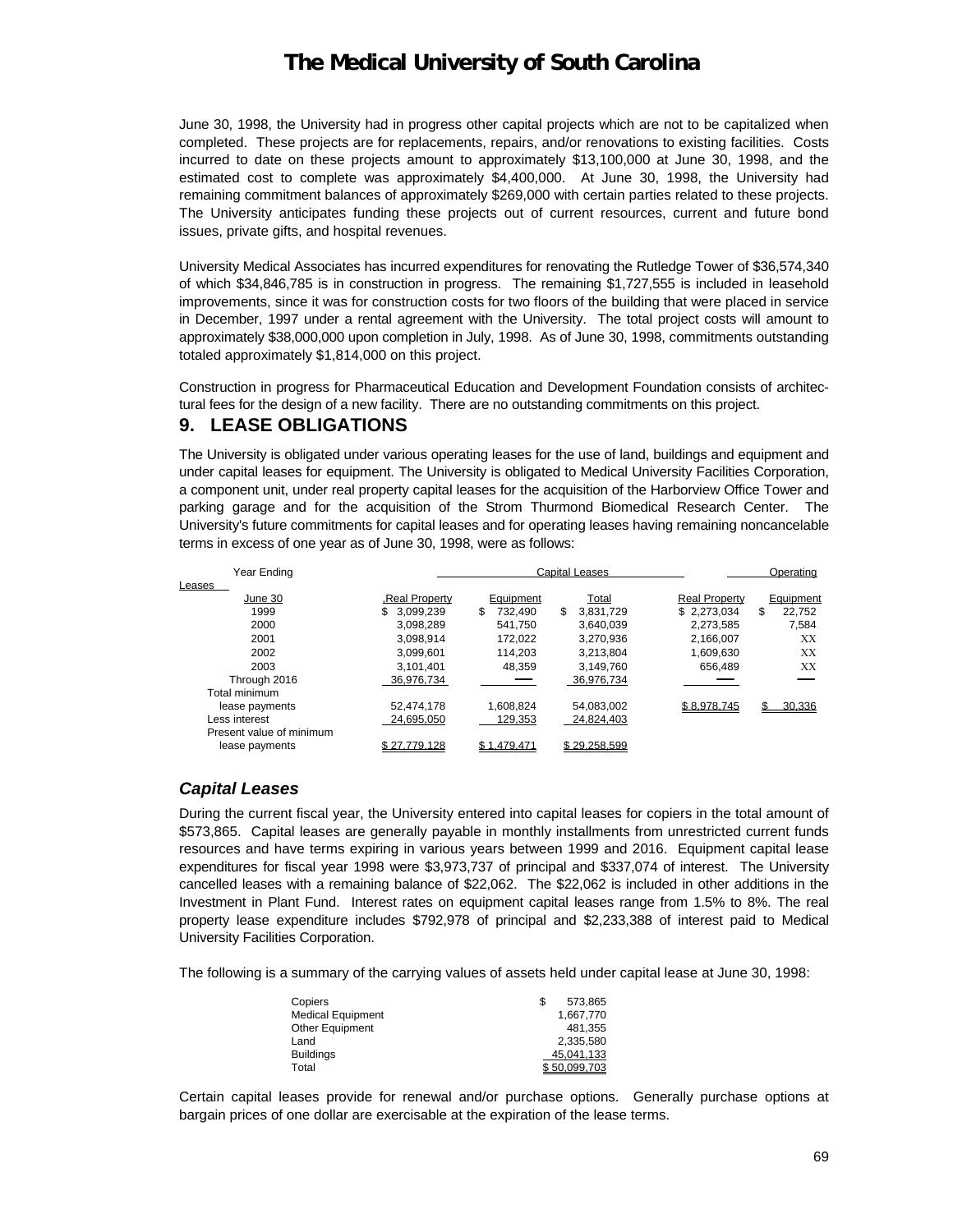June 30, 1998, the University had in progress other capital projects which are not to be capitalized when completed. These projects are for replacements, repairs, and/or renovations to existing facilities. Costs incurred to date on these projects amount to approximately $13,100,000 at June 30, 1998, and the estimated cost to complete was approximately $4,400,000. At June 30, 1998, the University had remaining commitment balances of approximately $269,000 with certain parties related to these projects. The University anticipates funding these projects out of current resources, current and future bond issues, private gifts, and hospital revenues.

University Medical Associates has incurred expenditures for renovating the Rutledge Tower of $36,574,340 of which $34,846,785 is in construction in progress. The remaining $1,727,555 is included in leasehold improvements, since it was for construction costs for two floors of the building that were placed in service in December, 1997 under a rental agreement with the University. The total project costs will amount to approximately $38,000,000 upon completion in July, 1998. As of June 30, 1998, commitments outstanding totaled approximately $1,814,000 on this project.

Construction in progress for Pharmaceutical Education and Development Foundation consists of architectural fees for the design of a new facility. There are no outstanding commitments on this project.

## 9. LEASE OBLIGATIONS

The University is obligated under various operating leases for the use of land, buildings and equipment and under capital leases for equipment. The University is obligated to Medical University Facilities Corporation, a component unit, under real property capital leases for the acquisition of the Harborview Office Tower and parking garage and for the acquisition of the Strom Thurmond Biomedical Research Center. The University's future commitments for capital leases and for operating leases having remaining noncancelable terms in excess of one year as of June 30, 1998, were as follows:

| Year Ending | Capital Leases | | | Operating Leases | |
|---|---|---|---|---|---|
| June 30 | Real Property | Equipment | Total | Real Property | Equipment |
| 1999 | $ 3,099,239 | $ 732,490 | $ 3,831,729 | $ 2,273,034 | $ 22,752 |
| 2000 | 3,098,289 | 541,750 | 3,640,039 | 2,273,585 | 7,584 |
| 2001 | 3,098,914 | 172,022 | 3,270,936 | 2,166,007 | XX |
| 2002 | 3,099,601 | 114,203 | 3,213,804 | 1,609,630 | XX |
| 2003 | 3,101,401 | 48,359 | 3,149,760 | 656,489 | XX |
| Through 2016 | 36,976,734 | — | 36,976,734 | — | — |
| Total minimum lease payments | 52,474,178 | 1,608,824 | 54,083,002 | $ 8,978,745 | $ 30,336 |
| Less interest | 24,695,050 | 129,353 | 24,824,403 | | |
| Present value of minimum lease payments | $ 27,779,128 | $ 1,479,471 | $ 29,258,599 | | |

### *Capital Leases*

During the current fiscal year, the University entered into capital leases for copiers in the total amount of $573,865. Capital leases are generally payable in monthly installments from unrestricted current funds resources and have terms expiring in various years between 1999 and 2016. Equipment capital lease expenditures for fiscal year 1998 were $3,973,737 of principal and $337,074 of interest. The University cancelled leases with a remaining balance of $22,062. The $22,062 is included in other additions in the Investment in Plant Fund. Interest rates on equipment capital leases range from 1.5% to 8%. The real property lease expenditure includes $792,978 of principal and $2,233,388 of interest paid to Medical University Facilities Corporation.

The following is a summary of the carrying values of assets held under capital lease at June 30, 1998:

| | |
|---|---|
| Copiers | $ 573,865 |
| Medical Equipment | 1,667,770 |
| Other Equipment | 481,355 |
| Land | 2,335,580 |
| Buildings | 45,041,133 |
| Total | $ 50,099,703 |

Certain capital leases provide for renewal and/or purchase options. Generally purchase options at bargain prices of one dollar are exercisable at the expiration of the lease terms.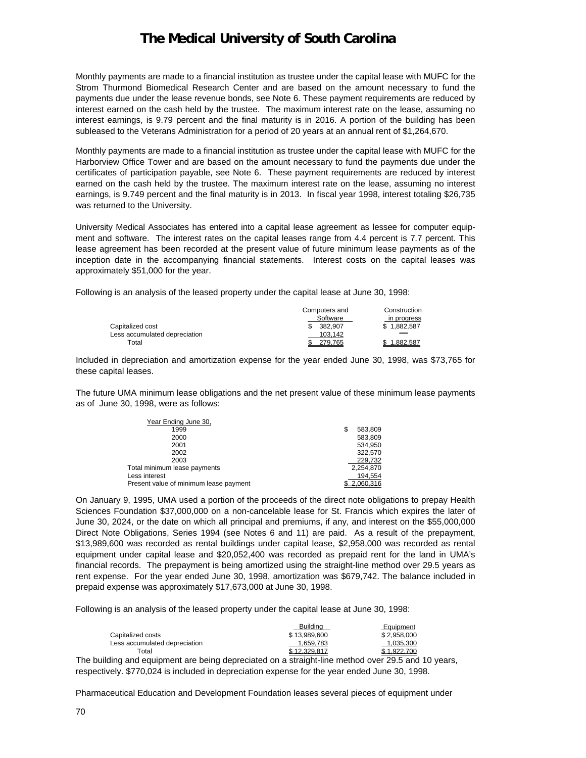Monthly payments are made to a financial institution as trustee under the capital lease with MUFC for the Strom Thurmond Biomedical Research Center and are based on the amount necessary to fund the payments due under the lease revenue bonds, see Note 6. These payment requirements are reduced by interest earned on the cash held by the trustee. The maximum interest rate on the lease, assuming no interest earnings, is 9.79 percent and the final maturity is in 2016. A portion of the building has been subleased to the Veterans Administration for a period of 20 years at an annual rent of $1,264,670.

Monthly payments are made to a financial institution as trustee under the capital lease with MUFC for the Harborview Office Tower and are based on the amount necessary to fund the payments due under the certificates of participation payable, see Note 6. These payment requirements are reduced by interest earned on the cash held by the trustee. The maximum interest rate on the lease, assuming no interest earnings, is 9.749 percent and the final maturity is in 2013. In fiscal year 1998, interest totaling $26,735 was returned to the University.

University Medical Associates has entered into a capital lease agreement as lessee for computer equipment and software. The interest rates on the capital leases range from 4.4 percent is 7.7 percent. This lease agreement has been recorded at the present value of future minimum lease payments as of the inception date in the accompanying financial statements. Interest costs on the capital leases was approximately $51,000 for the year.

Following is an analysis of the leased property under the capital lease at June 30, 1998:

| | Computers and Software | Construction in progress |
|---|---|---|
| Capitalized cost | $ 382,907 | $ 1,882,587 |
| Less accumulated depreciation | 103,142 | — |
| Total | $ 279,765 | $ 1,882,587 |

Included in depreciation and amortization expense for the year ended June 30, 1998, was $73,765 for these capital leases.

The future UMA minimum lease obligations and the net present value of these minimum lease payments as of June 30, 1998, were as follows:

| Year Ending June 30, | |
|---|---|
| 1999 | $ 583,809 |
| 2000 | 583,809 |
| 2001 | 534,950 |
| 2002 | 322,570 |
| 2003 | 229,732 |
| Total minimum lease payments | 2,254,870 |
| Less interest | 194,554 |
| Present value of minimum lease payment | $ 2,060,316 |

On January 9, 1995, UMA used a portion of the proceeds of the direct note obligations to prepay Health Sciences Foundation $37,000,000 on a non-cancelable lease for St. Francis which expires the later of June 30, 2024, or the date on which all principal and premiums, if any, and interest on the $55,000,000 Direct Note Obligations, Series 1994 (see Notes 6 and 11) are paid. As a result of the prepayment, $13,989,600 was recorded as rental buildings under capital lease, $2,958,000 was recorded as rental equipment under capital lease and $20,052,400 was recorded as prepaid rent for the land in UMA's financial records. The prepayment is being amortized using the straight-line method over 29.5 years as rent expense. For the year ended June 30, 1998, amortization was $679,742. The balance included in prepaid expense was approximately $17,673,000 at June 30, 1998.

Following is an analysis of the leased property under the capital lease at June 30, 1998:

| | Building | Equipment |
|---|---|---|
| Capitalized costs | $ 13,989,600 | $ 2,958,000 |
| Less accumulated depreciation | 1,659,783 | 1,035,300 |
| Total | $ 12,329,817 | $ 1,922,700 |

The building and equipment are being depreciated on a straight-line method over 29.5 and 10 years, respectively. $770,024 is included in depreciation expense for the year ended June 30, 1998.

Pharmaceutical Education and Development Foundation leases several pieces of equipment under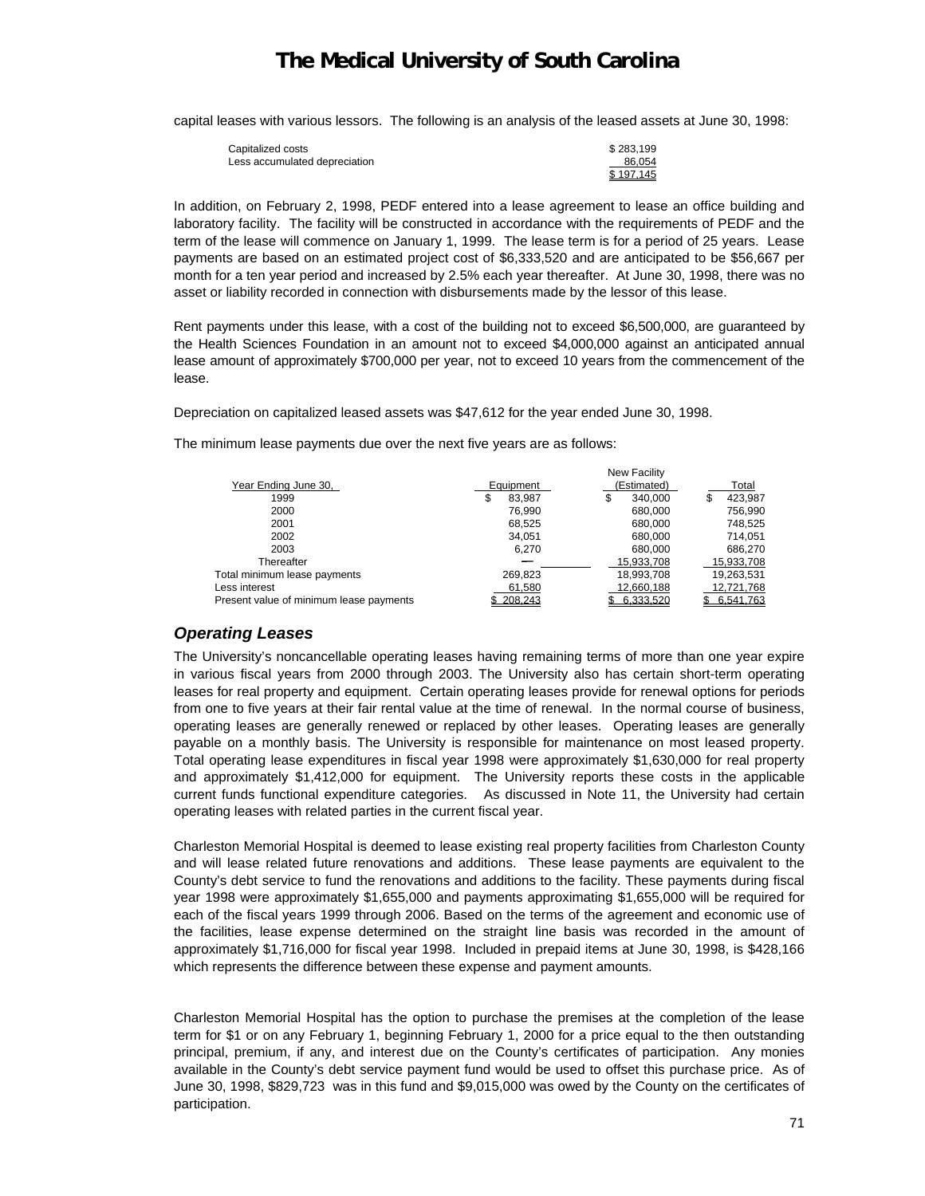capital leases with various lessors. The following is an analysis of the leased assets at June 30, 1998:

| | |
|---|---|
| Capitalized costs | $ 283,199 |
| Less accumulated depreciation | 86,054 |
| | $ 197,145 |

In addition, on February 2, 1998, PEDF entered into a lease agreement to lease an office building and laboratory facility. The facility will be constructed in accordance with the requirements of PEDF and the term of the lease will commence on January 1, 1999. The lease term is for a period of 25 years. Lease payments are based on an estimated project cost of $6,333,520 and are anticipated to be $56,667 per month for a ten year period and increased by 2.5% each year thereafter. At June 30, 1998, there was no asset or liability recorded in connection with disbursements made by the lessor of this lease.

Rent payments under this lease, with a cost of the building not to exceed $6,500,000, are guaranteed by the Health Sciences Foundation in an amount not to exceed $4,000,000 against an anticipated annual lease amount of approximately $700,000 per year, not to exceed 10 years from the commencement of the lease.

Depreciation on capitalized leased assets was $47,612 for the year ended June 30, 1998.

The minimum lease payments due over the next five years are as follows:

| Year Ending June 30, | Equipment | New Facility (Estimated) | Total |
|---|---|---|---|
| 1999 | $ 83,987 | $ 340,000 | $ 423,987 |
| 2000 | 76,990 | 680,000 | 756,990 |
| 2001 | 68,525 | 680,000 | 748,525 |
| 2002 | 34,051 | 680,000 | 714,051 |
| 2003 | 6,270 | 680,000 | 686,270 |
| Thereafter | — | 15,933,708 | 15,933,708 |
| Total minimum lease payments | 269,823 | 18,993,708 | 19,263,531 |
| Less interest | 61,580 | 12,660,188 | 12,721,768 |
| Present value of minimum lease payments | $ 208,243 | $ 6,333,520 | $ 6,541,763 |

### *Operating Leases*

The University's noncancellable operating leases having remaining terms of more than one year expire in various fiscal years from 2000 through 2003. The University also has certain short-term operating leases for real property and equipment. Certain operating leases provide for renewal options for periods from one to five years at their fair rental value at the time of renewal. In the normal course of business, operating leases are generally renewed or replaced by other leases. Operating leases are generally payable on a monthly basis. The University is responsible for maintenance on most leased property. Total operating lease expenditures in fiscal year 1998 were approximately $1,630,000 for real property and approximately $1,412,000 for equipment. The University reports these costs in the applicable current funds functional expenditure categories. As discussed in Note 11, the University had certain operating leases with related parties in the current fiscal year.

Charleston Memorial Hospital is deemed to lease existing real property facilities from Charleston County and will lease related future renovations and additions. These lease payments are equivalent to the County's debt service to fund the renovations and additions to the facility. These payments during fiscal year 1998 were approximately $1,655,000 and payments approximating $1,655,000 will be required for each of the fiscal years 1999 through 2006. Based on the terms of the agreement and economic use of the facilities, lease expense determined on the straight line basis was recorded in the amount of approximately $1,716,000 for fiscal year 1998. Included in prepaid items at June 30, 1998, is $428,166 which represents the difference between these expense and payment amounts.

Charleston Memorial Hospital has the option to purchase the premises at the completion of the lease term for $1 or on any February 1, beginning February 1, 2000 for a price equal to the then outstanding principal, premium, if any, and interest due on the County's certificates of participation. Any monies available in the County's debt service payment fund would be used to offset this purchase price. As of June 30, 1998, $829,723 was in this fund and $9,015,000 was owed by the County on the certificates of participation.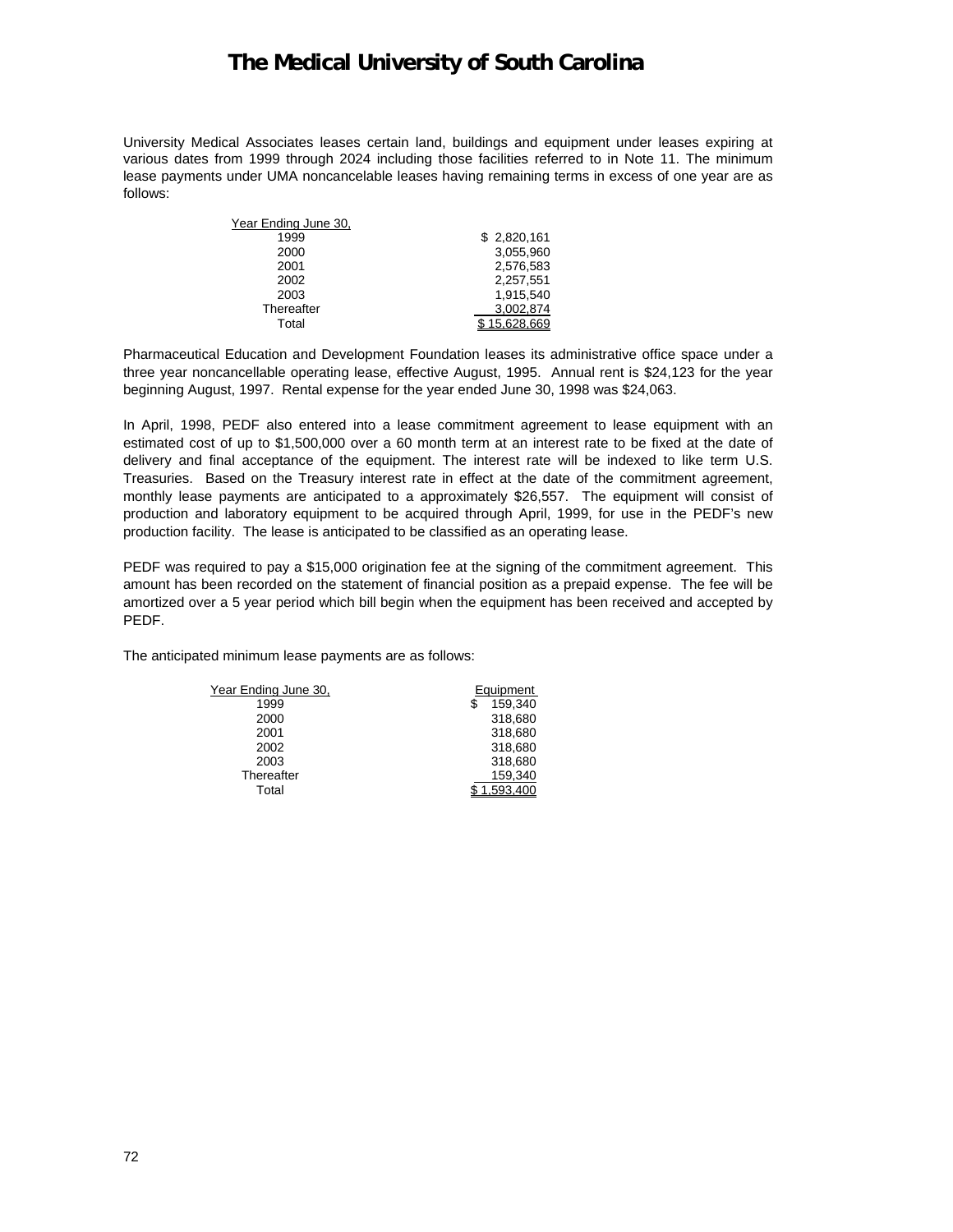# The Medical University of South Carolina

University Medical Associates leases certain land, buildings and equipment under leases expiring at various dates from 1999 through 2024 including those facilities referred to in Note 11. The minimum lease payments under UMA noncancelable leases having remaining terms in excess of one year are as follows:

| Year Ending June 30, | |
|---|---|
| 1999 | $ 2,820,161 |
| 2000 | 3,055,960 |
| 2001 | 2,576,583 |
| 2002 | 2,257,551 |
| 2003 | 1,915,540 |
| Thereafter | 3,002,874 |
| Total | $ 15,628,669 |

Pharmaceutical Education and Development Foundation leases its administrative office space under a three year noncancellable operating lease, effective August, 1995. Annual rent is $24,123 for the year beginning August, 1997. Rental expense for the year ended June 30, 1998 was $24,063.

In April, 1998, PEDF also entered into a lease commitment agreement to lease equipment with an estimated cost of up to $1,500,000 over a 60 month term at an interest rate to be fixed at the date of delivery and final acceptance of the equipment. The interest rate will be indexed to like term U.S. Treasuries. Based on the Treasury interest rate in effect at the date of the commitment agreement, monthly lease payments are anticipated to a approximately $26,557. The equipment will consist of production and laboratory equipment to be acquired through April, 1999, for use in the PEDF's new production facility. The lease is anticipated to be classified as an operating lease.

PEDF was required to pay a $15,000 origination fee at the signing of the commitment agreement. This amount has been recorded on the statement of financial position as a prepaid expense. The fee will be amortized over a 5 year period which bill begin when the equipment has been received and accepted by PEDF.

The anticipated minimum lease payments are as follows:

| Year Ending June 30, | Equipment |
|---|---|
| 1999 | $ 159,340 |
| 2000 | 318,680 |
| 2001 | 318,680 |
| 2002 | 318,680 |
| 2003 | 318,680 |
| Thereafter | 159,340 |
| Total | $ 1,593,400 |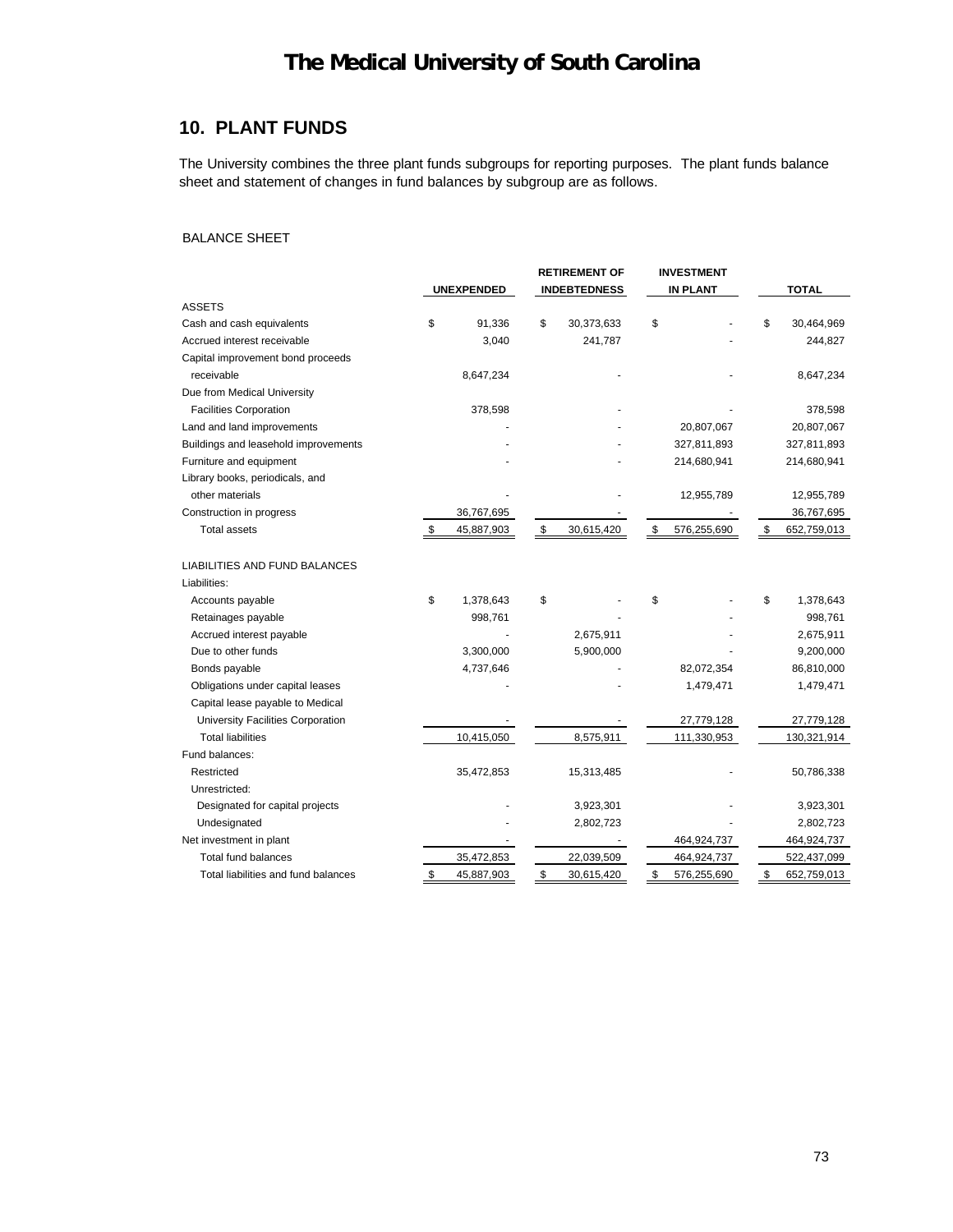# The Medical University of South Carolina

## 10. PLANT FUNDS

The University combines the three plant funds subgroups for reporting purposes. The plant funds balance sheet and statement of changes in fund balances by subgroup are as follows.

BALANCE SHEET

| | UNEXPENDED | RETIREMENT OF INDEBTEDNESS | INVESTMENT IN PLANT | TOTAL |
|---|---|---|---|---|
| ASSETS | | | | |
| Cash and cash equivalents | $ 91,336 | $ 30,373,633 | $ - | $ 30,464,969 |
| Accrued interest receivable | 3,040 | 241,787 | - | 244,827 |
| Capital improvement bond proceeds receivable | 8,647,234 | - | - | 8,647,234 |
| Due from Medical University Facilities Corporation | 378,598 | - | - | 378,598 |
| Land and land improvements | - | - | 20,807,067 | 20,807,067 |
| Buildings and leasehold improvements | - | - | 327,811,893 | 327,811,893 |
| Furniture and equipment | - | - | 214,680,941 | 214,680,941 |
| Library books, periodicals, and other materials | - | - | 12,955,789 | 12,955,789 |
| Construction in progress | 36,767,695 | - | - | 36,767,695 |
| Total assets | $ 45,887,903 | $ 30,615,420 | $ 576,255,690 | $ 652,759,013 |
| LIABILITIES AND FUND BALANCES | | | | |
| Liabilities: | | | | |
| Accounts payable | $ 1,378,643 | $ - | $ - | $ 1,378,643 |
| Retainages payable | 998,761 | - | - | 998,761 |
| Accrued interest payable | - | 2,675,911 | - | 2,675,911 |
| Due to other funds | 3,300,000 | 5,900,000 | - | 9,200,000 |
| Bonds payable | 4,737,646 | - | 82,072,354 | 86,810,000 |
| Obligations under capital leases | - | - | 1,479,471 | 1,479,471 |
| Capital lease payable to Medical University Facilities Corporation | - | - | 27,779,128 | 27,779,128 |
| Total liabilities | 10,415,050 | 8,575,911 | 111,330,953 | 130,321,914 |
| Fund balances: | | | | |
| Restricted | 35,472,853 | 15,313,485 | - | 50,786,338 |
| Unrestricted: | | | | |
| Designated for capital projects | - | 3,923,301 | - | 3,923,301 |
| Undesignated | - | 2,802,723 | - | 2,802,723 |
| Net investment in plant | - | - | 464,924,737 | 464,924,737 |
| Total fund balances | 35,472,853 | 22,039,509 | 464,924,737 | 522,437,099 |
| Total liabilities and fund balances | $ 45,887,903 | $ 30,615,420 | $ 576,255,690 | $ 652,759,013 |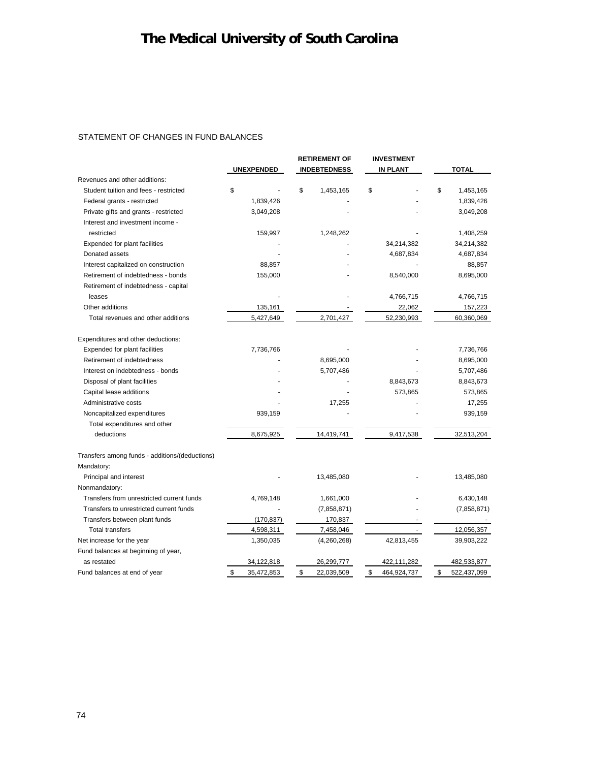# The Medical University of South Carolina

STATEMENT OF CHANGES IN FUND BALANCES

| | UNEXPENDED | RETIREMENT OF INDEBTEDNESS | INVESTMENT IN PLANT | TOTAL |
|---|---|---|---|---|
| Revenues and other additions: | | | | |
| Student tuition and fees - restricted | $ - | $ 1,453,165 | $ - | $ 1,453,165 |
| Federal grants - restricted | 1,839,426 | - | - | 1,839,426 |
| Private gifts and grants - restricted | 3,049,208 | - | - | 3,049,208 |
| Interest and investment income - restricted | 159,997 | 1,248,262 | - | 1,408,259 |
| Expended for plant facilities | - | - | 34,214,382 | 34,214,382 |
| Donated assets | - | - | 4,687,834 | 4,687,834 |
| Interest capitalized on construction | 88,857 | - | - | 88,857 |
| Retirement of indebtedness - bonds | 155,000 | - | 8,540,000 | 8,695,000 |
| Retirement of indebtedness - capital leases | - | - | 4,766,715 | 4,766,715 |
| Other additions | 135,161 | - | 22,062 | 157,223 |
| Total revenues and other additions | 5,427,649 | 2,701,427 | 52,230,993 | 60,360,069 |
| Expenditures and other deductions: | | | | |
| Expended for plant facilities | 7,736,766 | - | - | 7,736,766 |
| Retirement of indebtedness | - | 8,695,000 | - | 8,695,000 |
| Interest on indebtedness - bonds | - | 5,707,486 | - | 5,707,486 |
| Disposal of plant facilities | - | - | 8,843,673 | 8,843,673 |
| Capital lease additions | - | - | 573,865 | 573,865 |
| Administrative costs | - | 17,255 | - | 17,255 |
| Noncapitalized expenditures | 939,159 | - | - | 939,159 |
| Total expenditures and other deductions | 8,675,925 | 14,419,741 | 9,417,538 | 32,513,204 |
| Transfers among funds - additions/(deductions) | | | | |
| Mandatory: | | | | |
| Principal and interest | - | 13,485,080 | - | 13,485,080 |
| Nonmandatory: | | | | |
| Transfers from unrestricted current funds | 4,769,148 | 1,661,000 | - | 6,430,148 |
| Transfers to unrestricted current funds | - | (7,858,871) | - | (7,858,871) |
| Transfers between plant funds | (170,837) | 170,837 | - | - |
| Total transfers | 4,598,311 | 7,458,046 | - | 12,056,357 |
| Net increase for the year | 1,350,035 | (4,260,268) | 42,813,455 | 39,903,222 |
| Fund balances at beginning of year, as restated | 34,122,818 | 26,299,777 | 422,111,282 | 482,533,877 |
| Fund balances at end of year | $ 35,472,853 | $ 22,039,509 | $ 464,924,737 | $ 522,437,099 |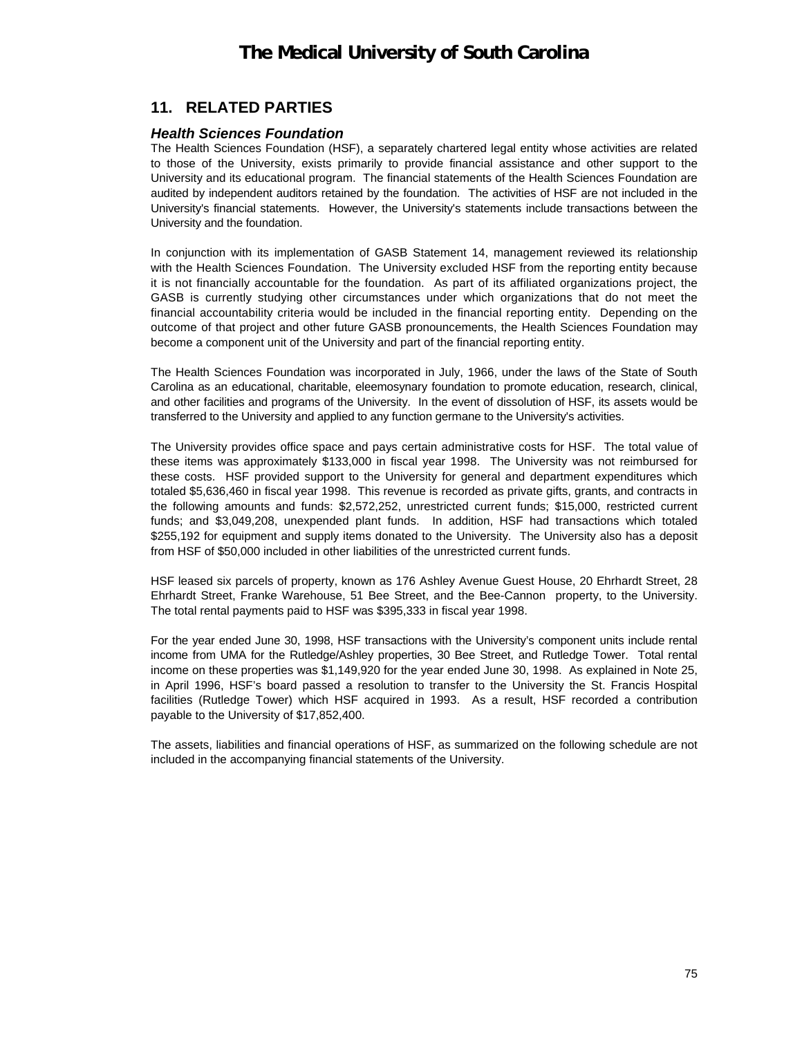## 11. RELATED PARTIES

### *Health Sciences Foundation*

The Health Sciences Foundation (HSF), a separately chartered legal entity whose activities are related to those of the University, exists primarily to provide financial assistance and other support to the University and its educational program. The financial statements of the Health Sciences Foundation are audited by independent auditors retained by the foundation. The activities of HSF are not included in the University's financial statements. However, the University's statements include transactions between the University and the foundation.

In conjunction with its implementation of GASB Statement 14, management reviewed its relationship with the Health Sciences Foundation. The University excluded HSF from the reporting entity because it is not financially accountable for the foundation. As part of its affiliated organizations project, the GASB is currently studying other circumstances under which organizations that do not meet the financial accountability criteria would be included in the financial reporting entity. Depending on the outcome of that project and other future GASB pronouncements, the Health Sciences Foundation may become a component unit of the University and part of the financial reporting entity.

The Health Sciences Foundation was incorporated in July, 1966, under the laws of the State of South Carolina as an educational, charitable, eleemosynary foundation to promote education, research, clinical, and other facilities and programs of the University. In the event of dissolution of HSF, its assets would be transferred to the University and applied to any function germane to the University's activities.

The University provides office space and pays certain administrative costs for HSF. The total value of these items was approximately $133,000 in fiscal year 1998. The University was not reimbursed for these costs. HSF provided support to the University for general and department expenditures which totaled $5,636,460 in fiscal year 1998. This revenue is recorded as private gifts, grants, and contracts in the following amounts and funds: $2,572,252, unrestricted current funds; $15,000, restricted current funds; and $3,049,208, unexpended plant funds. In addition, HSF had transactions which totaled $255,192 for equipment and supply items donated to the University. The University also has a deposit from HSF of $50,000 included in other liabilities of the unrestricted current funds.

HSF leased six parcels of property, known as 176 Ashley Avenue Guest House, 20 Ehrhardt Street, 28 Ehrhardt Street, Franke Warehouse, 51 Bee Street, and the Bee-Cannon property, to the University. The total rental payments paid to HSF was $395,333 in fiscal year 1998.

For the year ended June 30, 1998, HSF transactions with the University's component units include rental income from UMA for the Rutledge/Ashley properties, 30 Bee Street, and Rutledge Tower. Total rental income on these properties was $1,149,920 for the year ended June 30, 1998. As explained in Note 25, in April 1996, HSF's board passed a resolution to transfer to the University the St. Francis Hospital facilities (Rutledge Tower) which HSF acquired in 1993. As a result, HSF recorded a contribution payable to the University of $17,852,400.

The assets, liabilities and financial operations of HSF, as summarized on the following schedule are not included in the accompanying financial statements of the University.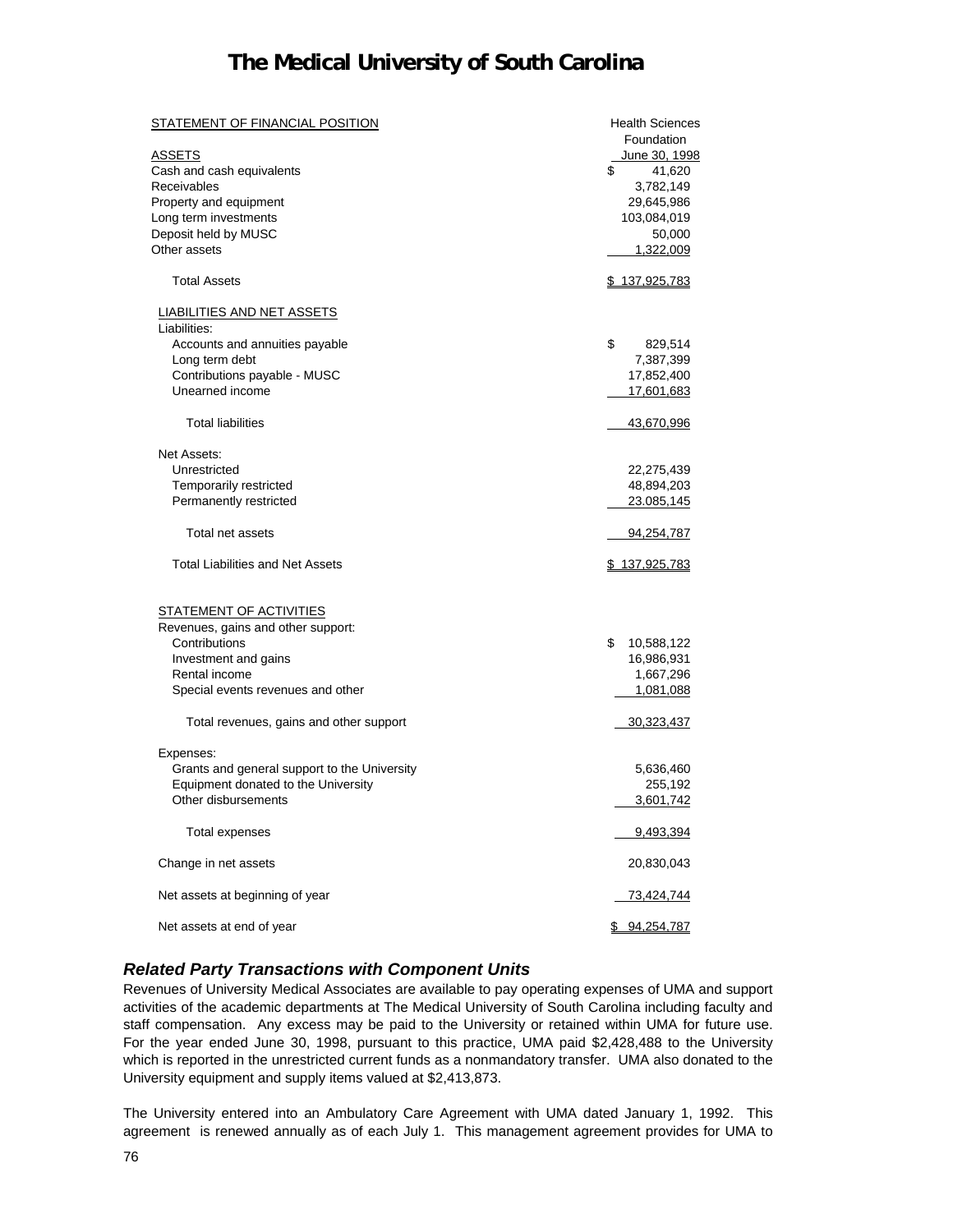# The Medical University of South Carolina

| STATEMENT OF FINANCIAL POSITION | Health Sciences Foundation |
|---|---|
| ASSETS | June 30, 1998 |
| Cash and cash equivalents | $ 41,620 |
| Receivables | 3,782,149 |
| Property and equipment | 29,645,986 |
| Long term investments | 103,084,019 |
| Deposit held by MUSC | 50,000 |
| Other assets | 1,322,009 |
| Total Assets | $ 137,925,783 |
| LIABILITIES AND NET ASSETS | |
| Liabilities: | |
| Accounts and annuities payable | $ 829,514 |
| Long term debt | 7,387,399 |
| Contributions payable - MUSC | 17,852,400 |
| Unearned income | 17,601,683 |
| Total liabilities | 43,670,996 |
| Net Assets: | |
| Unrestricted | 22,275,439 |
| Temporarily restricted | 48,894,203 |
| Permanently restricted | 23.085,145 |
| Total net assets | 94,254,787 |
| Total Liabilities and Net Assets | $ 137,925,783 |
| STATEMENT OF ACTIVITIES | |
| Revenues, gains and other support: | |
| Contributions | $ 10,588,122 |
| Investment and gains | 16,986,931 |
| Rental income | 1,667,296 |
| Special events revenues and other | 1,081,088 |
| Total revenues, gains and other support | 30,323,437 |
| Expenses: | |
| Grants and general support to the University | 5,636,460 |
| Equipment donated to the University | 255,192 |
| Other disbursements | 3,601,742 |
| Total expenses | 9,493,394 |
| Change in net assets | 20,830,043 |
| Net assets at beginning of year | 73,424,744 |
| Net assets at end of year | $ 94,254,787 |

### *Related Party Transactions with Component Units*

Revenues of University Medical Associates are available to pay operating expenses of UMA and support activities of the academic departments at The Medical University of South Carolina including faculty and staff compensation. Any excess may be paid to the University or retained within UMA for future use. For the year ended June 30, 1998, pursuant to this practice, UMA paid $2,428,488 to the University which is reported in the unrestricted current funds as a nonmandatory transfer. UMA also donated to the University equipment and supply items valued at $2,413,873.

The University entered into an Ambulatory Care Agreement with UMA dated January 1, 1992. This agreement is renewed annually as of each July 1. This management agreement provides for UMA to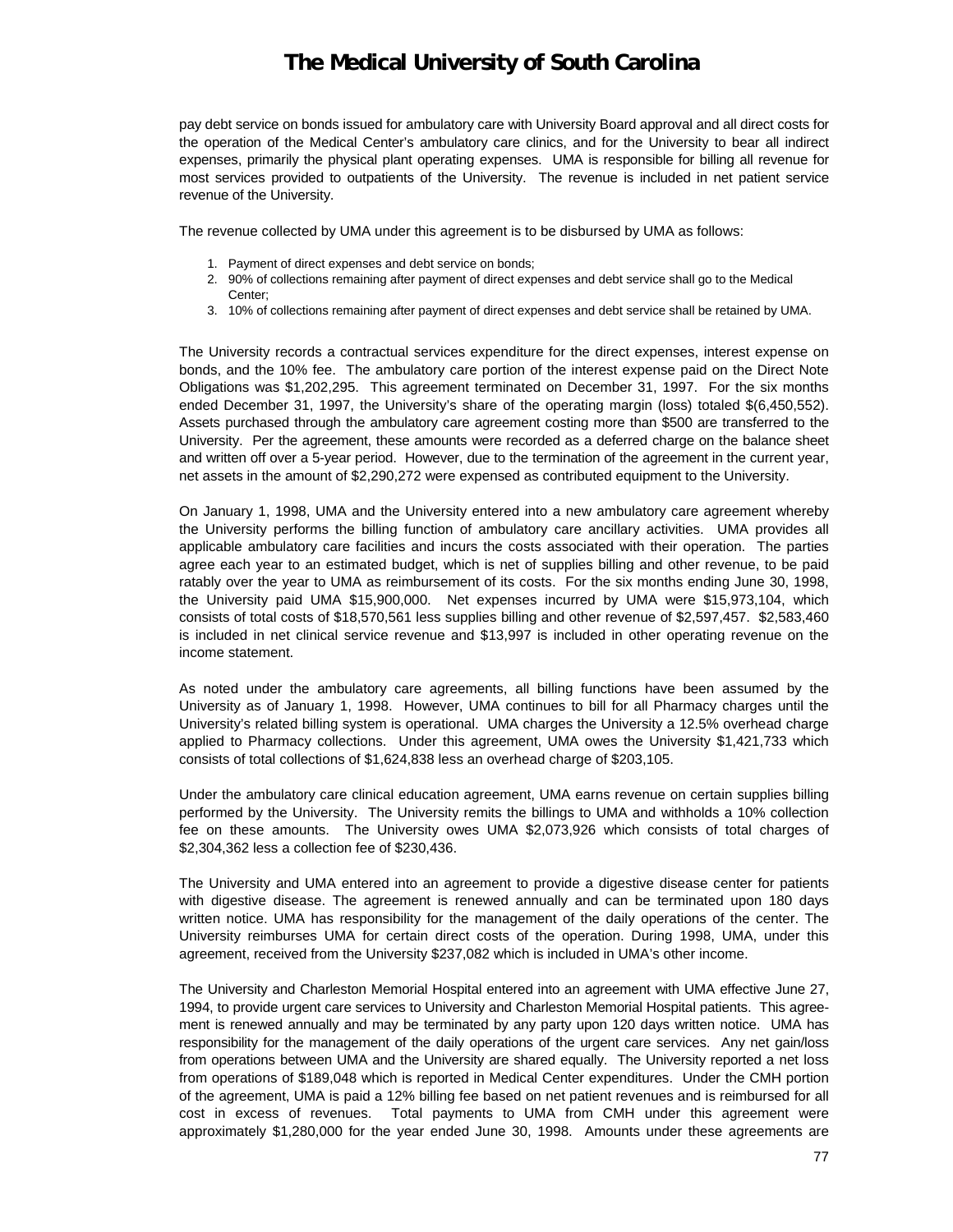pay debt service on bonds issued for ambulatory care with University Board approval and all direct costs for the operation of the Medical Center's ambulatory care clinics, and for the University to bear all indirect expenses, primarily the physical plant operating expenses. UMA is responsible for billing all revenue for most services provided to outpatients of the University. The revenue is included in net patient service revenue of the University.

The revenue collected by UMA under this agreement is to be disbursed by UMA as follows:

1. Payment of direct expenses and debt service on bonds;
2. 90% of collections remaining after payment of direct expenses and debt service shall go to the Medical Center;
3. 10% of collections remaining after payment of direct expenses and debt service shall be retained by UMA.

The University records a contractual services expenditure for the direct expenses, interest expense on bonds, and the 10% fee. The ambulatory care portion of the interest expense paid on the Direct Note Obligations was $1,202,295. This agreement terminated on December 31, 1997. For the six months ended December 31, 1997, the University's share of the operating margin (loss) totaled $(6,450,552). Assets purchased through the ambulatory care agreement costing more than $500 are transferred to the University. Per the agreement, these amounts were recorded as a deferred charge on the balance sheet and written off over a 5-year period. However, due to the termination of the agreement in the current year, net assets in the amount of $2,290,272 were expensed as contributed equipment to the University.

On January 1, 1998, UMA and the University entered into a new ambulatory care agreement whereby the University performs the billing function of ambulatory care ancillary activities. UMA provides all applicable ambulatory care facilities and incurs the costs associated with their operation. The parties agree each year to an estimated budget, which is net of supplies billing and other revenue, to be paid ratably over the year to UMA as reimbursement of its costs. For the six months ending June 30, 1998, the University paid UMA $15,900,000. Net expenses incurred by UMA were $15,973,104, which consists of total costs of $18,570,561 less supplies billing and other revenue of $2,597,457. $2,583,460 is included in net clinical service revenue and $13,997 is included in other operating revenue on the income statement.

As noted under the ambulatory care agreements, all billing functions have been assumed by the University as of January 1, 1998. However, UMA continues to bill for all Pharmacy charges until the University's related billing system is operational. UMA charges the University a 12.5% overhead charge applied to Pharmacy collections. Under this agreement, UMA owes the University $1,421,733 which consists of total collections of $1,624,838 less an overhead charge of $203,105.

Under the ambulatory care clinical education agreement, UMA earns revenue on certain supplies billing performed by the University. The University remits the billings to UMA and withholds a 10% collection fee on these amounts. The University owes UMA $2,073,926 which consists of total charges of $2,304,362 less a collection fee of $230,436.

The University and UMA entered into an agreement to provide a digestive disease center for patients with digestive disease. The agreement is renewed annually and can be terminated upon 180 days written notice. UMA has responsibility for the management of the daily operations of the center. The University reimburses UMA for certain direct costs of the operation. During 1998, UMA, under this agreement, received from the University $237,082 which is included in UMA's other income.

The University and Charleston Memorial Hospital entered into an agreement with UMA effective June 27, 1994, to provide urgent care services to University and Charleston Memorial Hospital patients. This agreement is renewed annually and may be terminated by any party upon 120 days written notice. UMA has responsibility for the management of the daily operations of the urgent care services. Any net gain/loss from operations between UMA and the University are shared equally. The University reported a net loss from operations of $189,048 which is reported in Medical Center expenditures. Under the CMH portion of the agreement, UMA is paid a 12% billing fee based on net patient revenues and is reimbursed for all cost in excess of revenues. Total payments to UMA from CMH under this agreement were approximately $1,280,000 for the year ended June 30, 1998. Amounts under these agreements are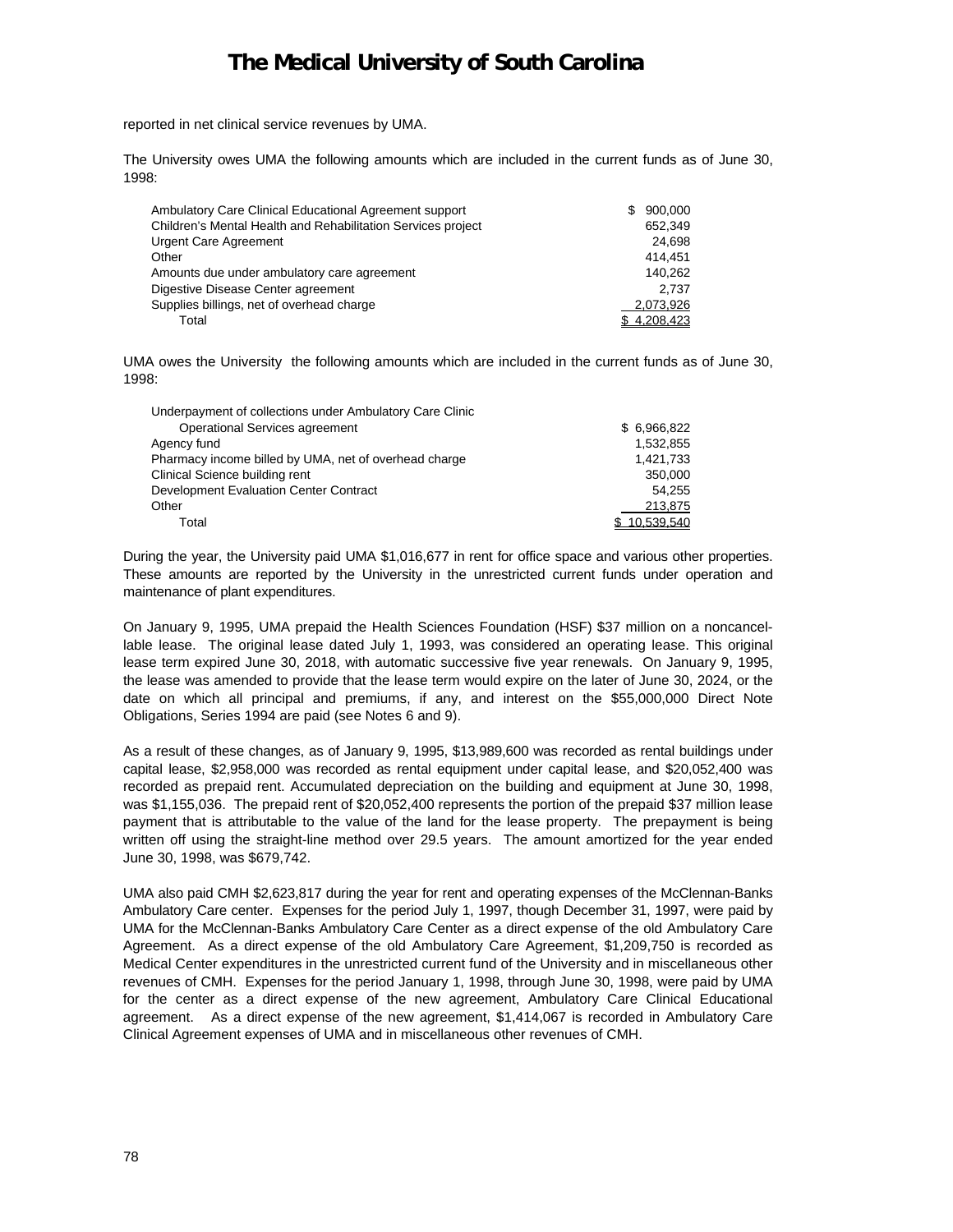reported in net clinical service revenues by UMA.

The University owes UMA the following amounts which are included in the current funds as of June 30, 1998:

| | |
|---|---|
| Ambulatory Care Clinical Educational Agreement support | $ 900,000 |
| Children's Mental Health and Rehabilitation Services project | 652,349 |
| Urgent Care Agreement | 24,698 |
| Other | 414,451 |
| Amounts due under ambulatory care agreement | 140,262 |
| Digestive Disease Center agreement | 2,737 |
| Supplies billings, net of overhead charge | 2,073,926 |
| Total | $ 4,208,423 |

UMA owes the University the following amounts which are included in the current funds as of June 30, 1998:

| | |
|---|---|
| Underpayment of collections under Ambulatory Care Clinic Operational Services agreement | $ 6,966,822 |
| Agency fund | 1,532,855 |
| Pharmacy income billed by UMA, net of overhead charge | 1,421,733 |
| Clinical Science building rent | 350,000 |
| Development Evaluation Center Contract | 54,255 |
| Other | 213,875 |
| Total | $ 10,539,540 |

During the year, the University paid UMA $1,016,677 in rent for office space and various other properties. These amounts are reported by the University in the unrestricted current funds under operation and maintenance of plant expenditures.

On January 9, 1995, UMA prepaid the Health Sciences Foundation (HSF) $37 million on a noncancellable lease. The original lease dated July 1, 1993, was considered an operating lease. This original lease term expired June 30, 2018, with automatic successive five year renewals. On January 9, 1995, the lease was amended to provide that the lease term would expire on the later of June 30, 2024, or the date on which all principal and premiums, if any, and interest on the $55,000,000 Direct Note Obligations, Series 1994 are paid (see Notes 6 and 9).

As a result of these changes, as of January 9, 1995, $13,989,600 was recorded as rental buildings under capital lease, $2,958,000 was recorded as rental equipment under capital lease, and $20,052,400 was recorded as prepaid rent. Accumulated depreciation on the building and equipment at June 30, 1998, was $1,155,036. The prepaid rent of $20,052,400 represents the portion of the prepaid $37 million lease payment that is attributable to the value of the land for the lease property. The prepayment is being written off using the straight-line method over 29.5 years. The amount amortized for the year ended June 30, 1998, was $679,742.

UMA also paid CMH $2,623,817 during the year for rent and operating expenses of the McClennan-Banks Ambulatory Care center. Expenses for the period July 1, 1997, though December 31, 1997, were paid by UMA for the McClennan-Banks Ambulatory Care Center as a direct expense of the old Ambulatory Care Agreement. As a direct expense of the old Ambulatory Care Agreement, $1,209,750 is recorded as Medical Center expenditures in the unrestricted current fund of the University and in miscellaneous other revenues of CMH. Expenses for the period January 1, 1998, through June 30, 1998, were paid by UMA for the center as a direct expense of the new agreement, Ambulatory Care Clinical Educational agreement. As a direct expense of the new agreement, $1,414,067 is recorded in Ambulatory Care Clinical Agreement expenses of UMA and in miscellaneous other revenues of CMH.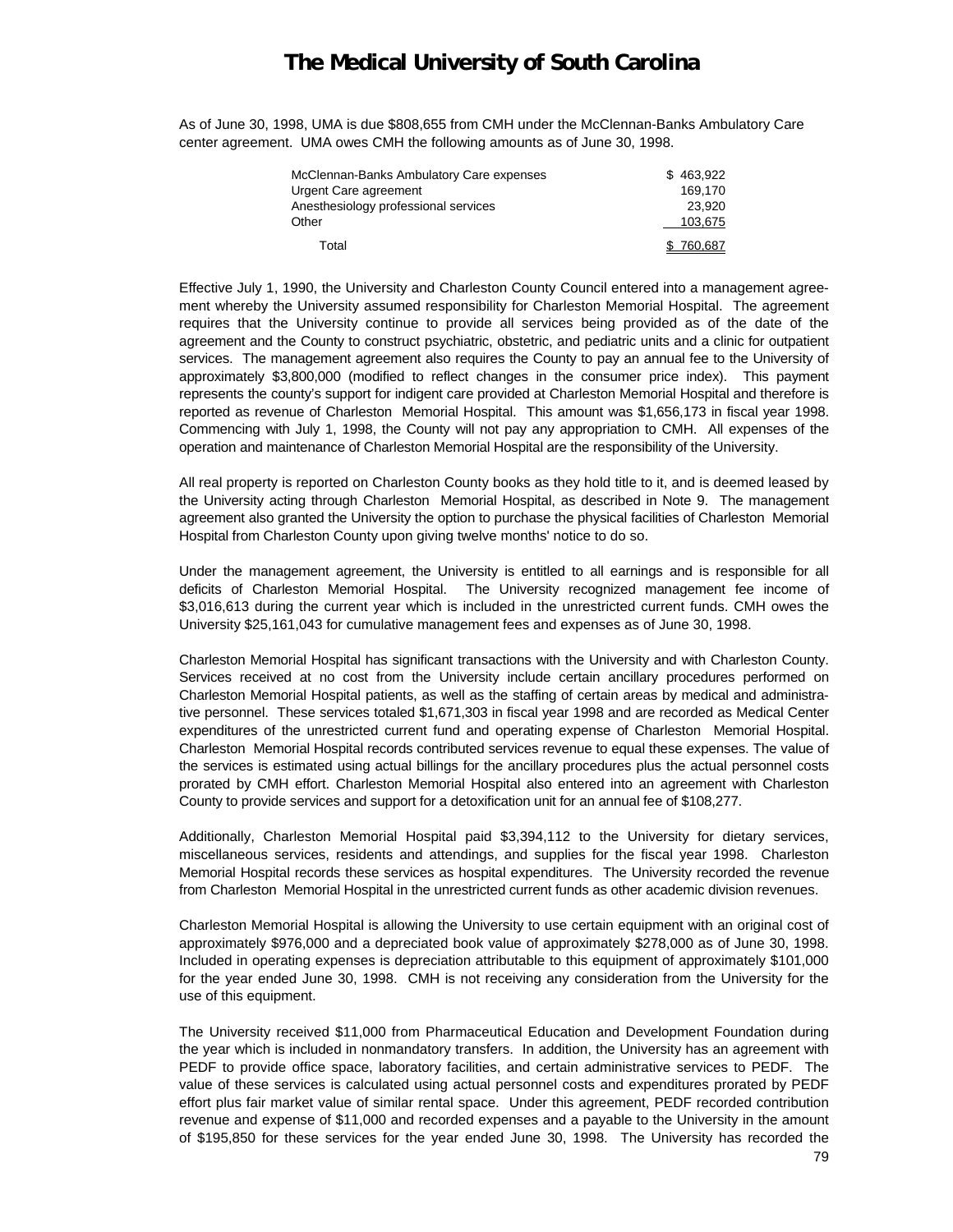As of June 30, 1998, UMA is due $808,655 from CMH under the McClennan-Banks Ambulatory Care center agreement. UMA owes CMH the following amounts as of June 30, 1998.

| | |
|---|---|
| McClennan-Banks Ambulatory Care expenses | $ 463,922 |
| Urgent Care agreement | 169,170 |
| Anesthesiology professional services | 23,920 |
| Other | 103,675 |
| Total | $ 760,687 |

Effective July 1, 1990, the University and Charleston County Council entered into a management agreement whereby the University assumed responsibility for Charleston Memorial Hospital. The agreement requires that the University continue to provide all services being provided as of the date of the agreement and the County to construct psychiatric, obstetric, and pediatric units and a clinic for outpatient services. The management agreement also requires the County to pay an annual fee to the University of approximately $3,800,000 (modified to reflect changes in the consumer price index). This payment represents the county's support for indigent care provided at Charleston Memorial Hospital and therefore is reported as revenue of Charleston Memorial Hospital. This amount was $1,656,173 in fiscal year 1998. Commencing with July 1, 1998, the County will not pay any appropriation to CMH. All expenses of the operation and maintenance of Charleston Memorial Hospital are the responsibility of the University.

All real property is reported on Charleston County books as they hold title to it, and is deemed leased by the University acting through Charleston Memorial Hospital, as described in Note 9. The management agreement also granted the University the option to purchase the physical facilities of Charleston Memorial Hospital from Charleston County upon giving twelve months' notice to do so.

Under the management agreement, the University is entitled to all earnings and is responsible for all deficits of Charleston Memorial Hospital. The University recognized management fee income of $3,016,613 during the current year which is included in the unrestricted current funds. CMH owes the University $25,161,043 for cumulative management fees and expenses as of June 30, 1998.

Charleston Memorial Hospital has significant transactions with the University and with Charleston County. Services received at no cost from the University include certain ancillary procedures performed on Charleston Memorial Hospital patients, as well as the staffing of certain areas by medical and administrative personnel. These services totaled $1,671,303 in fiscal year 1998 and are recorded as Medical Center expenditures of the unrestricted current fund and operating expense of Charleston Memorial Hospital. Charleston Memorial Hospital records contributed services revenue to equal these expenses. The value of the services is estimated using actual billings for the ancillary procedures plus the actual personnel costs prorated by CMH effort. Charleston Memorial Hospital also entered into an agreement with Charleston County to provide services and support for a detoxification unit for an annual fee of $108,277.

Additionally, Charleston Memorial Hospital paid $3,394,112 to the University for dietary services, miscellaneous services, residents and attendings, and supplies for the fiscal year 1998. Charleston Memorial Hospital records these services as hospital expenditures. The University recorded the revenue from Charleston Memorial Hospital in the unrestricted current funds as other academic division revenues.

Charleston Memorial Hospital is allowing the University to use certain equipment with an original cost of approximately $976,000 and a depreciated book value of approximately $278,000 as of June 30, 1998. Included in operating expenses is depreciation attributable to this equipment of approximately $101,000 for the year ended June 30, 1998. CMH is not receiving any consideration from the University for the use of this equipment.

The University received $11,000 from Pharmaceutical Education and Development Foundation during the year which is included in nonmandatory transfers. In addition, the University has an agreement with PEDF to provide office space, laboratory facilities, and certain administrative services to PEDF. The value of these services is calculated using actual personnel costs and expenditures prorated by PEDF effort plus fair market value of similar rental space. Under this agreement, PEDF recorded contribution revenue and expense of $11,000 and recorded expenses and a payable to the University in the amount of $195,850 for these services for the year ended June 30, 1998. The University has recorded the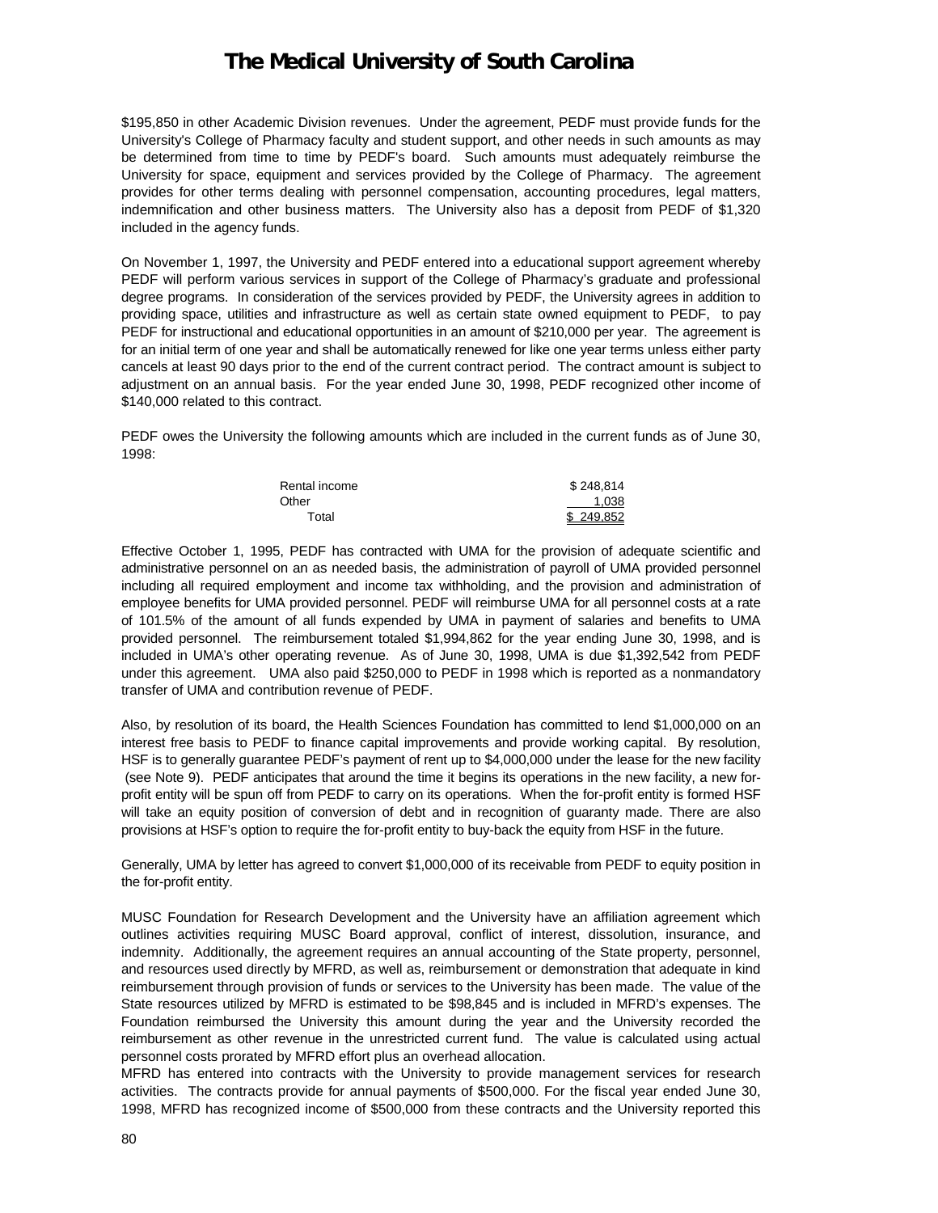$195,850 in other Academic Division revenues. Under the agreement, PEDF must provide funds for the University's College of Pharmacy faculty and student support, and other needs in such amounts as may be determined from time to time by PEDF's board. Such amounts must adequately reimburse the University for space, equipment and services provided by the College of Pharmacy. The agreement provides for other terms dealing with personnel compensation, accounting procedures, legal matters, indemnification and other business matters. The University also has a deposit from PEDF of $1,320 included in the agency funds.

On November 1, 1997, the University and PEDF entered into a educational support agreement whereby PEDF will perform various services in support of the College of Pharmacy's graduate and professional degree programs. In consideration of the services provided by PEDF, the University agrees in addition to providing space, utilities and infrastructure as well as certain state owned equipment to PEDF, to pay PEDF for instructional and educational opportunities in an amount of $210,000 per year. The agreement is for an initial term of one year and shall be automatically renewed for like one year terms unless either party cancels at least 90 days prior to the end of the current contract period. The contract amount is subject to adjustment on an annual basis. For the year ended June 30, 1998, PEDF recognized other income of $140,000 related to this contract.

PEDF owes the University the following amounts which are included in the current funds as of June 30, 1998:

| | |
|---|---|
| Rental income | $ 248,814 |
| Other | 1,038 |
| Total | $ 249,852 |

Effective October 1, 1995, PEDF has contracted with UMA for the provision of adequate scientific and administrative personnel on an as needed basis, the administration of payroll of UMA provided personnel including all required employment and income tax withholding, and the provision and administration of employee benefits for UMA provided personnel. PEDF will reimburse UMA for all personnel costs at a rate of 101.5% of the amount of all funds expended by UMA in payment of salaries and benefits to UMA provided personnel. The reimbursement totaled $1,994,862 for the year ending June 30, 1998, and is included in UMA's other operating revenue. As of June 30, 1998, UMA is due $1,392,542 from PEDF under this agreement. UMA also paid $250,000 to PEDF in 1998 which is reported as a nonmandatory transfer of UMA and contribution revenue of PEDF.

Also, by resolution of its board, the Health Sciences Foundation has committed to lend $1,000,000 on an interest free basis to PEDF to finance capital improvements and provide working capital. By resolution, HSF is to generally guarantee PEDF's payment of rent up to $4,000,000 under the lease for the new facility (see Note 9). PEDF anticipates that around the time it begins its operations in the new facility, a new for-profit entity will be spun off from PEDF to carry on its operations. When the for-profit entity is formed HSF will take an equity position of conversion of debt and in recognition of guaranty made. There are also provisions at HSF's option to require the for-profit entity to buy-back the equity from HSF in the future.

Generally, UMA by letter has agreed to convert $1,000,000 of its receivable from PEDF to equity position in the for-profit entity.

MUSC Foundation for Research Development and the University have an affiliation agreement which outlines activities requiring MUSC Board approval, conflict of interest, dissolution, insurance, and indemnity. Additionally, the agreement requires an annual accounting of the State property, personnel, and resources used directly by MFRD, as well as, reimbursement or demonstration that adequate in kind reimbursement through provision of funds or services to the University has been made. The value of the State resources utilized by MFRD is estimated to be $98,845 and is included in MFRD's expenses. The Foundation reimbursed the University this amount during the year and the University recorded the reimbursement as other revenue in the unrestricted current fund. The value is calculated using actual personnel costs prorated by MFRD effort plus an overhead allocation.

MFRD has entered into contracts with the University to provide management services for research activities. The contracts provide for annual payments of $500,000. For the fiscal year ended June 30, 1998, MFRD has recognized income of $500,000 from these contracts and the University reported this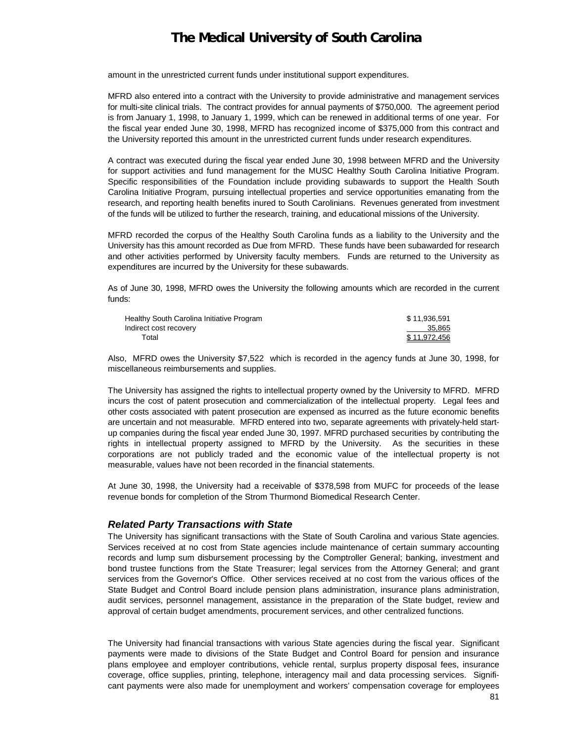amount in the unrestricted current funds under institutional support expenditures.

MFRD also entered into a contract with the University to provide administrative and management services for multi-site clinical trials. The contract provides for annual payments of $750,000. The agreement period is from January 1, 1998, to January 1, 1999, which can be renewed in additional terms of one year. For the fiscal year ended June 30, 1998, MFRD has recognized income of $375,000 from this contract and the University reported this amount in the unrestricted current funds under research expenditures.

A contract was executed during the fiscal year ended June 30, 1998 between MFRD and the University for support activities and fund management for the MUSC Healthy South Carolina Initiative Program. Specific responsibilities of the Foundation include providing subawards to support the Health South Carolina Initiative Program, pursuing intellectual properties and service opportunities emanating from the research, and reporting health benefits inured to South Carolinians. Revenues generated from investment of the funds will be utilized to further the research, training, and educational missions of the University.

MFRD recorded the corpus of the Healthy South Carolina funds as a liability to the University and the University has this amount recorded as Due from MFRD. These funds have been subawarded for research and other activities performed by University faculty members. Funds are returned to the University as expenditures are incurred by the University for these subawards.

As of June 30, 1998, MFRD owes the University the following amounts which are recorded in the current funds:

| | |
|---|---|
| Healthy South Carolina Initiative Program | $ 11,936,591 |
| Indirect cost recovery | 35,865 |
| Total | $ 11,972,456 |

Also, MFRD owes the University $7,522 which is recorded in the agency funds at June 30, 1998, for miscellaneous reimbursements and supplies.

The University has assigned the rights to intellectual property owned by the University to MFRD. MFRD incurs the cost of patent prosecution and commercialization of the intellectual property. Legal fees and other costs associated with patent prosecution are expensed as incurred as the future economic benefits are uncertain and not measurable. MFRD entered into two, separate agreements with privately-held start-up companies during the fiscal year ended June 30, 1997. MFRD purchased securities by contributing the rights in intellectual property assigned to MFRD by the University. As the securities in these corporations are not publicly traded and the economic value of the intellectual property is not measurable, values have not been recorded in the financial statements.

At June 30, 1998, the University had a receivable of $378,598 from MUFC for proceeds of the lease revenue bonds for completion of the Strom Thurmond Biomedical Research Center.

### *Related Party Transactions with State*

The University has significant transactions with the State of South Carolina and various State agencies. Services received at no cost from State agencies include maintenance of certain summary accounting records and lump sum disbursement processing by the Comptroller General; banking, investment and bond trustee functions from the State Treasurer; legal services from the Attorney General; and grant services from the Governor's Office. Other services received at no cost from the various offices of the State Budget and Control Board include pension plans administration, insurance plans administration, audit services, personnel management, assistance in the preparation of the State budget, review and approval of certain budget amendments, procurement services, and other centralized functions.

The University had financial transactions with various State agencies during the fiscal year. Significant payments were made to divisions of the State Budget and Control Board for pension and insurance plans employee and employer contributions, vehicle rental, surplus property disposal fees, insurance coverage, office supplies, printing, telephone, interagency mail and data processing services. Significant payments were also made for unemployment and workers' compensation coverage for employees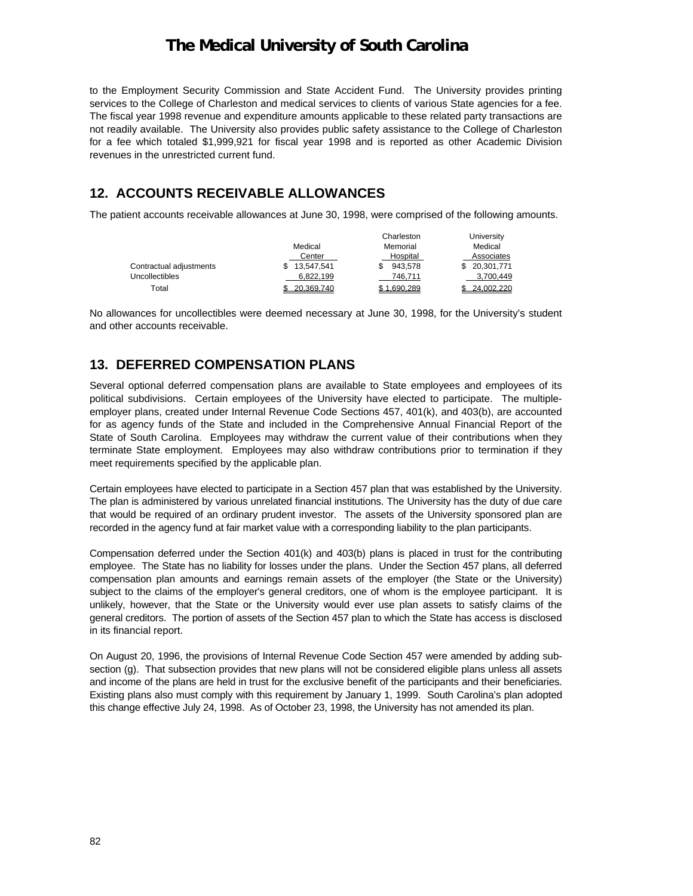to the Employment Security Commission and State Accident Fund. The University provides printing services to the College of Charleston and medical services to clients of various State agencies for a fee. The fiscal year 1998 revenue and expenditure amounts applicable to these related party transactions are not readily available. The University also provides public safety assistance to the College of Charleston for a fee which totaled $1,999,921 for fiscal year 1998 and is reported as other Academic Division revenues in the unrestricted current fund.

## 12. ACCOUNTS RECEIVABLE ALLOWANCES

The patient accounts receivable allowances at June 30, 1998, were comprised of the following amounts.

| | Medical Center | Charleston Memorial Hospital | University Medical Associates |
|---|---|---|---|
| Contractual adjustments | $ 13,547,541 | $ 943,578 | $ 20,301,771 |
| Uncollectibles | 6,822,199 | 746,711 | 3,700,449 |
| Total | $ 20,369,740 | $ 1,690,289 | $ 24,002,220 |

No allowances for uncollectibles were deemed necessary at June 30, 1998, for the University's student and other accounts receivable.

## 13. DEFERRED COMPENSATION PLANS

Several optional deferred compensation plans are available to State employees and employees of its political subdivisions. Certain employees of the University have elected to participate. The multiple-employer plans, created under Internal Revenue Code Sections 457, 401(k), and 403(b), are accounted for as agency funds of the State and included in the Comprehensive Annual Financial Report of the State of South Carolina. Employees may withdraw the current value of their contributions when they terminate State employment. Employees may also withdraw contributions prior to termination if they meet requirements specified by the applicable plan.

Certain employees have elected to participate in a Section 457 plan that was established by the University. The plan is administered by various unrelated financial institutions. The University has the duty of due care that would be required of an ordinary prudent investor. The assets of the University sponsored plan are recorded in the agency fund at fair market value with a corresponding liability to the plan participants.

Compensation deferred under the Section 401(k) and 403(b) plans is placed in trust for the contributing employee. The State has no liability for losses under the plans. Under the Section 457 plans, all deferred compensation plan amounts and earnings remain assets of the employer (the State or the University) subject to the claims of the employer's general creditors, one of whom is the employee participant. It is unlikely, however, that the State or the University would ever use plan assets to satisfy claims of the general creditors. The portion of assets of the Section 457 plan to which the State has access is disclosed in its financial report.

On August 20, 1996, the provisions of Internal Revenue Code Section 457 were amended by adding sub-section (g). That subsection provides that new plans will not be considered eligible plans unless all assets and income of the plans are held in trust for the exclusive benefit of the participants and their beneficiaries. Existing plans also must comply with this requirement by January 1, 1999. South Carolina's plan adopted this change effective July 24, 1998. As of October 23, 1998, the University has not amended its plan.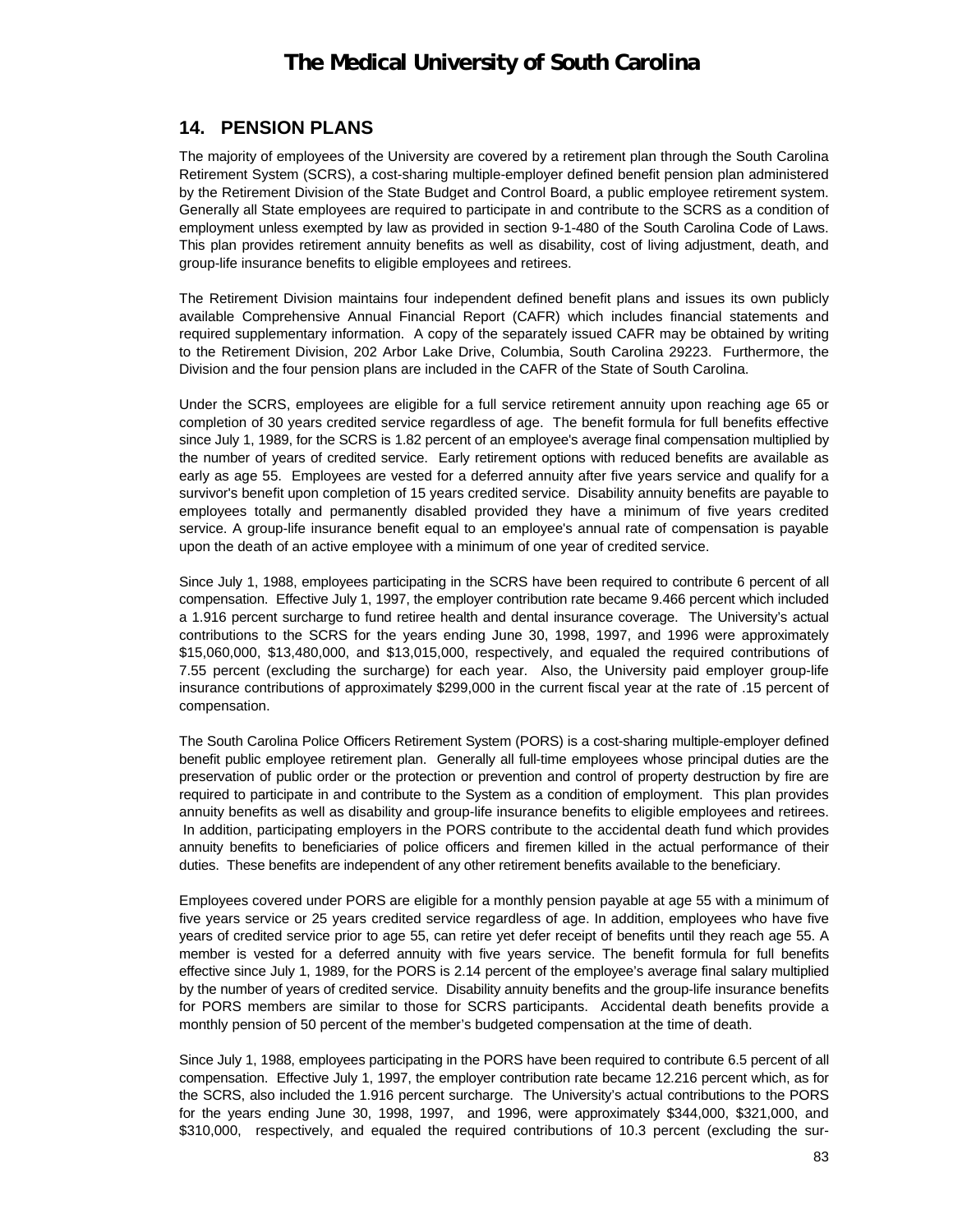## 14. PENSION PLANS

The majority of employees of the University are covered by a retirement plan through the South Carolina Retirement System (SCRS), a cost-sharing multiple-employer defined benefit pension plan administered by the Retirement Division of the State Budget and Control Board, a public employee retirement system. Generally all State employees are required to participate in and contribute to the SCRS as a condition of employment unless exempted by law as provided in section 9-1-480 of the South Carolina Code of Laws. This plan provides retirement annuity benefits as well as disability, cost of living adjustment, death, and group-life insurance benefits to eligible employees and retirees.

The Retirement Division maintains four independent defined benefit plans and issues its own publicly available Comprehensive Annual Financial Report (CAFR) which includes financial statements and required supplementary information. A copy of the separately issued CAFR may be obtained by writing to the Retirement Division, 202 Arbor Lake Drive, Columbia, South Carolina 29223. Furthermore, the Division and the four pension plans are included in the CAFR of the State of South Carolina.

Under the SCRS, employees are eligible for a full service retirement annuity upon reaching age 65 or completion of 30 years credited service regardless of age. The benefit formula for full benefits effective since July 1, 1989, for the SCRS is 1.82 percent of an employee's average final compensation multiplied by the number of years of credited service. Early retirement options with reduced benefits are available as early as age 55. Employees are vested for a deferred annuity after five years service and qualify for a survivor's benefit upon completion of 15 years credited service. Disability annuity benefits are payable to employees totally and permanently disabled provided they have a minimum of five years credited service. A group-life insurance benefit equal to an employee's annual rate of compensation is payable upon the death of an active employee with a minimum of one year of credited service.

Since July 1, 1988, employees participating in the SCRS have been required to contribute 6 percent of all compensation. Effective July 1, 1997, the employer contribution rate became 9.466 percent which included a 1.916 percent surcharge to fund retiree health and dental insurance coverage. The University's actual contributions to the SCRS for the years ending June 30, 1998, 1997, and 1996 were approximately $15,060,000, $13,480,000, and $13,015,000, respectively, and equaled the required contributions of 7.55 percent (excluding the surcharge) for each year. Also, the University paid employer group-life insurance contributions of approximately $299,000 in the current fiscal year at the rate of .15 percent of compensation.

The South Carolina Police Officers Retirement System (PORS) is a cost-sharing multiple-employer defined benefit public employee retirement plan. Generally all full-time employees whose principal duties are the preservation of public order or the protection or prevention and control of property destruction by fire are required to participate in and contribute to the System as a condition of employment. This plan provides annuity benefits as well as disability and group-life insurance benefits to eligible employees and retirees. In addition, participating employers in the PORS contribute to the accidental death fund which provides annuity benefits to beneficiaries of police officers and firemen killed in the actual performance of their duties. These benefits are independent of any other retirement benefits available to the beneficiary.

Employees covered under PORS are eligible for a monthly pension payable at age 55 with a minimum of five years service or 25 years credited service regardless of age. In addition, employees who have five years of credited service prior to age 55, can retire yet defer receipt of benefits until they reach age 55. A member is vested for a deferred annuity with five years service. The benefit formula for full benefits effective since July 1, 1989, for the PORS is 2.14 percent of the employee's average final salary multiplied by the number of years of credited service. Disability annuity benefits and the group-life insurance benefits for PORS members are similar to those for SCRS participants. Accidental death benefits provide a monthly pension of 50 percent of the member's budgeted compensation at the time of death.

Since July 1, 1988, employees participating in the PORS have been required to contribute 6.5 percent of all compensation. Effective July 1, 1997, the employer contribution rate became 12.216 percent which, as for the SCRS, also included the 1.916 percent surcharge. The University's actual contributions to the PORS for the years ending June 30, 1998, 1997, and 1996, were approximately $344,000, $321,000, and $310,000, respectively, and equaled the required contributions of 10.3 percent (excluding the sur-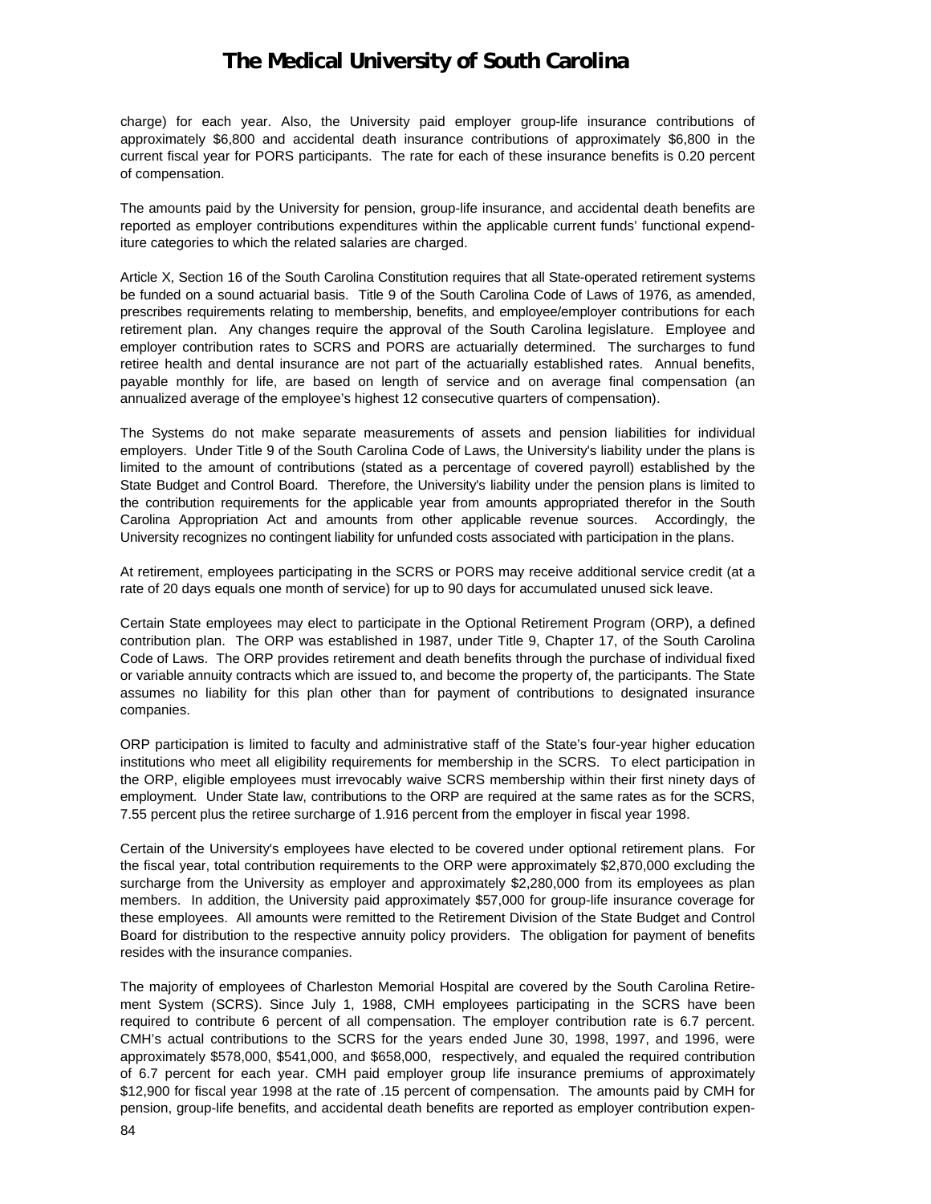charge) for each year. Also, the University paid employer group-life insurance contributions of approximately $6,800 and accidental death insurance contributions of approximately $6,800 in the current fiscal year for PORS participants. The rate for each of these insurance benefits is 0.20 percent of compensation.

The amounts paid by the University for pension, group-life insurance, and accidental death benefits are reported as employer contributions expenditures within the applicable current funds' functional expenditure categories to which the related salaries are charged.

Article X, Section 16 of the South Carolina Constitution requires that all State-operated retirement systems be funded on a sound actuarial basis. Title 9 of the South Carolina Code of Laws of 1976, as amended, prescribes requirements relating to membership, benefits, and employee/employer contributions for each retirement plan. Any changes require the approval of the South Carolina legislature. Employee and employer contribution rates to SCRS and PORS are actuarially determined. The surcharges to fund retiree health and dental insurance are not part of the actuarially established rates. Annual benefits, payable monthly for life, are based on length of service and on average final compensation (an annualized average of the employee's highest 12 consecutive quarters of compensation).

The Systems do not make separate measurements of assets and pension liabilities for individual employers. Under Title 9 of the South Carolina Code of Laws, the University's liability under the plans is limited to the amount of contributions (stated as a percentage of covered payroll) established by the State Budget and Control Board. Therefore, the University's liability under the pension plans is limited to the contribution requirements for the applicable year from amounts appropriated therefor in the South Carolina Appropriation Act and amounts from other applicable revenue sources. Accordingly, the University recognizes no contingent liability for unfunded costs associated with participation in the plans.

At retirement, employees participating in the SCRS or PORS may receive additional service credit (at a rate of 20 days equals one month of service) for up to 90 days for accumulated unused sick leave.

Certain State employees may elect to participate in the Optional Retirement Program (ORP), a defined contribution plan. The ORP was established in 1987, under Title 9, Chapter 17, of the South Carolina Code of Laws. The ORP provides retirement and death benefits through the purchase of individual fixed or variable annuity contracts which are issued to, and become the property of, the participants. The State assumes no liability for this plan other than for payment of contributions to designated insurance companies.

ORP participation is limited to faculty and administrative staff of the State's four-year higher education institutions who meet all eligibility requirements for membership in the SCRS. To elect participation in the ORP, eligible employees must irrevocably waive SCRS membership within their first ninety days of employment. Under State law, contributions to the ORP are required at the same rates as for the SCRS, 7.55 percent plus the retiree surcharge of 1.916 percent from the employer in fiscal year 1998.

Certain of the University's employees have elected to be covered under optional retirement plans. For the fiscal year, total contribution requirements to the ORP were approximately $2,870,000 excluding the surcharge from the University as employer and approximately $2,280,000 from its employees as plan members. In addition, the University paid approximately $57,000 for group-life insurance coverage for these employees. All amounts were remitted to the Retirement Division of the State Budget and Control Board for distribution to the respective annuity policy providers. The obligation for payment of benefits resides with the insurance companies.

The majority of employees of Charleston Memorial Hospital are covered by the South Carolina Retirement System (SCRS). Since July 1, 1988, CMH employees participating in the SCRS have been required to contribute 6 percent of all compensation. The employer contribution rate is 6.7 percent. CMH's actual contributions to the SCRS for the years ended June 30, 1998, 1997, and 1996, were approximately $578,000, $541,000, and $658,000, respectively, and equaled the required contribution of 6.7 percent for each year. CMH paid employer group life insurance premiums of approximately $12,900 for fiscal year 1998 at the rate of .15 percent of compensation. The amounts paid by CMH for pension, group-life benefits, and accidental death benefits are reported as employer contribution expen-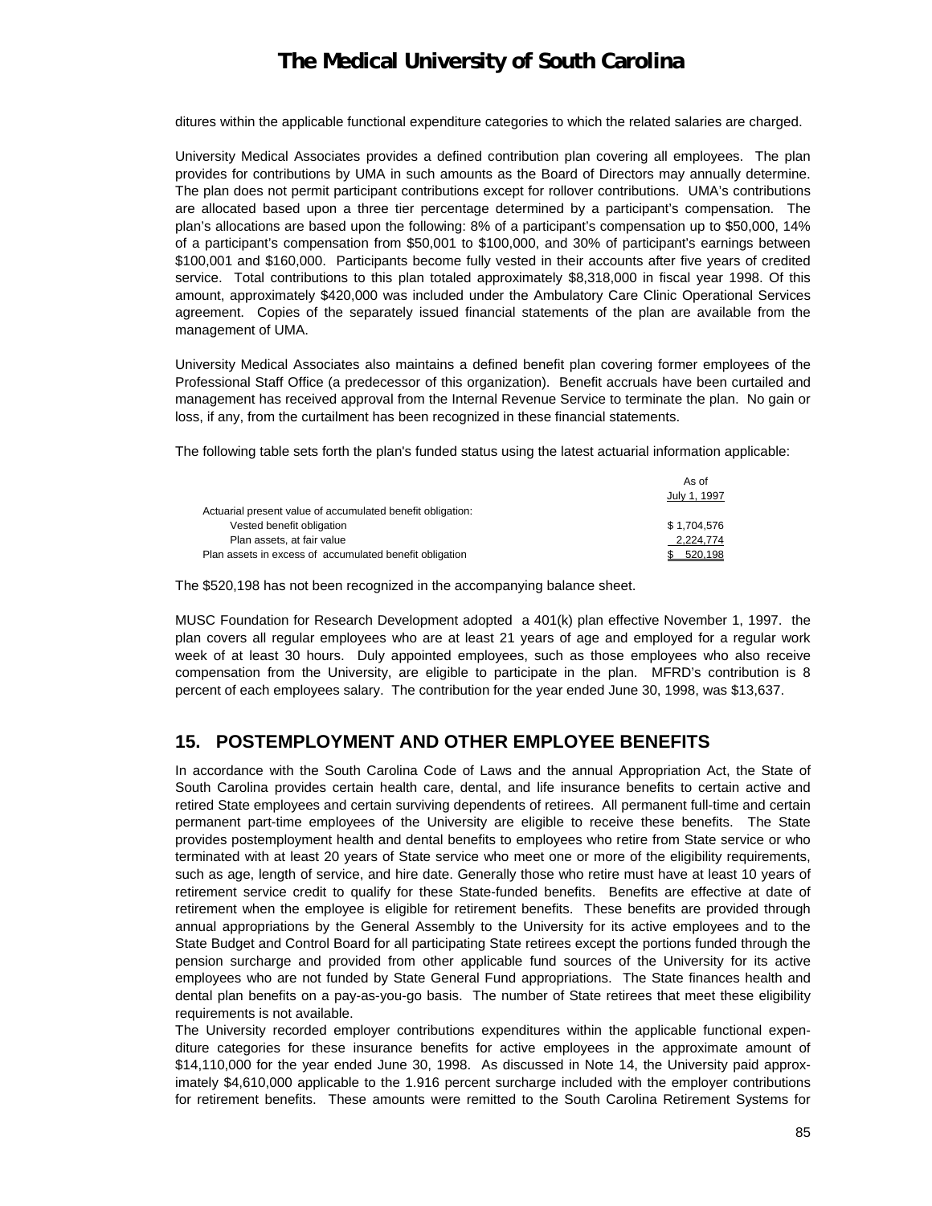ditures within the applicable functional expenditure categories to which the related salaries are charged.

University Medical Associates provides a defined contribution plan covering all employees. The plan provides for contributions by UMA in such amounts as the Board of Directors may annually determine. The plan does not permit participant contributions except for rollover contributions. UMA's contributions are allocated based upon a three tier percentage determined by a participant's compensation. The plan's allocations are based upon the following: 8% of a participant's compensation up to $50,000, 14% of a participant's compensation from $50,001 to $100,000, and 30% of participant's earnings between $100,001 and $160,000. Participants become fully vested in their accounts after five years of credited service. Total contributions to this plan totaled approximately $8,318,000 in fiscal year 1998. Of this amount, approximately $420,000 was included under the Ambulatory Care Clinic Operational Services agreement. Copies of the separately issued financial statements of the plan are available from the management of UMA.

University Medical Associates also maintains a defined benefit plan covering former employees of the Professional Staff Office (a predecessor of this organization). Benefit accruals have been curtailed and management has received approval from the Internal Revenue Service to terminate the plan. No gain or loss, if any, from the curtailment has been recognized in these financial statements.

The following table sets forth the plan's funded status using the latest actuarial information applicable:

| | As of July 1, 1997 |
|---|---|
| Actuarial present value of accumulated benefit obligation: | |
| Vested benefit obligation | $ 1,704,576 |
| Plan assets, at fair value | 2,224,774 |
| Plan assets in excess of accumulated benefit obligation | $ 520,198 |

The $520,198 has not been recognized in the accompanying balance sheet.

MUSC Foundation for Research Development adopted a 401(k) plan effective November 1, 1997. the plan covers all regular employees who are at least 21 years of age and employed for a regular work week of at least 30 hours. Duly appointed employees, such as those employees who also receive compensation from the University, are eligible to participate in the plan. MFRD's contribution is 8 percent of each employees salary. The contribution for the year ended June 30, 1998, was $13,637.

## 15. POSTEMPLOYMENT AND OTHER EMPLOYEE BENEFITS

In accordance with the South Carolina Code of Laws and the annual Appropriation Act, the State of South Carolina provides certain health care, dental, and life insurance benefits to certain active and retired State employees and certain surviving dependents of retirees. All permanent full-time and certain permanent part-time employees of the University are eligible to receive these benefits. The State provides postemployment health and dental benefits to employees who retire from State service or who terminated with at least 20 years of State service who meet one or more of the eligibility requirements, such as age, length of service, and hire date. Generally those who retire must have at least 10 years of retirement service credit to qualify for these State-funded benefits. Benefits are effective at date of retirement when the employee is eligible for retirement benefits. These benefits are provided through annual appropriations by the General Assembly to the University for its active employees and to the State Budget and Control Board for all participating State retirees except the portions funded through the pension surcharge and provided from other applicable fund sources of the University for its active employees who are not funded by State General Fund appropriations. The State finances health and dental plan benefits on a pay-as-you-go basis. The number of State retirees that meet these eligibility requirements is not available.

The University recorded employer contributions expenditures within the applicable functional expenditure categories for these insurance benefits for active employees in the approximate amount of $14,110,000 for the year ended June 30, 1998. As discussed in Note 14, the University paid approximately $4,610,000 applicable to the 1.916 percent surcharge included with the employer contributions for retirement benefits. These amounts were remitted to the South Carolina Retirement Systems for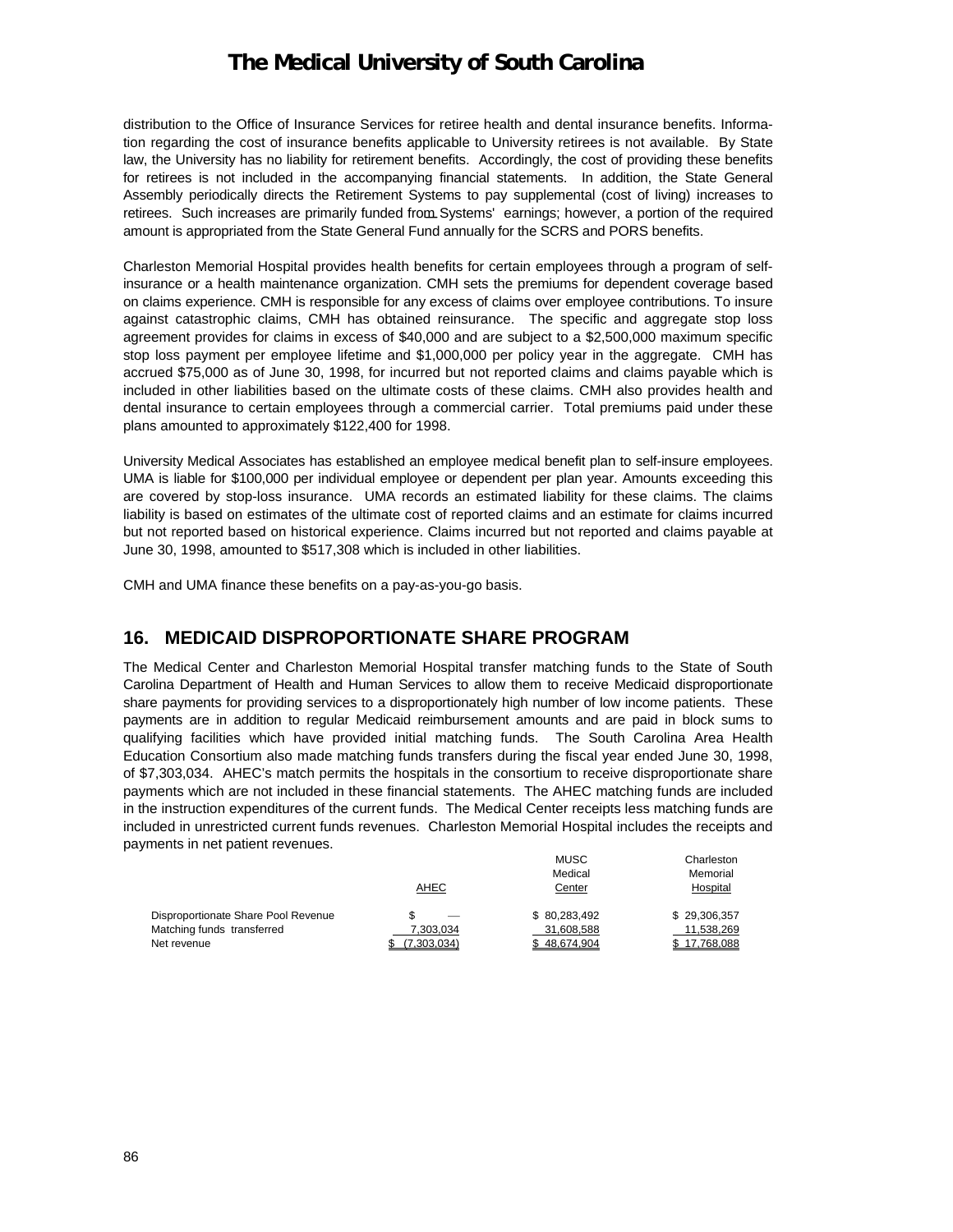distribution to the Office of Insurance Services for retiree health and dental insurance benefits. Information regarding the cost of insurance benefits applicable to University retirees is not available. By State law, the University has no liability for retirement benefits. Accordingly, the cost of providing these benefits for retirees is not included in the accompanying financial statements. In addition, the State General Assembly periodically directs the Retirement Systems to pay supplemental (cost of living) increases to retirees. Such increases are primarily funded from Systems' earnings; however, a portion of the required amount is appropriated from the State General Fund annually for the SCRS and PORS benefits.

Charleston Memorial Hospital provides health benefits for certain employees through a program of self-insurance or a health maintenance organization. CMH sets the premiums for dependent coverage based on claims experience. CMH is responsible for any excess of claims over employee contributions. To insure against catastrophic claims, CMH has obtained reinsurance. The specific and aggregate stop loss agreement provides for claims in excess of $40,000 and are subject to a $2,500,000 maximum specific stop loss payment per employee lifetime and $1,000,000 per policy year in the aggregate. CMH has accrued $75,000 as of June 30, 1998, for incurred but not reported claims and claims payable which is included in other liabilities based on the ultimate costs of these claims. CMH also provides health and dental insurance to certain employees through a commercial carrier. Total premiums paid under these plans amounted to approximately $122,400 for 1998.

University Medical Associates has established an employee medical benefit plan to self-insure employees. UMA is liable for $100,000 per individual employee or dependent per plan year. Amounts exceeding this are covered by stop-loss insurance. UMA records an estimated liability for these claims. The claims liability is based on estimates of the ultimate cost of reported claims and an estimate for claims incurred but not reported based on historical experience. Claims incurred but not reported and claims payable at June 30, 1998, amounted to $517,308 which is included in other liabilities.

CMH and UMA finance these benefits on a pay-as-you-go basis.

## 16. MEDICAID DISPROPORTIONATE SHARE PROGRAM

The Medical Center and Charleston Memorial Hospital transfer matching funds to the State of South Carolina Department of Health and Human Services to allow them to receive Medicaid disproportionate share payments for providing services to a disproportionately high number of low income patients. These payments are in addition to regular Medicaid reimbursement amounts and are paid in block sums to qualifying facilities which have provided initial matching funds. The South Carolina Area Health Education Consortium also made matching funds transfers during the fiscal year ended June 30, 1998, of $7,303,034. AHEC's match permits the hospitals in the consortium to receive disproportionate share payments which are not included in these financial statements. The AHEC matching funds are included in the instruction expenditures of the current funds. The Medical Center receipts less matching funds are included in unrestricted current funds revenues. Charleston Memorial Hospital includes the receipts and payments in net patient revenues.

| | AHEC | MUSC Medical Center | Charleston Memorial Hospital |
|---|---|---|---|
| Disproportionate Share Pool Revenue | $ — | $ 80,283,492 | $ 29,306,357 |
| Matching funds transferred | 7,303,034 | 31,608,588 | 11,538,269 |
| Net revenue | $ (7,303,034) | $ 48,674,904 | $ 17,768,088 |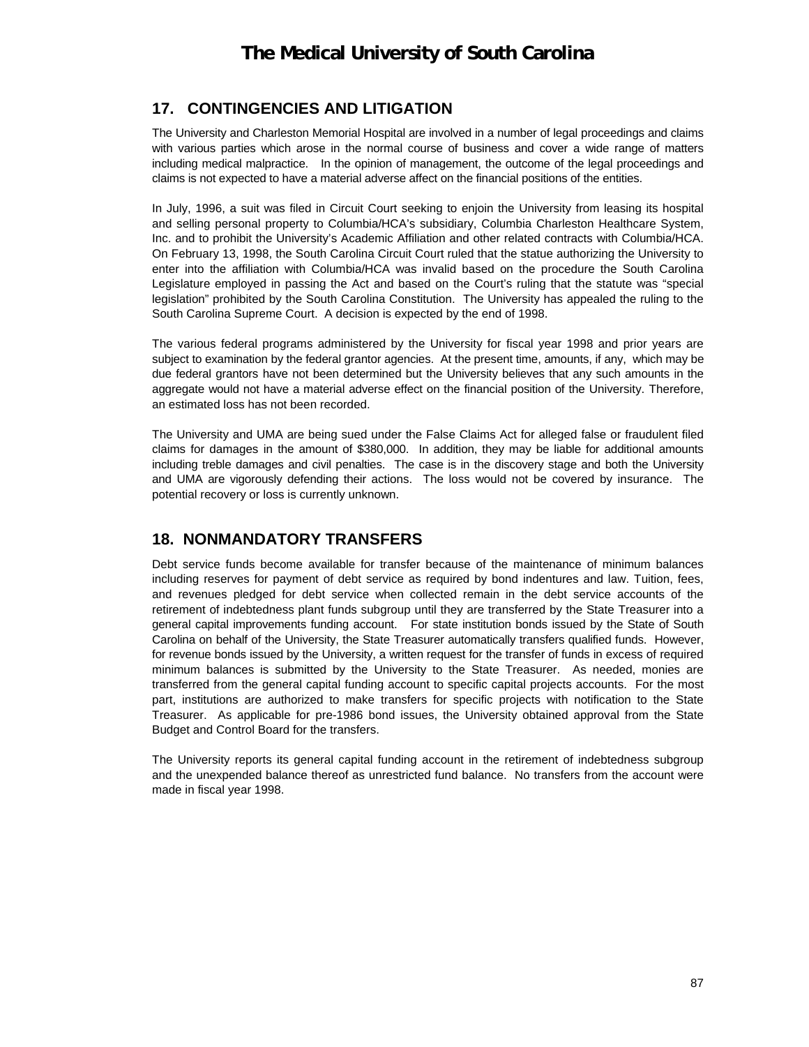## 17. CONTINGENCIES AND LITIGATION

The University and Charleston Memorial Hospital are involved in a number of legal proceedings and claims with various parties which arose in the normal course of business and cover a wide range of matters including medical malpractice. In the opinion of management, the outcome of the legal proceedings and claims is not expected to have a material adverse affect on the financial positions of the entities.

In July, 1996, a suit was filed in Circuit Court seeking to enjoin the University from leasing its hospital and selling personal property to Columbia/HCA's subsidiary, Columbia Charleston Healthcare System, Inc. and to prohibit the University's Academic Affiliation and other related contracts with Columbia/HCA. On February 13, 1998, the South Carolina Circuit Court ruled that the statue authorizing the University to enter into the affiliation with Columbia/HCA was invalid based on the procedure the South Carolina Legislature employed in passing the Act and based on the Court's ruling that the statute was "special legislation" prohibited by the South Carolina Constitution. The University has appealed the ruling to the South Carolina Supreme Court. A decision is expected by the end of 1998.

The various federal programs administered by the University for fiscal year 1998 and prior years are subject to examination by the federal grantor agencies. At the present time, amounts, if any, which may be due federal grantors have not been determined but the University believes that any such amounts in the aggregate would not have a material adverse effect on the financial position of the University. Therefore, an estimated loss has not been recorded.

The University and UMA are being sued under the False Claims Act for alleged false or fraudulent filed claims for damages in the amount of $380,000. In addition, they may be liable for additional amounts including treble damages and civil penalties. The case is in the discovery stage and both the University and UMA are vigorously defending their actions. The loss would not be covered by insurance. The potential recovery or loss is currently unknown.

## 18. NONMANDATORY TRANSFERS

Debt service funds become available for transfer because of the maintenance of minimum balances including reserves for payment of debt service as required by bond indentures and law. Tuition, fees, and revenues pledged for debt service when collected remain in the debt service accounts of the retirement of indebtedness plant funds subgroup until they are transferred by the State Treasurer into a general capital improvements funding account. For state institution bonds issued by the State of South Carolina on behalf of the University, the State Treasurer automatically transfers qualified funds. However, for revenue bonds issued by the University, a written request for the transfer of funds in excess of required minimum balances is submitted by the University to the State Treasurer. As needed, monies are transferred from the general capital funding account to specific capital projects accounts. For the most part, institutions are authorized to make transfers for specific projects with notification to the State Treasurer. As applicable for pre-1986 bond issues, the University obtained approval from the State Budget and Control Board for the transfers.

The University reports its general capital funding account in the retirement of indebtedness subgroup and the unexpended balance thereof as unrestricted fund balance. No transfers from the account were made in fiscal year 1998.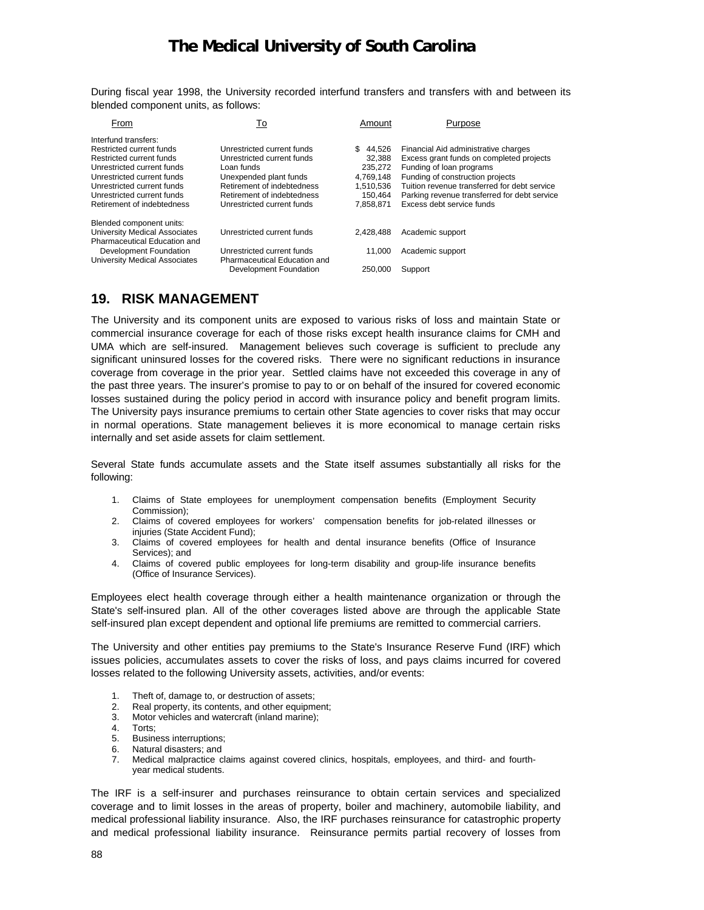During fiscal year 1998, the University recorded interfund transfers and transfers with and between its blended component units, as follows:

| From | To | Amount | Purpose |
|---|---|---|---|
| Interfund transfers: | | | |
| Restricted current funds | Unrestricted current funds | $ 44,526 | Financial Aid administrative charges |
| Restricted current funds | Unrestricted current funds | 32,388 | Excess grant funds on completed projects |
| Unrestricted current funds | Loan funds | 235,272 | Funding of loan programs |
| Unrestricted current funds | Unexpended plant funds | 4,769,148 | Funding of construction projects |
| Unrestricted current funds | Retirement of indebtedness | 1,510,536 | Tuition revenue transferred for debt service |
| Unrestricted current funds | Retirement of indebtedness | 150,464 | Parking revenue transferred for debt service |
| Retirement of indebtedness | Unrestricted current funds | 7,858,871 | Excess debt service funds |
| Blended component units: | | | |
| University Medical Associates | Unrestricted current funds | 2,428,488 | Academic support |
| Pharmaceutical Education and Development Foundation | Unrestricted current funds | 11,000 | Academic support |
| University Medical Associates | Pharmaceutical Education and Development Foundation | 250,000 | Support |

## 19. RISK MANAGEMENT

The University and its component units are exposed to various risks of loss and maintain State or commercial insurance coverage for each of those risks except health insurance claims for CMH and UMA which are self-insured. Management believes such coverage is sufficient to preclude any significant uninsured losses for the covered risks. There were no significant reductions in insurance coverage from coverage in the prior year. Settled claims have not exceeded this coverage in any of the past three years. The insurer's promise to pay to or on behalf of the insured for covered economic losses sustained during the policy period in accord with insurance policy and benefit program limits. The University pays insurance premiums to certain other State agencies to cover risks that may occur in normal operations. State management believes it is more economical to manage certain risks internally and set aside assets for claim settlement.

Several State funds accumulate assets and the State itself assumes substantially all risks for the following:

1. Claims of State employees for unemployment compensation benefits (Employment Security Commission);
2. Claims of covered employees for workers' compensation benefits for job-related illnesses or injuries (State Accident Fund);
3. Claims of covered employees for health and dental insurance benefits (Office of Insurance Services); and
4. Claims of covered public employees for long-term disability and group-life insurance benefits (Office of Insurance Services).

Employees elect health coverage through either a health maintenance organization or through the State's self-insured plan. All of the other coverages listed above are through the applicable State self-insured plan except dependent and optional life premiums are remitted to commercial carriers.

The University and other entities pay premiums to the State's Insurance Reserve Fund (IRF) which issues policies, accumulates assets to cover the risks of loss, and pays claims incurred for covered losses related to the following University assets, activities, and/or events:

1. Theft of, damage to, or destruction of assets;
2. Real property, its contents, and other equipment;
3. Motor vehicles and watercraft (inland marine);
4. Torts;
5. Business interruptions;
6. Natural disasters; and
7. Medical malpractice claims against covered clinics, hospitals, employees, and third- and fourth-year medical students.

The IRF is a self-insurer and purchases reinsurance to obtain certain services and specialized coverage and to limit losses in the areas of property, boiler and machinery, automobile liability, and medical professional liability insurance. Also, the IRF purchases reinsurance for catastrophic property and medical professional liability insurance. Reinsurance permits partial recovery of losses from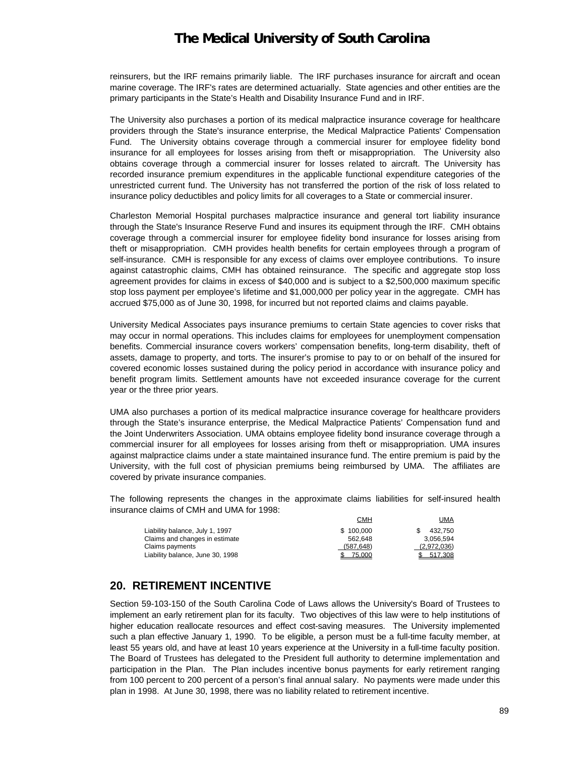reinsurers, but the IRF remains primarily liable. The IRF purchases insurance for aircraft and ocean marine coverage. The IRF's rates are determined actuarially. State agencies and other entities are the primary participants in the State's Health and Disability Insurance Fund and in IRF.

The University also purchases a portion of its medical malpractice insurance coverage for healthcare providers through the State's insurance enterprise, the Medical Malpractice Patients' Compensation Fund. The University obtains coverage through a commercial insurer for employee fidelity bond insurance for all employees for losses arising from theft or misappropriation. The University also obtains coverage through a commercial insurer for losses related to aircraft. The University has recorded insurance premium expenditures in the applicable functional expenditure categories of the unrestricted current fund. The University has not transferred the portion of the risk of loss related to insurance policy deductibles and policy limits for all coverages to a State or commercial insurer.

Charleston Memorial Hospital purchases malpractice insurance and general tort liability insurance through the State's Insurance Reserve Fund and insures its equipment through the IRF. CMH obtains coverage through a commercial insurer for employee fidelity bond insurance for losses arising from theft or misappropriation. CMH provides health benefits for certain employees through a program of self-insurance. CMH is responsible for any excess of claims over employee contributions. To insure against catastrophic claims, CMH has obtained reinsurance. The specific and aggregate stop loss agreement provides for claims in excess of $40,000 and is subject to a $2,500,000 maximum specific stop loss payment per employee's lifetime and $1,000,000 per policy year in the aggregate. CMH has accrued $75,000 as of June 30, 1998, for incurred but not reported claims and claims payable.

University Medical Associates pays insurance premiums to certain State agencies to cover risks that may occur in normal operations. This includes claims for employees for unemployment compensation benefits. Commercial insurance covers workers' compensation benefits, long-term disability, theft of assets, damage to property, and torts. The insurer's promise to pay to or on behalf of the insured for covered economic losses sustained during the policy period in accordance with insurance policy and benefit program limits. Settlement amounts have not exceeded insurance coverage for the current year or the three prior years.

UMA also purchases a portion of its medical malpractice insurance coverage for healthcare providers through the State's insurance enterprise, the Medical Malpractice Patients' Compensation fund and the Joint Underwriters Association. UMA obtains employee fidelity bond insurance coverage through a commercial insurer for all employees for losses arising from theft or misappropriation. UMA insures against malpractice claims under a state maintained insurance fund. The entire premium is paid by the University, with the full cost of physician premiums being reimbursed by UMA. The affiliates are covered by private insurance companies.

The following represents the changes in the approximate claims liabilities for self-insured health insurance claims of CMH and UMA for 1998:

| | CMH | UMA |
|---|---|---|
| Liability balance, July 1, 1997 | $ 100,000 | $ 432,750 |
| Claims and changes in estimate | 562,648 | 3,056,594 |
| Claims payments | (587,648) | (2,972,036) |
| Liability balance, June 30, 1998 | $ 75,000 | $ 517,308 |

## 20. RETIREMENT INCENTIVE

Section 59-103-150 of the South Carolina Code of Laws allows the University's Board of Trustees to implement an early retirement plan for its faculty. Two objectives of this law were to help institutions of higher education reallocate resources and effect cost-saving measures. The University implemented such a plan effective January 1, 1990. To be eligible, a person must be a full-time faculty member, at least 55 years old, and have at least 10 years experience at the University in a full-time faculty position. The Board of Trustees has delegated to the President full authority to determine implementation and participation in the Plan. The Plan includes incentive bonus payments for early retirement ranging from 100 percent to 200 percent of a person's final annual salary. No payments were made under this plan in 1998. At June 30, 1998, there was no liability related to retirement incentive.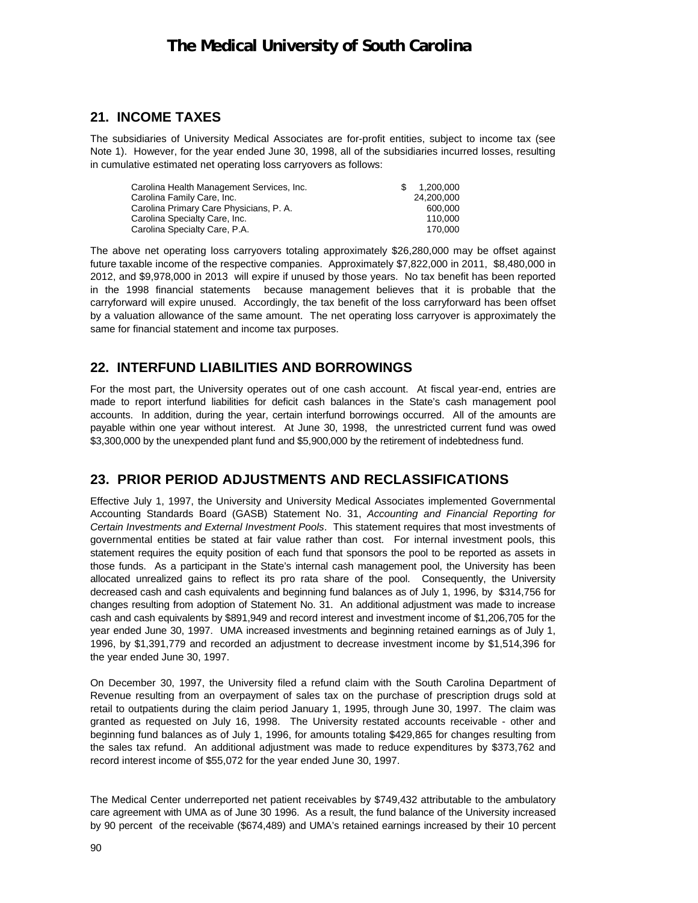## 21. INCOME TAXES

The subsidiaries of University Medical Associates are for-profit entities, subject to income tax (see Note 1). However, for the year ended June 30, 1998, all of the subsidiaries incurred losses, resulting in cumulative estimated net operating loss carryovers as follows:

| | |
|---|---|
| Carolina Health Management Services, Inc. | $ 1,200,000 |
| Carolina Family Care, Inc. | 24,200,000 |
| Carolina Primary Care Physicians, P. A. | 600,000 |
| Carolina Specialty Care, Inc. | 110,000 |
| Carolina Specialty Care, P.A. | 170,000 |

The above net operating loss carryovers totaling approximately $26,280,000 may be offset against future taxable income of the respective companies. Approximately $7,822,000 in 2011, $8,480,000 in 2012, and $9,978,000 in 2013 will expire if unused by those years. No tax benefit has been reported in the 1998 financial statements because management believes that it is probable that the carryforward will expire unused. Accordingly, the tax benefit of the loss carryforward has been offset by a valuation allowance of the same amount. The net operating loss carryover is approximately the same for financial statement and income tax purposes.

## 22. INTERFUND LIABILITIES AND BORROWINGS

For the most part, the University operates out of one cash account. At fiscal year-end, entries are made to report interfund liabilities for deficit cash balances in the State's cash management pool accounts. In addition, during the year, certain interfund borrowings occurred. All of the amounts are payable within one year without interest. At June 30, 1998, the unrestricted current fund was owed $3,300,000 by the unexpended plant fund and $5,900,000 by the retirement of indebtedness fund.

## 23. PRIOR PERIOD ADJUSTMENTS AND RECLASSIFICATIONS

Effective July 1, 1997, the University and University Medical Associates implemented Governmental Accounting Standards Board (GASB) Statement No. 31, *Accounting and Financial Reporting for Certain Investments and External Investment Pools*. This statement requires that most investments of governmental entities be stated at fair value rather than cost. For internal investment pools, this statement requires the equity position of each fund that sponsors the pool to be reported as assets in those funds. As a participant in the State's internal cash management pool, the University has been allocated unrealized gains to reflect its pro rata share of the pool. Consequently, the University decreased cash and cash equivalents and beginning fund balances as of July 1, 1996, by $314,756 for changes resulting from adoption of Statement No. 31. An additional adjustment was made to increase cash and cash equivalents by $891,949 and record interest and investment income of $1,206,705 for the year ended June 30, 1997. UMA increased investments and beginning retained earnings as of July 1, 1996, by $1,391,779 and recorded an adjustment to decrease investment income by $1,514,396 for the year ended June 30, 1997.

On December 30, 1997, the University filed a refund claim with the South Carolina Department of Revenue resulting from an overpayment of sales tax on the purchase of prescription drugs sold at retail to outpatients during the claim period January 1, 1995, through June 30, 1997. The claim was granted as requested on July 16, 1998. The University restated accounts receivable - other and beginning fund balances as of July 1, 1996, for amounts totaling $429,865 for changes resulting from the sales tax refund. An additional adjustment was made to reduce expenditures by $373,762 and record interest income of $55,072 for the year ended June 30, 1997.

The Medical Center underreported net patient receivables by $749,432 attributable to the ambulatory care agreement with UMA as of June 30 1996. As a result, the fund balance of the University increased by 90 percent of the receivable ($674,489) and UMA's retained earnings increased by their 10 percent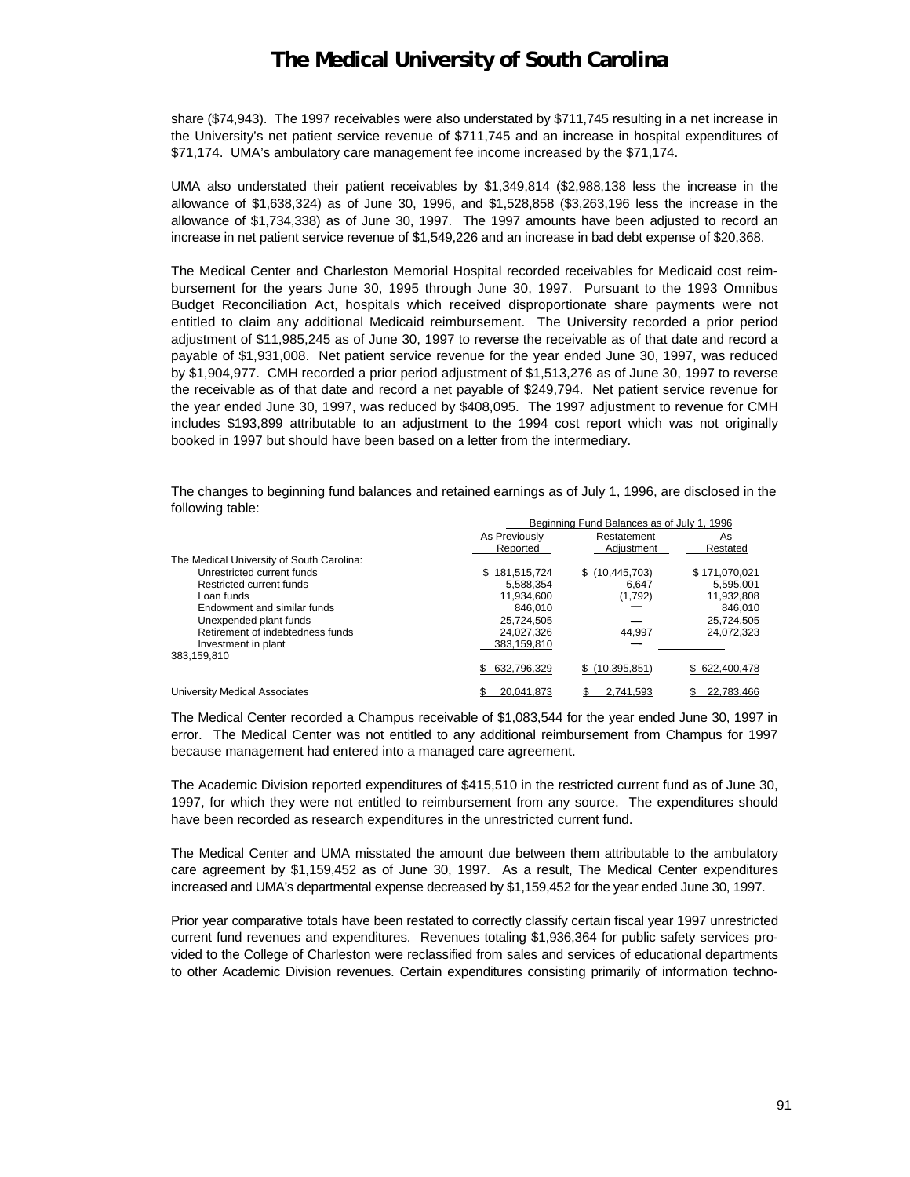share ($74,943). The 1997 receivables were also understated by $711,745 resulting in a net increase in the University's net patient service revenue of $711,745 and an increase in hospital expenditures of $71,174. UMA's ambulatory care management fee income increased by the $71,174.

UMA also understated their patient receivables by $1,349,814 ($2,988,138 less the increase in the allowance of $1,638,324) as of June 30, 1996, and $1,528,858 ($3,263,196 less the increase in the allowance of $1,734,338) as of June 30, 1997. The 1997 amounts have been adjusted to record an increase in net patient service revenue of $1,549,226 and an increase in bad debt expense of $20,368.

The Medical Center and Charleston Memorial Hospital recorded receivables for Medicaid cost reimbursement for the years June 30, 1995 through June 30, 1997. Pursuant to the 1993 Omnibus Budget Reconciliation Act, hospitals which received disproportionate share payments were not entitled to claim any additional Medicaid reimbursement. The University recorded a prior period adjustment of $11,985,245 as of June 30, 1997 to reverse the receivable as of that date and record a payable of $1,931,008. Net patient service revenue for the year ended June 30, 1997, was reduced by $1,904,977. CMH recorded a prior period adjustment of $1,513,276 as of June 30, 1997 to reverse the receivable as of that date and record a net payable of $249,794. Net patient service revenue for the year ended June 30, 1997, was reduced by $408,095. The 1997 adjustment to revenue for CMH includes $193,899 attributable to an adjustment to the 1994 cost report which was not originally booked in 1997 but should have been based on a letter from the intermediary.

The changes to beginning fund balances and retained earnings as of July 1, 1996, are disclosed in the following table:

| | Beginning Fund Balances as of July 1, 1996 | | |
|---|---|---|---|
| | As Previously Reported | Restatement Adjustment | As Restated |
| The Medical University of South Carolina: | | | |
| Unrestricted current funds | $ 181,515,724 | $ (10,445,703) | $ 171,070,021 |
| Restricted current funds | 5,588,354 | 6,647 | 5,595,001 |
| Loan funds | 11,934,600 | (1,792) | 11,932,808 |
| Endowment and similar funds | 846,010 | — | 846,010 |
| Unexpended plant funds | 25,724,505 | — | 25,724,505 |
| Retirement of indebtedness funds | 24,027,326 | 44,997 | 24,072,323 |
| Investment in plant | 383,159,810 | — | 383,159,810 |
| | $ 632,796,329 | $ (10,395,851) | $ 622,400,478 |
| University Medical Associates | $ 20,041,873 | $ 2,741,593 | $ 22,783,466 |

The Medical Center recorded a Champus receivable of $1,083,544 for the year ended June 30, 1997 in error. The Medical Center was not entitled to any additional reimbursement from Champus for 1997 because management had entered into a managed care agreement.

The Academic Division reported expenditures of $415,510 in the restricted current fund as of June 30, 1997, for which they were not entitled to reimbursement from any source. The expenditures should have been recorded as research expenditures in the unrestricted current fund.

The Medical Center and UMA misstated the amount due between them attributable to the ambulatory care agreement by $1,159,452 as of June 30, 1997. As a result, The Medical Center expenditures increased and UMA's departmental expense decreased by $1,159,452 for the year ended June 30, 1997.

Prior year comparative totals have been restated to correctly classify certain fiscal year 1997 unrestricted current fund revenues and expenditures. Revenues totaling $1,936,364 for public safety services provided to the College of Charleston were reclassified from sales and services of educational departments to other Academic Division revenues. Certain expenditures consisting primarily of information techno-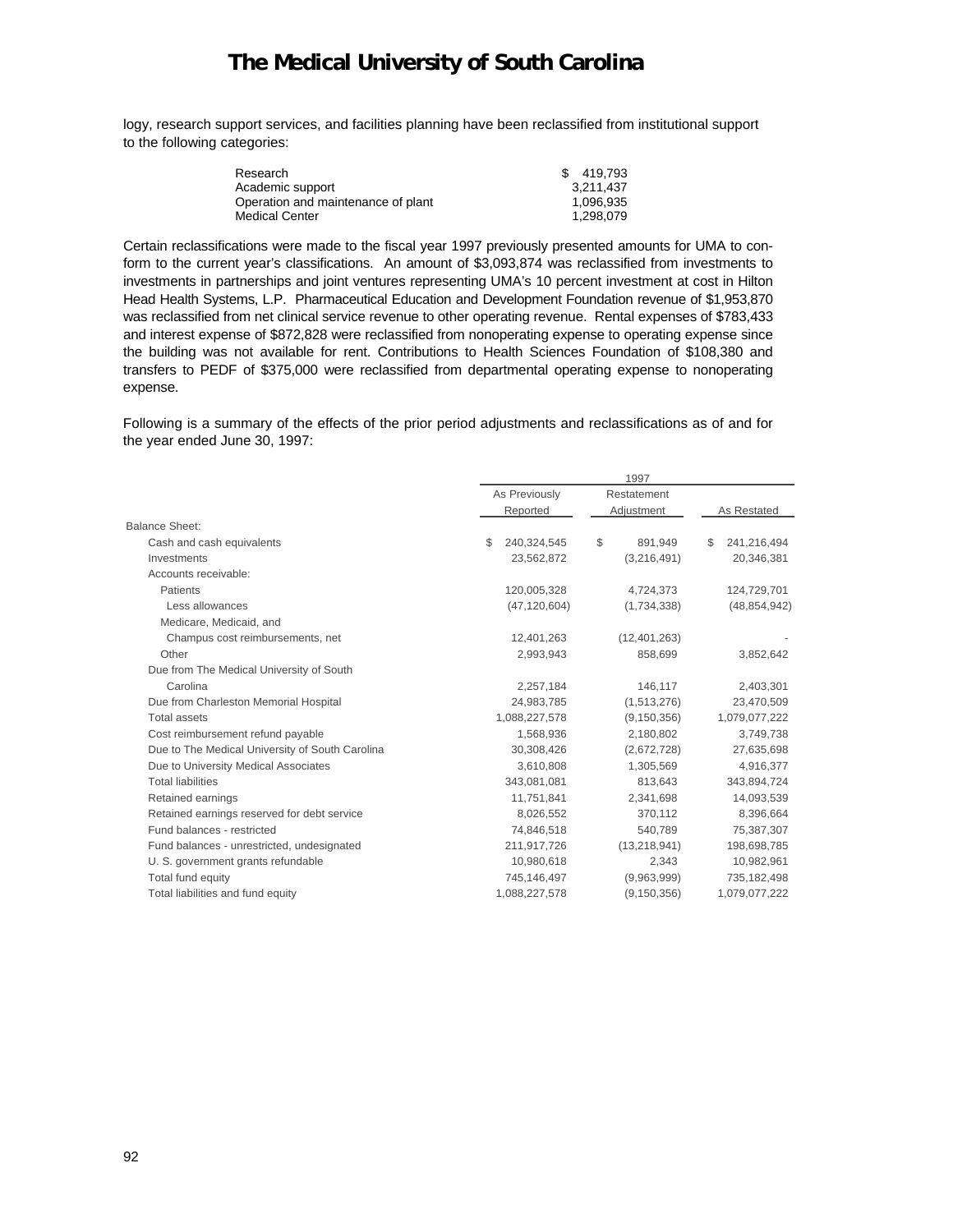logy, research support services, and facilities planning have been reclassified from institutional support to the following categories:

| | |
|---|---|
| Research | $ 419,793 |
| Academic support | 3,211,437 |
| Operation and maintenance of plant | 1,096,935 |
| Medical Center | 1,298,079 |

Certain reclassifications were made to the fiscal year 1997 previously presented amounts for UMA to conform to the current year's classifications. An amount of $3,093,874 was reclassified from investments to investments in partnerships and joint ventures representing UMA's 10 percent investment at cost in Hilton Head Health Systems, L.P. Pharmaceutical Education and Development Foundation revenue of $1,953,870 was reclassified from net clinical service revenue to other operating revenue. Rental expenses of $783,433 and interest expense of $872,828 were reclassified from nonoperating expense to operating expense since the building was not available for rent. Contributions to Health Sciences Foundation of $108,380 and transfers to PEDF of $375,000 were reclassified from departmental operating expense to nonoperating expense.

Following is a summary of the effects of the prior period adjustments and reclassifications as of and for the year ended June 30, 1997:

| | 1997 | | |
|---|---|---|---|
| | As Previously Reported | Restatement Adjustment | As Restated |
| Balance Sheet: | | | |
| Cash and cash equivalents | $ 240,324,545 | $ 891,949 | $ 241,216,494 |
| Investments | 23,562,872 | (3,216,491) | 20,346,381 |
| Accounts receivable: | | | |
| Patients | 120,005,328 | 4,724,373 | 124,729,701 |
| Less allowances | (47,120,604) | (1,734,338) | (48,854,942) |
| Medicare, Medicaid, and Champus cost reimbursements, net | 12,401,263 | (12,401,263) | - |
| Other | 2,993,943 | 858,699 | 3,852,642 |
| Due from The Medical University of South Carolina | 2,257,184 | 146,117 | 2,403,301 |
| Due from Charleston Memorial Hospital | 24,983,785 | (1,513,276) | 23,470,509 |
| Total assets | 1,088,227,578 | (9,150,356) | 1,079,077,222 |
| Cost reimbursement refund payable | 1,568,936 | 2,180,802 | 3,749,738 |
| Due to The Medical University of South Carolina | 30,308,426 | (2,672,728) | 27,635,698 |
| Due to University Medical Associates | 3,610,808 | 1,305,569 | 4,916,377 |
| Total liabilities | 343,081,081 | 813,643 | 343,894,724 |
| Retained earnings | 11,751,841 | 2,341,698 | 14,093,539 |
| Retained earnings reserved for debt service | 8,026,552 | 370,112 | 8,396,664 |
| Fund balances - restricted | 74,846,518 | 540,789 | 75,387,307 |
| Fund balances - unrestricted, undesignated | 211,917,726 | (13,218,941) | 198,698,785 |
| U. S. government grants refundable | 10,980,618 | 2,343 | 10,982,961 |
| Total fund equity | 745,146,497 | (9,963,999) | 735,182,498 |
| Total liabilities and fund equity | 1,088,227,578 | (9,150,356) | 1,079,077,222 |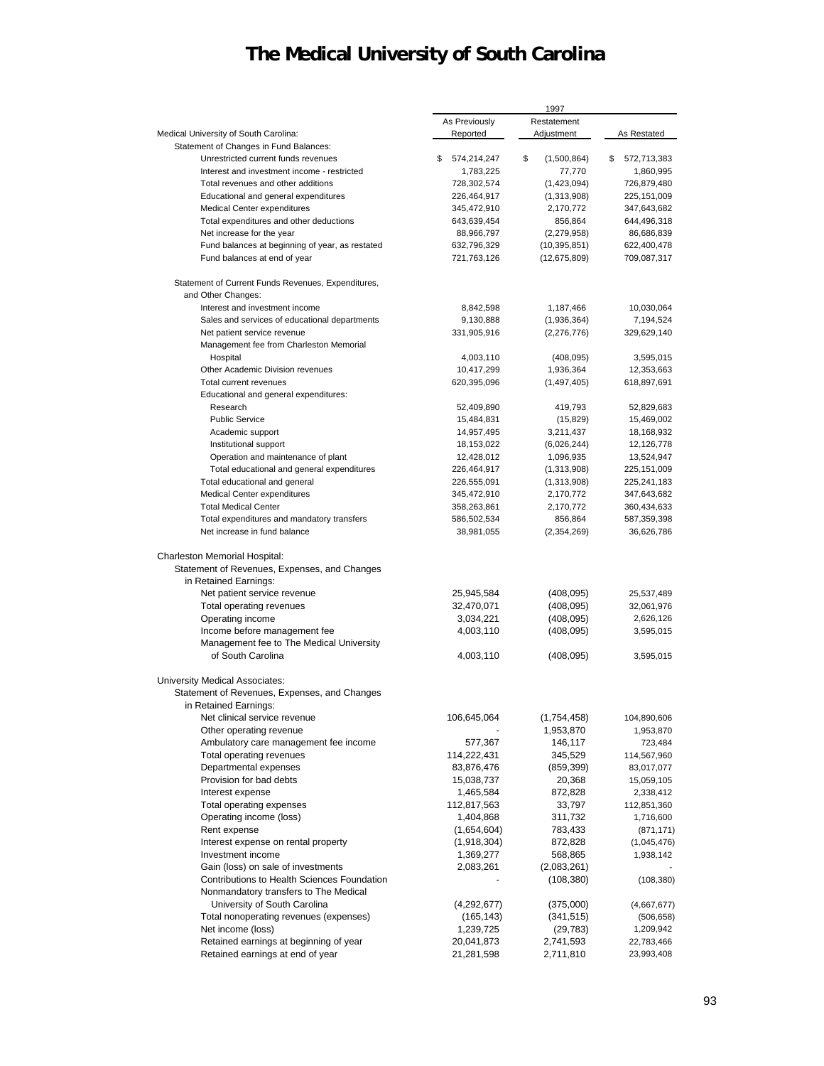# The Medical University of South Carolina

| | 1997 | | |
|---|---|---|---|
| Medical University of South Carolina: | As Previously Reported | Restatement Adjustment | As Restated |
| Statement of Changes in Fund Balances: | | | |
| Unrestricted current funds revenues | $ 574,214,247 | $ (1,500,864) | $ 572,713,383 |
| Interest and investment income - restricted | 1,783,225 | 77,770 | 1,860,995 |
| Total revenues and other additions | 728,302,574 | (1,423,094) | 726,879,480 |
| Educational and general expenditures | 226,464,917 | (1,313,908) | 225,151,009 |
| Medical Center expenditures | 345,472,910 | 2,170,772 | 347,643,682 |
| Total expenditures and other deductions | 643,639,454 | 856,864 | 644,496,318 |
| Net increase for the year | 88,966,797 | (2,279,958) | 86,686,839 |
| Fund balances at beginning of year, as restated | 632,796,329 | (10,395,851) | 622,400,478 |
| Fund balances at end of year | 721,763,126 | (12,675,809) | 709,087,317 |
| | | | |
| Statement of Current Funds Revenues, Expenditures, and Other Changes: | | | |
| Interest and investment income | 8,842,598 | 1,187,466 | 10,030,064 |
| Sales and services of educational departments | 9,130,888 | (1,936,364) | 7,194,524 |
| Net patient service revenue | 331,905,916 | (2,276,776) | 329,629,140 |
| Management fee from Charleston Memorial Hospital | 4,003,110 | (408,095) | 3,595,015 |
| Other Academic Division revenues | 10,417,299 | 1,936,364 | 12,353,663 |
| Total current revenues | 620,395,096 | (1,497,405) | 618,897,691 |
| Educational and general expenditures: | | | |
| Research | 52,409,890 | 419,793 | 52,829,683 |
| Public Service | 15,484,831 | (15,829) | 15,469,002 |
| Academic support | 14,957,495 | 3,211,437 | 18,168,932 |
| Institutional support | 18,153,022 | (6,026,244) | 12,126,778 |
| Operation and maintenance of plant | 12,428,012 | 1,096,935 | 13,524,947 |
| Total educational and general expenditures | 226,464,917 | (1,313,908) | 225,151,009 |
| Total educational and general | 226,555,091 | (1,313,908) | 225,241,183 |
| Medical Center expenditures | 345,472,910 | 2,170,772 | 347,643,682 |
| Total Medical Center | 358,263,861 | 2,170,772 | 360,434,633 |
| Total expenditures and mandatory transfers | 586,502,534 | 856,864 | 587,359,398 |
| Net increase in fund balance | 38,981,055 | (2,354,269) | 36,626,786 |
| | | | |
| Charleston Memorial Hospital: | | | |
| Statement of Revenues, Expenses, and Changes in Retained Earnings: | | | |
| Net patient service revenue | 25,945,584 | (408,095) | 25,537,489 |
| Total operating revenues | 32,470,071 | (408,095) | 32,061,976 |
| Operating income | 3,034,221 | (408,095) | 2,626,126 |
| Income before management fee | 4,003,110 | (408,095) | 3,595,015 |
| Management fee to The Medical University of South Carolina | 4,003,110 | (408,095) | 3,595,015 |
| | | | |
| University Medical Associates: | | | |
| Statement of Revenues, Expenses, and Changes in Retained Earnings: | | | |
| Net clinical service revenue | 106,645,064 | (1,754,458) | 104,890,606 |
| Other operating revenue | - | 1,953,870 | 1,953,870 |
| Ambulatory care management fee income | 577,367 | 146,117 | 723,484 |
| Total operating revenues | 114,222,431 | 345,529 | 114,567,960 |
| Departmental expenses | 83,876,476 | (859,399) | 83,017,077 |
| Provision for bad debts | 15,038,737 | 20,368 | 15,059,105 |
| Interest expense | 1,465,584 | 872,828 | 2,338,412 |
| Total operating expenses | 112,817,563 | 33,797 | 112,851,360 |
| Operating income (loss) | 1,404,868 | 311,732 | 1,716,600 |
| Rent expense | (1,654,604) | 783,433 | (871,171) |
| Interest expense on rental property | (1,918,304) | 872,828 | (1,045,476) |
| Investment income | 1,369,277 | 568,865 | 1,938,142 |
| Gain (loss) on sale of investments | 2,083,261 | (2,083,261) | - |
| Contributions to Health Sciences Foundation | - | (108,380) | (108,380) |
| Nonmandatory transfers to The Medical University of South Carolina | (4,292,677) | (375,000) | (4,667,677) |
| Total nonoperating revenues (expenses) | (165,143) | (341,515) | (506,658) |
| Net income (loss) | 1,239,725 | (29,783) | 1,209,942 |
| Retained earnings at beginning of year | 20,041,873 | 2,741,593 | 22,783,466 |
| Retained earnings at end of year | 21,281,598 | 2,711,810 | 23,993,408 |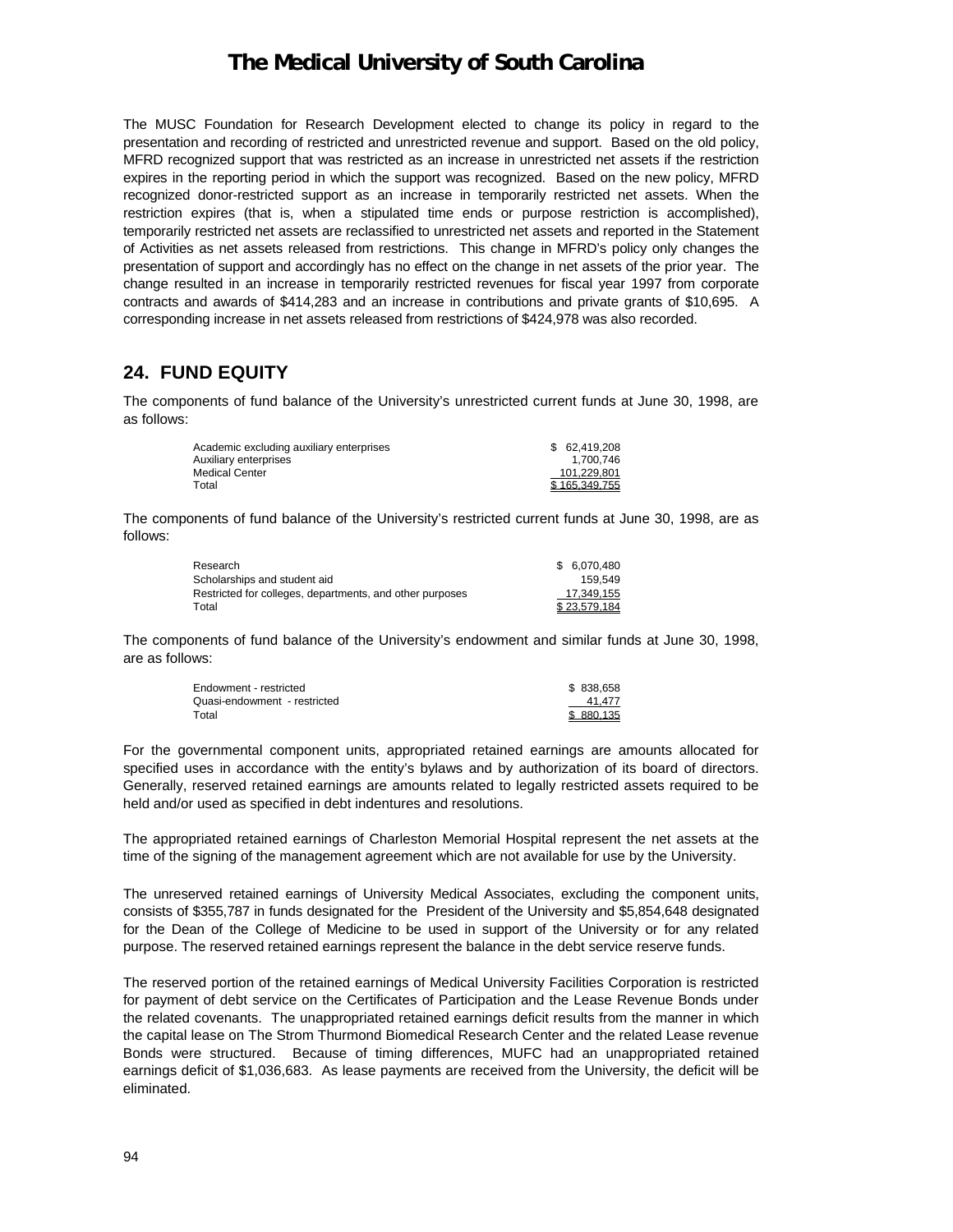The MUSC Foundation for Research Development elected to change its policy in regard to the presentation and recording of restricted and unrestricted revenue and support. Based on the old policy, MFRD recognized support that was restricted as an increase in unrestricted net assets if the restriction expires in the reporting period in which the support was recognized. Based on the new policy, MFRD recognized donor-restricted support as an increase in temporarily restricted net assets. When the restriction expires (that is, when a stipulated time ends or purpose restriction is accomplished), temporarily restricted net assets are reclassified to unrestricted net assets and reported in the Statement of Activities as net assets released from restrictions. This change in MFRD's policy only changes the presentation of support and accordingly has no effect on the change in net assets of the prior year. The change resulted in an increase in temporarily restricted revenues for fiscal year 1997 from corporate contracts and awards of $414,283 and an increase in contributions and private grants of $10,695. A corresponding increase in net assets released from restrictions of $424,978 was also recorded.

## 24. FUND EQUITY

The components of fund balance of the University's unrestricted current funds at June 30, 1998, are as follows:

| | |
|---|---|
| Academic excluding auxiliary enterprises | $ 62,419,208 |
| Auxiliary enterprises | 1,700,746 |
| Medical Center | 101,229,801 |
| Total | $ 165,349,755 |

The components of fund balance of the University's restricted current funds at June 30, 1998, are as follows:

| | |
|---|---|
| Research | $ 6,070,480 |
| Scholarships and student aid | 159,549 |
| Restricted for colleges, departments, and other purposes | 17,349,155 |
| Total | $ 23,579,184 |

The components of fund balance of the University's endowment and similar funds at June 30, 1998, are as follows:

| | |
|---|---|
| Endowment - restricted | $ 838,658 |
| Quasi-endowment - restricted | 41,477 |
| Total | $ 880,135 |

For the governmental component units, appropriated retained earnings are amounts allocated for specified uses in accordance with the entity's bylaws and by authorization of its board of directors. Generally, reserved retained earnings are amounts related to legally restricted assets required to be held and/or used as specified in debt indentures and resolutions.

The appropriated retained earnings of Charleston Memorial Hospital represent the net assets at the time of the signing of the management agreement which are not available for use by the University.

The unreserved retained earnings of University Medical Associates, excluding the component units, consists of $355,787 in funds designated for the President of the University and $5,854,648 designated for the Dean of the College of Medicine to be used in support of the University or for any related purpose. The reserved retained earnings represent the balance in the debt service reserve funds.

The reserved portion of the retained earnings of Medical University Facilities Corporation is restricted for payment of debt service on the Certificates of Participation and the Lease Revenue Bonds under the related covenants. The unappropriated retained earnings deficit results from the manner in which the capital lease on The Strom Thurmond Biomedical Research Center and the related Lease revenue Bonds were structured. Because of timing differences, MUFC had an unappropriated retained earnings deficit of $1,036,683. As lease payments are received from the University, the deficit will be eliminated.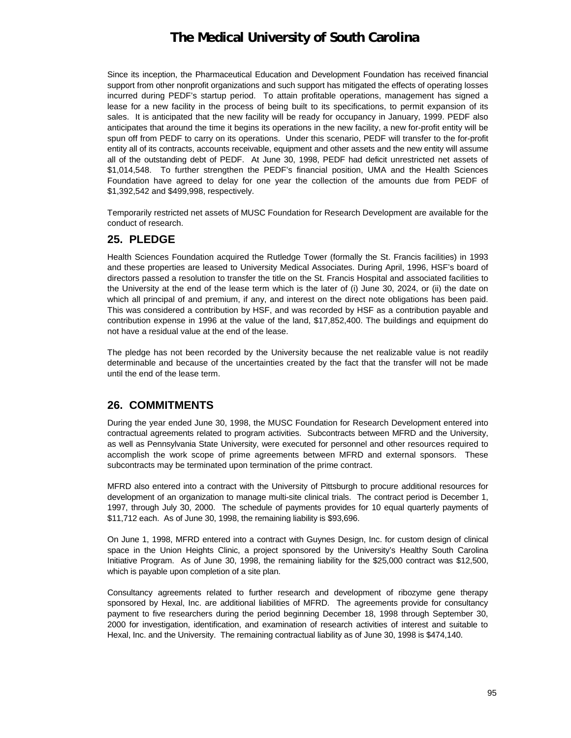Since its inception, the Pharmaceutical Education and Development Foundation has received financial support from other nonprofit organizations and such support has mitigated the effects of operating losses incurred during PEDF's startup period. To attain profitable operations, management has signed a lease for a new facility in the process of being built to its specifications, to permit expansion of its sales. It is anticipated that the new facility will be ready for occupancy in January, 1999. PEDF also anticipates that around the time it begins its operations in the new facility, a new for-profit entity will be spun off from PEDF to carry on its operations. Under this scenario, PEDF will transfer to the for-profit entity all of its contracts, accounts receivable, equipment and other assets and the new entity will assume all of the outstanding debt of PEDF. At June 30, 1998, PEDF had deficit unrestricted net assets of $1,014,548. To further strengthen the PEDF's financial position, UMA and the Health Sciences Foundation have agreed to delay for one year the collection of the amounts due from PEDF of $1,392,542 and $499,998, respectively.

Temporarily restricted net assets of MUSC Foundation for Research Development are available for the conduct of research.

## 25. PLEDGE

Health Sciences Foundation acquired the Rutledge Tower (formally the St. Francis facilities) in 1993 and these properties are leased to University Medical Associates. During April, 1996, HSF's board of directors passed a resolution to transfer the title on the St. Francis Hospital and associated facilities to the University at the end of the lease term which is the later of (i) June 30, 2024, or (ii) the date on which all principal of and premium, if any, and interest on the direct note obligations has been paid. This was considered a contribution by HSF, and was recorded by HSF as a contribution payable and contribution expense in 1996 at the value of the land, $17,852,400. The buildings and equipment do not have a residual value at the end of the lease.

The pledge has not been recorded by the University because the net realizable value is not readily determinable and because of the uncertainties created by the fact that the transfer will not be made until the end of the lease term.

## 26. COMMITMENTS

During the year ended June 30, 1998, the MUSC Foundation for Research Development entered into contractual agreements related to program activities. Subcontracts between MFRD and the University, as well as Pennsylvania State University, were executed for personnel and other resources required to accomplish the work scope of prime agreements between MFRD and external sponsors. These subcontracts may be terminated upon termination of the prime contract.

MFRD also entered into a contract with the University of Pittsburgh to procure additional resources for development of an organization to manage multi-site clinical trials. The contract period is December 1, 1997, through July 30, 2000. The schedule of payments provides for 10 equal quarterly payments of $11,712 each. As of June 30, 1998, the remaining liability is $93,696.

On June 1, 1998, MFRD entered into a contract with Guynes Design, Inc. for custom design of clinical space in the Union Heights Clinic, a project sponsored by the University's Healthy South Carolina Initiative Program. As of June 30, 1998, the remaining liability for the $25,000 contract was $12,500, which is payable upon completion of a site plan.

Consultancy agreements related to further research and development of ribozyme gene therapy sponsored by Hexal, Inc. are additional liabilities of MFRD. The agreements provide for consultancy payment to five researchers during the period beginning December 18, 1998 through September 30, 2000 for investigation, identification, and examination of research activities of interest and suitable to Hexal, Inc. and the University. The remaining contractual liability as of June 30, 1998 is $474,140.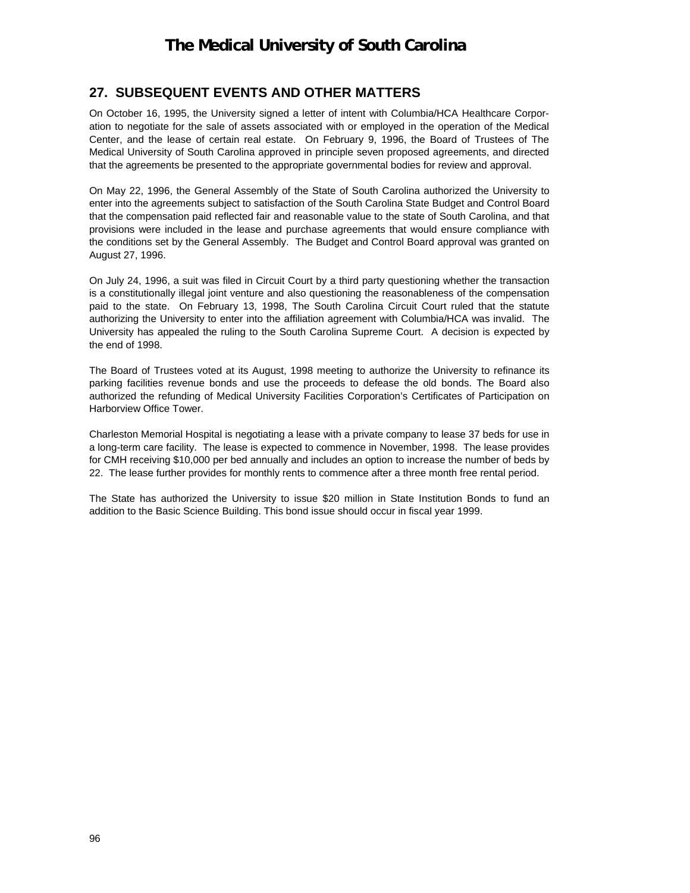## 27. SUBSEQUENT EVENTS AND OTHER MATTERS

On October 16, 1995, the University signed a letter of intent with Columbia/HCA Healthcare Corporation to negotiate for the sale of assets associated with or employed in the operation of the Medical Center, and the lease of certain real estate. On February 9, 1996, the Board of Trustees of The Medical University of South Carolina approved in principle seven proposed agreements, and directed that the agreements be presented to the appropriate governmental bodies for review and approval.

On May 22, 1996, the General Assembly of the State of South Carolina authorized the University to enter into the agreements subject to satisfaction of the South Carolina State Budget and Control Board that the compensation paid reflected fair and reasonable value to the state of South Carolina, and that provisions were included in the lease and purchase agreements that would ensure compliance with the conditions set by the General Assembly. The Budget and Control Board approval was granted on August 27, 1996.

On July 24, 1996, a suit was filed in Circuit Court by a third party questioning whether the transaction is a constitutionally illegal joint venture and also questioning the reasonableness of the compensation paid to the state. On February 13, 1998, The South Carolina Circuit Court ruled that the statute authorizing the University to enter into the affiliation agreement with Columbia/HCA was invalid. The University has appealed the ruling to the South Carolina Supreme Court. A decision is expected by the end of 1998.

The Board of Trustees voted at its August, 1998 meeting to authorize the University to refinance its parking facilities revenue bonds and use the proceeds to defease the old bonds. The Board also authorized the refunding of Medical University Facilities Corporation's Certificates of Participation on Harborview Office Tower.

Charleston Memorial Hospital is negotiating a lease with a private company to lease 37 beds for use in a long-term care facility. The lease is expected to commence in November, 1998. The lease provides for CMH receiving $10,000 per bed annually and includes an option to increase the number of beds by 22. The lease further provides for monthly rents to commence after a three month free rental period.

The State has authorized the University to issue $20 million in State Institution Bonds to fund an addition to the Basic Science Building. This bond issue should occur in fiscal year 1999.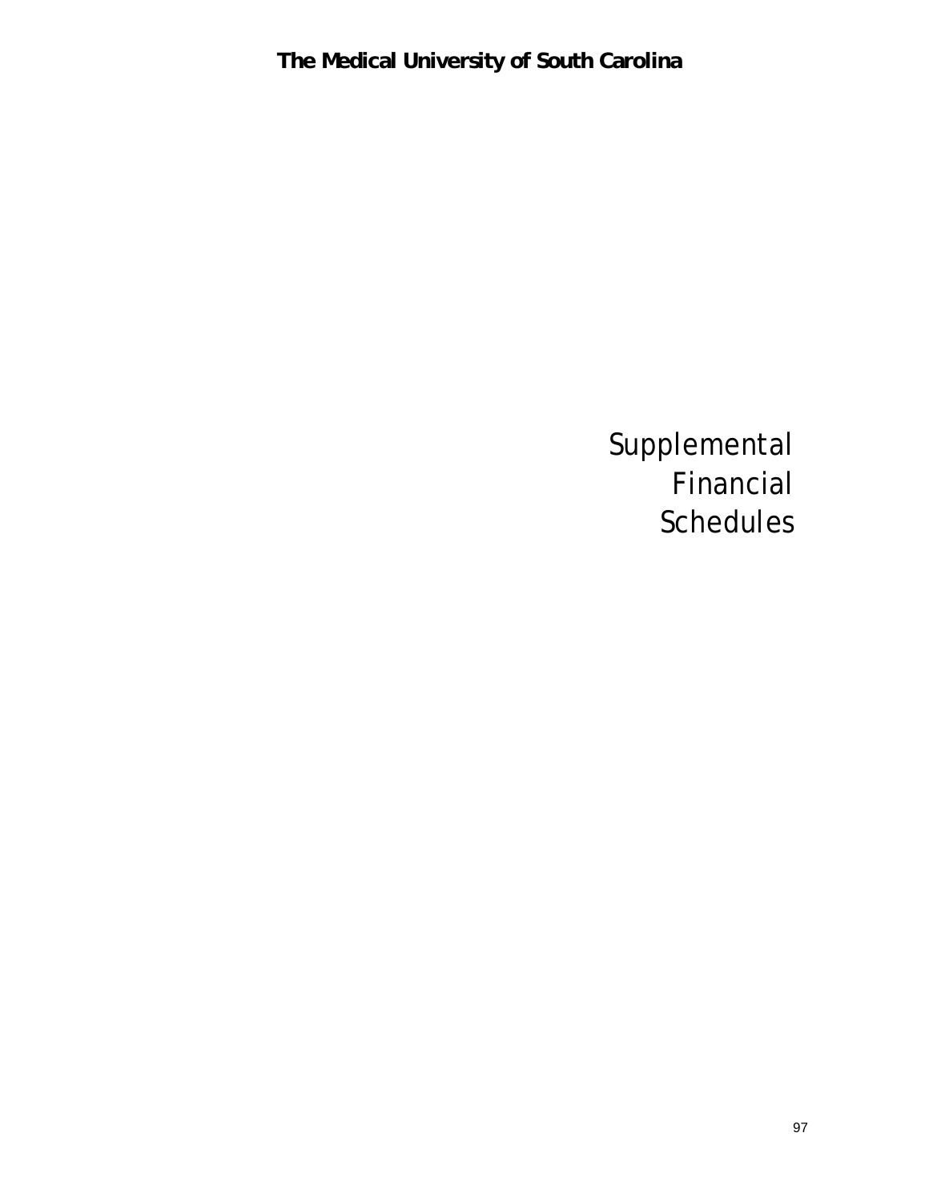# Supplemental Financial Schedules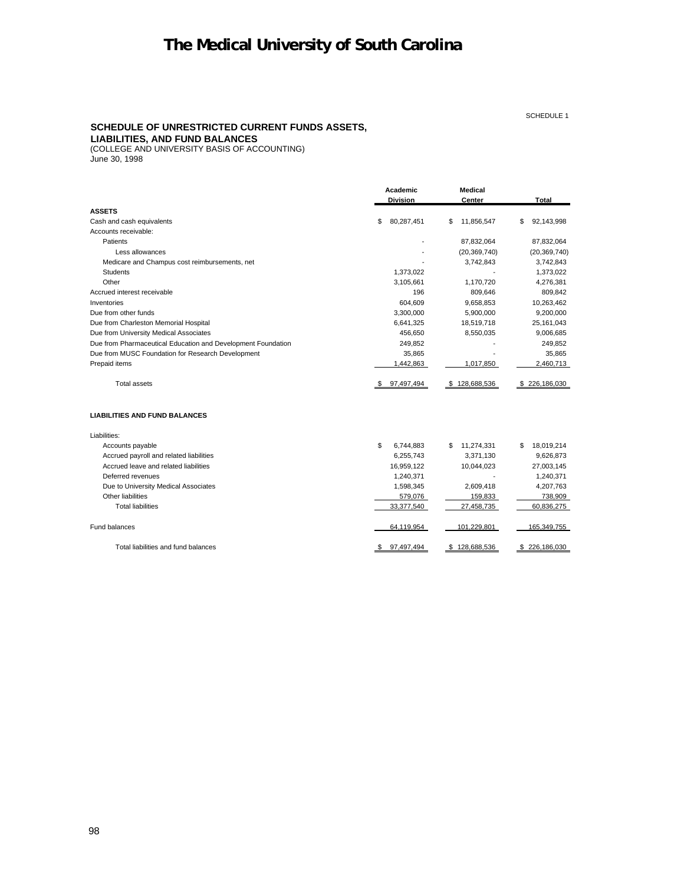# The Medical University of South Carolina

SCHEDULE 1

**SCHEDULE OF UNRESTRICTED CURRENT FUNDS ASSETS, LIABILITIES, AND FUND BALANCES**
(COLLEGE AND UNIVERSITY BASIS OF ACCOUNTING)
June 30, 1998

| | Academic Division | Medical Center | Total |
|---|---|---|---|
| **ASSETS** | | | |
| Cash and cash equivalents | $ 80,287,451 | $ 11,856,547 | $ 92,143,998 |
| Accounts receivable: | | | |
| Patients | - | 87,832,064 | 87,832,064 |
| Less allowances | - | (20,369,740) | (20,369,740) |
| Medicare and Champus cost reimbursements, net | - | 3,742,843 | 3,742,843 |
| Students | 1,373,022 | - | 1,373,022 |
| Other | 3,105,661 | 1,170,720 | 4,276,381 |
| Accrued interest receivable | 196 | 809,646 | 809,842 |
| Inventories | 604,609 | 9,658,853 | 10,263,462 |
| Due from other funds | 3,300,000 | 5,900,000 | 9,200,000 |
| Due from Charleston Memorial Hospital | 6,641,325 | 18,519,718 | 25,161,043 |
| Due from University Medical Associates | 456,650 | 8,550,035 | 9,006,685 |
| Due from Pharmaceutical Education and Development Foundation | 249,852 | - | 249,852 |
| Due from MUSC Foundation for Research Development | 35,865 | - | 35,865 |
| Prepaid items | 1,442,863 | 1,017,850 | 2,460,713 |
| Total assets | $ 97,497,494 | $ 128,688,536 | $ 226,186,030 |
| **LIABILITIES AND FUND BALANCES** | | | |
| Liabilities: | | | |
| Accounts payable | $ 6,744,883 | $ 11,274,331 | $ 18,019,214 |
| Accrued payroll and related liabilities | 6,255,743 | 3,371,130 | 9,626,873 |
| Accrued leave and related liabilities | 16,959,122 | 10,044,023 | 27,003,145 |
| Deferred revenues | 1,240,371 | - | 1,240,371 |
| Due to University Medical Associates | 1,598,345 | 2,609,418 | 4,207,763 |
| Other liabilities | 579,076 | 159,833 | 738,909 |
| Total liabilities | 33,377,540 | 27,458,735 | 60,836,275 |
| Fund balances | 64,119,954 | 101,229,801 | 165,349,755 |
| Total liabilities and fund balances | $ 97,497,494 | $ 128,688,536 | $ 226,186,030 |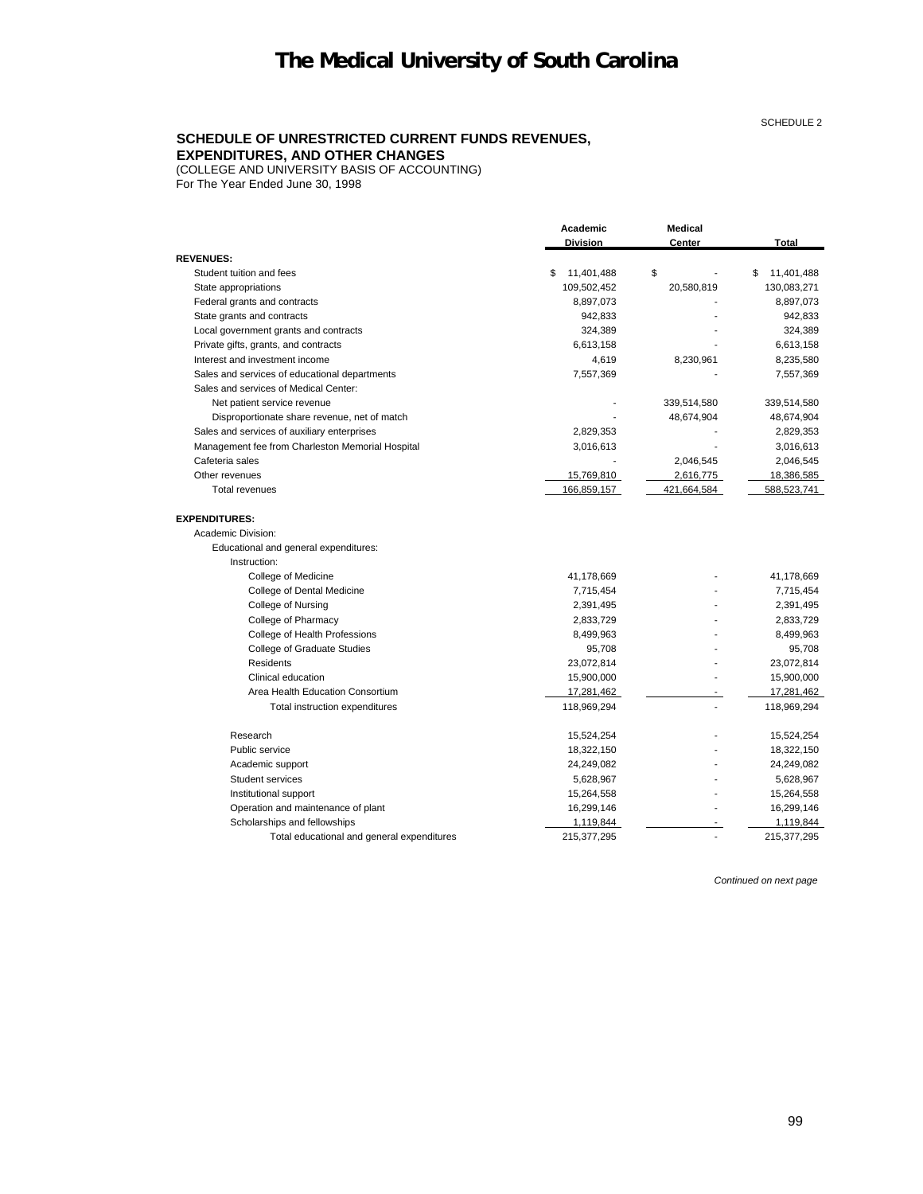# The Medical University of South Carolina

SCHEDULE 2

## SCHEDULE OF UNRESTRICTED CURRENT FUNDS REVENUES, EXPENDITURES, AND OTHER CHANGES

(COLLEGE AND UNIVERSITY BASIS OF ACCOUNTING)
For The Year Ended June 30, 1998

| | Academic Division | Medical Center | Total |
|---|---|---|---|
| **REVENUES:** | | | |
| Student tuition and fees | $ 11,401,488 | $ - | $ 11,401,488 |
| State appropriations | 109,502,452 | 20,580,819 | 130,083,271 |
| Federal grants and contracts | 8,897,073 | - | 8,897,073 |
| State grants and contracts | 942,833 | - | 942,833 |
| Local government grants and contracts | 324,389 | - | 324,389 |
| Private gifts, grants, and contracts | 6,613,158 | - | 6,613,158 |
| Interest and investment income | 4,619 | 8,230,961 | 8,235,580 |
| Sales and services of educational departments | 7,557,369 | - | 7,557,369 |
| Sales and services of Medical Center: | | | |
| Net patient service revenue | - | 339,514,580 | 339,514,580 |
| Disproportionate share revenue, net of match | - | 48,674,904 | 48,674,904 |
| Sales and services of auxiliary enterprises | 2,829,353 | - | 2,829,353 |
| Management fee from Charleston Memorial Hospital | 3,016,613 | - | 3,016,613 |
| Cafeteria sales | - | 2,046,545 | 2,046,545 |
| Other revenues | 15,769,810 | 2,616,775 | 18,386,585 |
| Total revenues | 166,859,157 | 421,664,584 | 588,523,741 |
| | | | |
| **EXPENDITURES:** | | | |
| Academic Division: | | | |
| Educational and general expenditures: | | | |
| Instruction: | | | |
| College of Medicine | 41,178,669 | - | 41,178,669 |
| College of Dental Medicine | 7,715,454 | - | 7,715,454 |
| College of Nursing | 2,391,495 | - | 2,391,495 |
| College of Pharmacy | 2,833,729 | - | 2,833,729 |
| College of Health Professions | 8,499,963 | - | 8,499,963 |
| College of Graduate Studies | 95,708 | - | 95,708 |
| Residents | 23,072,814 | - | 23,072,814 |
| Clinical education | 15,900,000 | - | 15,900,000 |
| Area Health Education Consortium | 17,281,462 | - | 17,281,462 |
| Total instruction expenditures | 118,969,294 | - | 118,969,294 |
| | | | |
| Research | 15,524,254 | - | 15,524,254 |
| Public service | 18,322,150 | - | 18,322,150 |
| Academic support | 24,249,082 | - | 24,249,082 |
| Student services | 5,628,967 | - | 5,628,967 |
| Institutional support | 15,264,558 | - | 15,264,558 |
| Operation and maintenance of plant | 16,299,146 | - | 16,299,146 |
| Scholarships and fellowships | 1,119,844 | - | 1,119,844 |
| Total educational and general expenditures | 215,377,295 | - | 215,377,295 |

*Continued on next page*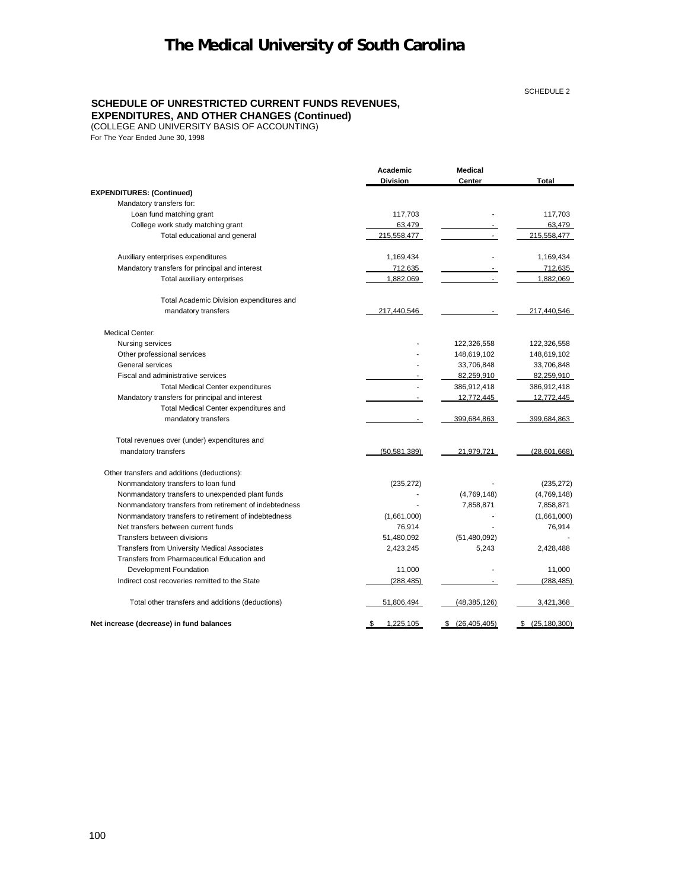# The Medical University of South Carolina

SCHEDULE 2

## SCHEDULE OF UNRESTRICTED CURRENT FUNDS REVENUES, EXPENDITURES, AND OTHER CHANGES (Continued)

(COLLEGE AND UNIVERSITY BASIS OF ACCOUNTING)

For The Year Ended June 30, 1998

| | Academic Division | Medical Center | Total |
|---|---|---|---|
| **EXPENDITURES: (Continued)** | | | |
| Mandatory transfers for: | | | |
| Loan fund matching grant | 117,703 | - | 117,703 |
| College work study matching grant | 63,479 | - | 63,479 |
| Total educational and general | 215,558,477 | - | 215,558,477 |
| Auxiliary enterprises expenditures | 1,169,434 | - | 1,169,434 |
| Mandatory transfers for principal and interest | 712,635 | - | 712,635 |
| Total auxiliary enterprises | 1,882,069 | - | 1,882,069 |
| Total Academic Division expenditures and mandatory transfers | 217,440,546 | - | 217,440,546 |
| Medical Center: | | | |
| Nursing services | - | 122,326,558 | 122,326,558 |
| Other professional services | - | 148,619,102 | 148,619,102 |
| General services | - | 33,706,848 | 33,706,848 |
| Fiscal and administrative services | - | 82,259,910 | 82,259,910 |
| Total Medical Center expenditures | - | 386,912,418 | 386,912,418 |
| Mandatory transfers for principal and interest | - | 12,772,445 | 12,772,445 |
| Total Medical Center expenditures and mandatory transfers | - | 399,684,863 | 399,684,863 |
| Total revenues over (under) expenditures and mandatory transfers | (50,581,389) | 21,979,721 | (28,601,668) |
| Other transfers and additions (deductions): | | | |
| Nonmandatory transfers to loan fund | (235,272) | - | (235,272) |
| Nonmandatory transfers to unexpended plant funds | - | (4,769,148) | (4,769,148) |
| Nonmandatory transfers from retirement of indebtedness | - | 7,858,871 | 7,858,871 |
| Nonmandatory transfers to retirement of indebtedness | (1,661,000) | - | (1,661,000) |
| Net transfers between current funds | 76,914 | - | 76,914 |
| Transfers between divisions | 51,480,092 | (51,480,092) | - |
| Transfers from University Medical Associates | 2,423,245 | 5,243 | 2,428,488 |
| Transfers from Pharmaceutical Education and Development Foundation | 11,000 | - | 11,000 |
| Indirect cost recoveries remitted to the State | (288,485) | - | (288,485) |
| Total other transfers and additions (deductions) | 51,806,494 | (48,385,126) | 3,421,368 |
| **Net increase (decrease) in fund balances** | $ 1,225,105 | $ (26,405,405) | $ (25,180,300) |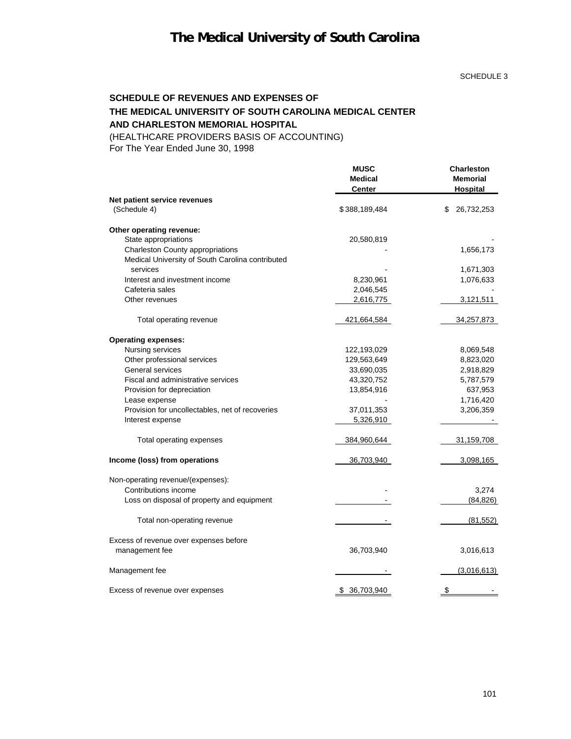# The Medical University of South Carolina

SCHEDULE 3

## SCHEDULE OF REVENUES AND EXPENSES OF THE MEDICAL UNIVERSITY OF SOUTH CAROLINA MEDICAL CENTER AND CHARLESTON MEMORIAL HOSPITAL

(HEALTHCARE PROVIDERS BASIS OF ACCOUNTING)
For The Year Ended June 30, 1998

| | MUSC Medical Center | Charleston Memorial Hospital |
|---|---|---|
| **Net patient service revenues** (Schedule 4) | $ 388,189,484 | $ 26,732,253 |
| **Other operating revenue:** | | |
| State appropriations | 20,580,819 | - |
| Charleston County appropriations | - | 1,656,173 |
| Medical University of South Carolina contributed services | - | 1,671,303 |
| Interest and investment income | 8,230,961 | 1,076,633 |
| Cafeteria sales | 2,046,545 | - |
| Other revenues | 2,616,775 | 3,121,511 |
| Total operating revenue | 421,664,584 | 34,257,873 |
| **Operating expenses:** | | |
| Nursing services | 122,193,029 | 8,069,548 |
| Other professional services | 129,563,649 | 8,823,020 |
| General services | 33,690,035 | 2,918,829 |
| Fiscal and administrative services | 43,320,752 | 5,787,579 |
| Provision for depreciation | 13,854,916 | 637,953 |
| Lease expense | - | 1,716,420 |
| Provision for uncollectables, net of recoveries | 37,011,353 | 3,206,359 |
| Interest expense | 5,326,910 | - |
| Total operating expenses | 384,960,644 | 31,159,708 |
| **Income (loss) from operations** | 36,703,940 | 3,098,165 |
| Non-operating revenue/(expenses): | | |
| Contributions income | - | 3,274 |
| Loss on disposal of property and equipment | - | (84,826) |
| Total non-operating revenue | - | (81,552) |
| Excess of revenue over expenses before management fee | 36,703,940 | 3,016,613 |
| Management fee | - | (3,016,613) |
| Excess of revenue over expenses | $ 36,703,940 | $ - |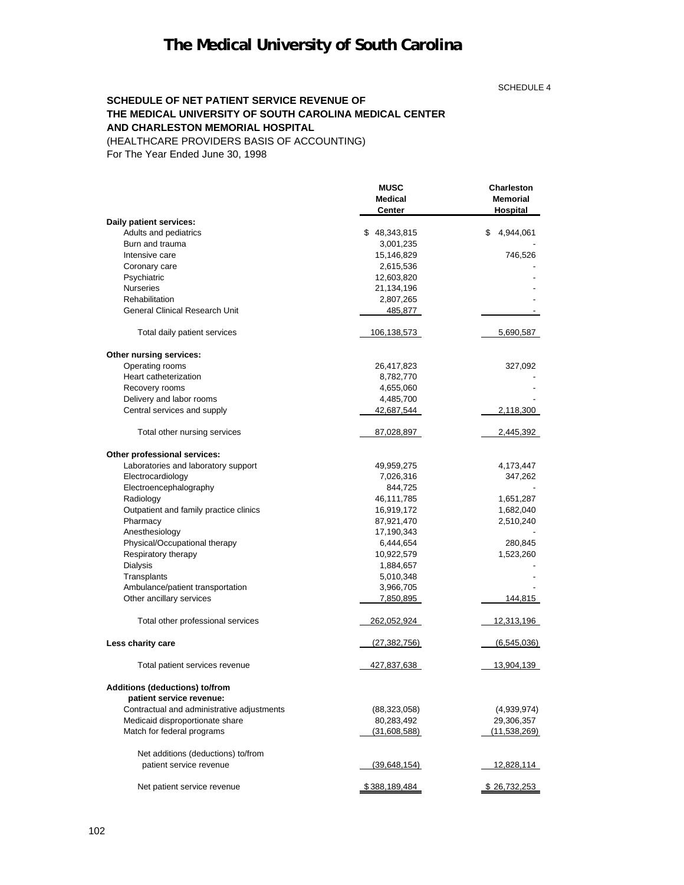# The Medical University of South Carolina

SCHEDULE 4

**SCHEDULE OF NET PATIENT SERVICE REVENUE OF THE MEDICAL UNIVERSITY OF SOUTH CAROLINA MEDICAL CENTER AND CHARLESTON MEMORIAL HOSPITAL**

(HEALTHCARE PROVIDERS BASIS OF ACCOUNTING)
For The Year Ended June 30, 1998

| | MUSC Medical Center | Charleston Memorial Hospital |
|---|---|---|
| **Daily patient services:** | | |
| Adults and pediatrics | $ 48,343,815 | $ 4,944,061 |
| Burn and trauma | 3,001,235 | - |
| Intensive care | 15,146,829 | 746,526 |
| Coronary care | 2,615,536 | - |
| Psychiatric | 12,603,820 | - |
| Nurseries | 21,134,196 | - |
| Rehabilitation | 2,807,265 | - |
| General Clinical Research Unit | 485,877 | - |
| Total daily patient services | 106,138,573 | 5,690,587 |
| **Other nursing services:** | | |
| Operating rooms | 26,417,823 | 327,092 |
| Heart catheterization | 8,782,770 | - |
| Recovery rooms | 4,655,060 | - |
| Delivery and labor rooms | 4,485,700 | - |
| Central services and supply | 42,687,544 | 2,118,300 |
| Total other nursing services | 87,028,897 | 2,445,392 |
| **Other professional services:** | | |
| Laboratories and laboratory support | 49,959,275 | 4,173,447 |
| Electrocardiology | 7,026,316 | 347,262 |
| Electroencephalography | 844,725 | - |
| Radiology | 46,111,785 | 1,651,287 |
| Outpatient and family practice clinics | 16,919,172 | 1,682,040 |
| Pharmacy | 87,921,470 | 2,510,240 |
| Anesthesiology | 17,190,343 | - |
| Physical/Occupational therapy | 6,444,654 | 280,845 |
| Respiratory therapy | 10,922,579 | 1,523,260 |
| Dialysis | 1,884,657 | - |
| Transplants | 5,010,348 | - |
| Ambulance/patient transportation | 3,966,705 | - |
| Other ancillary services | 7,850,895 | 144,815 |
| Total other professional services | 262,052,924 | 12,313,196 |
| **Less charity care** | (27,382,756) | (6,545,036) |
| Total patient services revenue | 427,837,638 | 13,904,139 |
| **Additions (deductions) to/from patient service revenue:** | | |
| Contractual and administrative adjustments | (88,323,058) | (4,939,974) |
| Medicaid disproportionate share | 80,283,492 | 29,306,357 |
| Match for federal programs | (31,608,588) | (11,538,269) |
| Net additions (deductions) to/from patient service revenue | (39,648,154) | 12,828,114 |
| Net patient service revenue | $388,189,484 | $ 26,732,253 |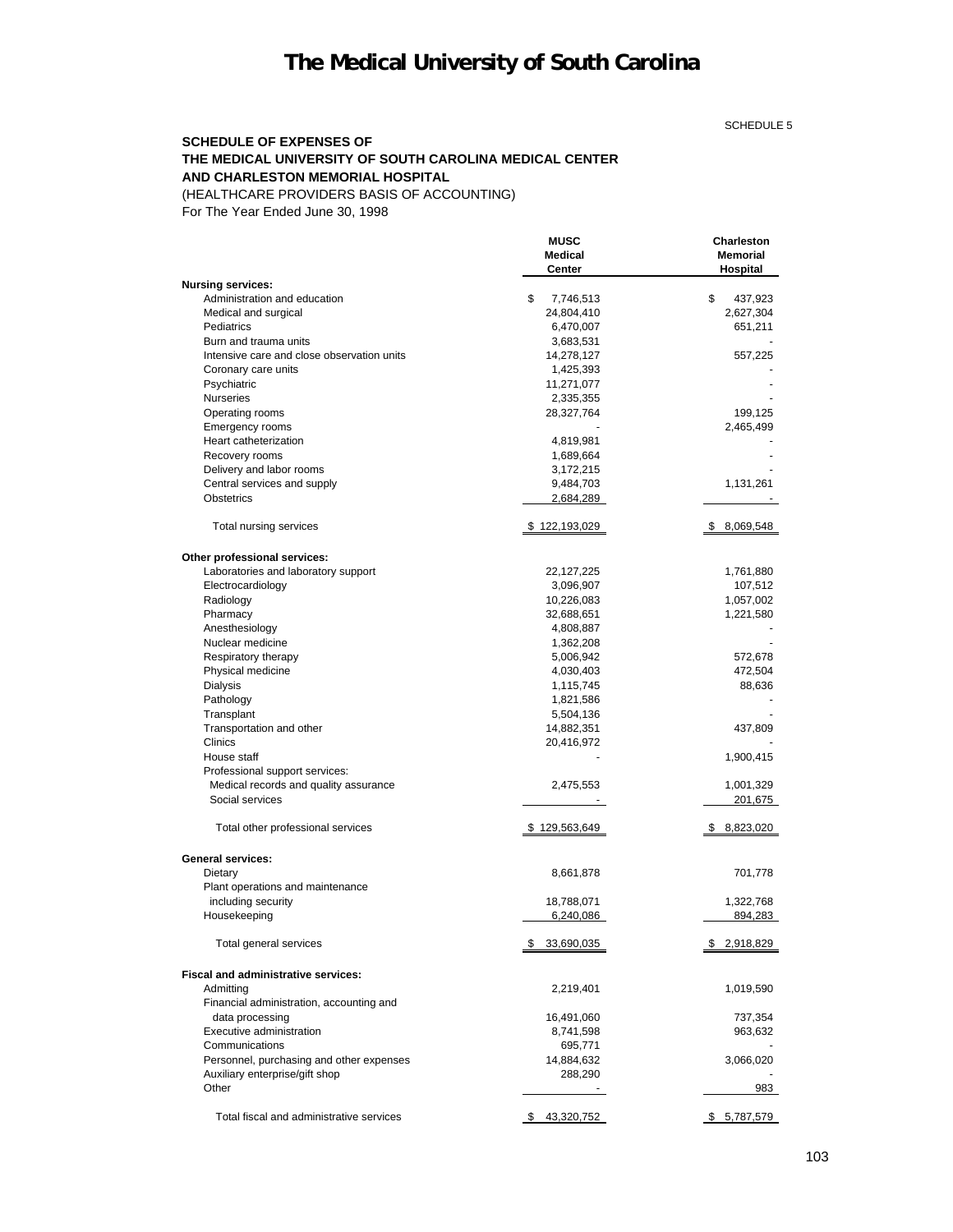# The Medical University of South Carolina

SCHEDULE 5

**SCHEDULE OF EXPENSES OF**
**THE MEDICAL UNIVERSITY OF SOUTH CAROLINA MEDICAL CENTER**
**AND CHARLESTON MEMORIAL HOSPITAL**
(HEALTHCARE PROVIDERS BASIS OF ACCOUNTING)
For The Year Ended June 30, 1998

| | MUSC Medical Center | Charleston Memorial Hospital |
|---|---|---|
| **Nursing services:** | | |
| Administration and education | $ 7,746,513 | $ 437,923 |
| Medical and surgical | 24,804,410 | 2,627,304 |
| Pediatrics | 6,470,007 | 651,211 |
| Burn and trauma units | 3,683,531 | - |
| Intensive care and close observation units | 14,278,127 | 557,225 |
| Coronary care units | 1,425,393 | - |
| Psychiatric | 11,271,077 | - |
| Nurseries | 2,335,355 | - |
| Operating rooms | 28,327,764 | 199,125 |
| Emergency rooms | - | 2,465,499 |
| Heart catheterization | 4,819,981 | - |
| Recovery rooms | 1,689,664 | - |
| Delivery and labor rooms | 3,172,215 | - |
| Central services and supply | 9,484,703 | 1,131,261 |
| Obstetrics | 2,684,289 | - |
| Total nursing services | $ 122,193,029 | $ 8,069,548 |
| **Other professional services:** | | |
| Laboratories and laboratory support | 22,127,225 | 1,761,880 |
| Electrocardiology | 3,096,907 | 107,512 |
| Radiology | 10,226,083 | 1,057,002 |
| Pharmacy | 32,688,651 | 1,221,580 |
| Anesthesiology | 4,808,887 | - |
| Nuclear medicine | 1,362,208 | - |
| Respiratory therapy | 5,006,942 | 572,678 |
| Physical medicine | 4,030,403 | 472,504 |
| Dialysis | 1,115,745 | 88,636 |
| Pathology | 1,821,586 | - |
| Transplant | 5,504,136 | - |
| Transportation and other | 14,882,351 | 437,809 |
| Clinics | 20,416,972 | - |
| House staff | - | 1,900,415 |
| Professional support services: | | |
| Medical records and quality assurance | 2,475,553 | 1,001,329 |
| Social services | - | 201,675 |
| Total other professional services | $ 129,563,649 | $ 8,823,020 |
| **General services:** | | |
| Dietary | 8,661,878 | 701,778 |
| Plant operations and maintenance including security | 18,788,071 | 1,322,768 |
| Housekeeping | 6,240,086 | 894,283 |
| Total general services | $ 33,690,035 | $ 2,918,829 |
| **Fiscal and administrative services:** | | |
| Admitting | 2,219,401 | 1,019,590 |
| Financial administration, accounting and data processing | 16,491,060 | 737,354 |
| Executive administration | 8,741,598 | 963,632 |
| Communications | 695,771 | - |
| Personnel, purchasing and other expenses | 14,884,632 | 3,066,020 |
| Auxiliary enterprise/gift shop | 288,290 | - |
| Other | - | 983 |
| Total fiscal and administrative services | $ 43,320,752 | $ 5,787,579 |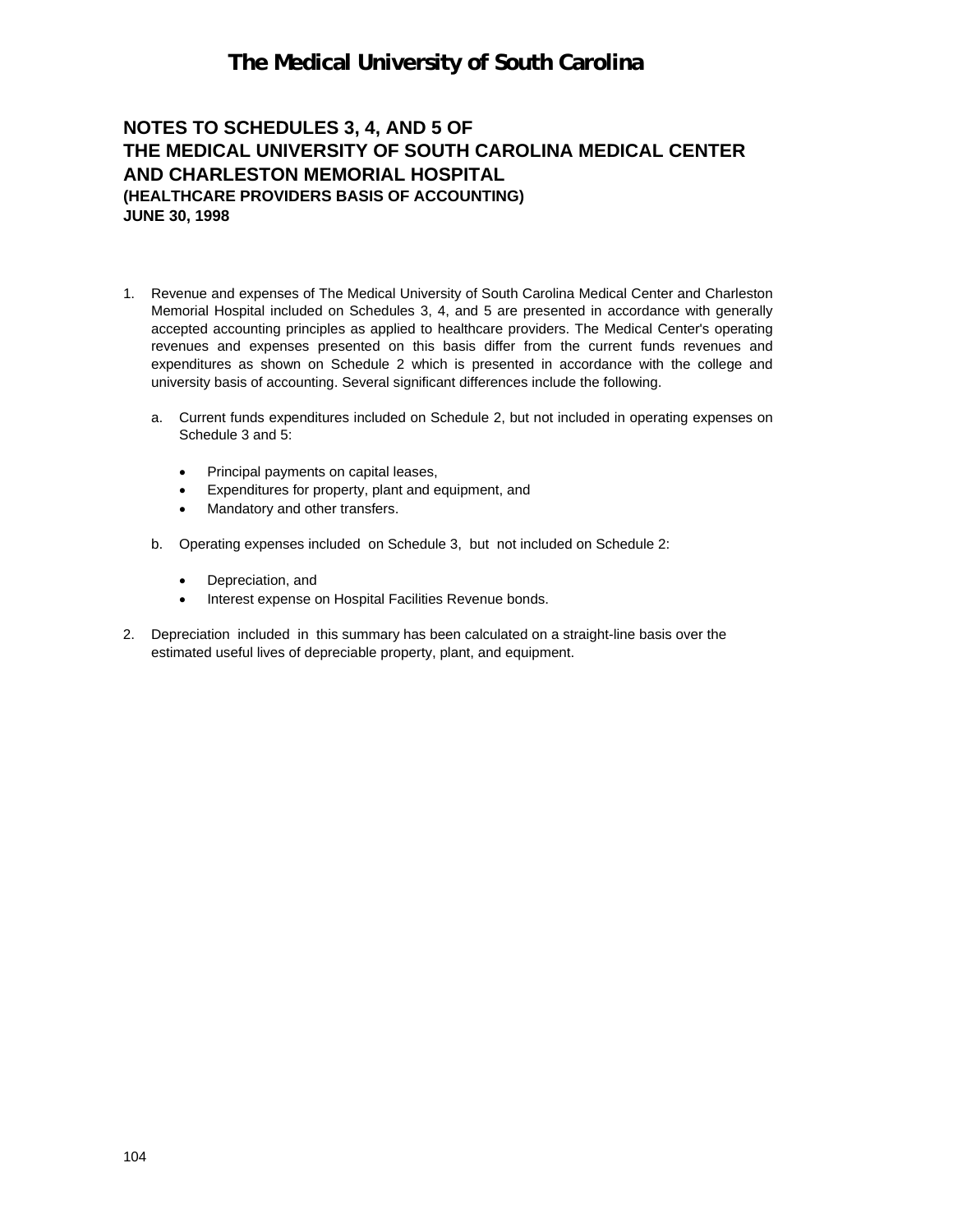# The Medical University of South Carolina

## NOTES TO SCHEDULES 3, 4, AND 5 OF THE MEDICAL UNIVERSITY OF SOUTH CAROLINA MEDICAL CENTER AND CHARLESTON MEMORIAL HOSPITAL

**(HEALTHCARE PROVIDERS BASIS OF ACCOUNTING)**
**JUNE 30, 1998**

1. Revenue and expenses of The Medical University of South Carolina Medical Center and Charleston Memorial Hospital included on Schedules 3, 4, and 5 are presented in accordance with generally accepted accounting principles as applied to healthcare providers. The Medical Center's operating revenues and expenses presented on this basis differ from the current funds revenues and expenditures as shown on Schedule 2 which is presented in accordance with the college and university basis of accounting. Several significant differences include the following.

   a. Current funds expenditures included on Schedule 2, but not included in operating expenses on Schedule 3 and 5:

      - Principal payments on capital leases,
      - Expenditures for property, plant and equipment, and
      - Mandatory and other transfers.

   b. Operating expenses included on Schedule 3, but not included on Schedule 2:

      - Depreciation, and
      - Interest expense on Hospital Facilities Revenue bonds.

2. Depreciation included in this summary has been calculated on a straight-line basis over the estimated useful lives of depreciable property, plant, and equipment.